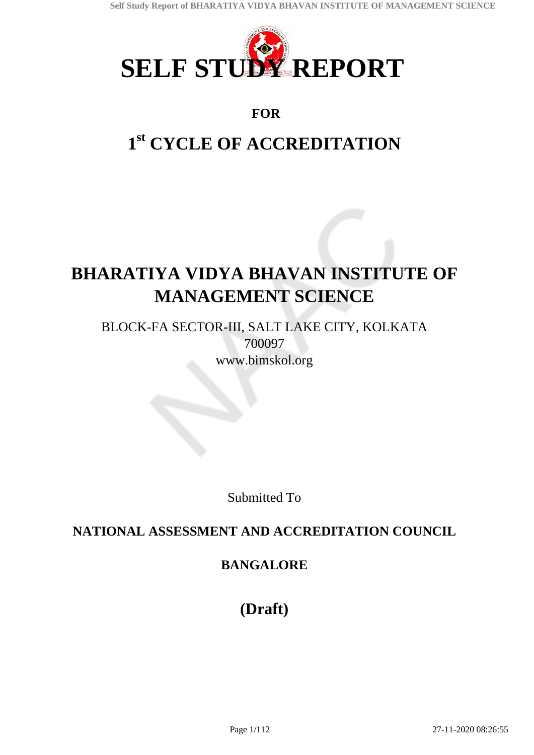# SELF STUDY REPORT

**FOR**

# 1st CYCLE OF ACCREDITATION

# BHARATIYA VIDYA BHAVAN INSTITUTE OF MANAGEMENT SCIENCE

BLOCK-FA SECTOR-III, SALT LAKE CITY, KOLKATA
700097
www.bimskol.org

Submitted To

**NATIONAL ASSESSMENT AND ACCREDITATION COUNCIL**

**BANGALORE**

**(Draft)**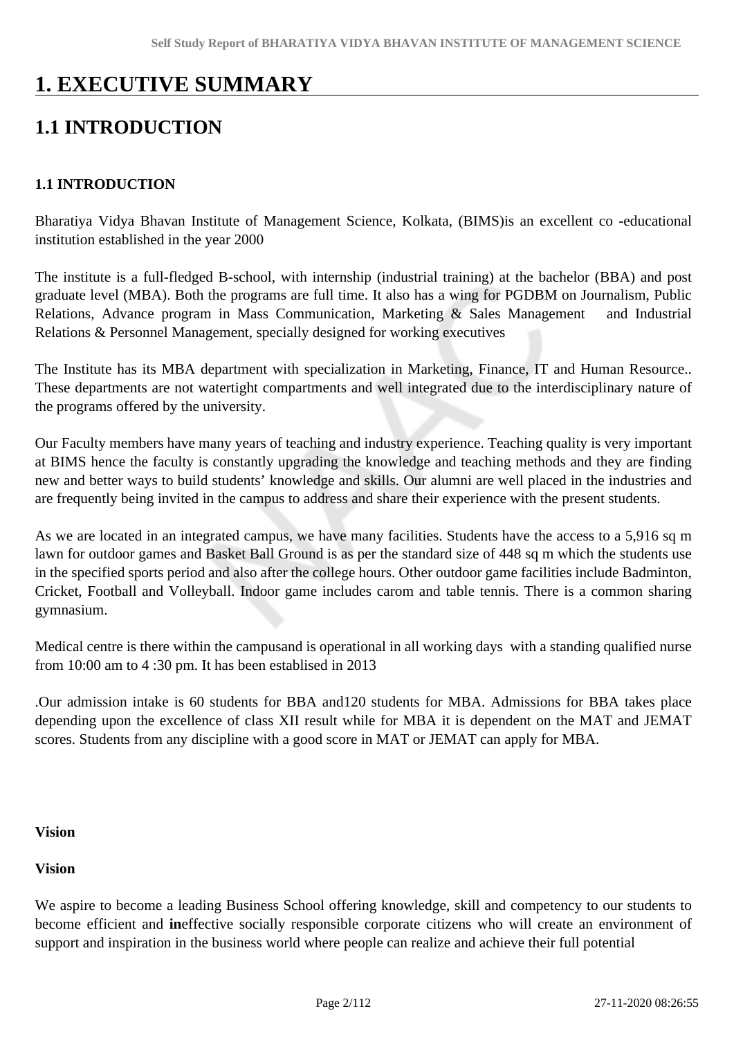# 1. EXECUTIVE SUMMARY

## 1.1 INTRODUCTION

### 1.1 INTRODUCTION

Bharatiya Vidya Bhavan Institute of Management Science, Kolkata, (BIMS)is an excellent co -educational institution established in the year 2000

The institute is a full-fledged B-school, with internship (industrial training) at the bachelor (BBA) and post graduate level (MBA). Both the programs are full time. It also has a wing for PGDBM on Journalism, Public Relations, Advance program in Mass Communication, Marketing & Sales Management and Industrial Relations & Personnel Management, specially designed for working executives

The Institute has its MBA department with specialization in Marketing, Finance, IT and Human Resource.. These departments are not watertight compartments and well integrated due to the interdisciplinary nature of the programs offered by the university.

Our Faculty members have many years of teaching and industry experience. Teaching quality is very important at BIMS hence the faculty is constantly upgrading the knowledge and teaching methods and they are finding new and better ways to build students' knowledge and skills. Our alumni are well placed in the industries and are frequently being invited in the campus to address and share their experience with the present students.

As we are located in an integrated campus, we have many facilities. Students have the access to a 5,916 sq m lawn for outdoor games and Basket Ball Ground is as per the standard size of 448 sq m which the students use in the specified sports period and also after the college hours. Other outdoor game facilities include Badminton, Cricket, Football and Volleyball. Indoor game includes carom and table tennis. There is a common sharing gymnasium.

Medical centre is there within the campusand is operational in all working days with a standing qualified nurse from 10:00 am to 4 :30 pm. It has been establised in 2013

.Our admission intake is 60 students for BBA and120 students for MBA. Admissions for BBA takes place depending upon the excellence of class XII result while for MBA it is dependent on the MAT and JEMAT scores. Students from any discipline with a good score in MAT or JEMAT can apply for MBA.

**Vision**

**Vision**

We aspire to become a leading Business School offering knowledge, skill and competency to our students to become efficient and **in**effective socially responsible corporate citizens who will create an environment of support and inspiration in the business world where people can realize and achieve their full potential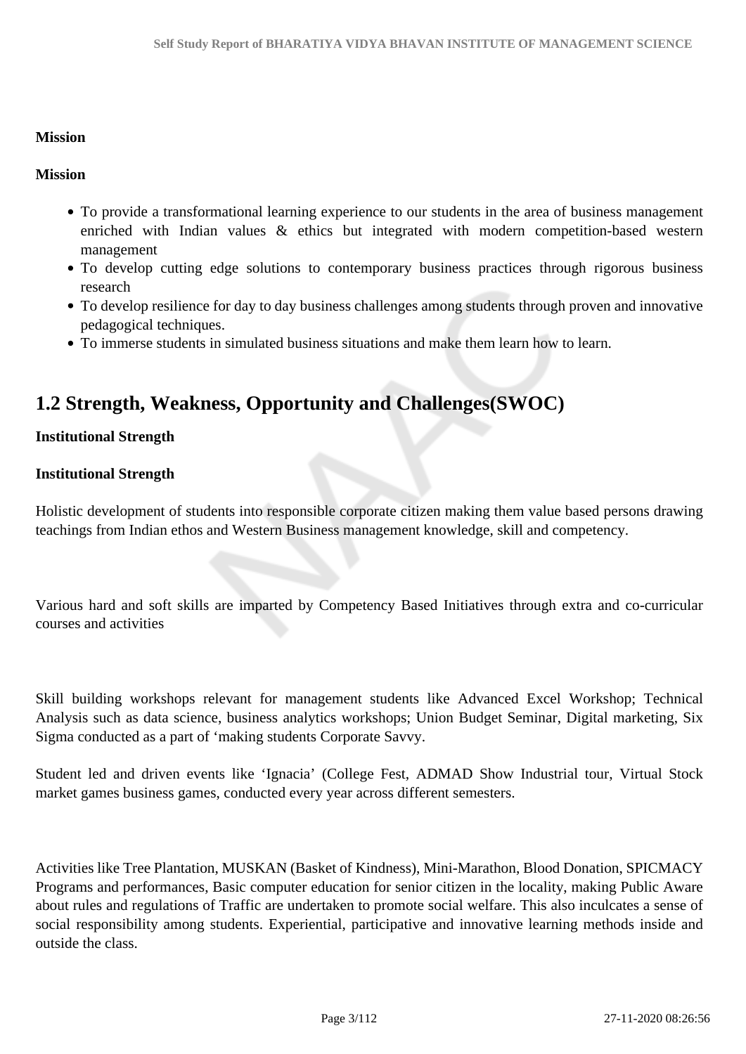**Mission**

**Mission**

- To provide a transformational learning experience to our students in the area of business management enriched with Indian values & ethics but integrated with modern competition-based western management
- To develop cutting edge solutions to contemporary business practices through rigorous business research
- To develop resilience for day to day business challenges among students through proven and innovative pedagogical techniques.
- To immerse students in simulated business situations and make them learn how to learn.

## 1.2 Strength, Weakness, Opportunity and Challenges(SWOC)

**Institutional Strength**

**Institutional Strength**

Holistic development of students into responsible corporate citizen making them value based persons drawing teachings from Indian ethos and Western Business management knowledge, skill and competency.

Various hard and soft skills are imparted by Competency Based Initiatives through extra and co-curricular courses and activities

Skill building workshops relevant for management students like Advanced Excel Workshop; Technical Analysis such as data science, business analytics workshops; Union Budget Seminar, Digital marketing, Six Sigma conducted as a part of 'making students Corporate Savvy.

Student led and driven events like 'Ignacia' (College Fest, ADMAD Show Industrial tour, Virtual Stock market games business games, conducted every year across different semesters.

Activities like Tree Plantation, MUSKAN (Basket of Kindness), Mini-Marathon, Blood Donation, SPICMACY Programs and performances, Basic computer education for senior citizen in the locality, making Public Aware about rules and regulations of Traffic are undertaken to promote social welfare. This also inculcates a sense of social responsibility among students. Experiential, participative and innovative learning methods inside and outside the class.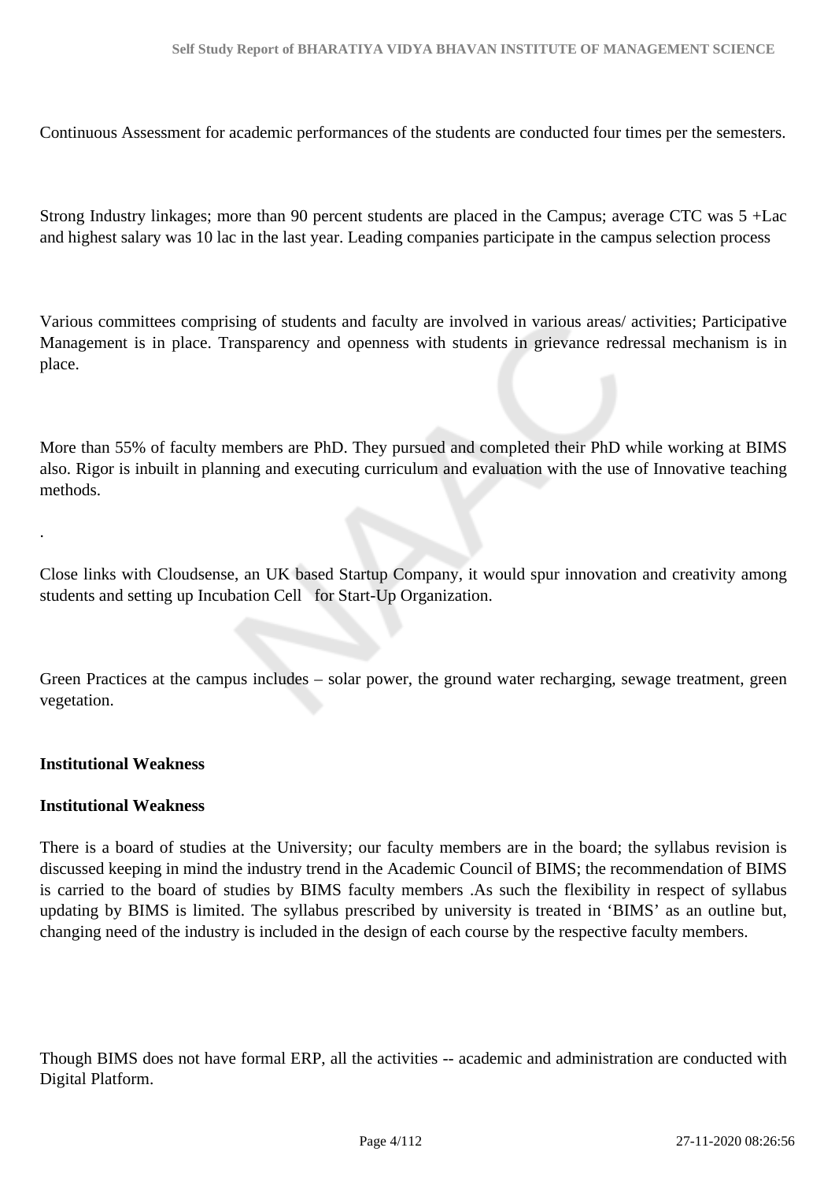Continuous Assessment for academic performances of the students are conducted four times per the semesters.

Strong Industry linkages; more than 90 percent students are placed in the Campus; average CTC was 5 +Lac and highest salary was 10 lac in the last year. Leading companies participate in the campus selection process

Various committees comprising of students and faculty are involved in various areas/ activities; Participative Management is in place. Transparency and openness with students in grievance redressal mechanism is in place.

More than 55% of faculty members are PhD. They pursued and completed their PhD while working at BIMS also. Rigor is inbuilt in planning and executing curriculum and evaluation with the use of Innovative teaching methods.

.

Close links with Cloudsense, an UK based Startup Company, it would spur innovation and creativity among students and setting up Incubation Cell for Start-Up Organization.

Green Practices at the campus includes – solar power, the ground water recharging, sewage treatment, green vegetation.

**Institutional Weakness**

**Institutional Weakness**

There is a board of studies at the University; our faculty members are in the board; the syllabus revision is discussed keeping in mind the industry trend in the Academic Council of BIMS; the recommendation of BIMS is carried to the board of studies by BIMS faculty members .As such the flexibility in respect of syllabus updating by BIMS is limited. The syllabus prescribed by university is treated in 'BIMS' as an outline but, changing need of the industry is included in the design of each course by the respective faculty members.

Though BIMS does not have formal ERP, all the activities -- academic and administration are conducted with Digital Platform.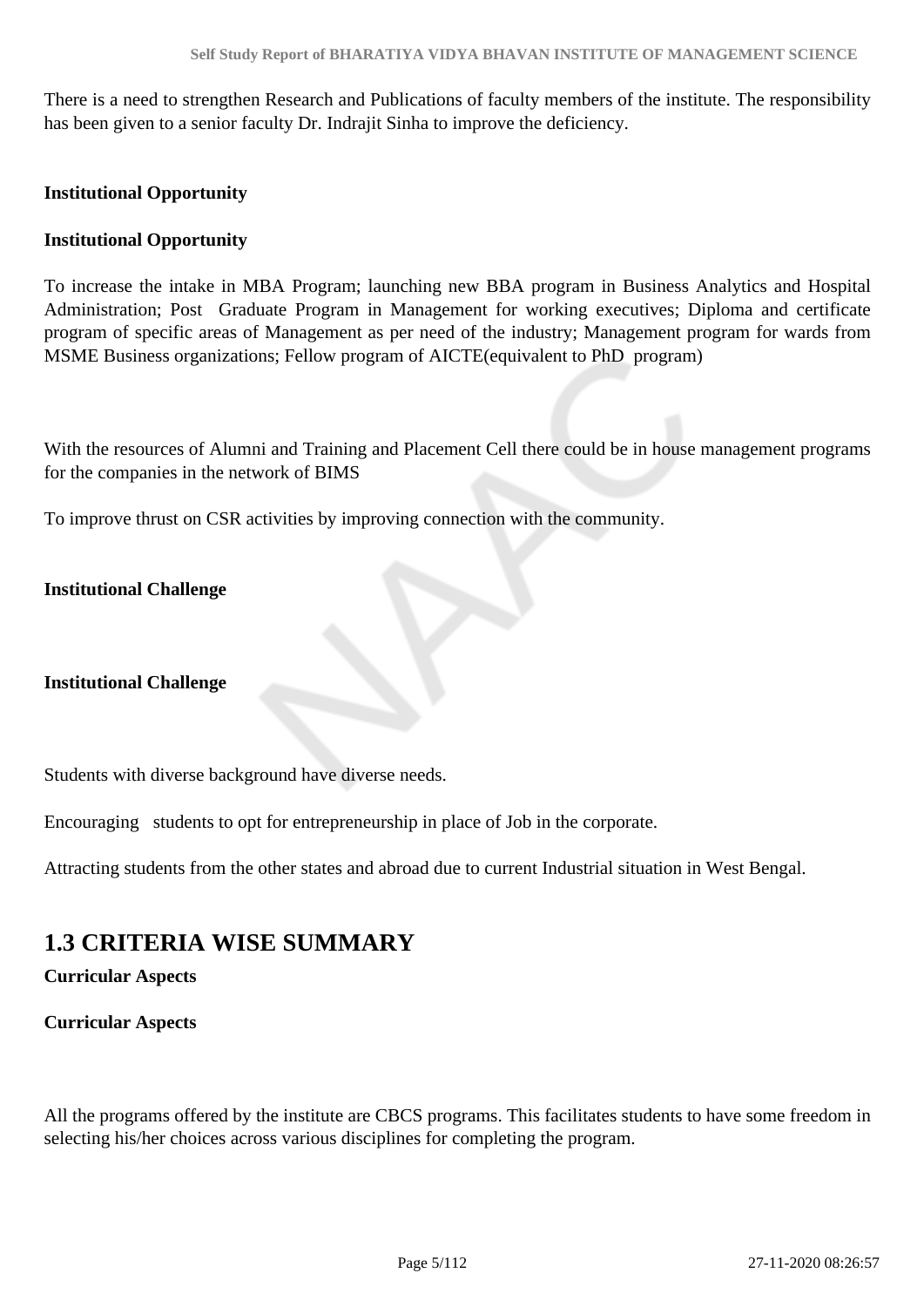There is a need to strengthen Research and Publications of faculty members of the institute. The responsibility has been given to a senior faculty Dr. Indrajit Sinha to improve the deficiency.

**Institutional Opportunity**

**Institutional Opportunity**

To increase the intake in MBA Program; launching new BBA program in Business Analytics and Hospital Administration; Post Graduate Program in Management for working executives; Diploma and certificate program of specific areas of Management as per need of the industry; Management program for wards from MSME Business organizations; Fellow program of AICTE(equivalent to PhD program)

With the resources of Alumni and Training and Placement Cell there could be in house management programs for the companies in the network of BIMS

To improve thrust on CSR activities by improving connection with the community.

**Institutional Challenge**

**Institutional Challenge**

Students with diverse background have diverse needs.

Encouraging students to opt for entrepreneurship in place of Job in the corporate.

Attracting students from the other states and abroad due to current Industrial situation in West Bengal.

## 1.3 CRITERIA WISE SUMMARY

**Curricular Aspects**

**Curricular Aspects**

All the programs offered by the institute are CBCS programs. This facilitates students to have some freedom in selecting his/her choices across various disciplines for completing the program.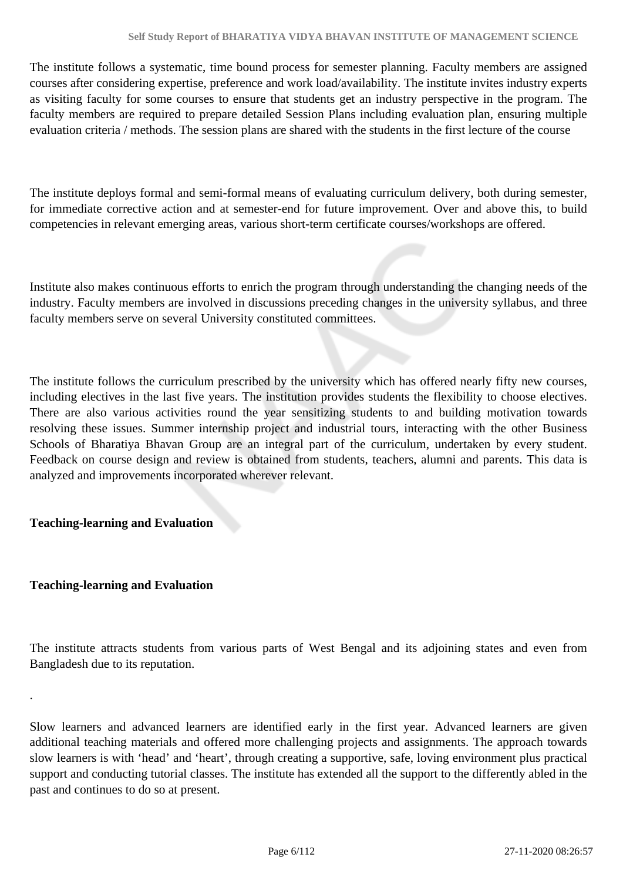The institute follows a systematic, time bound process for semester planning. Faculty members are assigned courses after considering expertise, preference and work load/availability. The institute invites industry experts as visiting faculty for some courses to ensure that students get an industry perspective in the program. The faculty members are required to prepare detailed Session Plans including evaluation plan, ensuring multiple evaluation criteria / methods. The session plans are shared with the students in the first lecture of the course

The institute deploys formal and semi-formal means of evaluating curriculum delivery, both during semester, for immediate corrective action and at semester-end for future improvement. Over and above this, to build competencies in relevant emerging areas, various short-term certificate courses/workshops are offered.

Institute also makes continuous efforts to enrich the program through understanding the changing needs of the industry. Faculty members are involved in discussions preceding changes in the university syllabus, and three faculty members serve on several University constituted committees.

The institute follows the curriculum prescribed by the university which has offered nearly fifty new courses, including electives in the last five years. The institution provides students the flexibility to choose electives. There are also various activities round the year sensitizing students to and building motivation towards resolving these issues. Summer internship project and industrial tours, interacting with the other Business Schools of Bharatiya Bhavan Group are an integral part of the curriculum, undertaken by every student. Feedback on course design and review is obtained from students, teachers, alumni and parents. This data is analyzed and improvements incorporated wherever relevant.

**Teaching-learning and Evaluation**

**Teaching-learning and Evaluation**

The institute attracts students from various parts of West Bengal and its adjoining states and even from Bangladesh due to its reputation.

.

Slow learners and advanced learners are identified early in the first year. Advanced learners are given additional teaching materials and offered more challenging projects and assignments. The approach towards slow learners is with 'head' and 'heart', through creating a supportive, safe, loving environment plus practical support and conducting tutorial classes. The institute has extended all the support to the differently abled in the past and continues to do so at present.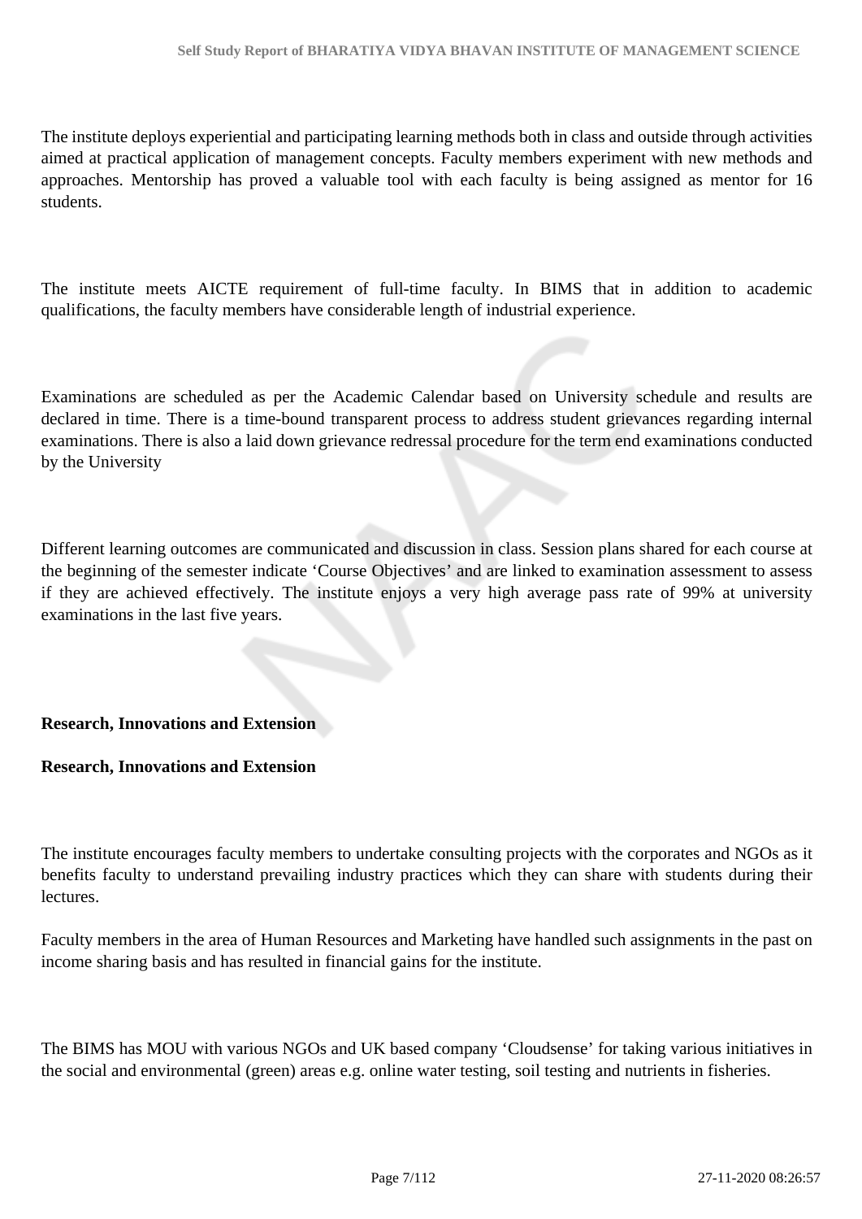The institute deploys experiential and participating learning methods both in class and outside through activities aimed at practical application of management concepts. Faculty members experiment with new methods and approaches. Mentorship has proved a valuable tool with each faculty is being assigned as mentor for 16 students.

The institute meets AICTE requirement of full-time faculty. In BIMS that in addition to academic qualifications, the faculty members have considerable length of industrial experience.

Examinations are scheduled as per the Academic Calendar based on University schedule and results are declared in time. There is a time-bound transparent process to address student grievances regarding internal examinations. There is also a laid down grievance redressal procedure for the term end examinations conducted by the University

Different learning outcomes are communicated and discussion in class. Session plans shared for each course at the beginning of the semester indicate 'Course Objectives' and are linked to examination assessment to assess if they are achieved effectively. The institute enjoys a very high average pass rate of 99% at university examinations in the last five years.

**Research, Innovations and Extension**

**Research, Innovations and Extension**

The institute encourages faculty members to undertake consulting projects with the corporates and NGOs as it benefits faculty to understand prevailing industry practices which they can share with students during their lectures.

Faculty members in the area of Human Resources and Marketing have handled such assignments in the past on income sharing basis and has resulted in financial gains for the institute.

The BIMS has MOU with various NGOs and UK based company 'Cloudsense' for taking various initiatives in the social and environmental (green) areas e.g. online water testing, soil testing and nutrients in fisheries.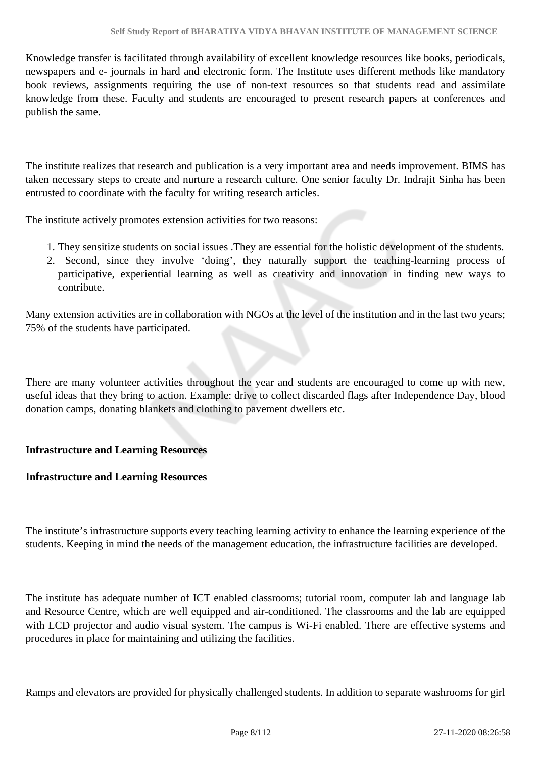Knowledge transfer is facilitated through availability of excellent knowledge resources like books, periodicals, newspapers and e- journals in hard and electronic form. The Institute uses different methods like mandatory book reviews, assignments requiring the use of non-text resources so that students read and assimilate knowledge from these. Faculty and students are encouraged to present research papers at conferences and publish the same.

The institute realizes that research and publication is a very important area and needs improvement. BIMS has taken necessary steps to create and nurture a research culture. One senior faculty Dr. Indrajit Sinha has been entrusted to coordinate with the faculty for writing research articles.

The institute actively promotes extension activities for two reasons:

1. They sensitize students on social issues .They are essential for the holistic development of the students.
2. Second, since they involve 'doing', they naturally support the teaching-learning process of participative, experiential learning as well as creativity and innovation in finding new ways to contribute.

Many extension activities are in collaboration with NGOs at the level of the institution and in the last two years; 75% of the students have participated.

There are many volunteer activities throughout the year and students are encouraged to come up with new, useful ideas that they bring to action. Example: drive to collect discarded flags after Independence Day, blood donation camps, donating blankets and clothing to pavement dwellers etc.

**Infrastructure and Learning Resources**

**Infrastructure and Learning Resources**

The institute's infrastructure supports every teaching learning activity to enhance the learning experience of the students. Keeping in mind the needs of the management education, the infrastructure facilities are developed.

The institute has adequate number of ICT enabled classrooms; tutorial room, computer lab and language lab and Resource Centre, which are well equipped and air-conditioned. The classrooms and the lab are equipped with LCD projector and audio visual system. The campus is Wi-Fi enabled. There are effective systems and procedures in place for maintaining and utilizing the facilities.

Ramps and elevators are provided for physically challenged students. In addition to separate washrooms for girl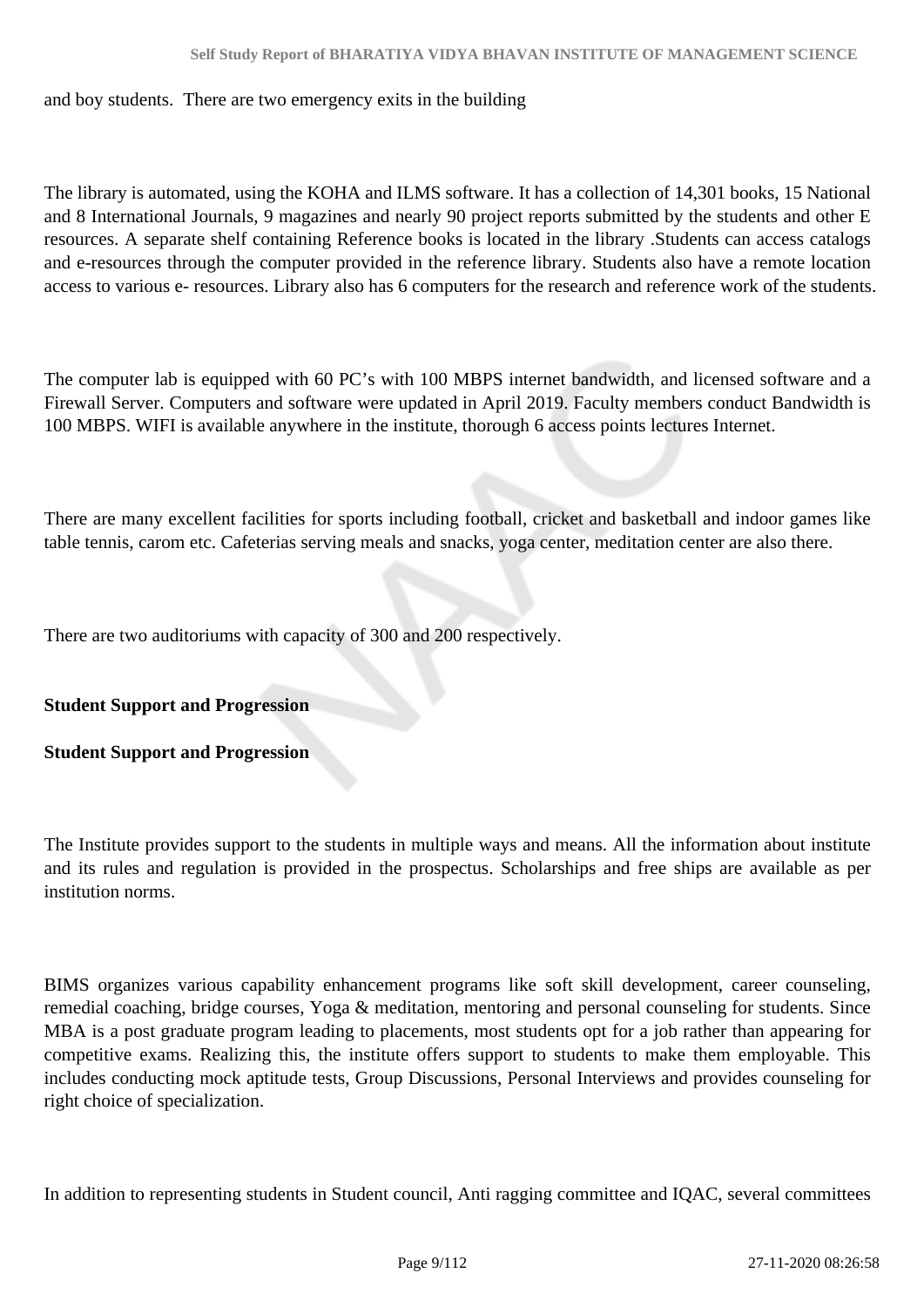and boy students. There are two emergency exits in the building

The library is automated, using the KOHA and ILMS software. It has a collection of 14,301 books, 15 National and 8 International Journals, 9 magazines and nearly 90 project reports submitted by the students and other E resources. A separate shelf containing Reference books is located in the library .Students can access catalogs and e-resources through the computer provided in the reference library. Students also have a remote location access to various e- resources. Library also has 6 computers for the research and reference work of the students.

The computer lab is equipped with 60 PC's with 100 MBPS internet bandwidth, and licensed software and a Firewall Server. Computers and software were updated in April 2019. Faculty members conduct Bandwidth is 100 MBPS. WIFI is available anywhere in the institute, thorough 6 access points lectures Internet.

There are many excellent facilities for sports including football, cricket and basketball and indoor games like table tennis, carom etc. Cafeterias serving meals and snacks, yoga center, meditation center are also there.

There are two auditoriums with capacity of 300 and 200 respectively.

**Student Support and Progression**

**Student Support and Progression**

The Institute provides support to the students in multiple ways and means. All the information about institute and its rules and regulation is provided in the prospectus. Scholarships and free ships are available as per institution norms.

BIMS organizes various capability enhancement programs like soft skill development, career counseling, remedial coaching, bridge courses, Yoga & meditation, mentoring and personal counseling for students. Since MBA is a post graduate program leading to placements, most students opt for a job rather than appearing for competitive exams. Realizing this, the institute offers support to students to make them employable. This includes conducting mock aptitude tests, Group Discussions, Personal Interviews and provides counseling for right choice of specialization.

In addition to representing students in Student council, Anti ragging committee and IQAC, several committees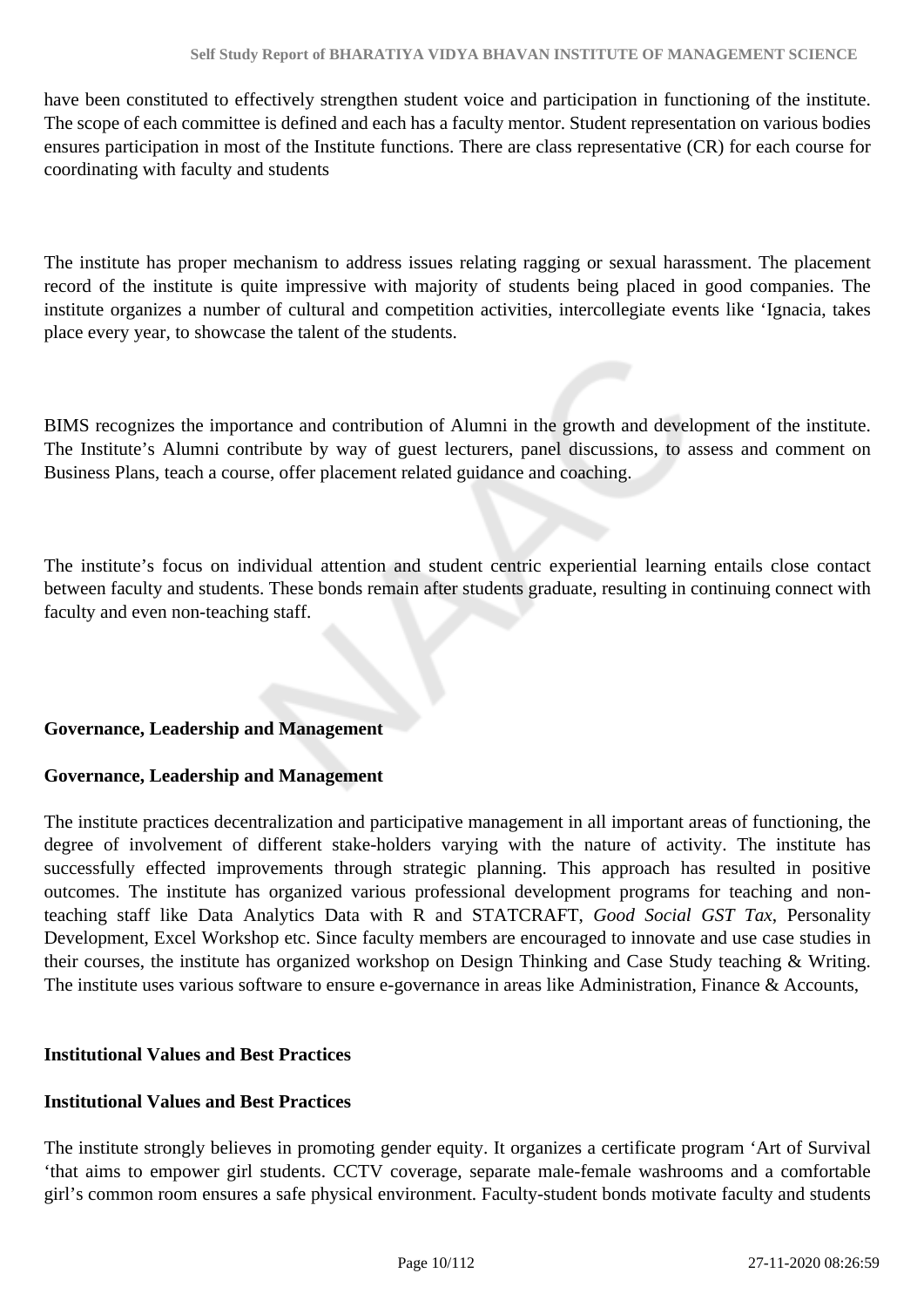have been constituted to effectively strengthen student voice and participation in functioning of the institute. The scope of each committee is defined and each has a faculty mentor. Student representation on various bodies ensures participation in most of the Institute functions. There are class representative (CR) for each course for coordinating with faculty and students

The institute has proper mechanism to address issues relating ragging or sexual harassment. The placement record of the institute is quite impressive with majority of students being placed in good companies. The institute organizes a number of cultural and competition activities, intercollegiate events like 'Ignacia, takes place every year, to showcase the talent of the students.

BIMS recognizes the importance and contribution of Alumni in the growth and development of the institute. The Institute's Alumni contribute by way of guest lecturers, panel discussions, to assess and comment on Business Plans, teach a course, offer placement related guidance and coaching.

The institute's focus on individual attention and student centric experiential learning entails close contact between faculty and students. These bonds remain after students graduate, resulting in continuing connect with faculty and even non-teaching staff.

**Governance, Leadership and Management**

**Governance, Leadership and Management**

The institute practices decentralization and participative management in all important areas of functioning, the degree of involvement of different stake-holders varying with the nature of activity. The institute has successfully effected improvements through strategic planning. This approach has resulted in positive outcomes. The institute has organized various professional development programs for teaching and non-teaching staff like Data Analytics Data with R and STATCRAFT, *Good Social GST Tax*, Personality Development, Excel Workshop etc. Since faculty members are encouraged to innovate and use case studies in their courses, the institute has organized workshop on Design Thinking and Case Study teaching & Writing. The institute uses various software to ensure e-governance in areas like Administration, Finance & Accounts,

**Institutional Values and Best Practices**

**Institutional Values and Best Practices**

The institute strongly believes in promoting gender equity. It organizes a certificate program 'Art of Survival 'that aims to empower girl students. CCTV coverage, separate male-female washrooms and a comfortable girl's common room ensures a safe physical environment. Faculty-student bonds motivate faculty and students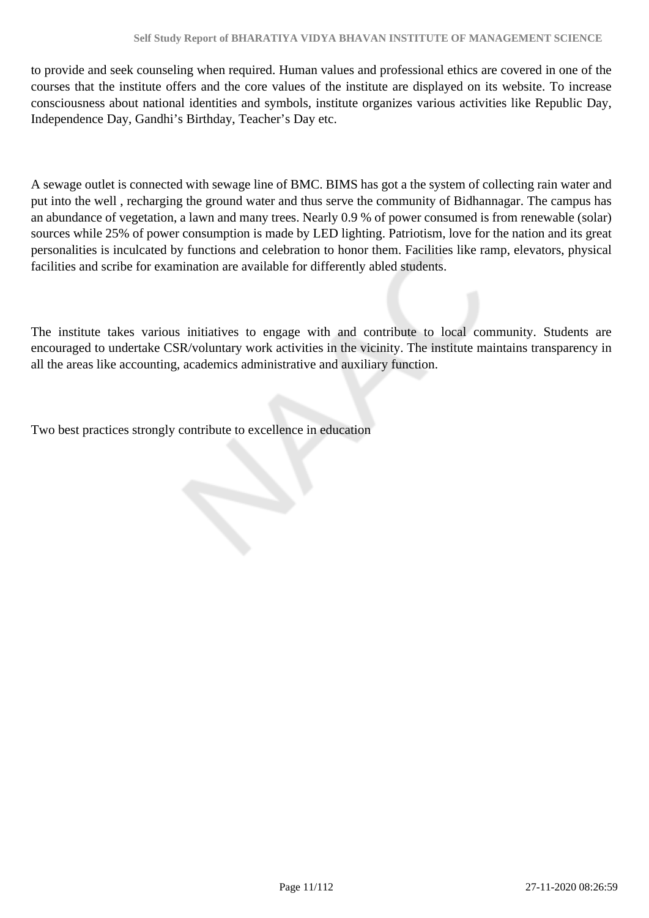to provide and seek counseling when required. Human values and professional ethics are covered in one of the courses that the institute offers and the core values of the institute are displayed on its website. To increase consciousness about national identities and symbols, institute organizes various activities like Republic Day, Independence Day, Gandhi’s Birthday, Teacher’s Day etc.

A sewage outlet is connected with sewage line of BMC. BIMS has got a the system of collecting rain water and put into the well , recharging the ground water and thus serve the community of Bidhannagar. The campus has an abundance of vegetation, a lawn and many trees. Nearly 0.9 % of power consumed is from renewable (solar) sources while 25% of power consumption is made by LED lighting. Patriotism, love for the nation and its great personalities is inculcated by functions and celebration to honor them. Facilities like ramp, elevators, physical facilities and scribe for examination are available for differently abled students.

The institute takes various initiatives to engage with and contribute to local community. Students are encouraged to undertake CSR/voluntary work activities in the vicinity. The institute maintains transparency in all the areas like accounting, academics administrative and auxiliary function.

Two best practices strongly contribute to excellence in education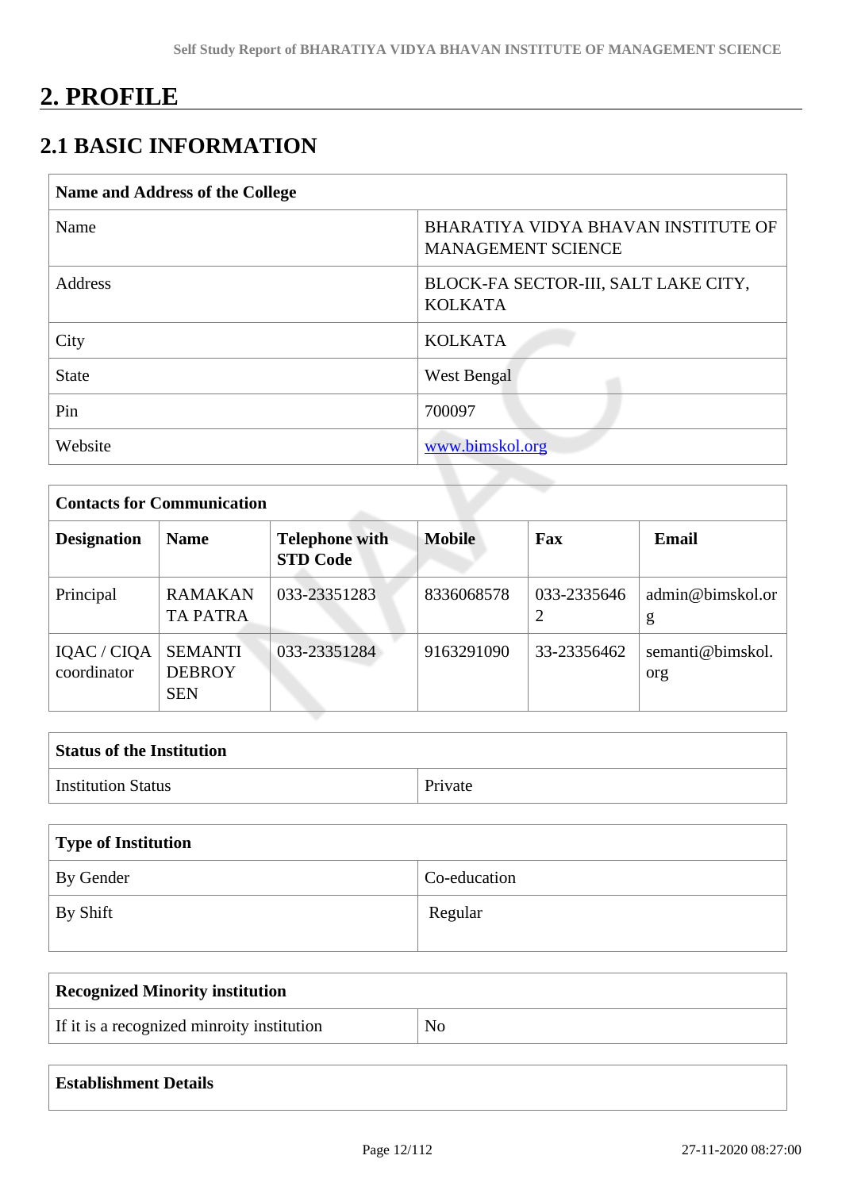# 2. PROFILE

## 2.1 BASIC INFORMATION

| Name and Address of the College | |
|---|---|
| Name | BHARATIYA VIDYA BHAVAN INSTITUTE OF MANAGEMENT SCIENCE |
| Address | BLOCK-FA SECTOR-III, SALT LAKE CITY, KOLKATA |
| City | KOLKATA |
| State | West Bengal |
| Pin | 700097 |
| Website | www.bimskol.org |

| Contacts for Communication | | | | | |
|---|---|---|---|---|---|
| **Designation** | **Name** | **Telephone with STD Code** | **Mobile** | **Fax** | **Email** |
| Principal | RAMAKANTA PATRA | 033-23351283 | 8336068578 | 033-23356462 | admin@bimskol.org |
| IQAC / CIQA coordinator | SEMANTI DEBROY SEN | 033-23351284 | 9163291090 | 33-23356462 | semanti@bimskol.org |

| Status of the Institution | |
|---|---|
| Institution Status | Private |

| Type of Institution | |
|---|---|
| By Gender | Co-education |
| By Shift | Regular |

| Recognized Minority institution | |
|---|---|
| If it is a recognized minroity institution | No |

| Establishment Details |
|---|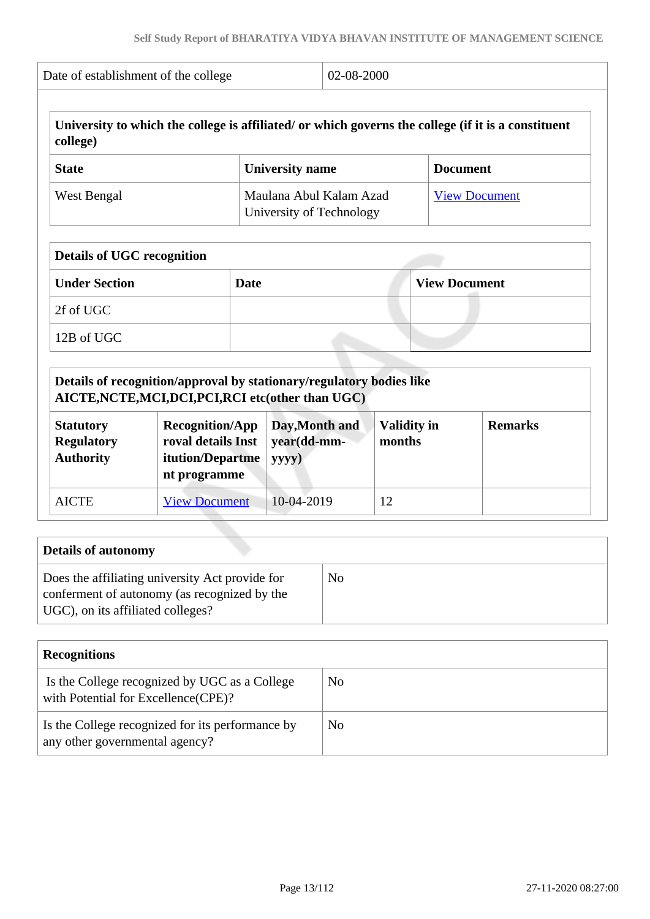| Date of establishment of the college | 02-08-2000 |
|---|---|

| University to which the college is affiliated/ or which governs the college (if it is a constituent college) | | |
|---|---|---|
| **State** | **University name** | **Document** |
| West Bengal | Maulana Abul Kalam Azad University of Technology | View Document |

| Details of UGC recognition | | |
|---|---|---|
| **Under Section** | **Date** | **View Document** |
| 2f of UGC | | |
| 12B of UGC | | |

| Details of recognition/approval by stationary/regulatory bodies like AICTE,NCTE,MCI,DCI,PCI,RCI etc(other than UGC) | | | | |
|---|---|---|---|---|
| **Statutory Regulatory Authority** | **Recognition/Approval details Institution/Department programme** | **Day,Month and year(dd-mm-yyyy)** | **Validity in months** | **Remarks** |
| AICTE | View Document | 10-04-2019 | 12 | |

| Details of autonomy | |
|---|---|
| Does the affiliating university Act provide for conferment of autonomy (as recognized by the UGC), on its affiliated colleges? | No |

| Recognitions | |
|---|---|
| Is the College recognized by UGC as a College with Potential for Excellence(CPE)? | No |
| Is the College recognized for its performance by any other governmental agency? | No |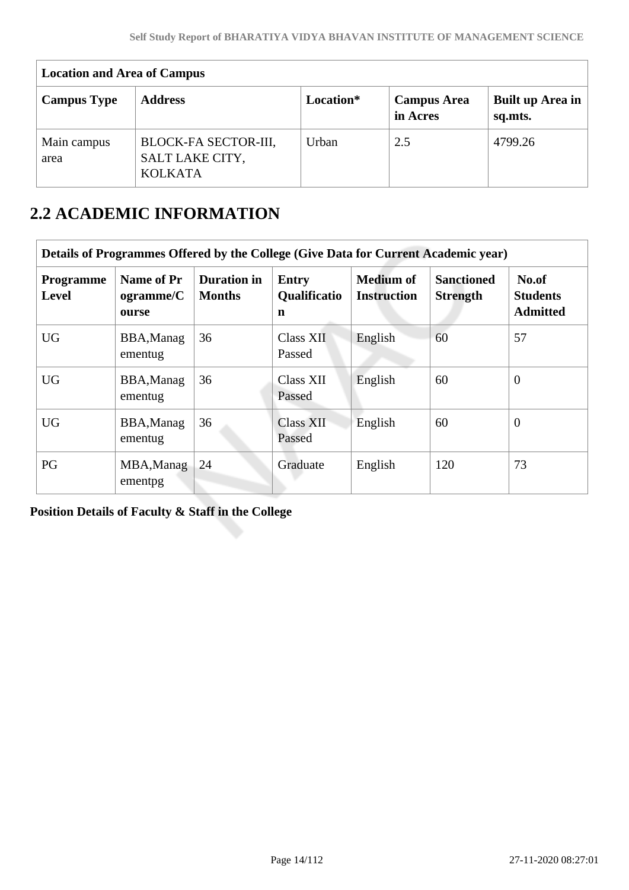| Location and Area of Campus | | | | |
|---|---|---|---|---|
| **Campus Type** | **Address** | **Location*** | **Campus Area in Acres** | **Built up Area in sq.mts.** |
| Main campus area | BLOCK-FA SECTOR-III, SALT LAKE CITY, KOLKATA | Urban | 2.5 | 4799.26 |

## 2.2 ACADEMIC INFORMATION

| Details of Programmes Offered by the College (Give Data for Current Academic year) | | | | | | |
|---|---|---|---|---|---|---|
| **Programme Level** | **Name of Programme/Course** | **Duration in Months** | **Entry Qualification** | **Medium of Instruction** | **Sanctioned Strength** | **No.of Students Admitted** |
| UG | BBA,Managementug | 36 | Class XII Passed | English | 60 | 57 |
| UG | BBA,Managementug | 36 | Class XII Passed | English | 60 | 0 |
| UG | BBA,Managementug | 36 | Class XII Passed | English | 60 | 0 |
| PG | MBA,Managementpg | 24 | Graduate | English | 120 | 73 |

**Position Details of Faculty & Staff in the College**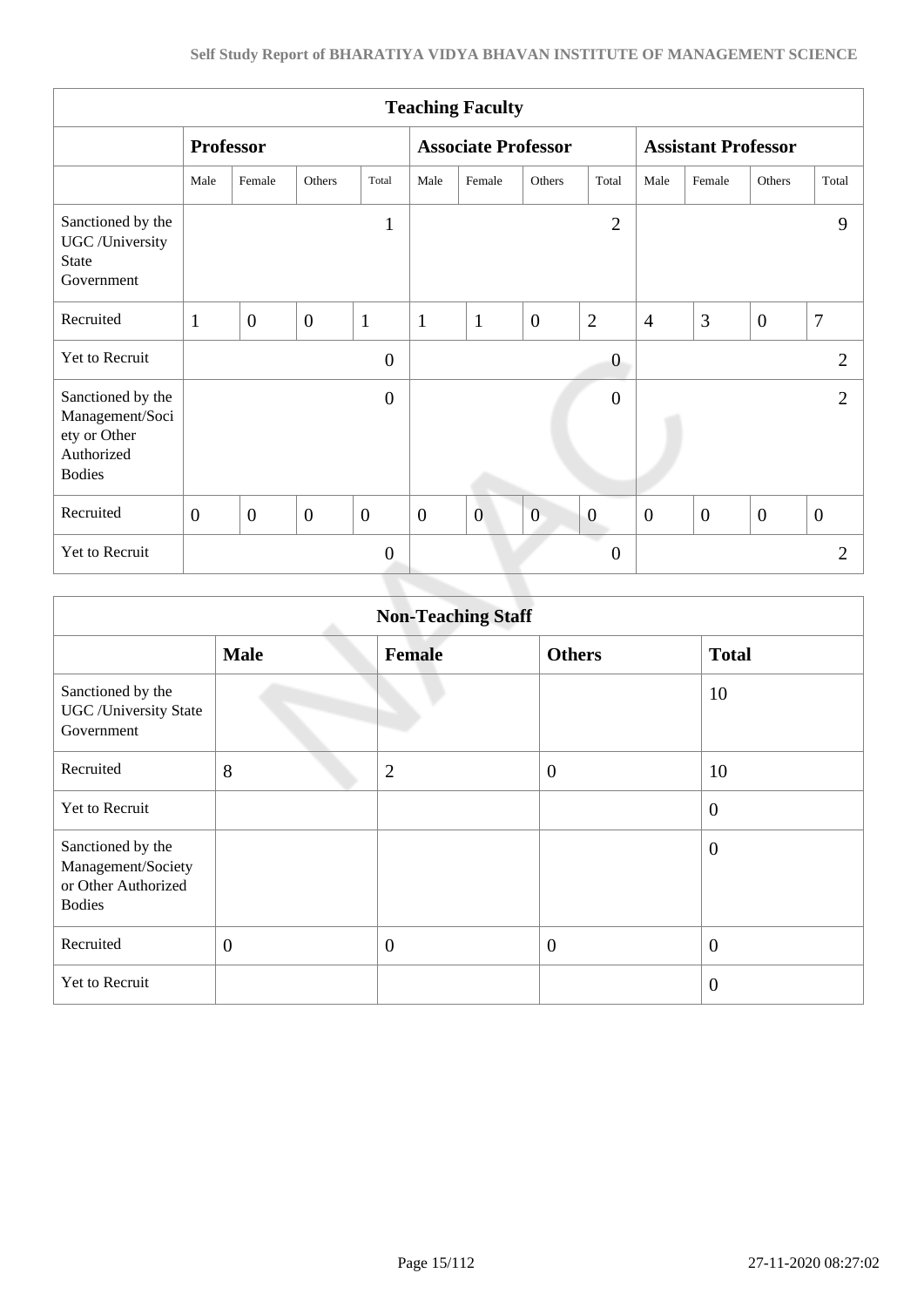| Teaching Faculty | | | | | | | | | | | | |
|---|---|---|---|---|---|---|---|---|---|---|---|---|
| | Professor | | | | Associate Professor | | | | Assistant Professor | | | |
| | Male | Female | Others | Total | Male | Female | Others | Total | Male | Female | Others | Total |
| Sanctioned by the UGC /University State Government | | | | 1 | | | | 2 | | | | 9 |
| Recruited | 1 | 0 | 0 | 1 | 1 | 1 | 0 | 2 | 4 | 3 | 0 | 7 |
| Yet to Recruit | | | | 0 | | | | 0 | | | | 2 |
| Sanctioned by the Management/Society or Other Authorized Bodies | | | | 0 | | | | 0 | | | | 2 |
| Recruited | 0 | 0 | 0 | 0 | 0 | 0 | 0 | 0 | 0 | 0 | 0 | 0 |
| Yet to Recruit | | | | 0 | | | | 0 | | | | 2 |

| Non-Teaching Staff | | | | |
|---|---|---|---|---|
| | Male | Female | Others | Total |
| Sanctioned by the UGC /University State Government | | | | 10 |
| Recruited | 8 | 2 | 0 | 10 |
| Yet to Recruit | | | | 0 |
| Sanctioned by the Management/Society or Other Authorized Bodies | | | | 0 |
| Recruited | 0 | 0 | 0 | 0 |
| Yet to Recruit | | | | 0 |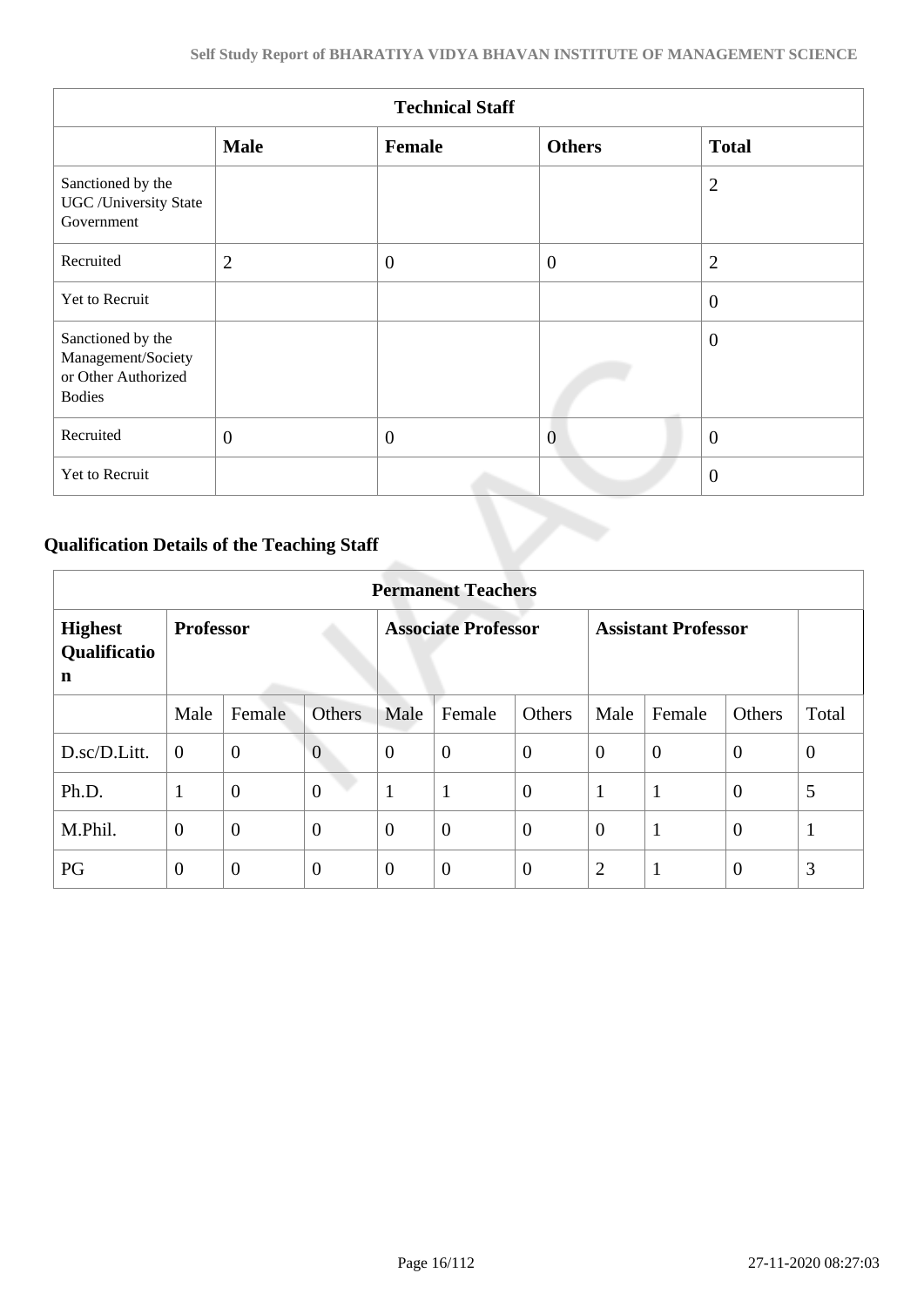| Technical Staff | | | | |
|---|---|---|---|---|
| | **Male** | **Female** | **Others** | **Total** |
| Sanctioned by the UGC /University State Government | | | | 2 |
| Recruited | 2 | 0 | 0 | 2 |
| Yet to Recruit | | | | 0 |
| Sanctioned by the Management/Society or Other Authorized Bodies | | | | 0 |
| Recruited | 0 | 0 | 0 | 0 |
| Yet to Recruit | | | | 0 |

## Qualification Details of the Teaching Staff

| Permanent Teachers | | | | | | | | | | |
|---|---|---|---|---|---|---|---|---|---|---|
| **Highest Qualification** | **Professor** | | | **Associate Professor** | | | **Assistant Professor** | | | |
| | Male | Female | Others | Male | Female | Others | Male | Female | Others | Total |
| D.sc/D.Litt. | 0 | 0 | 0 | 0 | 0 | 0 | 0 | 0 | 0 | 0 |
| Ph.D. | 1 | 0 | 0 | 1 | 1 | 0 | 1 | 1 | 0 | 5 |
| M.Phil. | 0 | 0 | 0 | 0 | 0 | 0 | 0 | 1 | 0 | 1 |
| PG | 0 | 0 | 0 | 0 | 0 | 0 | 2 | 1 | 0 | 3 |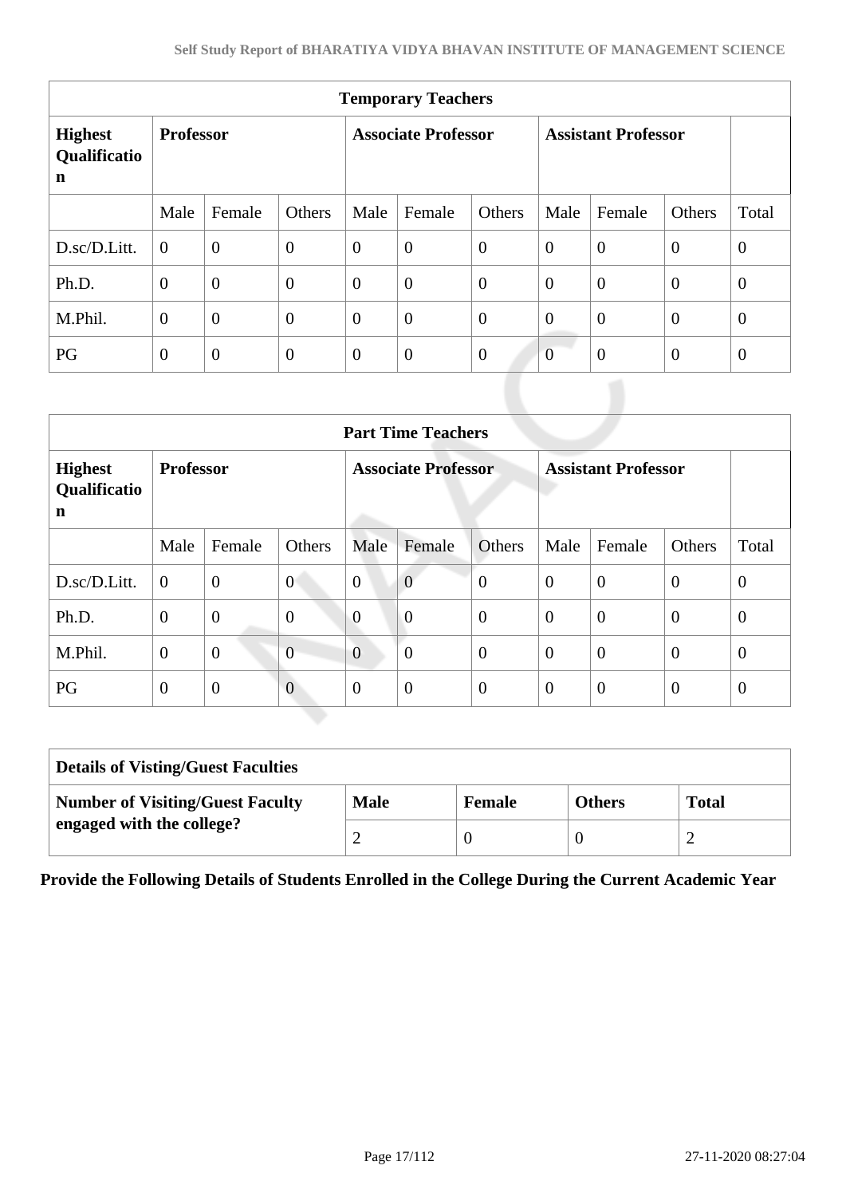| Temporary Teachers | | | | | | | | | | |
|---|---|---|---|---|---|---|---|---|---|---|
| **Highest Qualification** | **Professor** | | | **Associate Professor** | | | **Assistant Professor** | | | |
| | Male | Female | Others | Male | Female | Others | Male | Female | Others | Total |
| D.sc/D.Litt. | 0 | 0 | 0 | 0 | 0 | 0 | 0 | 0 | 0 | 0 |
| Ph.D. | 0 | 0 | 0 | 0 | 0 | 0 | 0 | 0 | 0 | 0 |
| M.Phil. | 0 | 0 | 0 | 0 | 0 | 0 | 0 | 0 | 0 | 0 |
| PG | 0 | 0 | 0 | 0 | 0 | 0 | 0 | 0 | 0 | 0 |

| Part Time Teachers | | | | | | | | | | |
|---|---|---|---|---|---|---|---|---|---|---|
| **Highest Qualification** | **Professor** | | | **Associate Professor** | | | **Assistant Professor** | | | |
| | Male | Female | Others | Male | Female | Others | Male | Female | Others | Total |
| D.sc/D.Litt. | 0 | 0 | 0 | 0 | 0 | 0 | 0 | 0 | 0 | 0 |
| Ph.D. | 0 | 0 | 0 | 0 | 0 | 0 | 0 | 0 | 0 | 0 |
| M.Phil. | 0 | 0 | 0 | 0 | 0 | 0 | 0 | 0 | 0 | 0 |
| PG | 0 | 0 | 0 | 0 | 0 | 0 | 0 | 0 | 0 | 0 |

| Details of Visting/Guest Faculties | | | | |
|---|---|---|---|---|
| **Number of Visiting/Guest Faculty engaged with the college?** | **Male** | **Female** | **Others** | **Total** |
| | 2 | 0 | 0 | 2 |

**Provide the Following Details of Students Enrolled in the College During the Current Academic Year**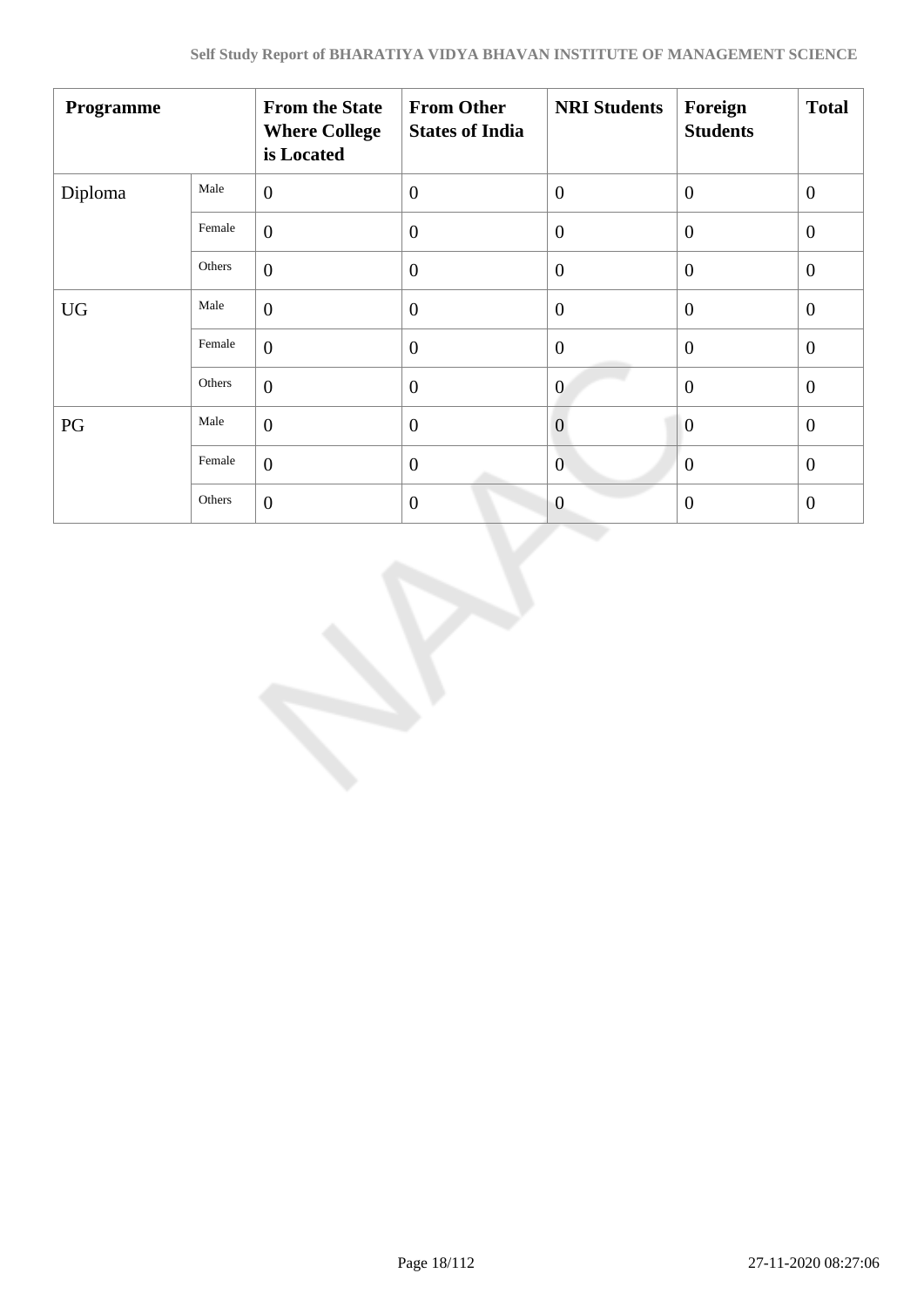| Programme | | From the State Where College is Located | From Other States of India | NRI Students | Foreign Students | Total |
|---|---|---|---|---|---|---|
| Diploma | Male | 0 | 0 | 0 | 0 | 0 |
| | Female | 0 | 0 | 0 | 0 | 0 |
| | Others | 0 | 0 | 0 | 0 | 0 |
| UG | Male | 0 | 0 | 0 | 0 | 0 |
| | Female | 0 | 0 | 0 | 0 | 0 |
| | Others | 0 | 0 | 0 | 0 | 0 |
| PG | Male | 0 | 0 | 0 | 0 | 0 |
| | Female | 0 | 0 | 0 | 0 | 0 |
| | Others | 0 | 0 | 0 | 0 | 0 |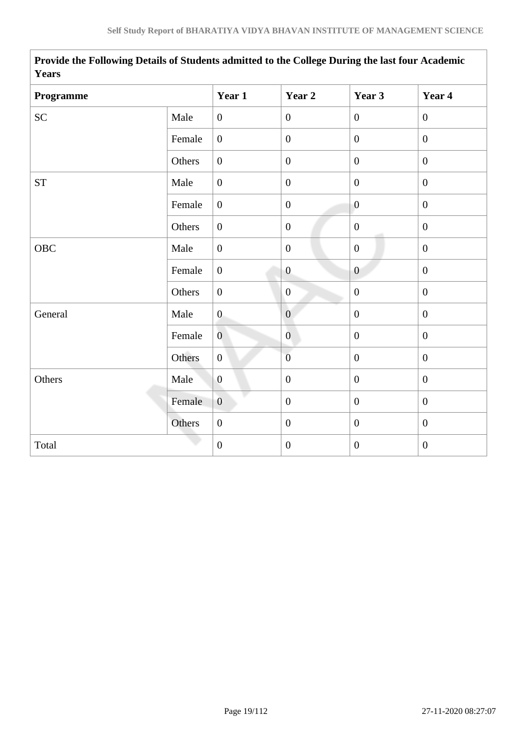| Provide the Following Details of Students admitted to the College During the last four Academic Years | | | | | |
|---|---|---|---|---|---|
| **Programme** | | **Year 1** | **Year 2** | **Year 3** | **Year 4** |
| SC | Male | 0 | 0 | 0 | 0 |
| | Female | 0 | 0 | 0 | 0 |
| | Others | 0 | 0 | 0 | 0 |
| ST | Male | 0 | 0 | 0 | 0 |
| | Female | 0 | 0 | 0 | 0 |
| | Others | 0 | 0 | 0 | 0 |
| OBC | Male | 0 | 0 | 0 | 0 |
| | Female | 0 | 0 | 0 | 0 |
| | Others | 0 | 0 | 0 | 0 |
| General | Male | 0 | 0 | 0 | 0 |
| | Female | 0 | 0 | 0 | 0 |
| | Others | 0 | 0 | 0 | 0 |
| Others | Male | 0 | 0 | 0 | 0 |
| | Female | 0 | 0 | 0 | 0 |
| | Others | 0 | 0 | 0 | 0 |
| Total | | 0 | 0 | 0 | 0 |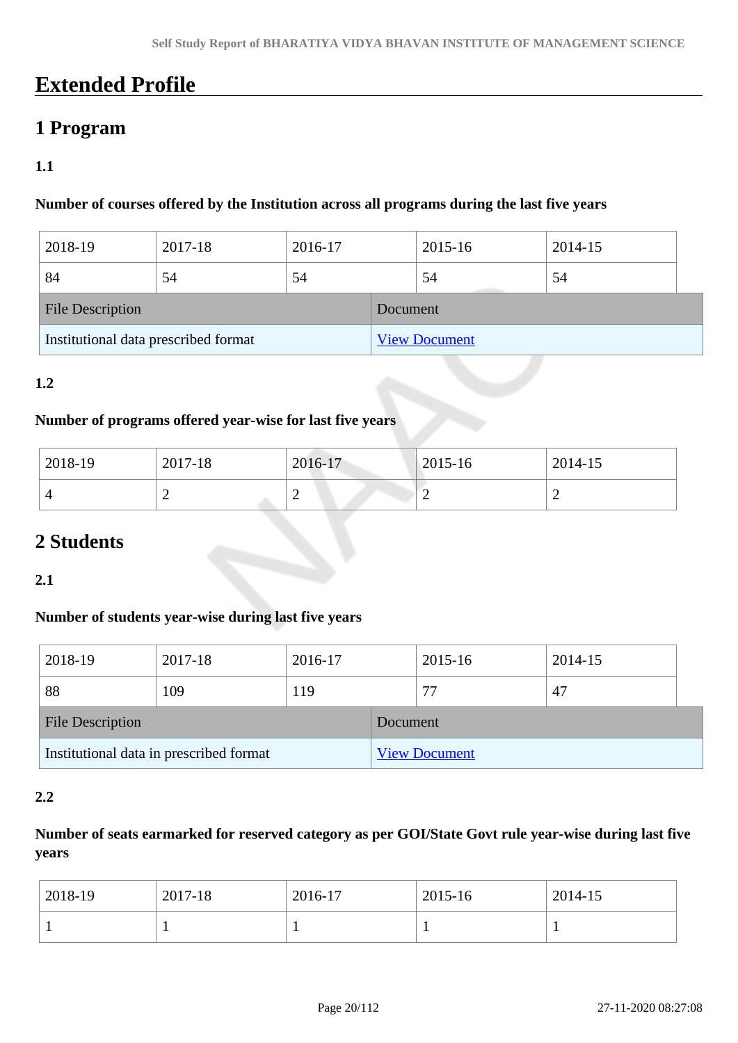# Extended Profile

## 1 Program

### 1.1

**Number of courses offered by the Institution across all programs during the last five years**

| 2018-19 | 2017-18 | 2016-17 | 2015-16 | 2014-15 |
|---|---|---|---|---|
| 84 | 54 | 54 | 54 | 54 |

| File Description | Document |
|---|---|
| Institutional data prescribed format | View Document |

### 1.2

**Number of programs offered year-wise for last five years**

| 2018-19 | 2017-18 | 2016-17 | 2015-16 | 2014-15 |
|---|---|---|---|---|
| 4 | 2 | 2 | 2 | 2 |

## 2 Students

### 2.1

**Number of students year-wise during last five years**

| 2018-19 | 2017-18 | 2016-17 | 2015-16 | 2014-15 |
|---|---|---|---|---|
| 88 | 109 | 119 | 77 | 47 |

| File Description | Document |
|---|---|
| Institutional data in prescribed format | View Document |

### 2.2

**Number of seats earmarked for reserved category as per GOI/State Govt rule year-wise during last five years**

| 2018-19 | 2017-18 | 2016-17 | 2015-16 | 2014-15 |
|---|---|---|---|---|
| 1 | 1 | 1 | 1 | 1 |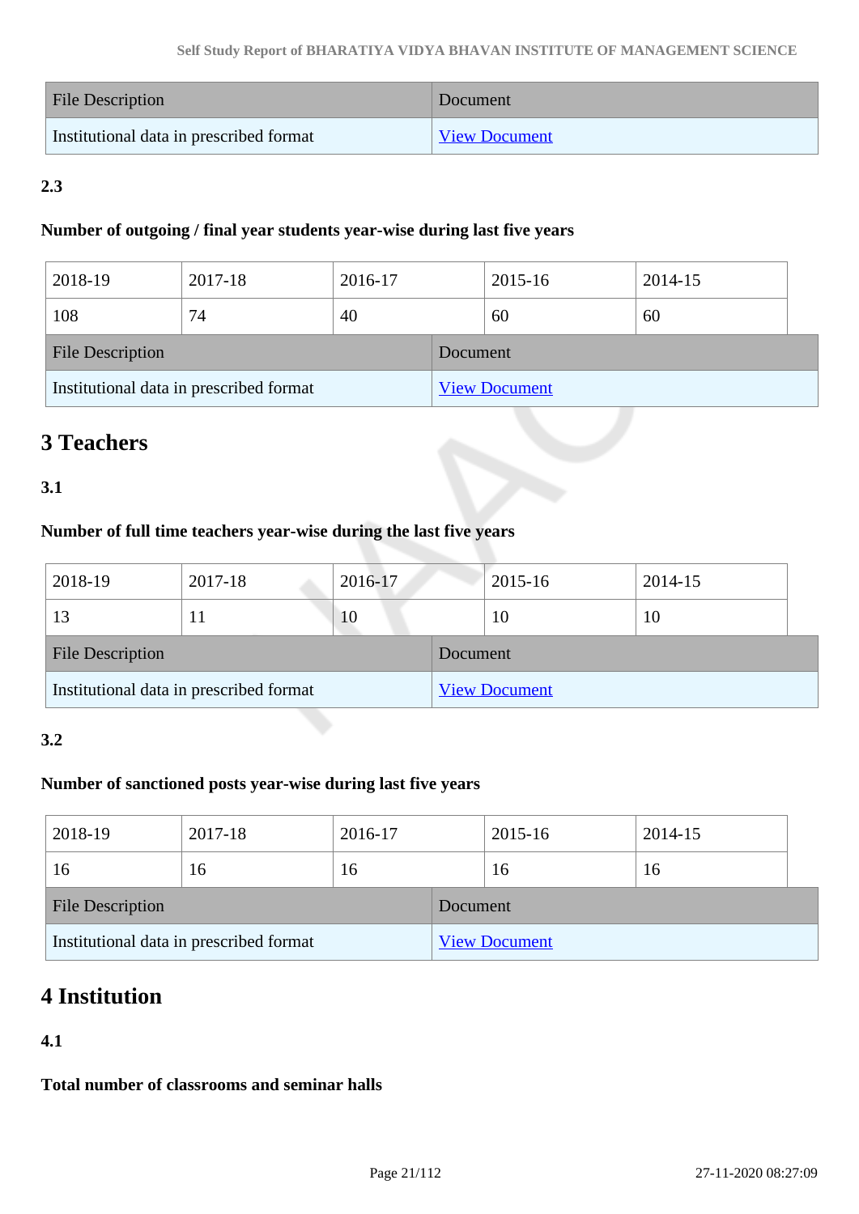| File Description | Document |
| --- | --- |
| Institutional data in prescribed format | View Document |

**2.3**

**Number of outgoing / final year students year-wise during last five years**

| 2018-19 | 2017-18 | 2016-17 | 2015-16 | 2014-15 |
| --- | --- | --- | --- | --- |
| 108 | 74 | 40 | 60 | 60 |

| File Description | Document |
| --- | --- |
| Institutional data in prescribed format | View Document |

# 3 Teachers

**3.1**

**Number of full time teachers year-wise during the last five years**

| 2018-19 | 2017-18 | 2016-17 | 2015-16 | 2014-15 |
| --- | --- | --- | --- | --- |
| 13 | 11 | 10 | 10 | 10 |

| File Description | Document |
| --- | --- |
| Institutional data in prescribed format | View Document |

**3.2**

**Number of sanctioned posts year-wise during last five years**

| 2018-19 | 2017-18 | 2016-17 | 2015-16 | 2014-15 |
| --- | --- | --- | --- | --- |
| 16 | 16 | 16 | 16 | 16 |

| File Description | Document |
| --- | --- |
| Institutional data in prescribed format | View Document |

# 4 Institution

**4.1**

**Total number of classrooms and seminar halls**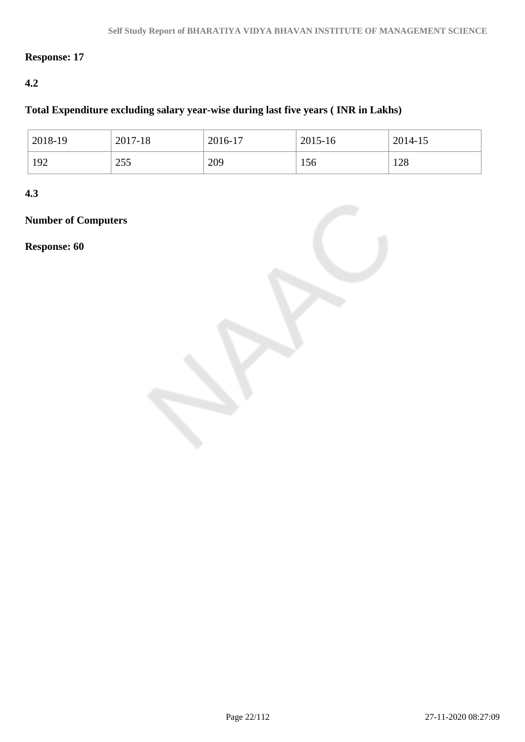**Response: 17**

**4.2**

**Total Expenditure excluding salary year-wise during last five years ( INR in Lakhs)**

| 2018-19 | 2017-18 | 2016-17 | 2015-16 | 2014-15 |
|---|---|---|---|---|
| 192 | 255 | 209 | 156 | 128 |

**4.3**

**Number of Computers**

**Response: 60**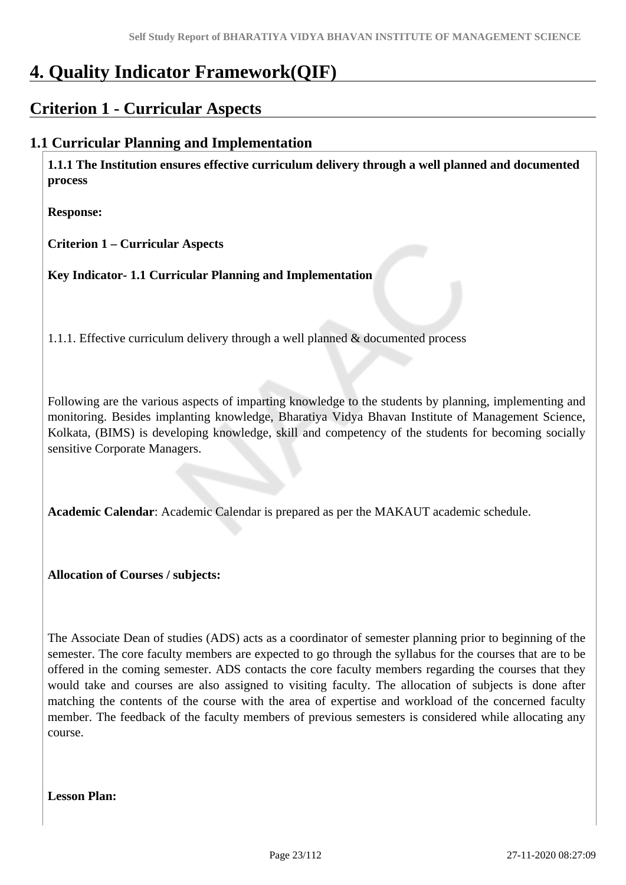# 4. Quality Indicator Framework(QIF)

## Criterion 1 - Curricular Aspects

### 1.1 Curricular Planning and Implementation

**1.1.1 The Institution ensures effective curriculum delivery through a well planned and documented process**

**Response:**

**Criterion 1 – Curricular Aspects**

**Key Indicator- 1.1 Curricular Planning and Implementation**

1.1.1. Effective curriculum delivery through a well planned & documented process

Following are the various aspects of imparting knowledge to the students by planning, implementing and monitoring. Besides implanting knowledge, Bharatiya Vidya Bhavan Institute of Management Science, Kolkata, (BIMS) is developing knowledge, skill and competency of the students for becoming socially sensitive Corporate Managers.

**Academic Calendar**: Academic Calendar is prepared as per the MAKAUT academic schedule.

**Allocation of Courses / subjects:**

The Associate Dean of studies (ADS) acts as a coordinator of semester planning prior to beginning of the semester. The core faculty members are expected to go through the syllabus for the courses that are to be offered in the coming semester. ADS contacts the core faculty members regarding the courses that they would take and courses are also assigned to visiting faculty. The allocation of subjects is done after matching the contents of the course with the area of expertise and workload of the concerned faculty member. The feedback of the faculty members of previous semesters is considered while allocating any course.

**Lesson Plan:**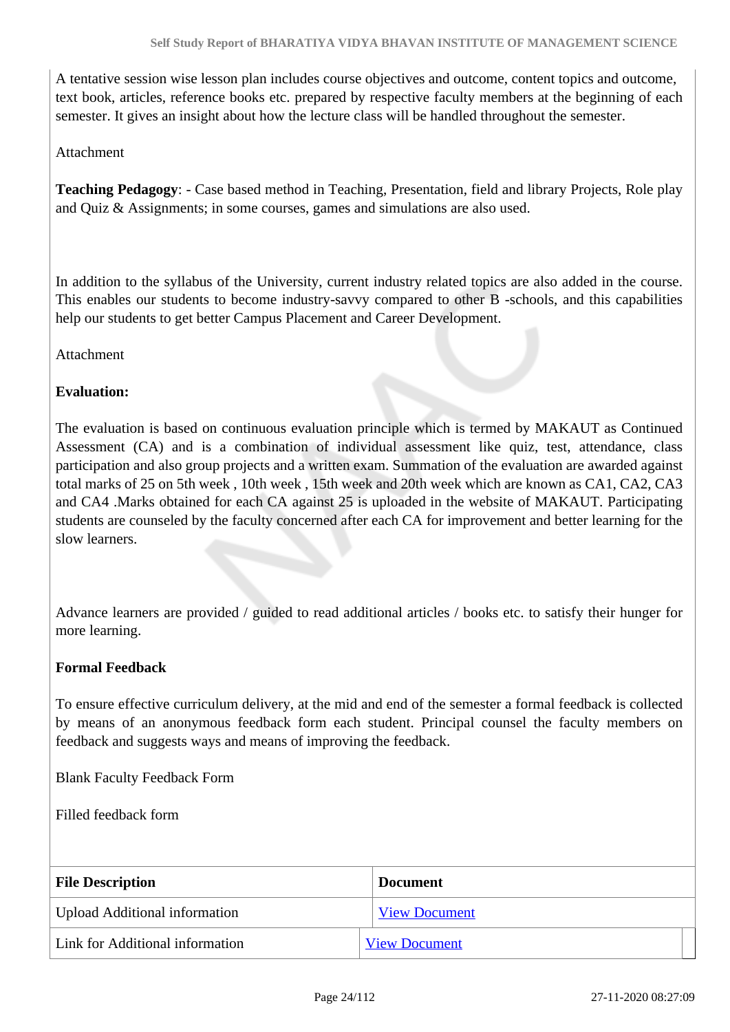A tentative session wise lesson plan includes course objectives and outcome, content topics and outcome, text book, articles, reference books etc. prepared by respective faculty members at the beginning of each semester. It gives an insight about how the lecture class will be handled throughout the semester.

Attachment

**Teaching Pedagogy**: - Case based method in Teaching, Presentation, field and library Projects, Role play and Quiz & Assignments; in some courses, games and simulations are also used.

In addition to the syllabus of the University, current industry related topics are also added in the course. This enables our students to become industry-savvy compared to other B -schools, and this capabilities help our students to get better Campus Placement and Career Development.

Attachment

**Evaluation:**

The evaluation is based on continuous evaluation principle which is termed by MAKAUT as Continued Assessment (CA) and is a combination of individual assessment like quiz, test, attendance, class participation and also group projects and a written exam. Summation of the evaluation are awarded against total marks of 25 on 5th week , 10th week , 15th week and 20th week which are known as CA1, CA2, CA3 and CA4 .Marks obtained for each CA against 25 is uploaded in the website of MAKAUT. Participating students are counseled by the faculty concerned after each CA for improvement and better learning for the slow learners.

Advance learners are provided / guided to read additional articles / books etc. to satisfy their hunger for more learning.

**Formal Feedback**

To ensure effective curriculum delivery, at the mid and end of the semester a formal feedback is collected by means of an anonymous feedback form each student. Principal counsel the faculty members on feedback and suggests ways and means of improving the feedback.

Blank Faculty Feedback Form

Filled feedback form

| File Description | Document |
|---|---|
| Upload Additional information | View Document |
| Link for Additional information | View Document |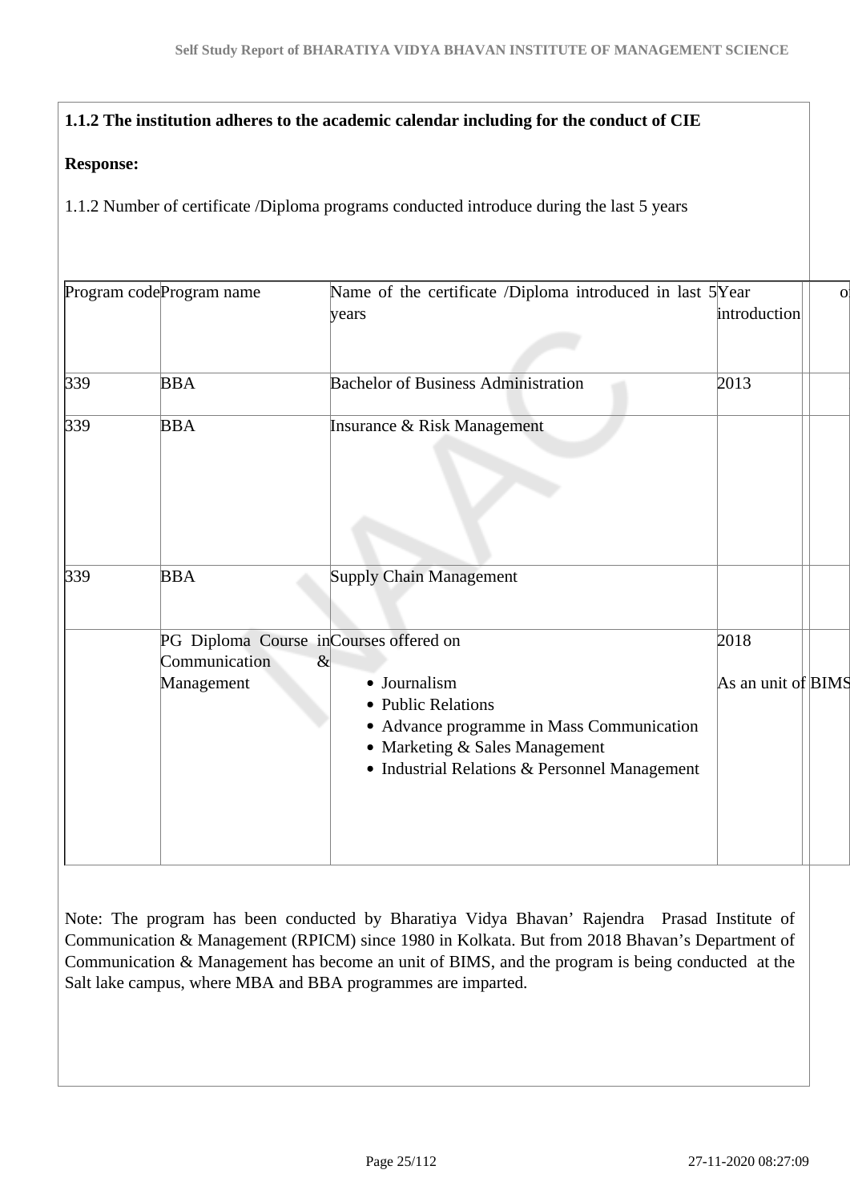**1.1.2 The institution adheres to the academic calendar including for the conduct of CIE**

**Response:**

1.1.2 Number of certificate /Diploma programs conducted introduce during the last 5 years

| Program code | Program name | Name of the certificate /Diploma introduced in last 5 years | Year introduction | o |
|---|---|---|---|---|
| 339 | BBA | Bachelor of Business Administration | 2013 | |
| 339 | BBA | Insurance & Risk Management | | |
| 339 | BBA | Supply Chain Management | | |
| | PG Diploma Course in Communication & Management | Courses offered on<br>• Journalism<br>• Public Relations<br>• Advance programme in Mass Communication<br>• Marketing & Sales Management<br>• Industrial Relations & Personnel Management | 2018<br>As an unit of BIMS | |

Note: The program has been conducted by Bharatiya Vidya Bhavan' Rajendra Prasad Institute of Communication & Management (RPICM) since 1980 in Kolkata. But from 2018 Bhavan's Department of Communication & Management has become an unit of BIMS, and the program is being conducted at the Salt lake campus, where MBA and BBA programmes are imparted.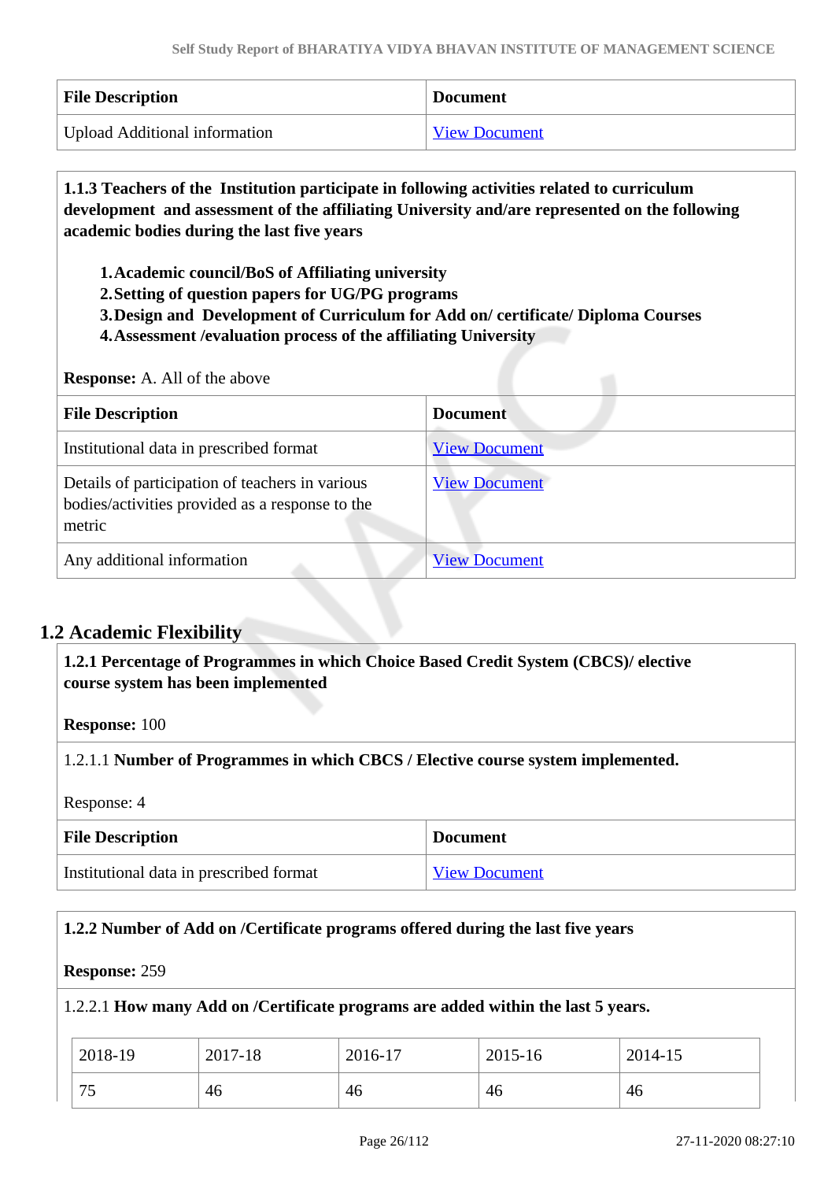| File Description | Document |
| --- | --- |
| Upload Additional information | View Document |

**1.1.3 Teachers of the Institution participate in following activities related to curriculum development and assessment of the affiliating University and/are represented on the following academic bodies during the last five years**

1. **Academic council/BoS of Affiliating university**
2. **Setting of question papers for UG/PG programs**
3. **Design and Development of Curriculum for Add on/ certificate/ Diploma Courses**
4. **Assessment /evaluation process of the affiliating University**

**Response:** A. All of the above

| File Description | Document |
| --- | --- |
| Institutional data in prescribed format | View Document |
| Details of participation of teachers in various bodies/activities provided as a response to the metric | View Document |
| Any additional information | View Document |

## 1.2 Academic Flexibility

**1.2.1 Percentage of Programmes in which Choice Based Credit System (CBCS)/ elective course system has been implemented**

**Response:** 100

1.2.1.1 **Number of Programmes in which CBCS / Elective course system implemented.**

Response: 4

| File Description | Document |
| --- | --- |
| Institutional data in prescribed format | View Document |

**1.2.2 Number of Add on /Certificate programs offered during the last five years**

**Response:** 259

1.2.2.1 **How many Add on /Certificate programs are added within the last 5 years.**

| 2018-19 | 2017-18 | 2016-17 | 2015-16 | 2014-15 |
| --- | --- | --- | --- | --- |
| 75 | 46 | 46 | 46 | 46 |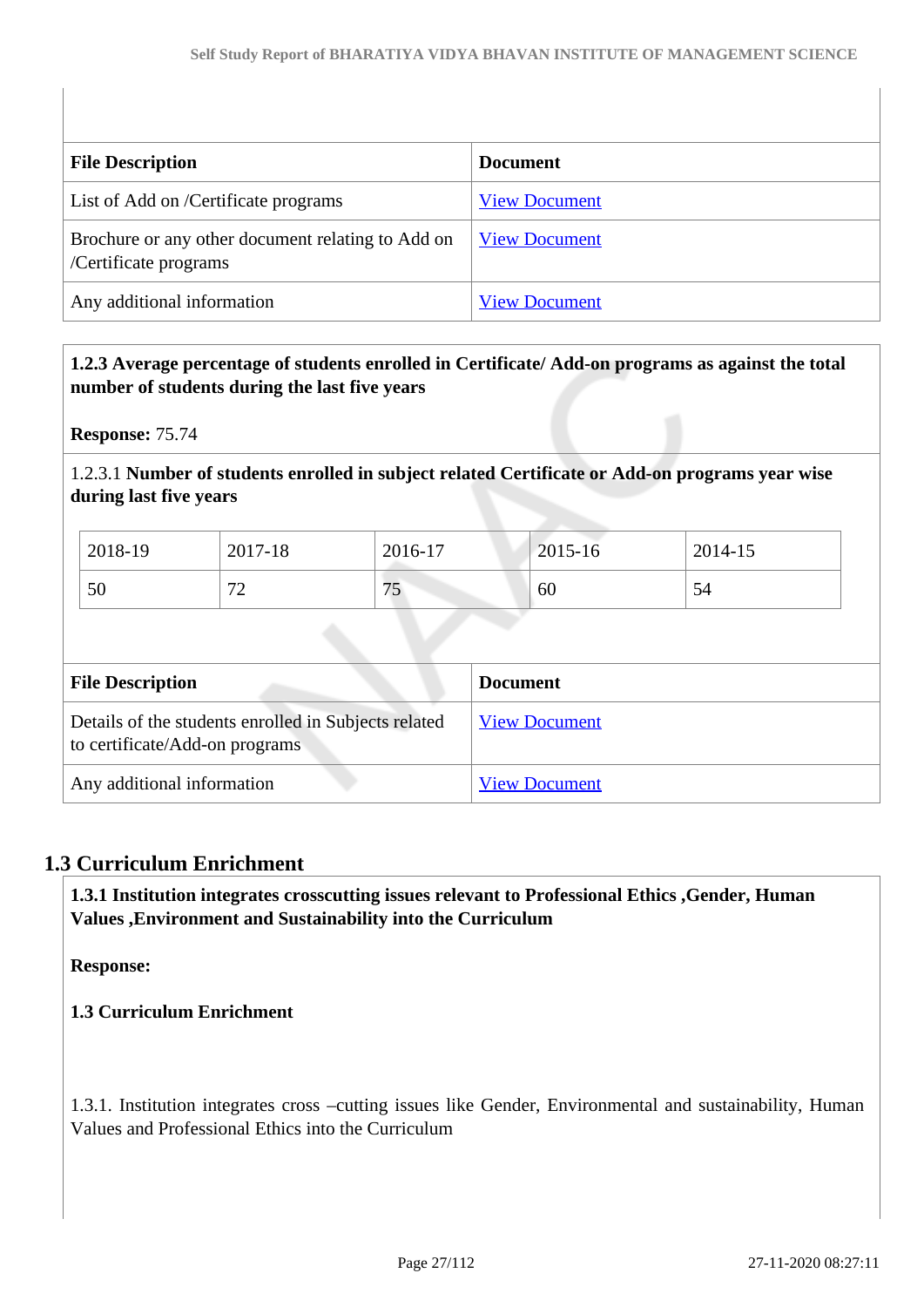| File Description | Document |
|---|---|
| List of Add on /Certificate programs | View Document |
| Brochure or any other document relating to Add on /Certificate programs | View Document |
| Any additional information | View Document |

**1.2.3 Average percentage of students enrolled in Certificate/ Add-on programs as against the total number of students during the last five years**

**Response:** 75.74

1.2.3.1 **Number of students enrolled in subject related Certificate or Add-on programs year wise during last five years**

| 2018-19 | 2017-18 | 2016-17 | 2015-16 | 2014-15 |
|---|---|---|---|---|
| 50 | 72 | 75 | 60 | 54 |

| File Description | Document |
|---|---|
| Details of the students enrolled in Subjects related to certificate/Add-on programs | View Document |
| Any additional information | View Document |

## 1.3 Curriculum Enrichment

**1.3.1 Institution integrates crosscutting issues relevant to Professional Ethics ,Gender, Human Values ,Environment and Sustainability into the Curriculum**

**Response:**

**1.3 Curriculum Enrichment**

1.3.1. Institution integrates cross –cutting issues like Gender, Environmental and sustainability, Human Values and Professional Ethics into the Curriculum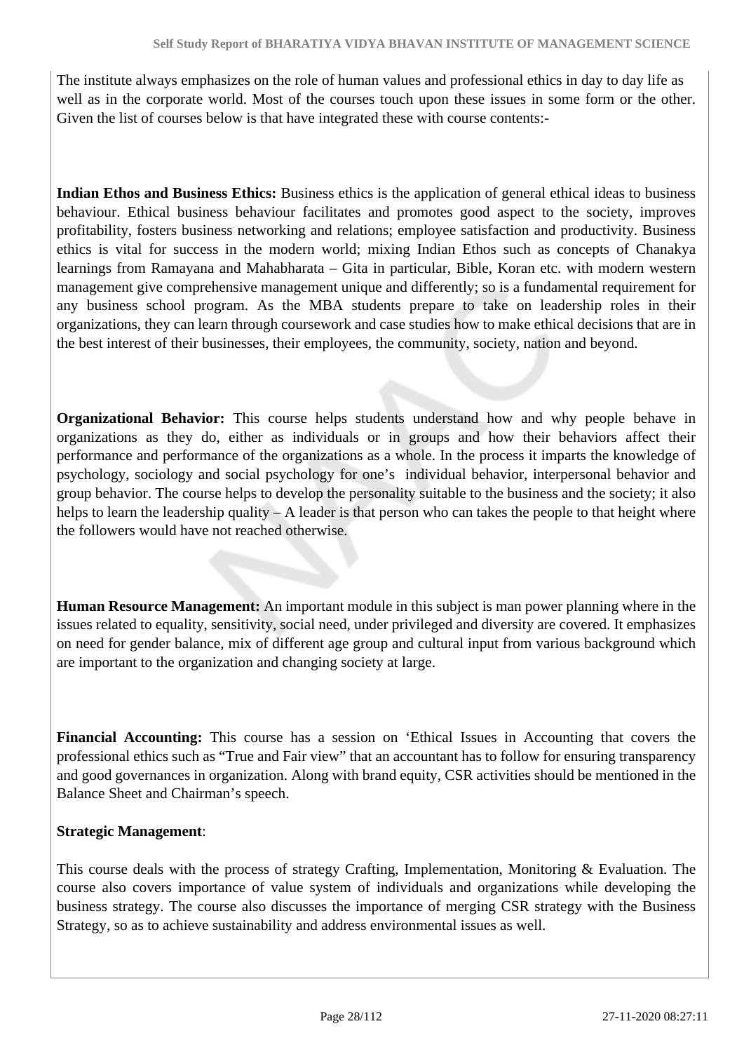The institute always emphasizes on the role of human values and professional ethics in day to day life as well as in the corporate world. Most of the courses touch upon these issues in some form or the other. Given the list of courses below is that have integrated these with course contents:-

**Indian Ethos and Business Ethics:** Business ethics is the application of general ethical ideas to business behaviour. Ethical business behaviour facilitates and promotes good aspect to the society, improves profitability, fosters business networking and relations; employee satisfaction and productivity. Business ethics is vital for success in the modern world; mixing Indian Ethos such as concepts of Chanakya learnings from Ramayana and Mahabharata – Gita in particular, Bible, Koran etc. with modern western management give comprehensive management unique and differently; so is a fundamental requirement for any business school program. As the MBA students prepare to take on leadership roles in their organizations, they can learn through coursework and case studies how to make ethical decisions that are in the best interest of their businesses, their employees, the community, society, nation and beyond.

**Organizational Behavior:** This course helps students understand how and why people behave in organizations as they do, either as individuals or in groups and how their behaviors affect their performance and performance of the organizations as a whole. In the process it imparts the knowledge of psychology, sociology and social psychology for one's individual behavior, interpersonal behavior and group behavior. The course helps to develop the personality suitable to the business and the society; it also helps to learn the leadership quality – A leader is that person who can takes the people to that height where the followers would have not reached otherwise.

**Human Resource Management:** An important module in this subject is man power planning where in the issues related to equality, sensitivity, social need, under privileged and diversity are covered. It emphasizes on need for gender balance, mix of different age group and cultural input from various background which are important to the organization and changing society at large.

**Financial Accounting:** This course has a session on 'Ethical Issues in Accounting that covers the professional ethics such as "True and Fair view" that an accountant has to follow for ensuring transparency and good governances in organization. Along with brand equity, CSR activities should be mentioned in the Balance Sheet and Chairman's speech.

**Strategic Management**:

This course deals with the process of strategy Crafting, Implementation, Monitoring & Evaluation. The course also covers importance of value system of individuals and organizations while developing the business strategy. The course also discusses the importance of merging CSR strategy with the Business Strategy, so as to achieve sustainability and address environmental issues as well.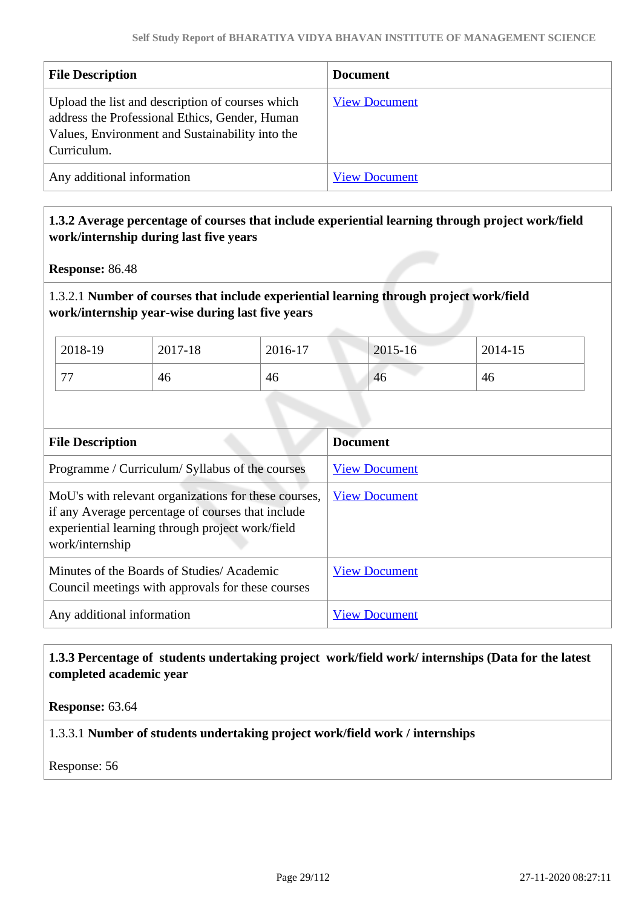| File Description | Document |
|---|---|
| Upload the list and description of courses which address the Professional Ethics, Gender, Human Values, Environment and Sustainability into the Curriculum. | View Document |
| Any additional information | View Document |

**1.3.2 Average percentage of courses that include experiential learning through project work/field work/internship during last five years**

**Response:** 86.48

1.3.2.1 **Number of courses that include experiential learning through project work/field work/internship year-wise during last five years**

| 2018-19 | 2017-18 | 2016-17 | 2015-16 | 2014-15 |
|---|---|---|---|---|
| 77 | 46 | 46 | 46 | 46 |

| File Description | Document |
|---|---|
| Programme / Curriculum/ Syllabus of the courses | View Document |
| MoU's with relevant organizations for these courses, if any Average percentage of courses that include experiential learning through project work/field work/internship | View Document |
| Minutes of the Boards of Studies/ Academic Council meetings with approvals for these courses | View Document |
| Any additional information | View Document |

**1.3.3 Percentage of students undertaking project work/field work/ internships (Data for the latest completed academic year**

**Response:** 63.64

1.3.3.1 **Number of students undertaking project work/field work / internships**

Response: 56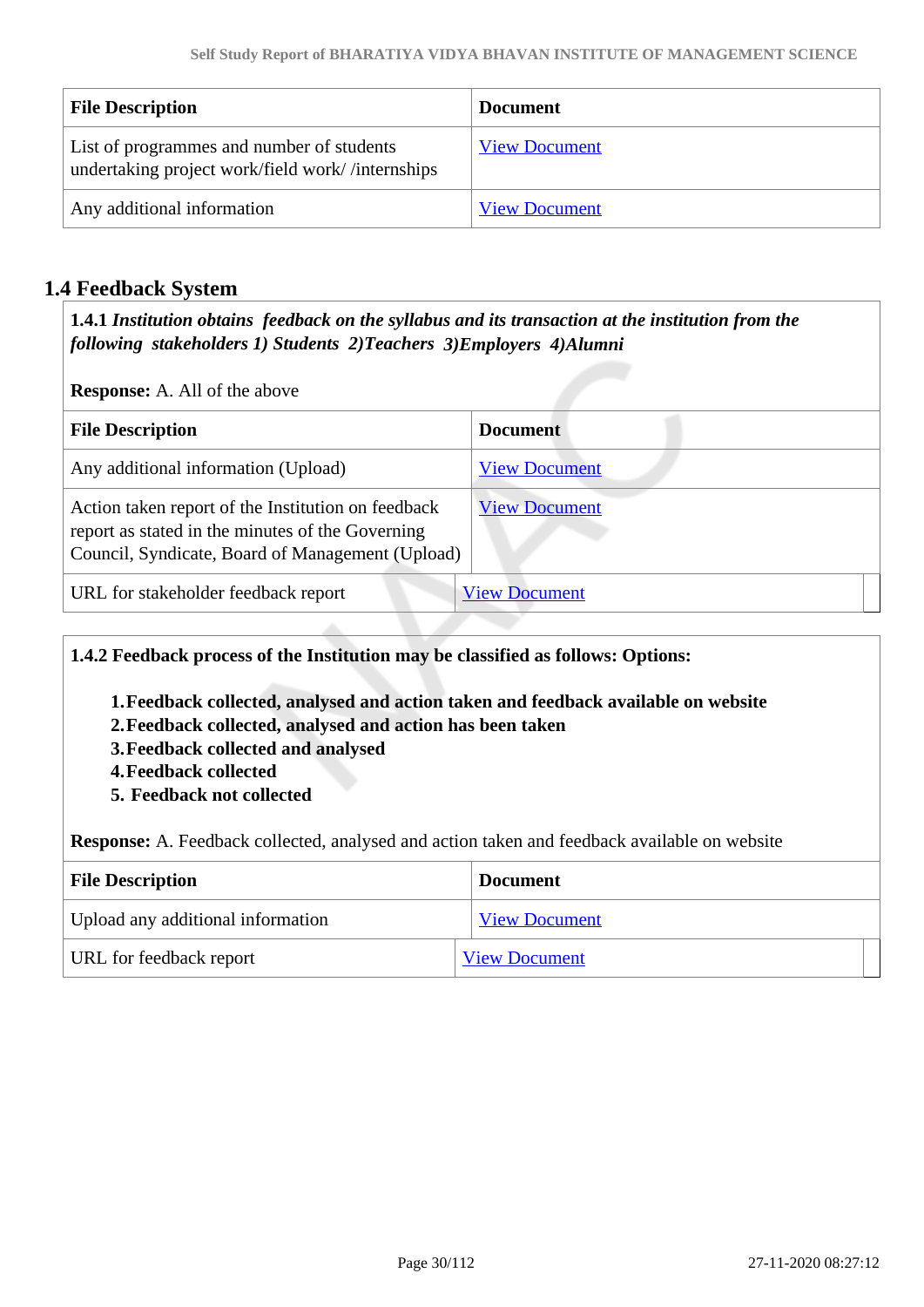| File Description | Document |
|---|---|
| List of programmes and number of students undertaking project work/field work/ /internships | View Document |
| Any additional information | View Document |

## 1.4 Feedback System

**1.4.1** ***Institution obtains feedback on the syllabus and its transaction at the institution from the following stakeholders 1) Students 2)Teachers 3)Employers 4)Alumni***

**Response:** A. All of the above

| File Description | Document |
|---|---|
| Any additional information (Upload) | View Document |
| Action taken report of the Institution on feedback report as stated in the minutes of the Governing Council, Syndicate, Board of Management (Upload) | View Document |
| URL for stakeholder feedback report | View Document |

**1.4.2 Feedback process of the Institution may be classified as follows: Options:**

1. **Feedback collected, analysed and action taken and feedback available on website**
2. **Feedback collected, analysed and action has been taken**
3. **Feedback collected and analysed**
4. **Feedback collected**
5. **Feedback not collected**

**Response:** A. Feedback collected, analysed and action taken and feedback available on website

| File Description | Document |
|---|---|
| Upload any additional information | View Document |
| URL for feedback report | View Document |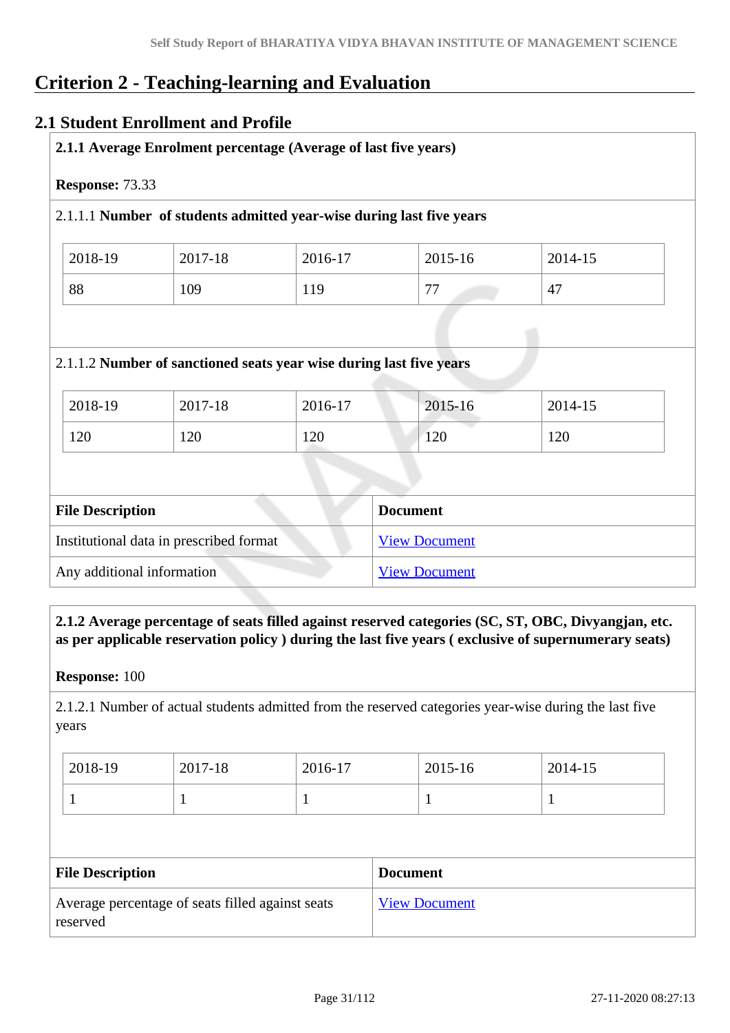# Criterion 2 - Teaching-learning and Evaluation

## 2.1 Student Enrollment and Profile

**2.1.1 Average Enrolment percentage (Average of last five years)**

**Response:** 73.33

2.1.1.1 **Number of students admitted year-wise during last five years**

| 2018-19 | 2017-18 | 2016-17 | 2015-16 | 2014-15 |
|---|---|---|---|---|
| 88 | 109 | 119 | 77 | 47 |

2.1.1.2 **Number of sanctioned seats year wise during last five years**

| 2018-19 | 2017-18 | 2016-17 | 2015-16 | 2014-15 |
|---|---|---|---|---|
| 120 | 120 | 120 | 120 | 120 |

| File Description | Document |
|---|---|
| Institutional data in prescribed format | View Document |
| Any additional information | View Document |

**2.1.2 Average percentage of seats filled against reserved categories (SC, ST, OBC, Divyangjan, etc. as per applicable reservation policy ) during the last five years ( exclusive of supernumerary seats)**

**Response:** 100

2.1.2.1 Number of actual students admitted from the reserved categories year-wise during the last five years

| 2018-19 | 2017-18 | 2016-17 | 2015-16 | 2014-15 |
|---|---|---|---|---|
| 1 | 1 | 1 | 1 | 1 |

| File Description | Document |
|---|---|
| Average percentage of seats filled against seats reserved | View Document |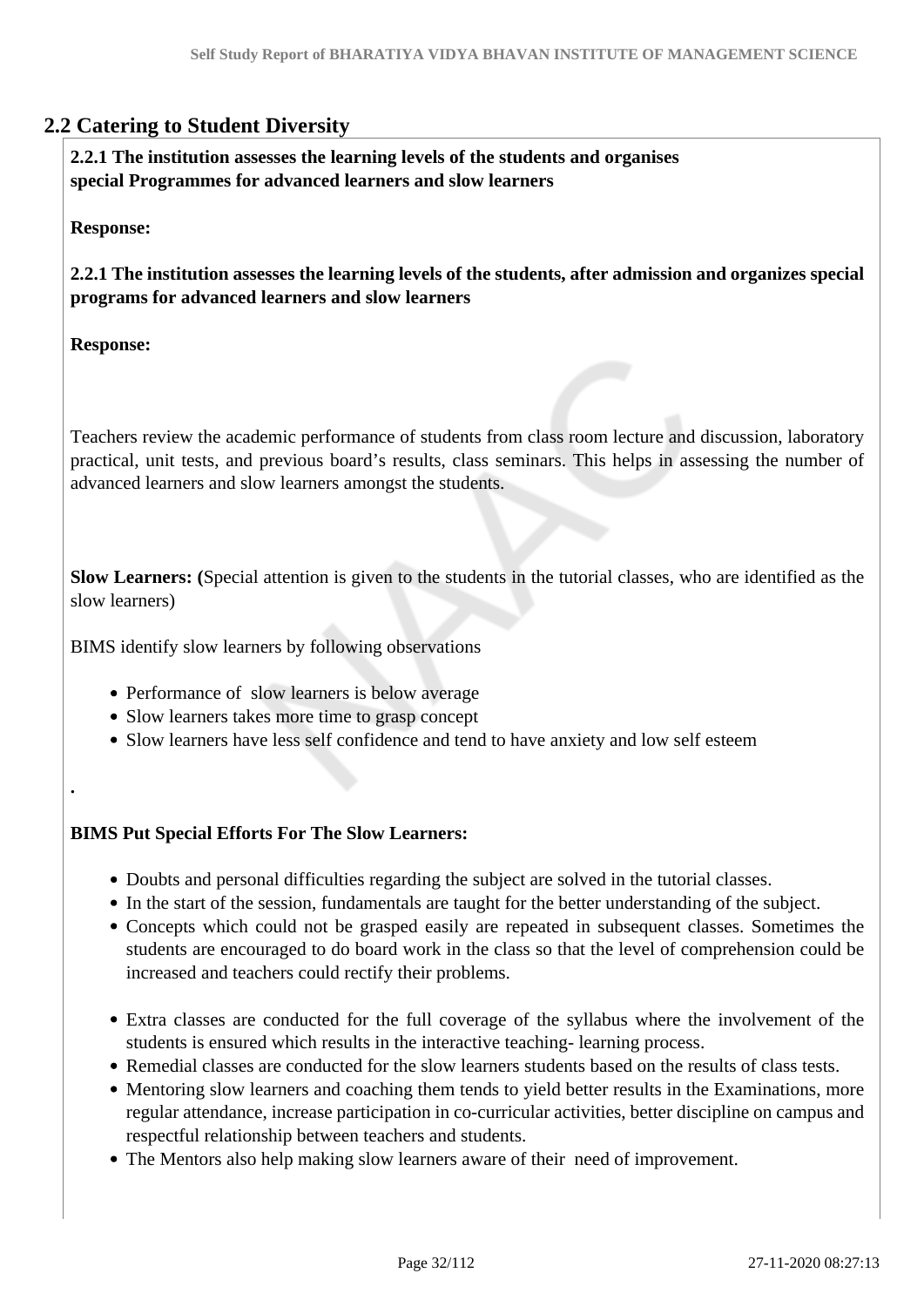## 2.2 Catering to Student Diversity

**2.2.1 The institution assesses the learning levels of the students and organises special Programmes for advanced learners and slow learners**

**Response:**

**2.2.1 The institution assesses the learning levels of the students, after admission and organizes special programs for advanced learners and slow learners**

**Response:**

Teachers review the academic performance of students from class room lecture and discussion, laboratory practical, unit tests, and previous board's results, class seminars. This helps in assessing the number of advanced learners and slow learners amongst the students.

**Slow Learners: (**Special attention is given to the students in the tutorial classes, who are identified as the slow learners)

BIMS identify slow learners by following observations

- Performance of slow learners is below average
- Slow learners takes more time to grasp concept
- Slow learners have less self confidence and tend to have anxiety and low self esteem

.

**BIMS Put Special Efforts For The Slow Learners:**

- Doubts and personal difficulties regarding the subject are solved in the tutorial classes.
- In the start of the session, fundamentals are taught for the better understanding of the subject.
- Concepts which could not be grasped easily are repeated in subsequent classes. Sometimes the students are encouraged to do board work in the class so that the level of comprehension could be increased and teachers could rectify their problems.

- Extra classes are conducted for the full coverage of the syllabus where the involvement of the students is ensured which results in the interactive teaching- learning process.
- Remedial classes are conducted for the slow learners students based on the results of class tests.
- Mentoring slow learners and coaching them tends to yield better results in the Examinations, more regular attendance, increase participation in co-curricular activities, better discipline on campus and respectful relationship between teachers and students.
- The Mentors also help making slow learners aware of their need of improvement.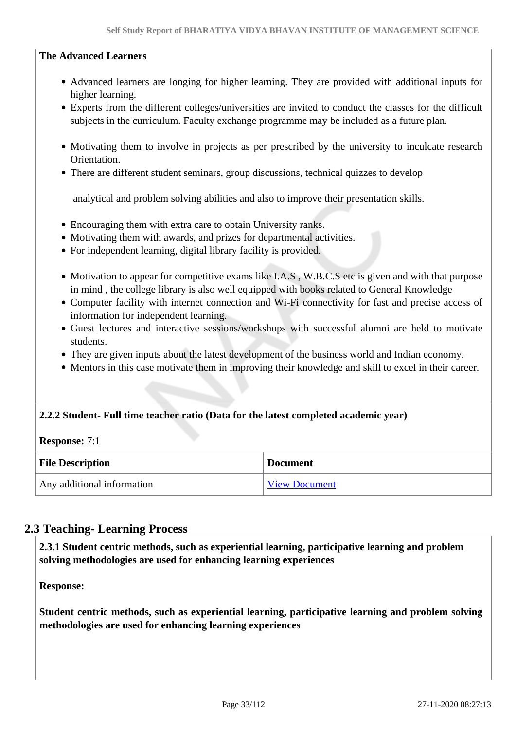**The Advanced Learners**

- Advanced learners are longing for higher learning. They are provided with additional inputs for higher learning.
- Experts from the different colleges/universities are invited to conduct the classes for the difficult subjects in the curriculum. Faculty exchange programme may be included as a future plan.

- Motivating them to involve in projects as per prescribed by the university to inculcate research Orientation.
- There are different student seminars, group discussions, technical quizzes to develop

analytical and problem solving abilities and also to improve their presentation skills.

- Encouraging them with extra care to obtain University ranks.
- Motivating them with awards, and prizes for departmental activities.
- For independent learning, digital library facility is provided.

- Motivation to appear for competitive exams like I.A.S , W.B.C.S etc is given and with that purpose in mind , the college library is also well equipped with books related to General Knowledge
- Computer facility with internet connection and Wi-Fi connectivity for fast and precise access of information for independent learning.
- Guest lectures and interactive sessions/workshops with successful alumni are held to motivate students.
- They are given inputs about the latest development of the business world and Indian economy.
- Mentors in this case motivate them in improving their knowledge and skill to excel in their career.

**2.2.2 Student- Full time teacher ratio (Data for the latest completed academic year)**

**Response:** 7:1

| File Description | Document |
|---|---|
| Any additional information | View Document |

## 2.3 Teaching- Learning Process

**2.3.1 Student centric methods, such as experiential learning, participative learning and problem solving methodologies are used for enhancing learning experiences**

**Response:**

**Student centric methods, such as experiential learning, participative learning and problem solving methodologies are used for enhancing learning experiences**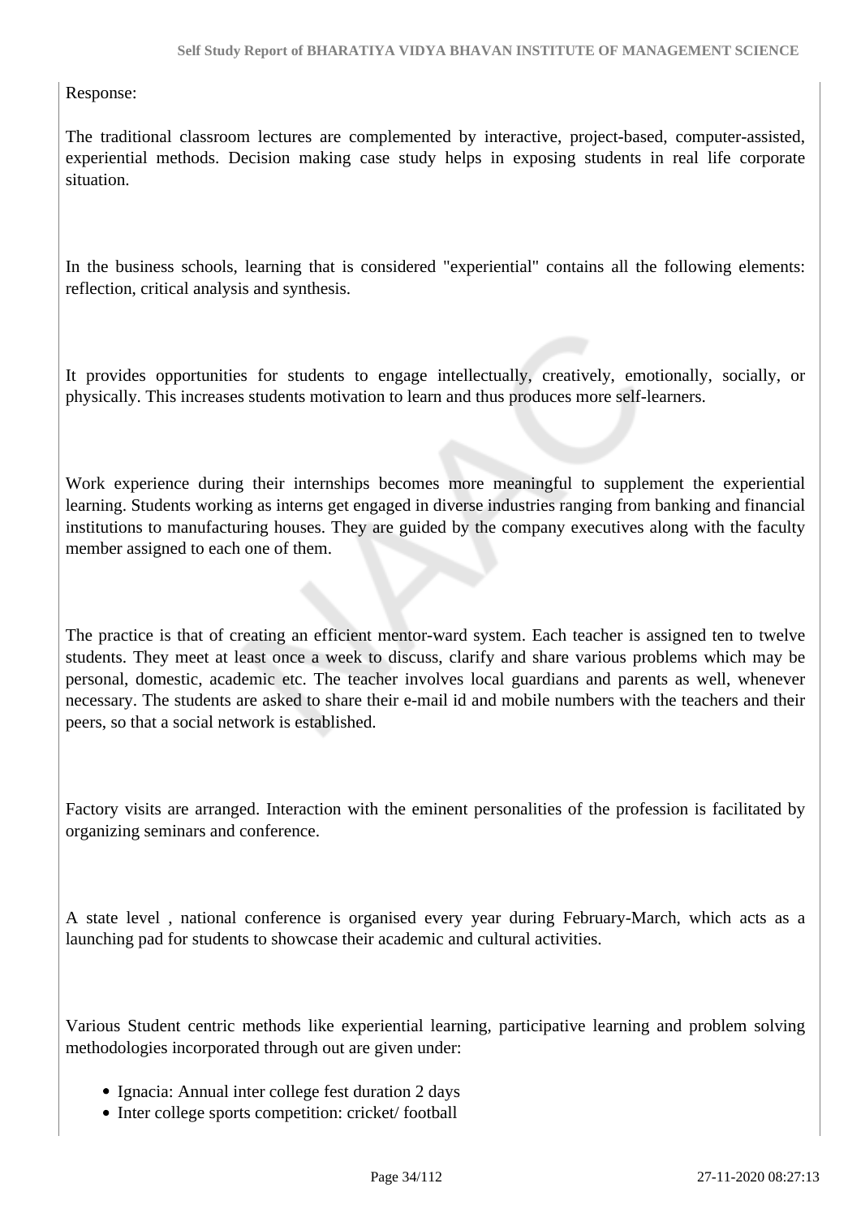Response:

The traditional classroom lectures are complemented by interactive, project-based, computer-assisted, experiential methods. Decision making case study helps in exposing students in real life corporate situation.

In the business schools, learning that is considered "experiential" contains all the following elements: reflection, critical analysis and synthesis.

It provides opportunities for students to engage intellectually, creatively, emotionally, socially, or physically. This increases students motivation to learn and thus produces more self-learners.

Work experience during their internships becomes more meaningful to supplement the experiential learning. Students working as interns get engaged in diverse industries ranging from banking and financial institutions to manufacturing houses. They are guided by the company executives along with the faculty member assigned to each one of them.

The practice is that of creating an efficient mentor-ward system. Each teacher is assigned ten to twelve students. They meet at least once a week to discuss, clarify and share various problems which may be personal, domestic, academic etc. The teacher involves local guardians and parents as well, whenever necessary. The students are asked to share their e-mail id and mobile numbers with the teachers and their peers, so that a social network is established.

Factory visits are arranged. Interaction with the eminent personalities of the profession is facilitated by organizing seminars and conference.

A state level , national conference is organised every year during February-March, which acts as a launching pad for students to showcase their academic and cultural activities.

Various Student centric methods like experiential learning, participative learning and problem solving methodologies incorporated through out are given under:

- Ignacia: Annual inter college fest duration 2 days
- Inter college sports competition: cricket/ football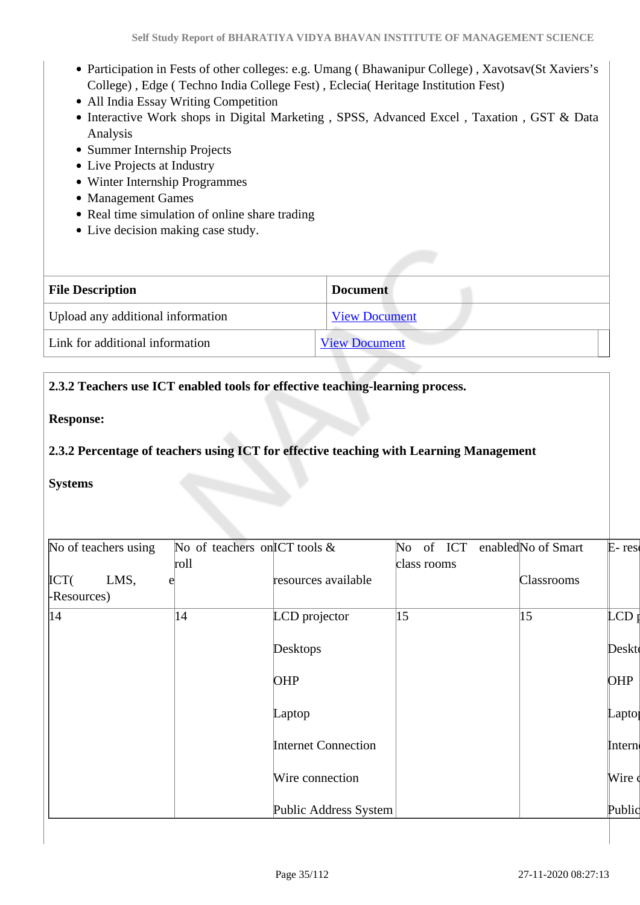- Participation in Fests of other colleges: e.g. Umang ( Bhawanipur College) , Xavotsav(St Xaviers's College) , Edge ( Techno India College Fest) , Eclecia( Heritage Institution Fest)
- All India Essay Writing Competition
- Interactive Work shops in Digital Marketing , SPSS, Advanced Excel , Taxation , GST & Data Analysis
- Summer Internship Projects
- Live Projects at Industry
- Winter Internship Programmes
- Management Games
- Real time simulation of online share trading
- Live decision making case study.

| File Description | Document |
|---|---|
| Upload any additional information | View Document |
| Link for additional information | View Document |

**2.3.2 Teachers use ICT enabled tools for effective teaching-learning process.**

**Response:**

**2.3.2 Percentage of teachers using ICT for effective teaching with Learning Management Systems**

| No of teachers using ICT( LMS, e-Resources) | No of teachers on roll | ICT tools & resources available | No of ICT enabled class rooms | No of Smart Classrooms | E- res |
|---|---|---|---|---|---|
| 14 | 14 | LCD projector<br>Desktops<br>OHP<br>Laptop<br>Internet Connection<br>Wire connection<br>Public Address System | 15 | 15 | LCD p<br>Deskto<br>OHP<br>Laptop<br>Interne<br>Wire c<br>Public |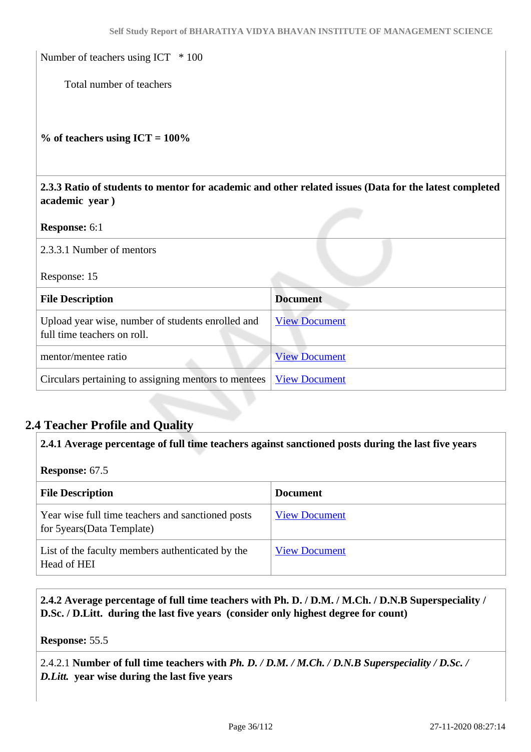Number of teachers using ICT   * 100

Total number of teachers

**% of teachers using ICT = 100%**

**2.3.3 Ratio of students to mentor for academic and other related issues (Data for the latest completed academic year )**

**Response:** 6:1

2.3.3.1 Number of mentors

Response: 15

| **File Description** | **Document** |
|---|---|
| Upload year wise, number of students enrolled and full time teachers on roll. | View Document |
| mentor/mentee ratio | View Document |
| Circulars pertaining to assigning mentors to mentees | View Document |

## 2.4 Teacher Profile and Quality

**2.4.1 Average percentage of full time teachers against sanctioned posts during the last five years**

**Response:** 67.5

| **File Description** | **Document** |
|---|---|
| Year wise full time teachers and sanctioned posts for 5years(Data Template) | View Document |
| List of the faculty members authenticated by the Head of HEI | View Document |

**2.4.2 Average percentage of full time teachers with Ph. D. / D.M. / M.Ch. / D.N.B Superspeciality / D.Sc. / D.Litt. during the last five years (consider only highest degree for count)**

**Response:** 55.5

2.4.2.1 **Number of full time teachers with** ***Ph. D. / D.M. / M.Ch. / D.N.B Superspeciality / D.Sc. / D.Litt.*** **year wise during the last five years**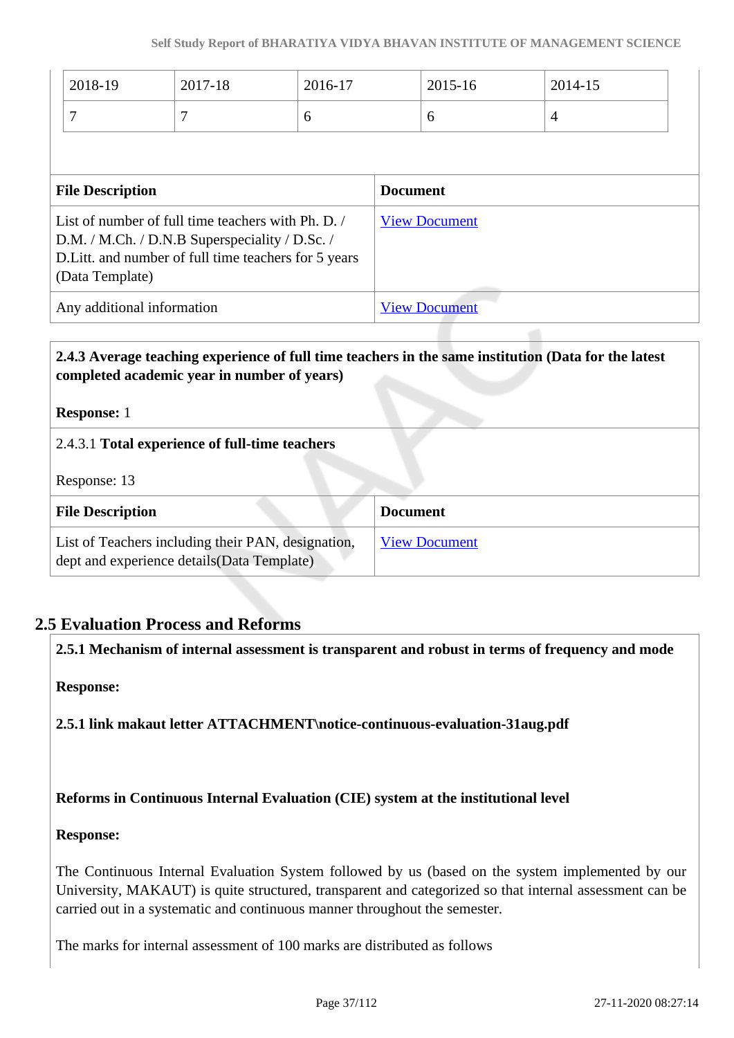| 2018-19 | 2017-18 | 2016-17 | 2015-16 | 2014-15 |
|---|---|---|---|---|
| 7 | 7 | 6 | 6 | 4 |

| File Description | Document |
|---|---|
| List of number of full time teachers with Ph. D. / D.M. / M.Ch. / D.N.B Superspeciality / D.Sc. / D.Litt. and number of full time teachers for 5 years (Data Template) | View Document |
| Any additional information | View Document |

**2.4.3 Average teaching experience of full time teachers in the same institution (Data for the latest completed academic year in number of years)**

**Response:** 1

2.4.3.1 **Total experience of full-time teachers**

Response: 13

| File Description | Document |
|---|---|
| List of Teachers including their PAN, designation, dept and experience details(Data Template) | View Document |

## 2.5 Evaluation Process and Reforms

**2.5.1 Mechanism of internal assessment is transparent and robust in terms of frequency and mode**

**Response:**

**2.5.1 link makaut letter ATTACHMENT\notice-continuous-evaluation-31aug.pdf**

**Reforms in Continuous Internal Evaluation (CIE) system at the institutional level**

**Response:**

The Continuous Internal Evaluation System followed by us (based on the system implemented by our University, MAKAUT) is quite structured, transparent and categorized so that internal assessment can be carried out in a systematic and continuous manner throughout the semester.

The marks for internal assessment of 100 marks are distributed as follows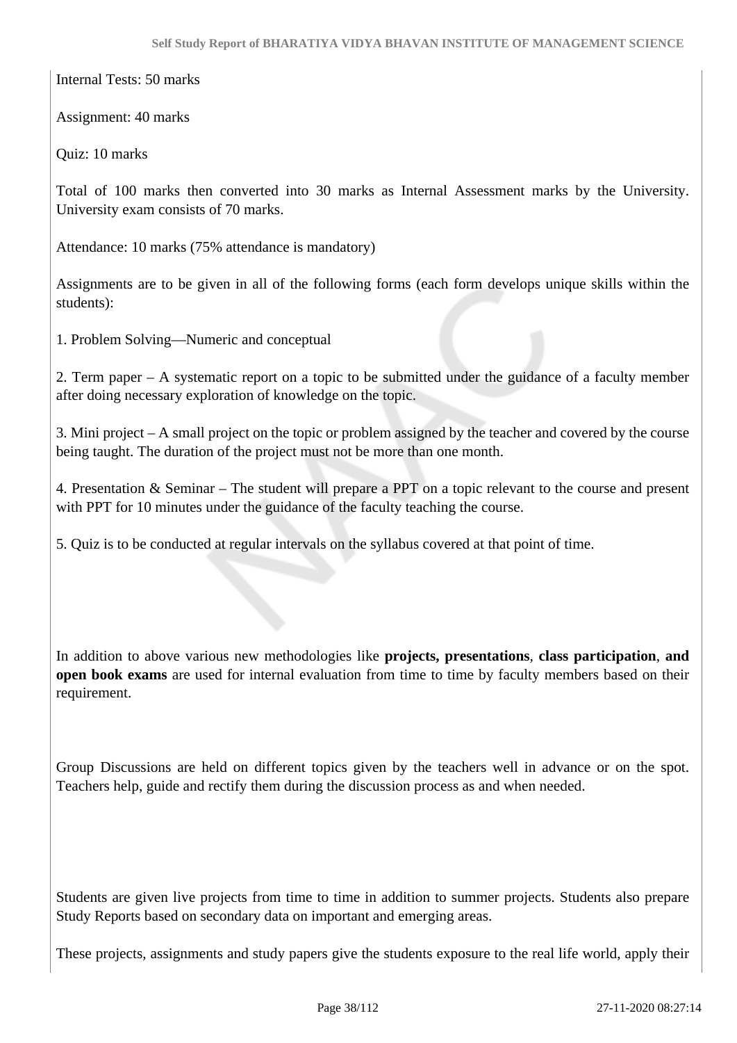Internal Tests: 50 marks

Assignment: 40 marks

Quiz: 10 marks

Total of 100 marks then converted into 30 marks as Internal Assessment marks by the University. University exam consists of 70 marks.

Attendance: 10 marks (75% attendance is mandatory)

Assignments are to be given in all of the following forms (each form develops unique skills within the students):

1. Problem Solving—Numeric and conceptual

2. Term paper – A systematic report on a topic to be submitted under the guidance of a faculty member after doing necessary exploration of knowledge on the topic.

3. Mini project – A small project on the topic or problem assigned by the teacher and covered by the course being taught. The duration of the project must not be more than one month.

4. Presentation & Seminar – The student will prepare a PPT on a topic relevant to the course and present with PPT for 10 minutes under the guidance of the faculty teaching the course.

5. Quiz is to be conducted at regular intervals on the syllabus covered at that point of time.

In addition to above various new methodologies like **projects, presentations**, **class participation**, **and open book exams** are used for internal evaluation from time to time by faculty members based on their requirement.

Group Discussions are held on different topics given by the teachers well in advance or on the spot. Teachers help, guide and rectify them during the discussion process as and when needed.

Students are given live projects from time to time in addition to summer projects. Students also prepare Study Reports based on secondary data on important and emerging areas.

These projects, assignments and study papers give the students exposure to the real life world, apply their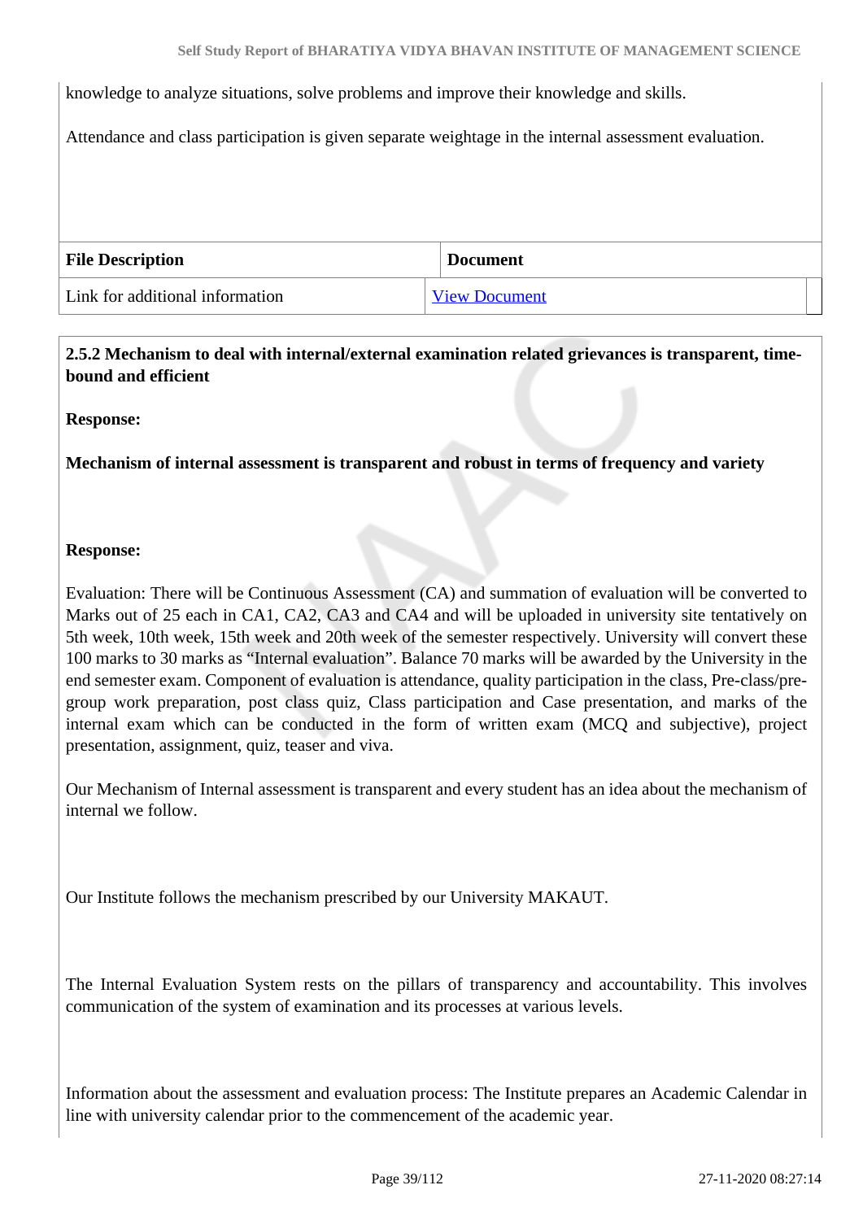knowledge to analyze situations, solve problems and improve their knowledge and skills.

Attendance and class participation is given separate weightage in the internal assessment evaluation.

| File Description | Document |
|---|---|
| Link for additional information | View Document |

**2.5.2 Mechanism to deal with internal/external examination related grievances is transparent, time-bound and efficient**

**Response:**

**Mechanism of internal assessment is transparent and robust in terms of frequency and variety**

**Response:**

Evaluation: There will be Continuous Assessment (CA) and summation of evaluation will be converted to Marks out of 25 each in CA1, CA2, CA3 and CA4 and will be uploaded in university site tentatively on 5th week, 10th week, 15th week and 20th week of the semester respectively. University will convert these 100 marks to 30 marks as "Internal evaluation". Balance 70 marks will be awarded by the University in the end semester exam. Component of evaluation is attendance, quality participation in the class, Pre-class/pre-group work preparation, post class quiz, Class participation and Case presentation, and marks of the internal exam which can be conducted in the form of written exam (MCQ and subjective), project presentation, assignment, quiz, teaser and viva.

Our Mechanism of Internal assessment is transparent and every student has an idea about the mechanism of internal we follow.

Our Institute follows the mechanism prescribed by our University MAKAUT.

The Internal Evaluation System rests on the pillars of transparency and accountability. This involves communication of the system of examination and its processes at various levels.

Information about the assessment and evaluation process: The Institute prepares an Academic Calendar in line with university calendar prior to the commencement of the academic year.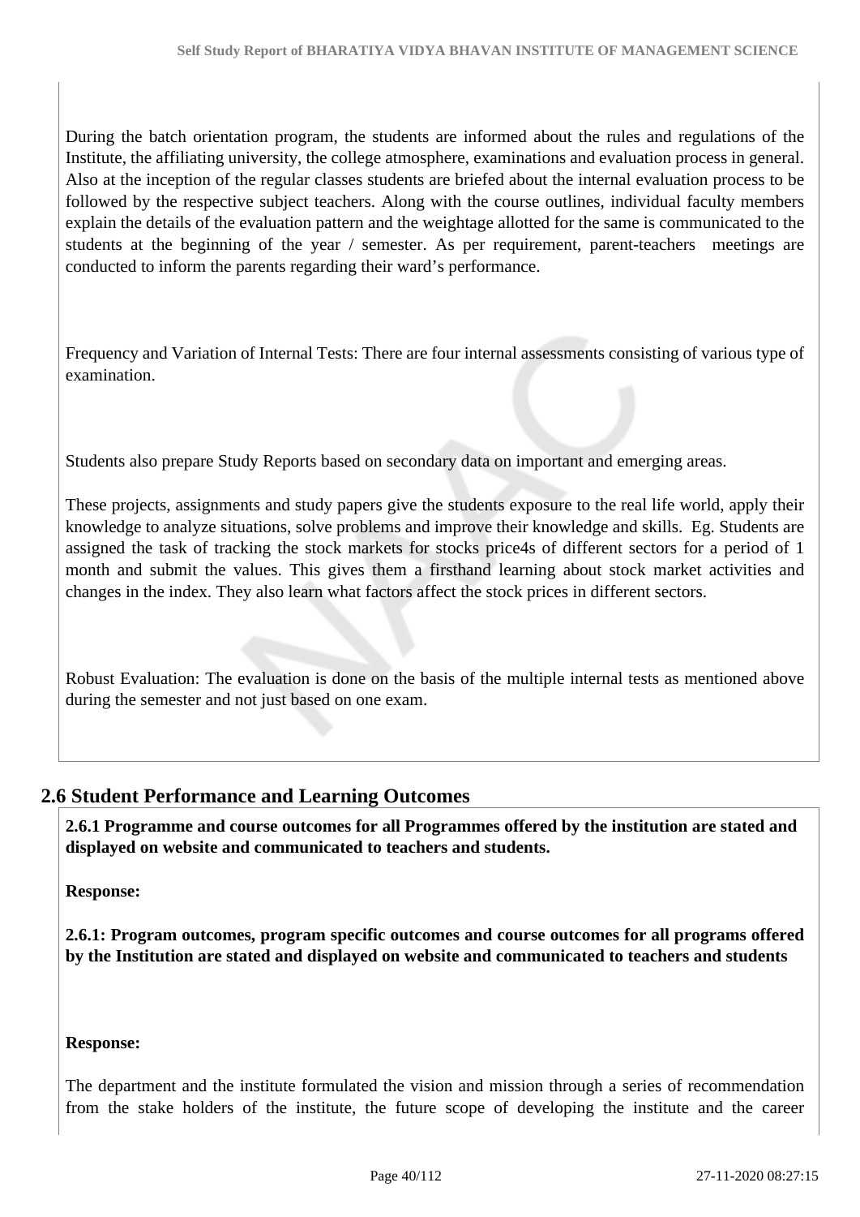During the batch orientation program, the students are informed about the rules and regulations of the Institute, the affiliating university, the college atmosphere, examinations and evaluation process in general. Also at the inception of the regular classes students are briefed about the internal evaluation process to be followed by the respective subject teachers. Along with the course outlines, individual faculty members explain the details of the evaluation pattern and the weightage allotted for the same is communicated to the students at the beginning of the year / semester. As per requirement, parent-teachers meetings are conducted to inform the parents regarding their ward's performance.

Frequency and Variation of Internal Tests: There are four internal assessments consisting of various type of examination.

Students also prepare Study Reports based on secondary data on important and emerging areas.

These projects, assignments and study papers give the students exposure to the real life world, apply their knowledge to analyze situations, solve problems and improve their knowledge and skills. Eg. Students are assigned the task of tracking the stock markets for stocks price4s of different sectors for a period of 1 month and submit the values. This gives them a firsthand learning about stock market activities and changes in the index. They also learn what factors affect the stock prices in different sectors.

Robust Evaluation: The evaluation is done on the basis of the multiple internal tests as mentioned above during the semester and not just based on one exam.

## 2.6 Student Performance and Learning Outcomes

**2.6.1 Programme and course outcomes for all Programmes offered by the institution are stated and displayed on website and communicated to teachers and students.**

**Response:**

**2.6.1: Program outcomes, program specific outcomes and course outcomes for all programs offered by the Institution are stated and displayed on website and communicated to teachers and students**

**Response:**

The department and the institute formulated the vision and mission through a series of recommendation from the stake holders of the institute, the future scope of developing the institute and the career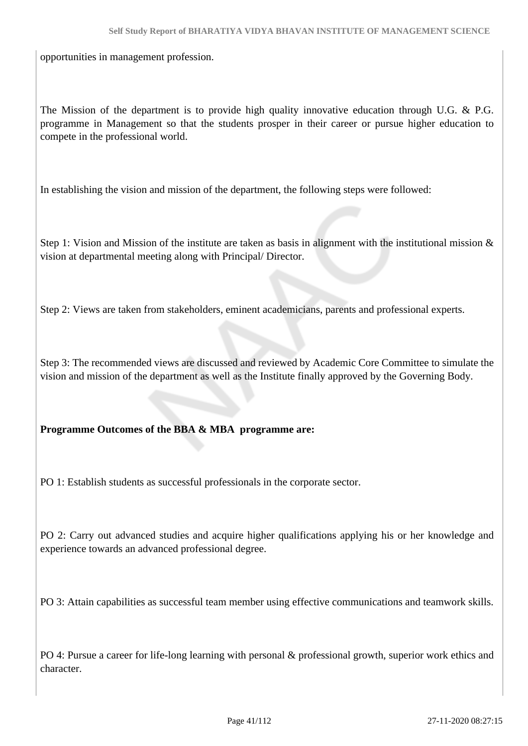opportunities in management profession.

The Mission of the department is to provide high quality innovative education through U.G. & P.G. programme in Management so that the students prosper in their career or pursue higher education to compete in the professional world.

In establishing the vision and mission of the department, the following steps were followed:

Step 1: Vision and Mission of the institute are taken as basis in alignment with the institutional mission & vision at departmental meeting along with Principal/ Director.

Step 2: Views are taken from stakeholders, eminent academicians, parents and professional experts.

Step 3: The recommended views are discussed and reviewed by Academic Core Committee to simulate the vision and mission of the department as well as the Institute finally approved by the Governing Body.

**Programme Outcomes of the BBA & MBA programme are:**

PO 1: Establish students as successful professionals in the corporate sector.

PO 2: Carry out advanced studies and acquire higher qualifications applying his or her knowledge and experience towards an advanced professional degree.

PO 3: Attain capabilities as successful team member using effective communications and teamwork skills.

PO 4: Pursue a career for life-long learning with personal & professional growth, superior work ethics and character.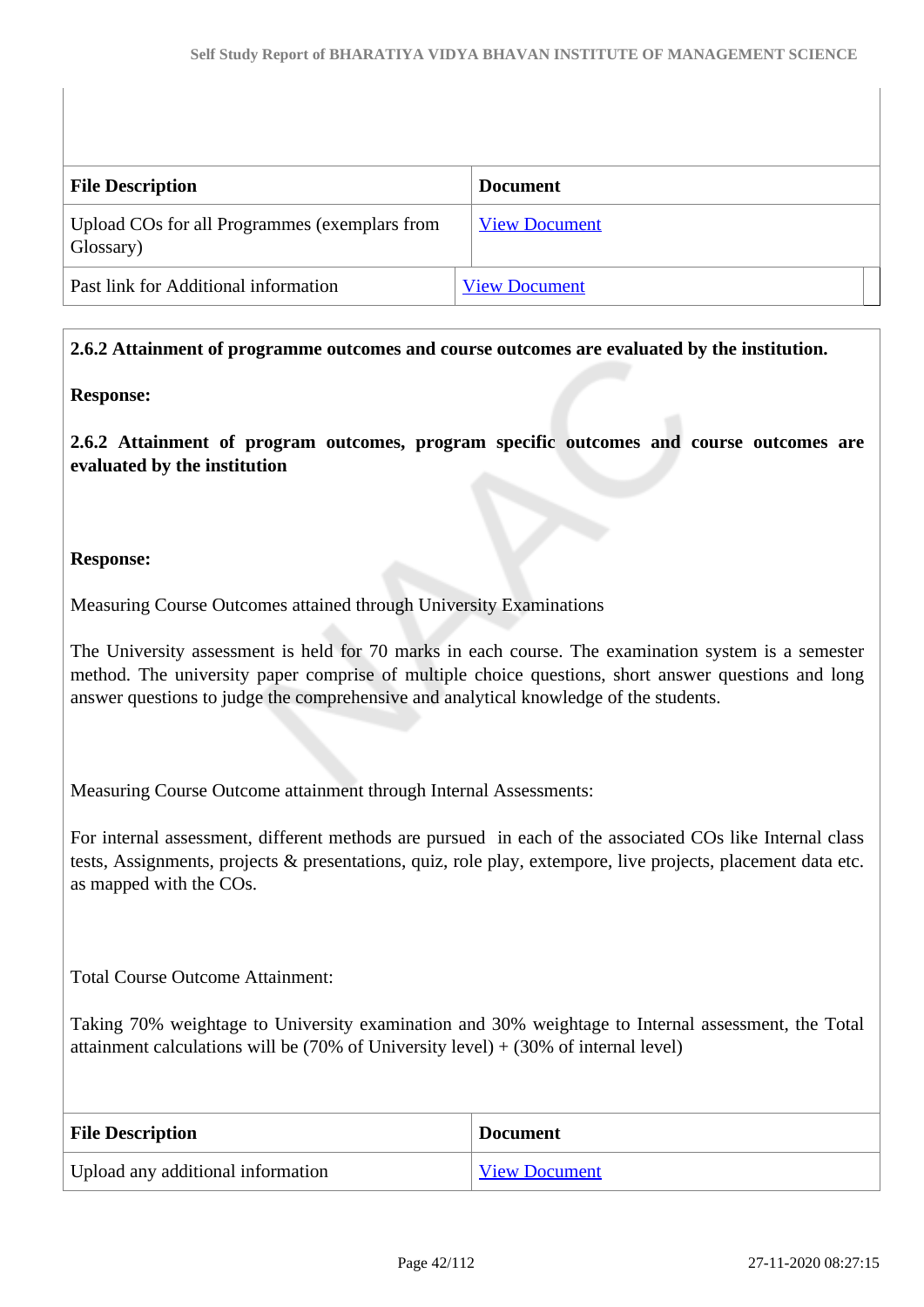| File Description | Document |
|---|---|
| Upload COs for all Programmes (exemplars from Glossary) | View Document |
| Past link for Additional information | View Document |

**2.6.2 Attainment of programme outcomes and course outcomes are evaluated by the institution.**

**Response:**

**2.6.2 Attainment of program outcomes, program specific outcomes and course outcomes are evaluated by the institution**

**Response:**

Measuring Course Outcomes attained through University Examinations

The University assessment is held for 70 marks in each course. The examination system is a semester method. The university paper comprise of multiple choice questions, short answer questions and long answer questions to judge the comprehensive and analytical knowledge of the students.

Measuring Course Outcome attainment through Internal Assessments:

For internal assessment, different methods are pursued in each of the associated COs like Internal class tests, Assignments, projects & presentations, quiz, role play, extempore, live projects, placement data etc. as mapped with the COs.

Total Course Outcome Attainment:

Taking 70% weightage to University examination and 30% weightage to Internal assessment, the Total attainment calculations will be (70% of University level) + (30% of internal level)

| File Description | Document |
|---|---|
| Upload any additional information | View Document |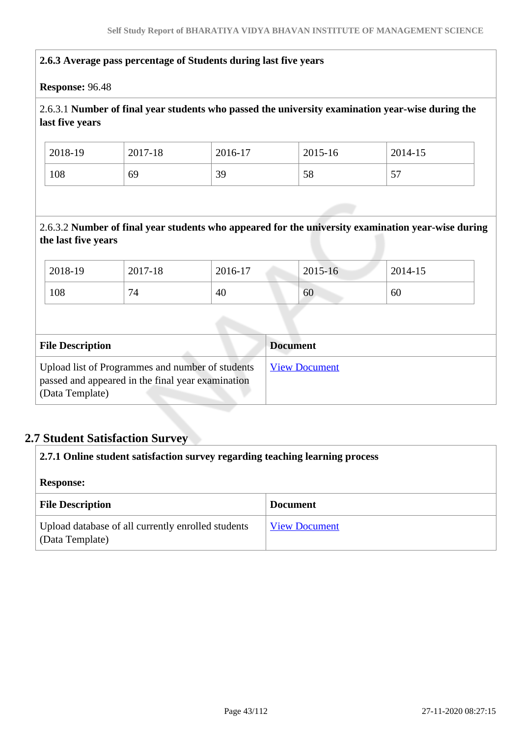**2.6.3 Average pass percentage of Students during last five years**

**Response:** 96.48

2.6.3.1 **Number of final year students who passed the university examination year-wise during the last five years**

| 2018-19 | 2017-18 | 2016-17 | 2015-16 | 2014-15 |
|---|---|---|---|---|
| 108 | 69 | 39 | 58 | 57 |

2.6.3.2 **Number of final year students who appeared for the university examination year-wise during the last five years**

| 2018-19 | 2017-18 | 2016-17 | 2015-16 | 2014-15 |
|---|---|---|---|---|
| 108 | 74 | 40 | 60 | 60 |

| File Description | Document |
|---|---|
| Upload list of Programmes and number of students passed and appeared in the final year examination (Data Template) | View Document |

## 2.7 Student Satisfaction Survey

**2.7.1 Online student satisfaction survey regarding teaching learning process**

**Response:**

| File Description | Document |
|---|---|
| Upload database of all currently enrolled students (Data Template) | View Document |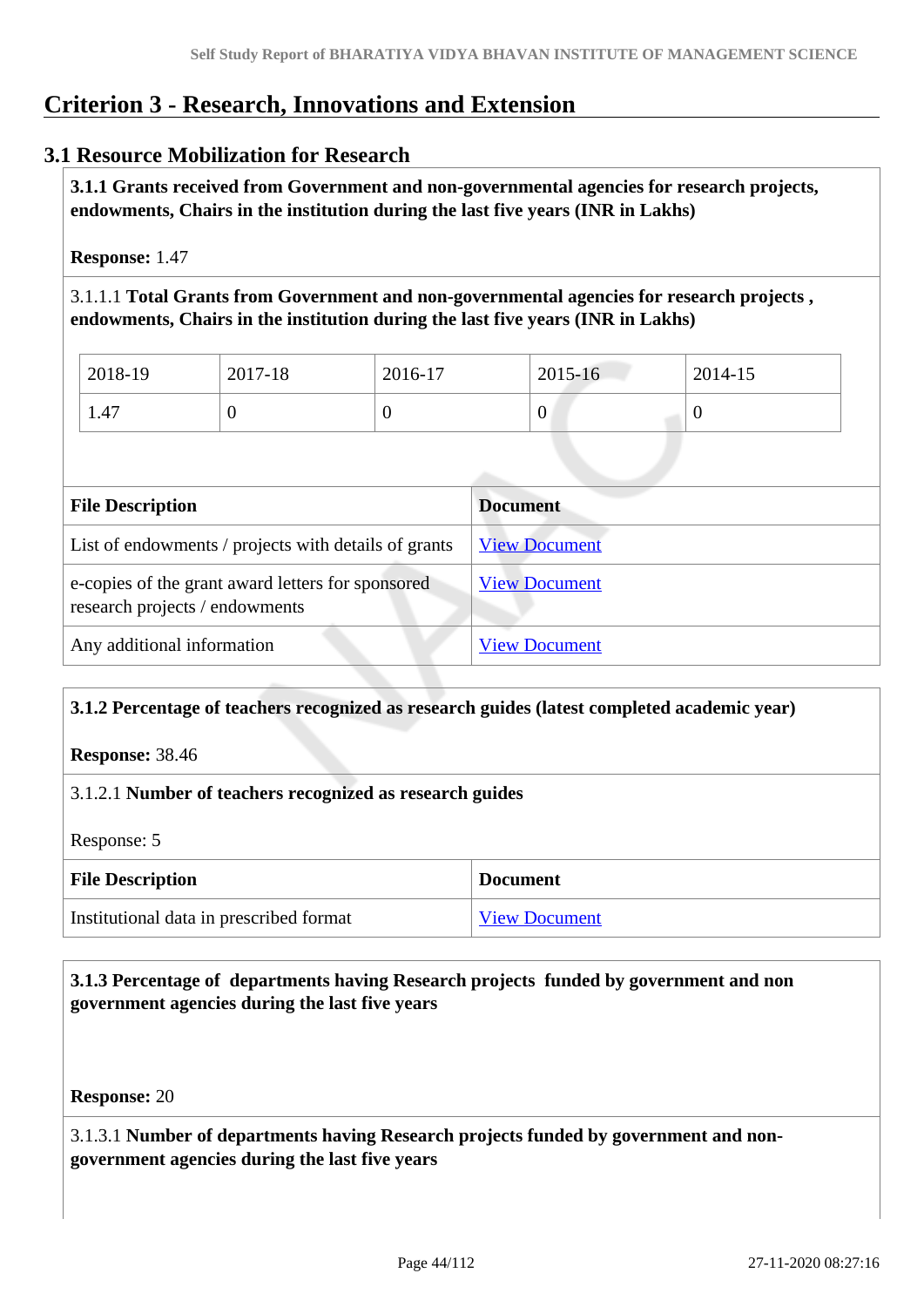# Criterion 3 - Research, Innovations and Extension

## 3.1 Resource Mobilization for Research

**3.1.1 Grants received from Government and non-governmental agencies for research projects, endowments, Chairs in the institution during the last five years (INR in Lakhs)**

**Response:** 1.47

3.1.1.1 **Total Grants from Government and non-governmental agencies for research projects , endowments, Chairs in the institution during the last five years (INR in Lakhs)**

| 2018-19 | 2017-18 | 2016-17 | 2015-16 | 2014-15 |
|---|---|---|---|---|
| 1.47 | 0 | 0 | 0 | 0 |

| File Description | Document |
|---|---|
| List of endowments / projects with details of grants | View Document |
| e-copies of the grant award letters for sponsored research projects / endowments | View Document |
| Any additional information | View Document |

**3.1.2 Percentage of teachers recognized as research guides (latest completed academic year)**

**Response:** 38.46

3.1.2.1 **Number of teachers recognized as research guides**

Response: 5

| File Description | Document |
|---|---|
| Institutional data in prescribed format | View Document |

**3.1.3 Percentage of departments having Research projects funded by government and non government agencies during the last five years**

**Response:** 20

3.1.3.1 **Number of departments having Research projects funded by government and non-government agencies during the last five years**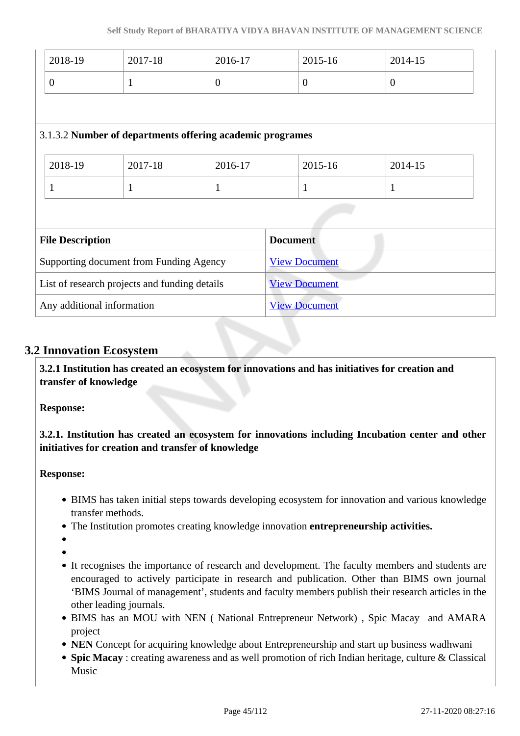| 2018-19 | 2017-18 | 2016-17 | 2015-16 | 2014-15 |
|---|---|---|---|---|
| 0 | 1 | 0 | 0 | 0 |

3.1.3.2 **Number of departments offering academic programes**

| 2018-19 | 2017-18 | 2016-17 | 2015-16 | 2014-15 |
|---|---|---|---|---|
| 1 | 1 | 1 | 1 | 1 |

| File Description | Document |
|---|---|
| Supporting document from Funding Agency | View Document |
| List of research projects and funding details | View Document |
| Any additional information | View Document |

## 3.2 Innovation Ecosystem

**3.2.1 Institution has created an ecosystem for innovations and has initiatives for creation and transfer of knowledge**

**Response:**

**3.2.1. Institution has created an ecosystem for innovations including Incubation center and other initiatives for creation and transfer of knowledge**

**Response:**

- BIMS has taken initial steps towards developing ecosystem for innovation and various knowledge transfer methods.
- The Institution promotes creating knowledge innovation **entrepreneurship activities.**
- 
- 
- It recognises the importance of research and development. The faculty members and students are encouraged to actively participate in research and publication. Other than BIMS own journal 'BIMS Journal of management', students and faculty members publish their research articles in the other leading journals.
- BIMS has an MOU with NEN ( National Entrepreneur Network) , Spic Macay and AMARA project
- **NEN** Concept for acquiring knowledge about Entrepreneurship and start up business wadhwani
- **Spic Macay** : creating awareness and as well promotion of rich Indian heritage, culture & Classical Music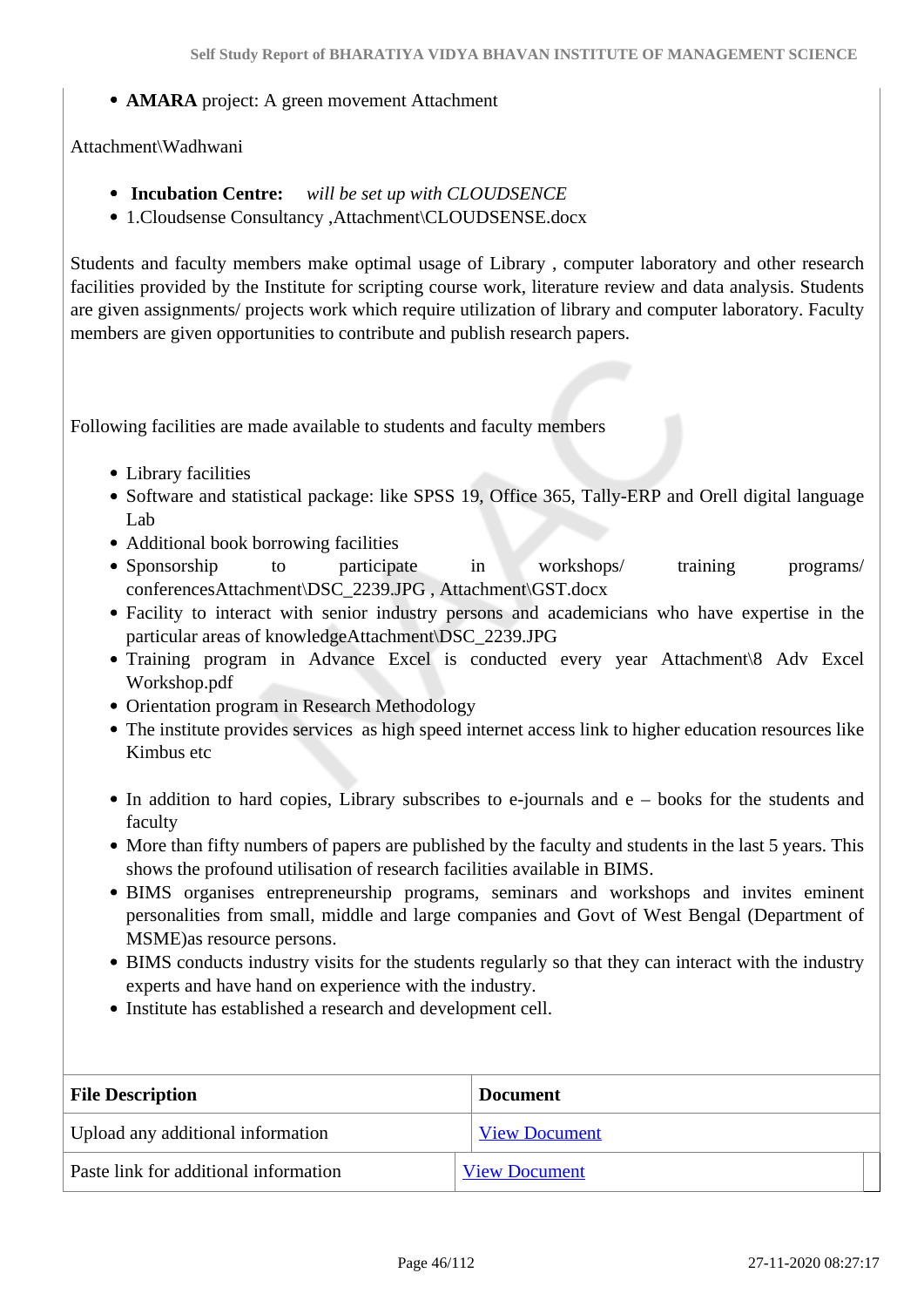- **AMARA** project: A green movement Attachment

Attachment\Wadhwani

- **Incubation Centre:** *will be set up with CLOUDSENCE*
- 1.Cloudsense Consultancy ,Attachment\CLOUDSENSE.docx

Students and faculty members make optimal usage of Library , computer laboratory and other research facilities provided by the Institute for scripting course work, literature review and data analysis. Students are given assignments/ projects work which require utilization of library and computer laboratory. Faculty members are given opportunities to contribute and publish research papers.

Following facilities are made available to students and faculty members

- Library facilities
- Software and statistical package: like SPSS 19, Office 365, Tally-ERP and Orell digital language Lab
- Additional book borrowing facilities
- Sponsorship to participate in workshops/ training programs/ conferencesAttachment\DSC_2239.JPG , Attachment\GST.docx
- Facility to interact with senior industry persons and academicians who have expertise in the particular areas of knowledgeAttachment\DSC_2239.JPG
- Training program in Advance Excel is conducted every year Attachment\8 Adv Excel Workshop.pdf
- Orientation program in Research Methodology
- The institute provides services as high speed internet access link to higher education resources like Kimbus etc

- In addition to hard copies, Library subscribes to e-journals and e – books for the students and faculty
- More than fifty numbers of papers are published by the faculty and students in the last 5 years. This shows the profound utilisation of research facilities available in BIMS.
- BIMS organises entrepreneurship programs, seminars and workshops and invites eminent personalities from small, middle and large companies and Govt of West Bengal (Department of MSME)as resource persons.
- BIMS conducts industry visits for the students regularly so that they can interact with the industry experts and have hand on experience with the industry.
- Institute has established a research and development cell.

| File Description | Document |
|---|---|
| Upload any additional information | View Document |
| Paste link for additional information | View Document |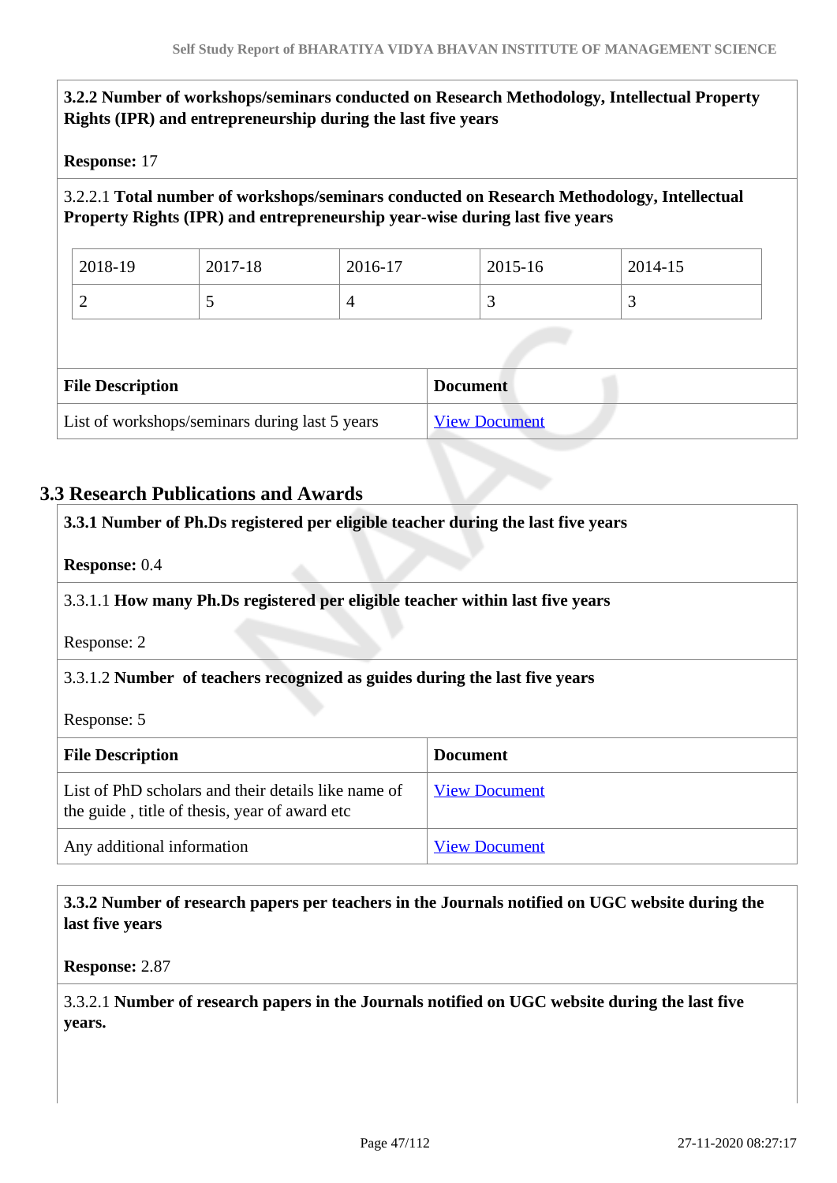**3.2.2 Number of workshops/seminars conducted on Research Methodology, Intellectual Property Rights (IPR) and entrepreneurship during the last five years**

**Response:** 17

3.2.2.1 **Total number of workshops/seminars conducted on Research Methodology, Intellectual Property Rights (IPR) and entrepreneurship year-wise during last five years**

| 2018-19 | 2017-18 | 2016-17 | 2015-16 | 2014-15 |
|---|---|---|---|---|
| 2 | 5 | 4 | 3 | 3 |

| File Description | Document |
|---|---|
| List of workshops/seminars during last 5 years | View Document |

## 3.3 Research Publications and Awards

**3.3.1 Number of Ph.Ds registered per eligible teacher during the last five years**

**Response:** 0.4

3.3.1.1 **How many Ph.Ds registered per eligible teacher within last five years**

Response: 2

3.3.1.2 **Number of teachers recognized as guides during the last five years**

Response: 5

| File Description | Document |
|---|---|
| List of PhD scholars and their details like name of the guide , title of thesis, year of award etc | View Document |
| Any additional information | View Document |

**3.3.2 Number of research papers per teachers in the Journals notified on UGC website during the last five years**

**Response:** 2.87

3.3.2.1 **Number of research papers in the Journals notified on UGC website during the last five years.**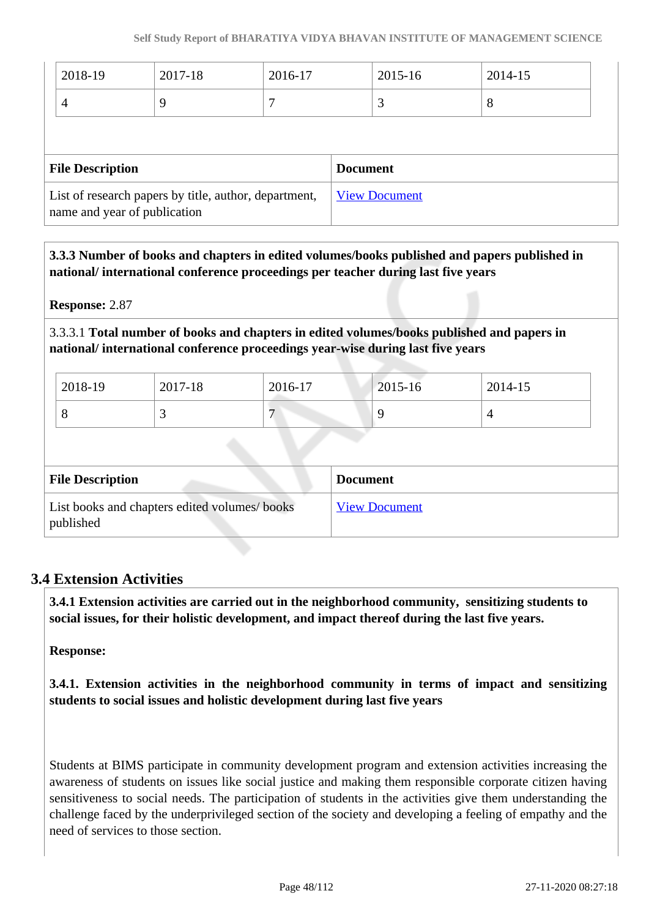| 2018-19 | 2017-18 | 2016-17 | 2015-16 | 2014-15 |
|---|---|---|---|---|
| 4 | 9 | 7 | 3 | 8 |

| File Description | Document |
|---|---|
| List of research papers by title, author, department, name and year of publication | View Document |

**3.3.3 Number of books and chapters in edited volumes/books published and papers published in national/ international conference proceedings per teacher during last five years**

**Response:** 2.87

3.3.3.1 **Total number of books and chapters in edited volumes/books published and papers in national/ international conference proceedings year-wise during last five years**

| 2018-19 | 2017-18 | 2016-17 | 2015-16 | 2014-15 |
|---|---|---|---|---|
| 8 | 3 | 7 | 9 | 4 |

| File Description | Document |
|---|---|
| List books and chapters edited volumes/ books published | View Document |

## 3.4 Extension Activities

**3.4.1 Extension activities are carried out in the neighborhood community, sensitizing students to social issues, for their holistic development, and impact thereof during the last five years.**

**Response:**

**3.4.1. Extension activities in the neighborhood community in terms of impact and sensitizing students to social issues and holistic development during last five years**

Students at BIMS participate in community development program and extension activities increasing the awareness of students on issues like social justice and making them responsible corporate citizen having sensitiveness to social needs. The participation of students in the activities give them understanding the challenge faced by the underprivileged section of the society and developing a feeling of empathy and the need of services to those section.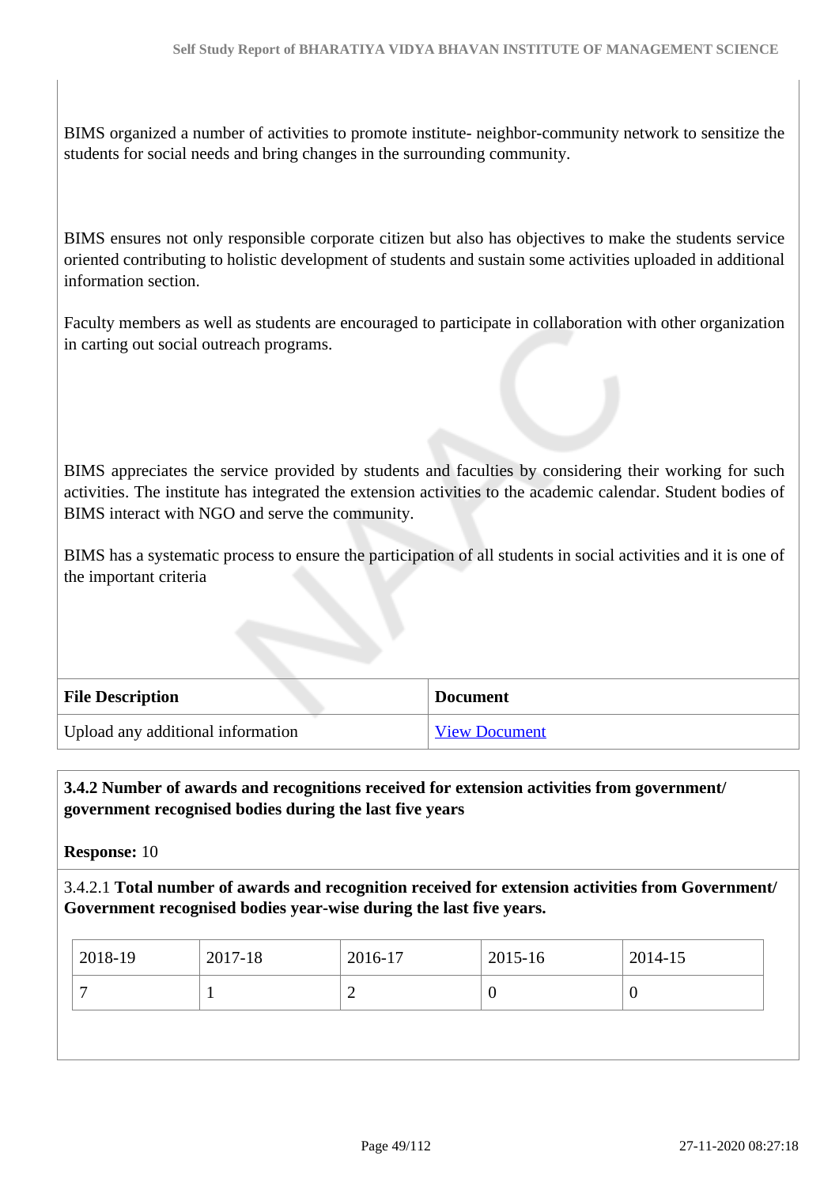BIMS organized a number of activities to promote institute- neighbor-community network to sensitize the students for social needs and bring changes in the surrounding community.

BIMS ensures not only responsible corporate citizen but also has objectives to make the students service oriented contributing to holistic development of students and sustain some activities uploaded in additional information section.

Faculty members as well as students are encouraged to participate in collaboration with other organization in carting out social outreach programs.

BIMS appreciates the service provided by students and faculties by considering their working for such activities. The institute has integrated the extension activities to the academic calendar. Student bodies of BIMS interact with NGO and serve the community.

BIMS has a systematic process to ensure the participation of all students in social activities and it is one of the important criteria

| File Description | Document |
|---|---|
| Upload any additional information | View Document |

**3.4.2 Number of awards and recognitions received for extension activities from government/ government recognised bodies during the last five years**

**Response:** 10

3.4.2.1 **Total number of awards and recognition received for extension activities from Government/ Government recognised bodies year-wise during the last five years.**

| 2018-19 | 2017-18 | 2016-17 | 2015-16 | 2014-15 |
|---|---|---|---|---|
| 7 | 1 | 2 | 0 | 0 |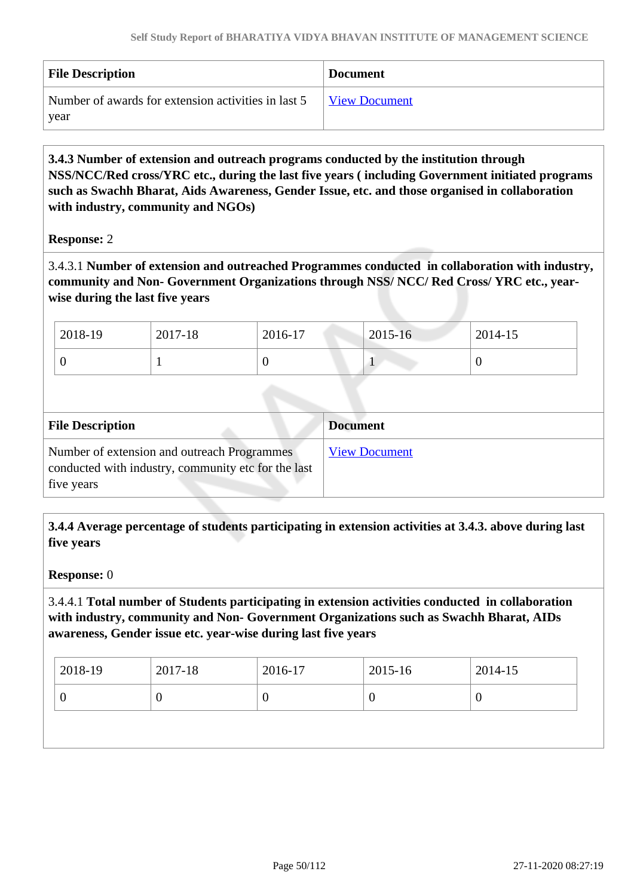| File Description | Document |
|---|---|
| Number of awards for extension activities in last 5 year | View Document |

**3.4.3 Number of extension and outreach programs conducted by the institution through NSS/NCC/Red cross/YRC etc., during the last five years ( including Government initiated programs such as Swachh Bharat, Aids Awareness, Gender Issue, etc. and those organised in collaboration with industry, community and NGOs)**

**Response:** 2

3.4.3.1 **Number of extension and outreached Programmes conducted in collaboration with industry, community and Non- Government Organizations through NSS/ NCC/ Red Cross/ YRC etc., year-wise during the last five years**

| 2018-19 | 2017-18 | 2016-17 | 2015-16 | 2014-15 |
|---|---|---|---|---|
| 0 | 1 | 0 | 1 | 0 |

| File Description | Document |
|---|---|
| Number of extension and outreach Programmes conducted with industry, community etc for the last five years | View Document |

**3.4.4 Average percentage of students participating in extension activities at 3.4.3. above during last five years**

**Response:** 0

3.4.4.1 **Total number of Students participating in extension activities conducted in collaboration with industry, community and Non- Government Organizations such as Swachh Bharat, AIDs awareness, Gender issue etc. year-wise during last five years**

| 2018-19 | 2017-18 | 2016-17 | 2015-16 | 2014-15 |
|---|---|---|---|---|
| 0 | 0 | 0 | 0 | 0 |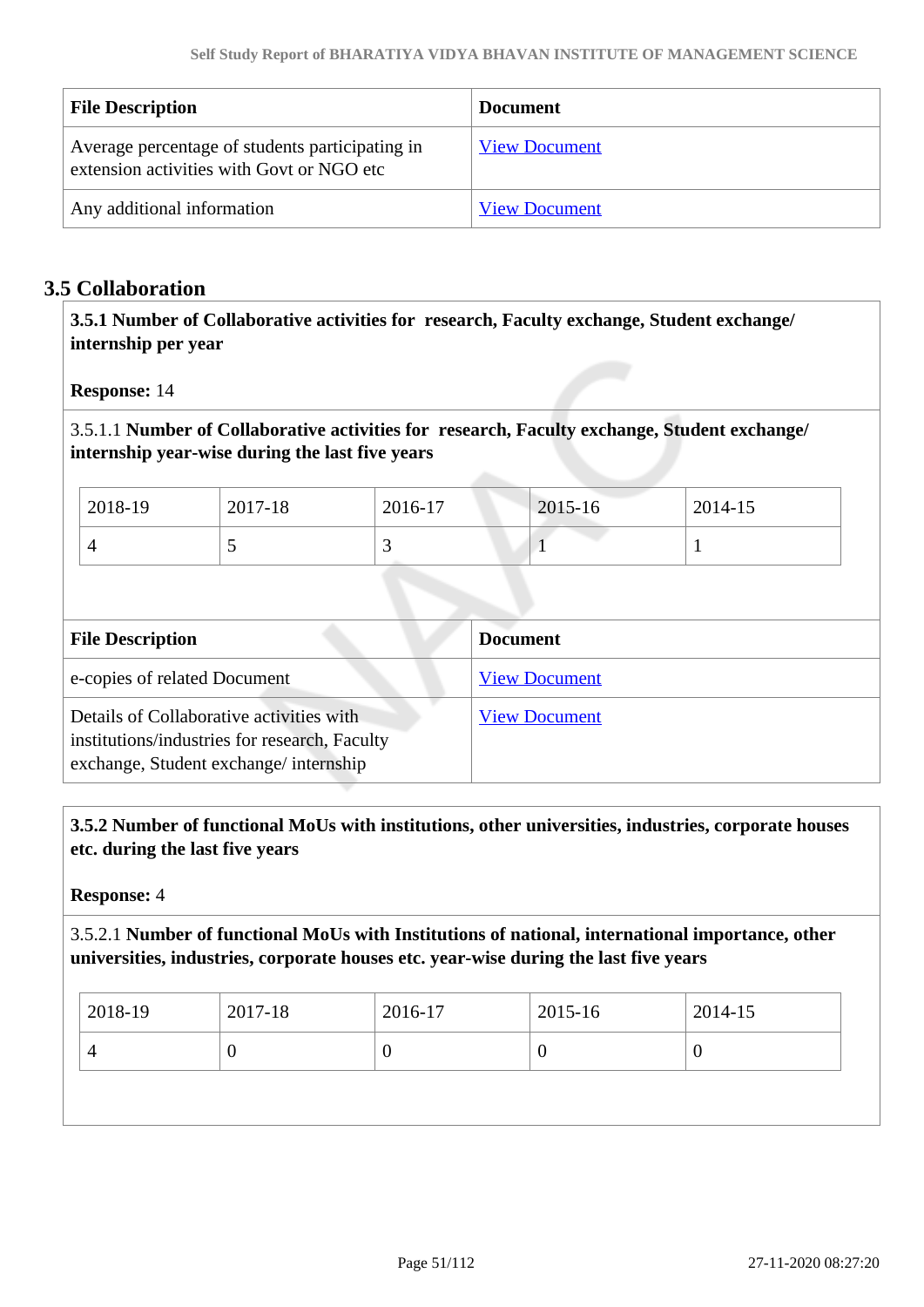| File Description | Document |
|---|---|
| Average percentage of students participating in extension activities with Govt or NGO etc | View Document |
| Any additional information | View Document |

## 3.5 Collaboration

**3.5.1 Number of Collaborative activities for research, Faculty exchange, Student exchange/ internship per year**

**Response:** 14

3.5.1.1 **Number of Collaborative activities for research, Faculty exchange, Student exchange/ internship year-wise during the last five years**

| 2018-19 | 2017-18 | 2016-17 | 2015-16 | 2014-15 |
|---|---|---|---|---|
| 4 | 5 | 3 | 1 | 1 |

| File Description | Document |
|---|---|
| e-copies of related Document | View Document |
| Details of Collaborative activities with institutions/industries for research, Faculty exchange, Student exchange/ internship | View Document |

**3.5.2 Number of functional MoUs with institutions, other universities, industries, corporate houses etc. during the last five years**

**Response:** 4

3.5.2.1 **Number of functional MoUs with Institutions of national, international importance, other universities, industries, corporate houses etc. year-wise during the last five years**

| 2018-19 | 2017-18 | 2016-17 | 2015-16 | 2014-15 |
|---|---|---|---|---|
| 4 | 0 | 0 | 0 | 0 |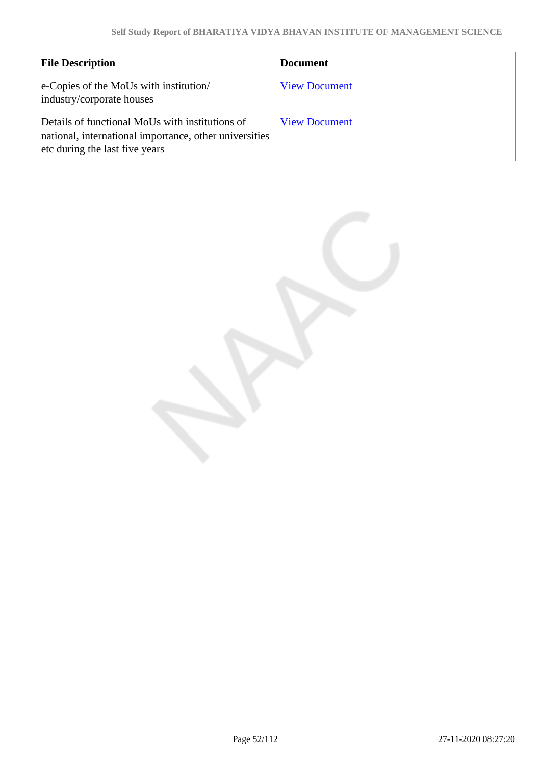| File Description | Document |
|---|---|
| e-Copies of the MoUs with institution/ industry/corporate houses | View Document |
| Details of functional MoUs with institutions of national, international importance, other universities etc during the last five years | View Document |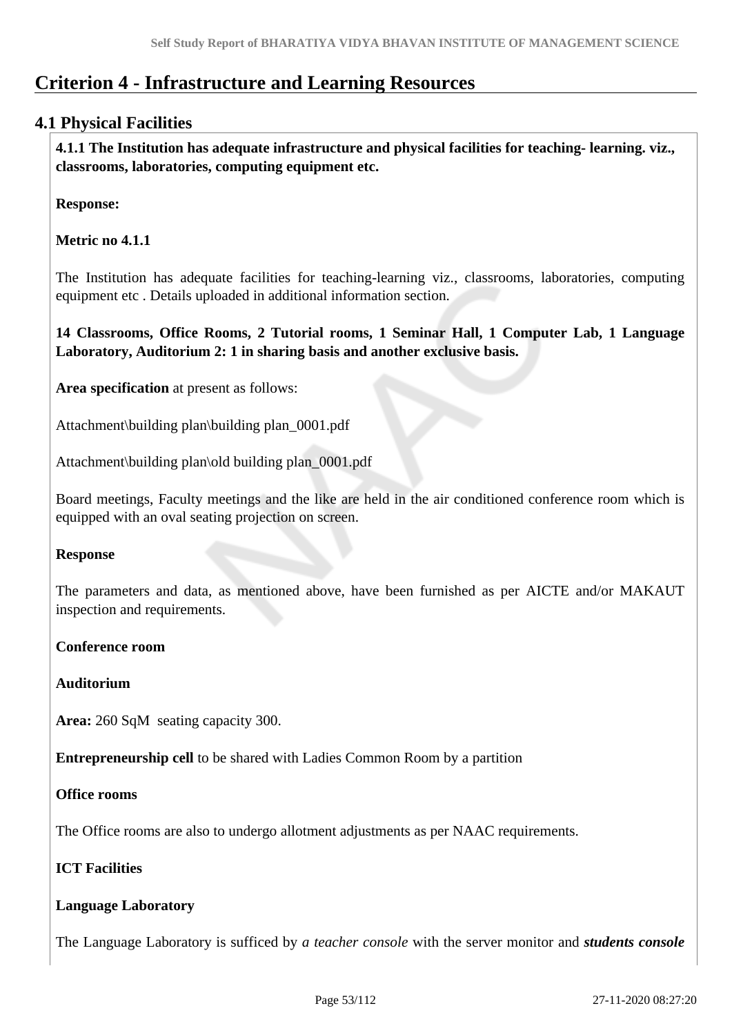# Criterion 4 - Infrastructure and Learning Resources

## 4.1 Physical Facilities

**4.1.1 The Institution has adequate infrastructure and physical facilities for teaching- learning. viz., classrooms, laboratories, computing equipment etc.**

**Response:**

**Metric no 4.1.1**

The Institution has adequate facilities for teaching-learning viz., classrooms, laboratories, computing equipment etc . Details uploaded in additional information section.

**14 Classrooms, Office Rooms, 2 Tutorial rooms, 1 Seminar Hall, 1 Computer Lab, 1 Language Laboratory, Auditorium 2: 1 in sharing basis and another exclusive basis.**

**Area specification** at present as follows:

Attachment\building plan\building plan_0001.pdf

Attachment\building plan\old building plan_0001.pdf

Board meetings, Faculty meetings and the like are held in the air conditioned conference room which is equipped with an oval seating projection on screen.

**Response**

The parameters and data, as mentioned above, have been furnished as per AICTE and/or MAKAUT inspection and requirements.

**Conference room**

**Auditorium**

**Area:** 260 SqM  seating capacity 300.

**Entrepreneurship cell** to be shared with Ladies Common Room by a partition

**Office rooms**

The Office rooms are also to undergo allotment adjustments as per NAAC requirements.

**ICT Facilities**

**Language Laboratory**

The Language Laboratory is sufficed by *a teacher console* with the server monitor and ***students console***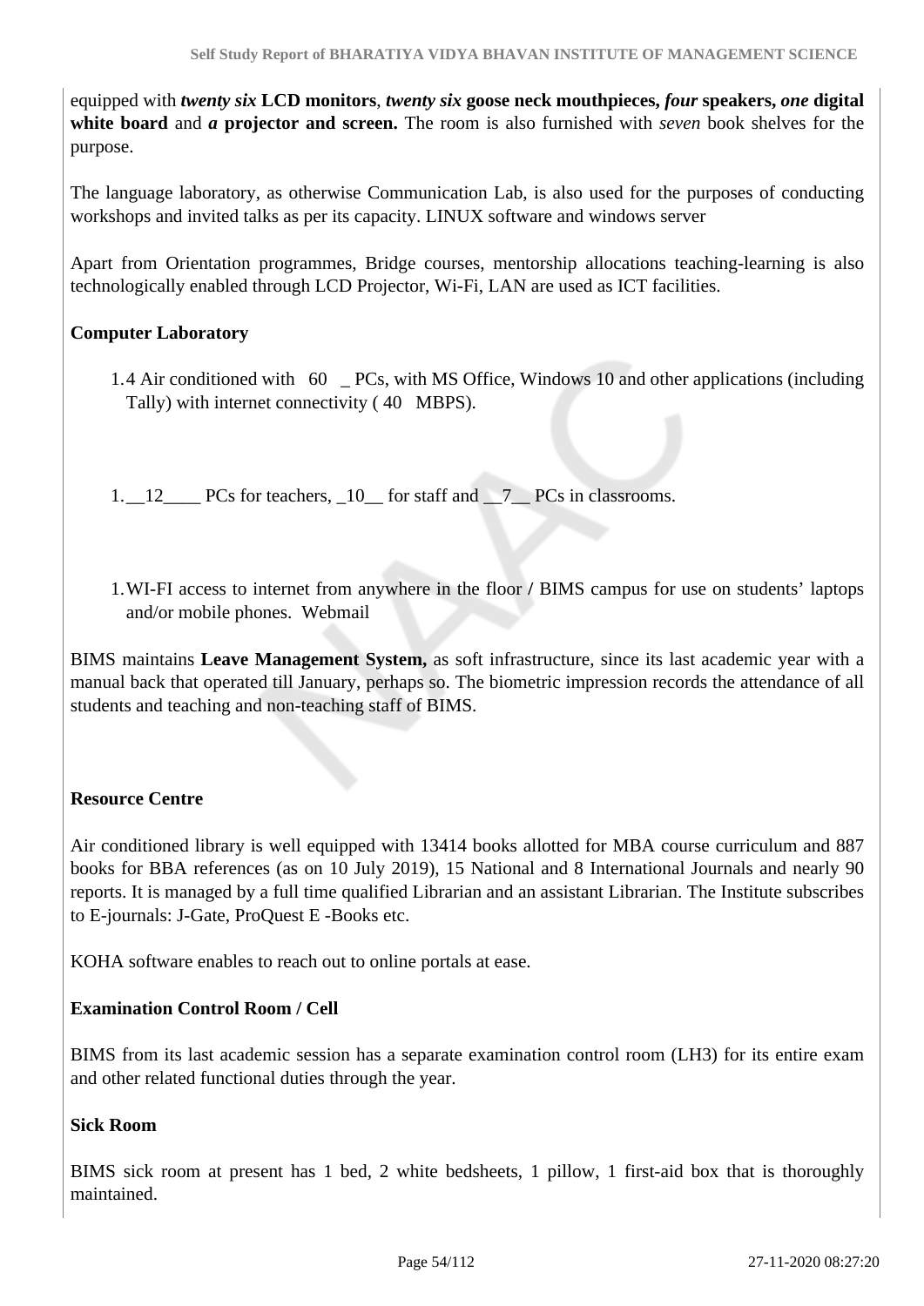equipped with ***twenty six* LCD monitors**, ***twenty six* goose neck mouthpieces, *four* speakers, *one* digital white board** and ***a* projector and screen.** The room is also furnished with *seven* book shelves for the purpose.

The language laboratory, as otherwise Communication Lab, is also used for the purposes of conducting workshops and invited talks as per its capacity. LINUX software and windows server

Apart from Orientation programmes, Bridge courses, mentorship allocations teaching-learning is also technologically enabled through LCD Projector, Wi-Fi, LAN are used as ICT facilities.

**Computer Laboratory**

1.4 Air conditioned with 60 _ PCs, with MS Office, Windows 10 and other applications (including Tally) with internet connectivity ( 40 MBPS).

1. __12____ PCs for teachers, _10__ for staff and __7__ PCs in classrooms.

1. WI-FI access to internet from anywhere in the floor / BIMS campus for use on students' laptops and/or mobile phones. Webmail

BIMS maintains **Leave Management System,** as soft infrastructure, since its last academic year with a manual back that operated till January, perhaps so. The biometric impression records the attendance of all students and teaching and non-teaching staff of BIMS.

**Resource Centre**

Air conditioned library is well equipped with 13414 books allotted for MBA course curriculum and 887 books for BBA references (as on 10 July 2019), 15 National and 8 International Journals and nearly 90 reports. It is managed by a full time qualified Librarian and an assistant Librarian. The Institute subscribes to E-journals: J-Gate, ProQuest E -Books etc.

KOHA software enables to reach out to online portals at ease.

**Examination Control Room / Cell**

BIMS from its last academic session has a separate examination control room (LH3) for its entire exam and other related functional duties through the year.

**Sick Room**

BIMS sick room at present has 1 bed, 2 white bedsheets, 1 pillow, 1 first-aid box that is thoroughly maintained.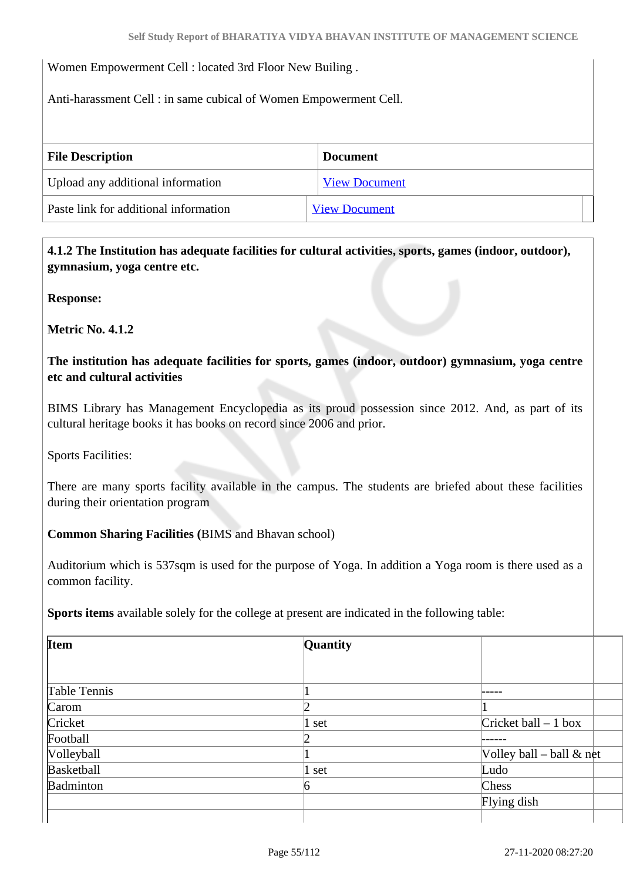Women Empowerment Cell : located 3rd Floor New Builing .

Anti-harassment Cell : in same cubical of Women Empowerment Cell.

| File Description | Document |
|---|---|
| Upload any additional information | View Document |
| Paste link for additional information | View Document |

**4.1.2 The Institution has adequate facilities for cultural activities, sports, games (indoor, outdoor), gymnasium, yoga centre etc.**

**Response:**

**Metric No. 4.1.2**

**The institution has adequate facilities for sports, games (indoor, outdoor) gymnasium, yoga centre etc and cultural activities**

BIMS Library has Management Encyclopedia as its proud possession since 2012. And, as part of its cultural heritage books it has books on record since 2006 and prior.

Sports Facilities:

There are many sports facility available in the campus. The students are briefed about these facilities during their orientation program

**Common Sharing Facilities (**BIMS and Bhavan school)

Auditorium which is 537sqm is used for the purpose of Yoga. In addition a Yoga room is there used as a common facility.

**Sports items** available solely for the college at present are indicated in the following table:

| Item | Quantity | | |
|---|---|---|---|
| Table Tennis | 1 | ----- | |
| Carom | 2 | 1 | |
| Cricket | 1 set | Cricket ball – 1 box | |
| Football | 2 | ------ | |
| Volleyball | 1 | Volley ball – ball & net | |
| Basketball | 1 set | Ludo | |
| Badminton | 6 | Chess | |
| | | Flying dish | |
| | | | |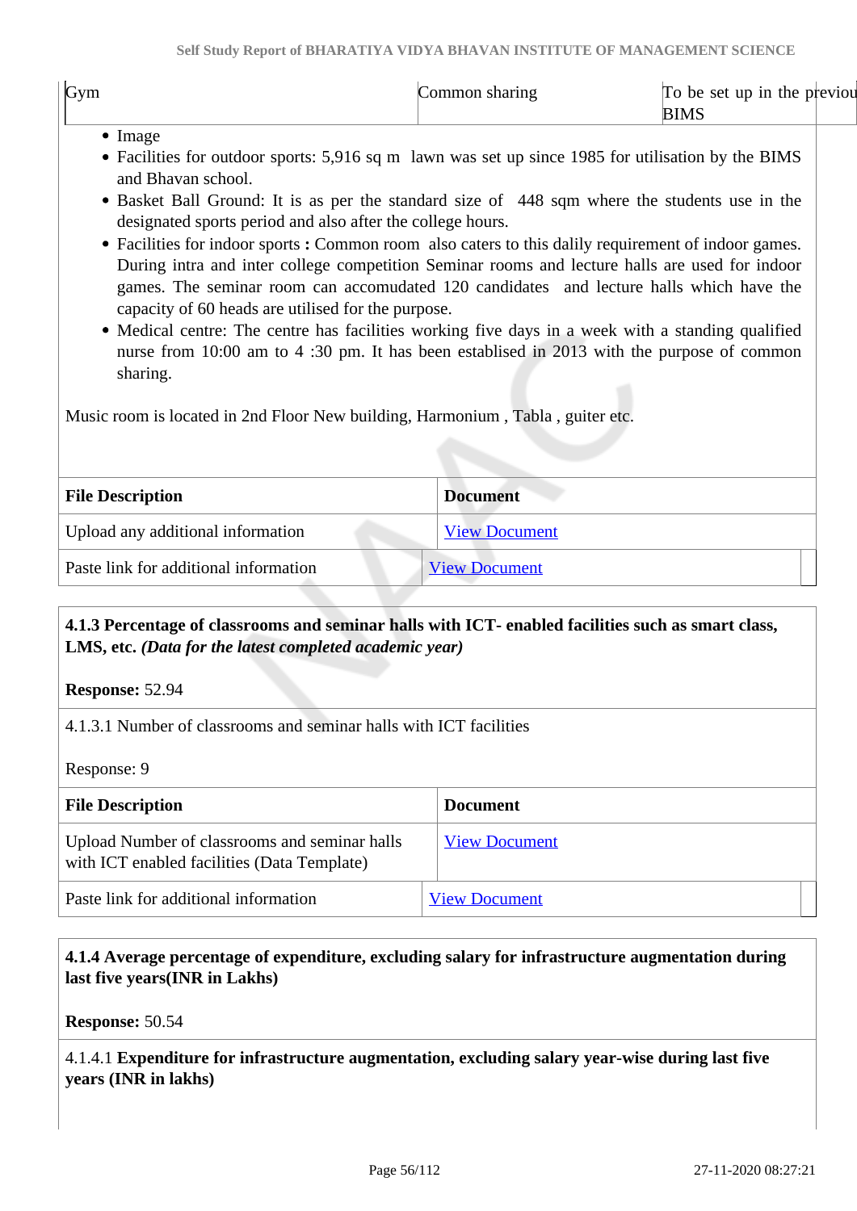| Gym | Common sharing | To be set up in the previou BIMS |
|---|---|---|

- Image
- Facilities for outdoor sports: 5,916 sq m lawn was set up since 1985 for utilisation by the BIMS and Bhavan school.
- Basket Ball Ground: It is as per the standard size of 448 sqm where the students use in the designated sports period and also after the college hours.
- Facilities for indoor sports **:** Common room also caters to this dalily requirement of indoor games. During intra and inter college competition Seminar rooms and lecture halls are used for indoor games. The seminar room can accomudated 120 candidates and lecture halls which have the capacity of 60 heads are utilised for the purpose.
- Medical centre: The centre has facilities working five days in a week with a standing qualified nurse from 10:00 am to 4 :30 pm. It has been establised in 2013 with the purpose of common sharing.

Music room is located in 2nd Floor New building, Harmonium , Tabla , guiter etc.

| File Description | Document |
|---|---|
| Upload any additional information | View Document |
| Paste link for additional information | View Document |

**4.1.3 Percentage of classrooms and seminar halls with ICT- enabled facilities such as smart class, LMS, etc.** ***(Data for the latest completed academic year)***

**Response:** 52.94

4.1.3.1 Number of classrooms and seminar halls with ICT facilities

Response: 9

| File Description | Document |
|---|---|
| Upload Number of classrooms and seminar halls with ICT enabled facilities (Data Template) | View Document |
| Paste link for additional information | View Document |

**4.1.4 Average percentage of expenditure, excluding salary for infrastructure augmentation during last five years(INR in Lakhs)**

**Response:** 50.54

4.1.4.1 **Expenditure for infrastructure augmentation, excluding salary year-wise during last five years (INR in lakhs)**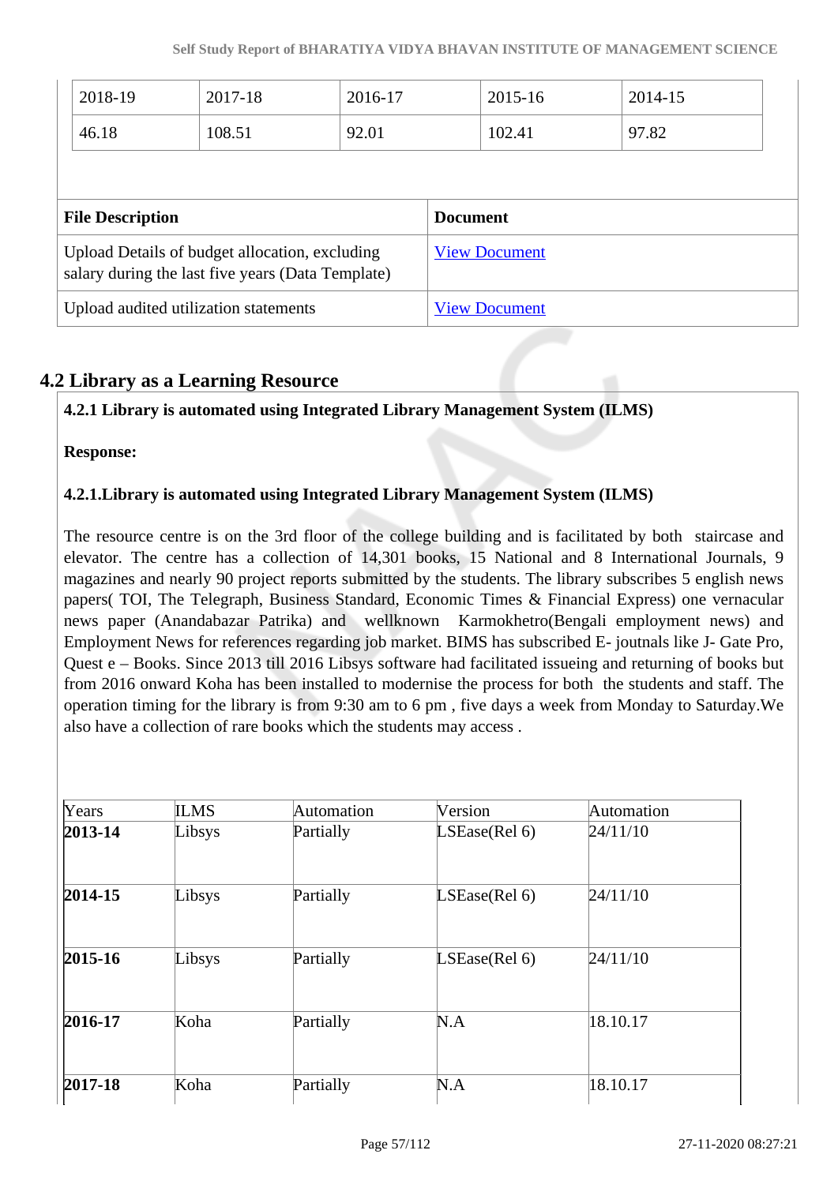| 2018-19 | 2017-18 | 2016-17 | 2015-16 | 2014-15 |
|---|---|---|---|---|
| 46.18 | 108.51 | 92.01 | 102.41 | 97.82 |

| File Description | Document |
|---|---|
| Upload Details of budget allocation, excluding salary during the last five years (Data Template) | View Document |
| Upload audited utilization statements | View Document |

## 4.2 Library as a Learning Resource

**4.2.1 Library is automated using Integrated Library Management System (ILMS)**

**Response:**

**4.2.1.Library is automated using Integrated Library Management System (ILMS)**

The resource centre is on the 3rd floor of the college building and is facilitated by both staircase and elevator. The centre has a collection of 14,301 books, 15 National and 8 International Journals, 9 magazines and nearly 90 project reports submitted by the students. The library subscribes 5 english news papers( TOI, The Telegraph, Business Standard, Economic Times & Financial Express) one vernacular news paper (Anandabazar Patrika) and wellknown Karmokhetro(Bengali employment news) and Employment News for references regarding job market. BIMS has subscribed E- joutnals like J- Gate Pro, Quest e – Books. Since 2013 till 2016 Libsys software had facilitated issueing and returning of books but from 2016 onward Koha has been installed to modernise the process for both the students and staff. The operation timing for the library is from 9:30 am to 6 pm , five days a week from Monday to Saturday.We also have a collection of rare books which the students may access .

| Years | ILMS | Automation | Version | Automation |
|---|---|---|---|---|
| **2013-14** | Libsys | Partially | LSEase(Rel 6) | 24/11/10 |
| **2014-15** | Libsys | Partially | LSEase(Rel 6) | 24/11/10 |
| **2015-16** | Libsys | Partially | LSEase(Rel 6) | 24/11/10 |
| **2016-17** | Koha | Partially | N.A | 18.10.17 |
| **2017-18** | Koha | Partially | N.A | 18.10.17 |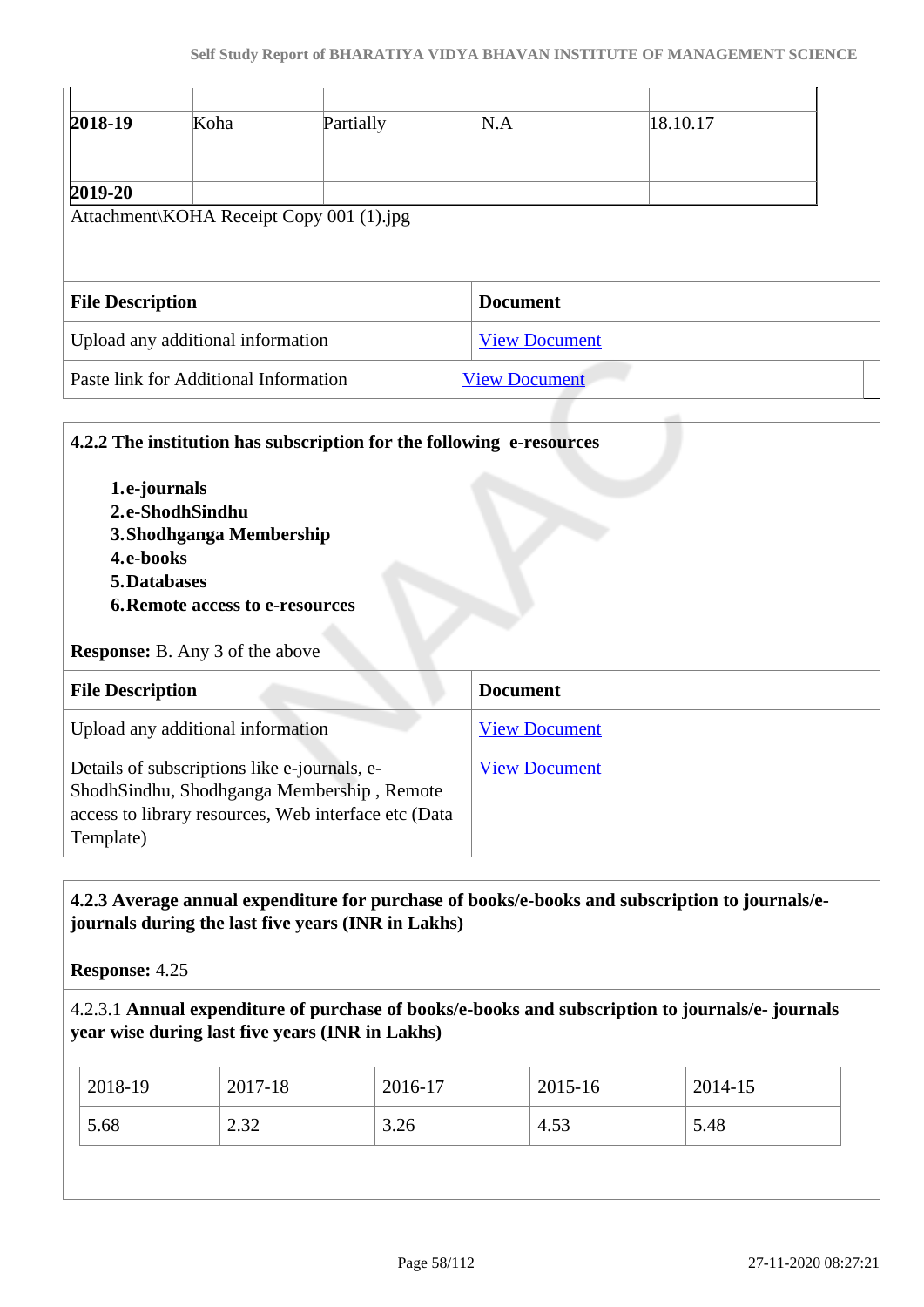| | | | | |
|---|---|---|---|---|
| **2018-19** | Koha | Partially | N.A | 18.10.17 |
| **2019-20** | | | | |

Attachment\KOHA Receipt Copy 001 (1).jpg

| File Description | Document |
|---|---|
| Upload any additional information | View Document |
| Paste link for Additional Information | View Document |

**4.2.2 The institution has subscription for the following e-resources**

1. **e-journals**
2. **e-ShodhSindhu**
3. **Shodhganga Membership**
4. **e-books**
5. **Databases**
6. **Remote access to e-resources**

**Response:** B. Any 3 of the above

| File Description | Document |
|---|---|
| Upload any additional information | View Document |
| Details of subscriptions like e-journals, e-ShodhSindhu, Shodhganga Membership , Remote access to library resources, Web interface etc (Data Template) | View Document |

**4.2.3 Average annual expenditure for purchase of books/e-books and subscription to journals/e-journals during the last five years (INR in Lakhs)**

**Response:** 4.25

4.2.3.1 **Annual expenditure of purchase of books/e-books and subscription to journals/e- journals year wise during last five years (INR in Lakhs)**

| 2018-19 | 2017-18 | 2016-17 | 2015-16 | 2014-15 |
|---|---|---|---|---|
| 5.68 | 2.32 | 3.26 | 4.53 | 5.48 |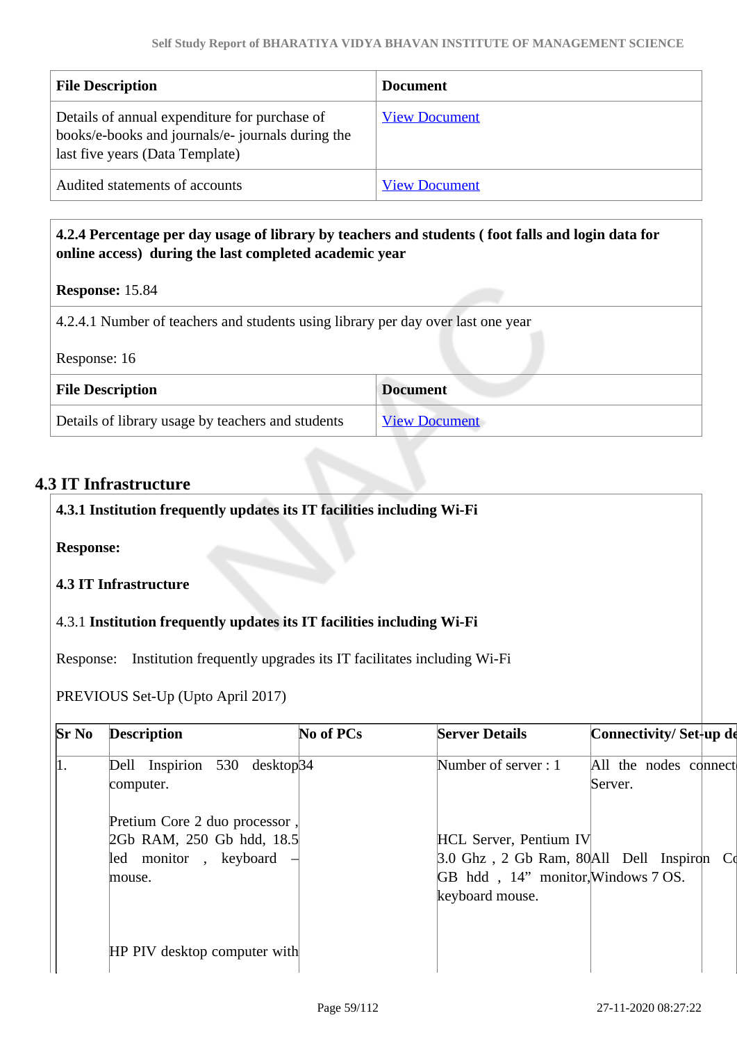| File Description | Document |
| --- | --- |
| Details of annual expenditure for purchase of books/e-books and journals/e- journals during the last five years (Data Template) | View Document |
| Audited statements of accounts | View Document |

**4.2.4 Percentage per day usage of library by teachers and students ( foot falls and login data for online access) during the last completed academic year**

**Response:** 15.84

4.2.4.1 Number of teachers and students using library per day over last one year

Response: 16

| File Description | Document |
| --- | --- |
| Details of library usage by teachers and students | View Document |

## 4.3 IT Infrastructure

**4.3.1 Institution frequently updates its IT facilities including Wi-Fi**

**Response:**

**4.3 IT Infrastructure**

4.3.1 **Institution frequently updates its IT facilities including Wi-Fi**

Response: Institution frequently upgrades its IT facilitates including Wi-Fi

PREVIOUS Set-Up (Upto April 2017)

| Sr No | Description | No of PCs | Server Details | Connectivity/ Set-up de |
| --- | --- | --- | --- | --- |
| 1. | Dell Inspirion 530 desktop computer.<br><br>Pretium Core 2 duo processor , 2Gb RAM, 250 Gb hdd, 18.5 led monitor , keyboard – mouse.<br><br>HP PIV desktop computer with | 34 | Number of server : 1<br><br>HCL Server, Pentium IV 3.0 Ghz , 2 Gb Ram, 80 GB hdd , 14” monitor, keyboard mouse. | All the nodes connect Server.<br><br>All Dell Inspiron Co Windows 7 OS. |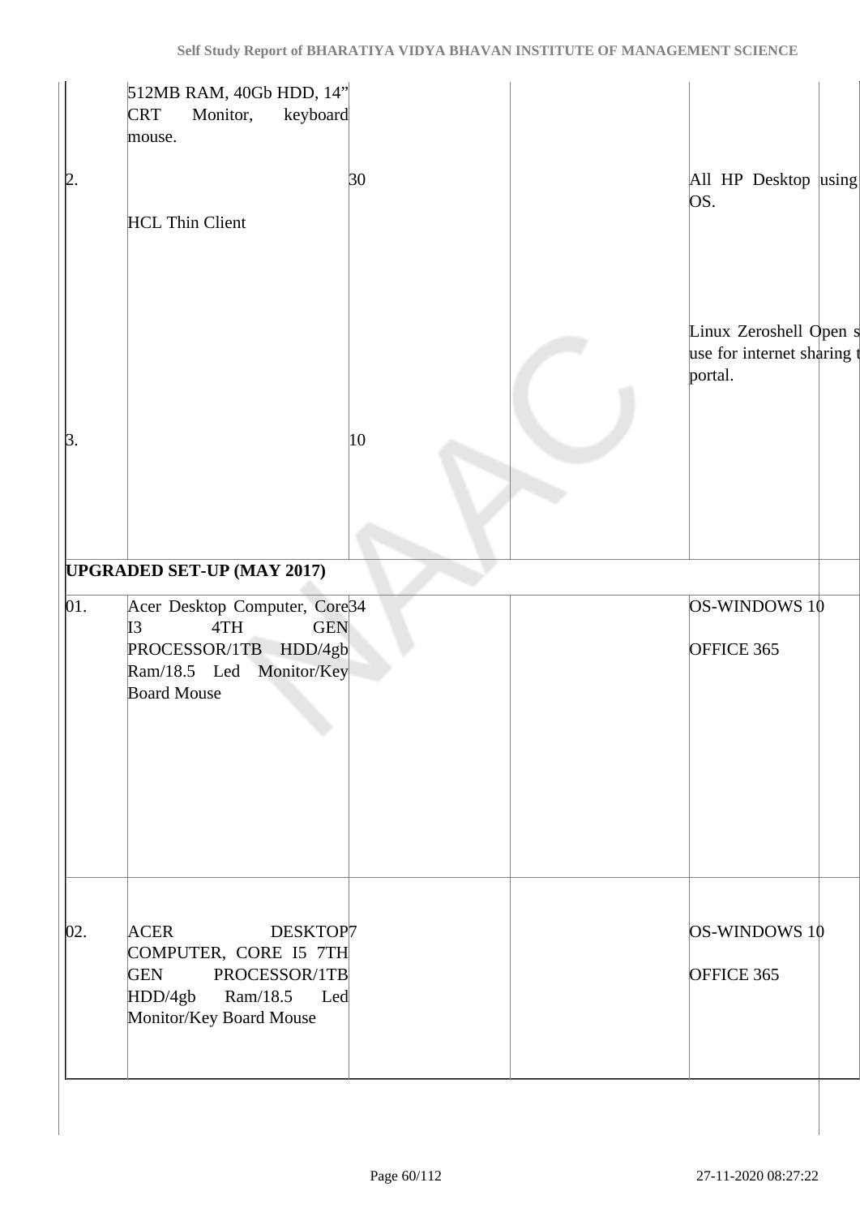| | | | | | |
|---|---|---|---|---|---|
| | 512MB RAM, 40Gb HDD, 14" CRT Monitor, keyboard mouse. | | | | |
| 2. | HCL Thin Client | 30 | | All HP Desktop using OS. | |
| | | | | Linux Zeroshell Open s use for internet sharing t portal. | |
| 3. | | 10 | | | |
| **UPGRADED SET-UP (MAY 2017)** | | | | | |
| 01. | Acer Desktop Computer, Core I3 4TH GEN PROCESSOR/1TB HDD/4gb Ram/18.5 Led Monitor/Key Board Mouse | 34 | | OS-WINDOWS 10<br><br>OFFICE 365 | |
| 02. | ACER DESKTOP COMPUTER, CORE I5 7TH GEN PROCESSOR/1TB HDD/4gb Ram/18.5 Led Monitor/Key Board Mouse | 7 | | OS-WINDOWS 10<br><br>OFFICE 365 | |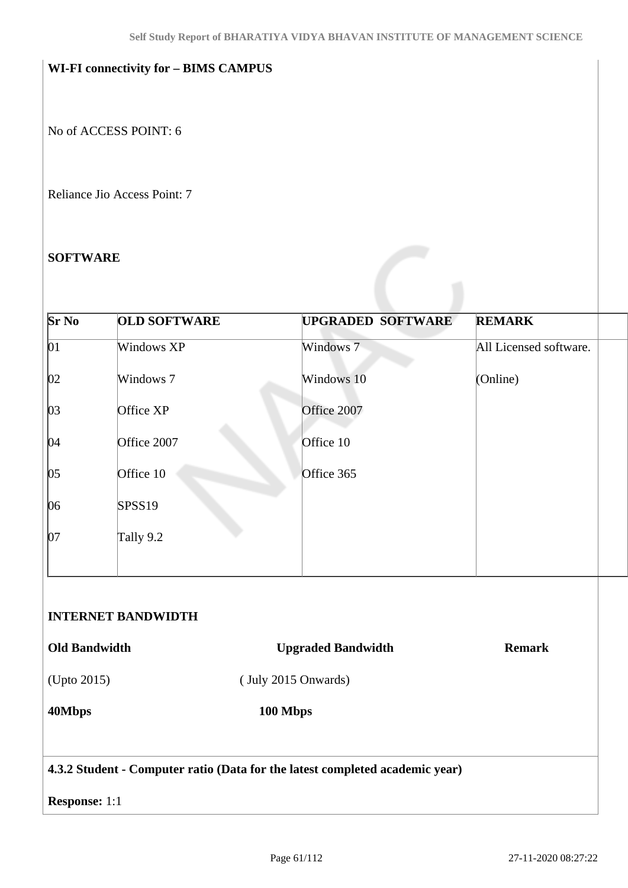**WI-FI connectivity for – BIMS CAMPUS**

No of ACCESS POINT: 6

Reliance Jio Access Point: 7

**SOFTWARE**

| Sr No | OLD SOFTWARE | UPGRADED SOFTWARE | REMARK |
|---|---|---|---|
| 01 | Windows XP | Windows 7 | All Licensed software. |
| 02 | Windows 7 | Windows 10 | (Online) |
| 03 | Office XP | Office 2007 | |
| 04 | Office 2007 | Office 10 | |
| 05 | Office 10 | Office 365 | |
| 06 | SPSS19 | | |
| 07 | Tally 9.2 | | |

**INTERNET BANDWIDTH**

| Old Bandwidth | Upgraded Bandwidth | Remark |
|---|---|---|
| (Upto 2015) | ( July 2015 Onwards) | |
| **40Mbps** | **100 Mbps** | |

**4.3.2 Student - Computer ratio (Data for the latest completed academic year)**

**Response:** 1:1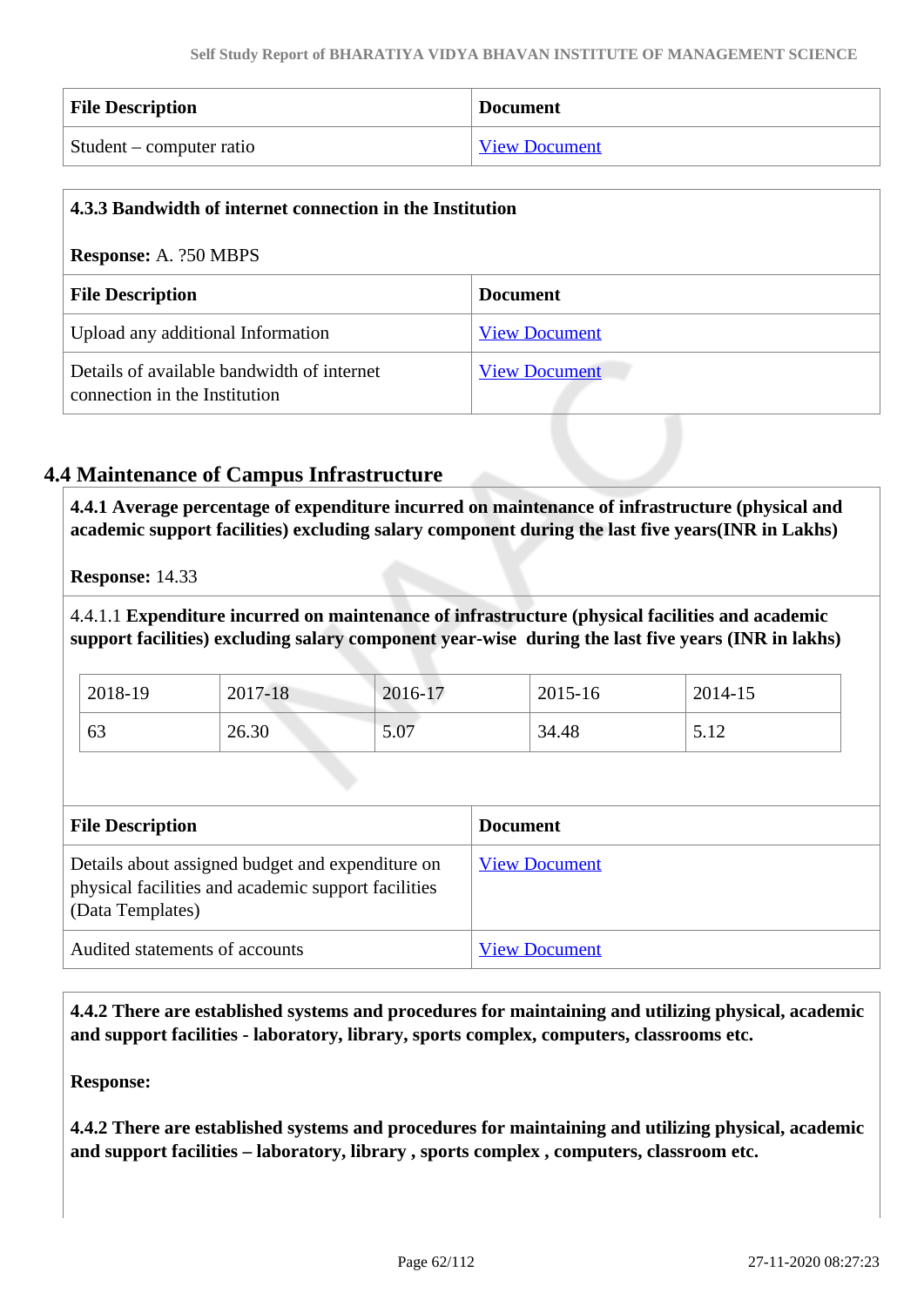| File Description | Document |
|---|---|
| Student – computer ratio | View Document |

**4.3.3 Bandwidth of internet connection in the Institution**

**Response:** A. ?50 MBPS

| File Description | Document |
|---|---|
| Upload any additional Information | View Document |
| Details of available bandwidth of internet connection in the Institution | View Document |

## 4.4 Maintenance of Campus Infrastructure

**4.4.1 Average percentage of expenditure incurred on maintenance of infrastructure (physical and academic support facilities) excluding salary component during the last five years(INR in Lakhs)**

**Response:** 14.33

4.4.1.1 **Expenditure incurred on maintenance of infrastructure (physical facilities and academic support facilities) excluding salary component year-wise during the last five years (INR in lakhs)**

| 2018-19 | 2017-18 | 2016-17 | 2015-16 | 2014-15 |
|---|---|---|---|---|
| 63 | 26.30 | 5.07 | 34.48 | 5.12 |

| File Description | Document |
|---|---|
| Details about assigned budget and expenditure on physical facilities and academic support facilities (Data Templates) | View Document |
| Audited statements of accounts | View Document |

**4.4.2 There are established systems and procedures for maintaining and utilizing physical, academic and support facilities - laboratory, library, sports complex, computers, classrooms etc.**

**Response:**

**4.4.2 There are established systems and procedures for maintaining and utilizing physical, academic and support facilities – laboratory, library , sports complex , computers, classroom etc.**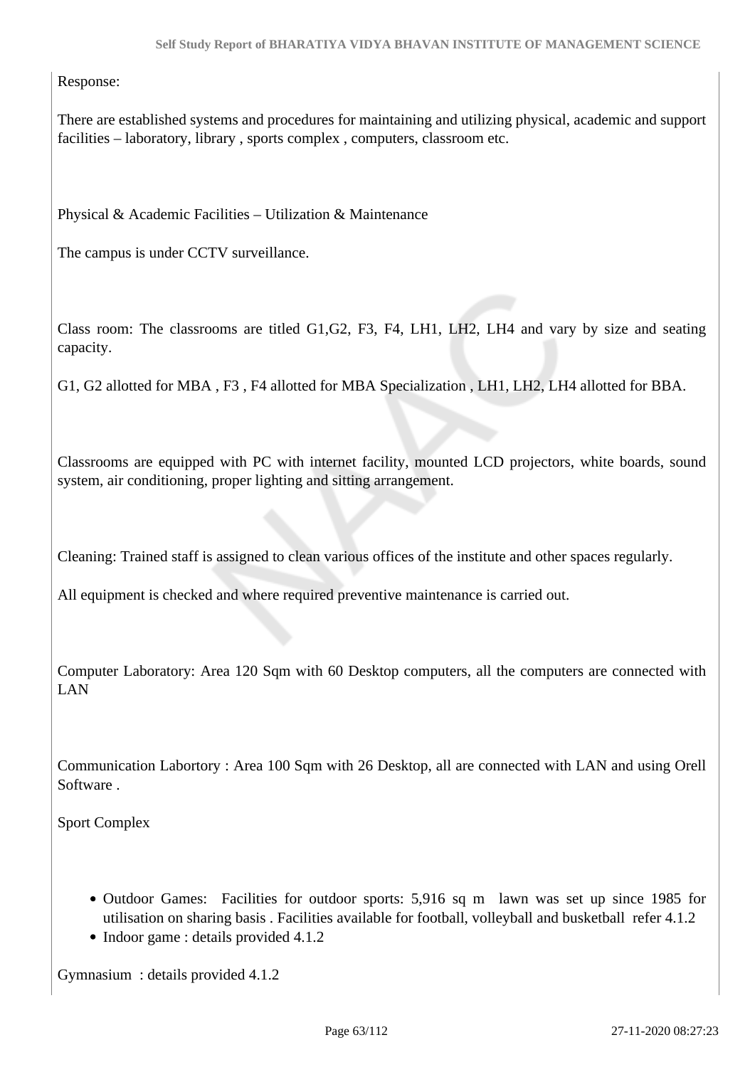Response:

There are established systems and procedures for maintaining and utilizing physical, academic and support facilities – laboratory, library , sports complex , computers, classroom etc.

Physical & Academic Facilities – Utilization & Maintenance

The campus is under CCTV surveillance.

Class room: The classrooms are titled G1,G2, F3, F4, LH1, LH2, LH4 and vary by size and seating capacity.

G1, G2 allotted for MBA , F3 , F4 allotted for MBA Specialization , LH1, LH2, LH4 allotted for BBA.

Classrooms are equipped with PC with internet facility, mounted LCD projectors, white boards, sound system, air conditioning, proper lighting and sitting arrangement.

Cleaning: Trained staff is assigned to clean various offices of the institute and other spaces regularly.

All equipment is checked and where required preventive maintenance is carried out.

Computer Laboratory: Area 120 Sqm with 60 Desktop computers, all the computers are connected with LAN

Communication Labortory : Area 100 Sqm with 26 Desktop, all are connected with LAN and using Orell Software .

Sport Complex

- Outdoor Games: Facilities for outdoor sports: 5,916 sq m lawn was set up since 1985 for utilisation on sharing basis . Facilities available for football, volleyball and basketball refer 4.1.2
- Indoor game : details provided 4.1.2

Gymnasium : details provided 4.1.2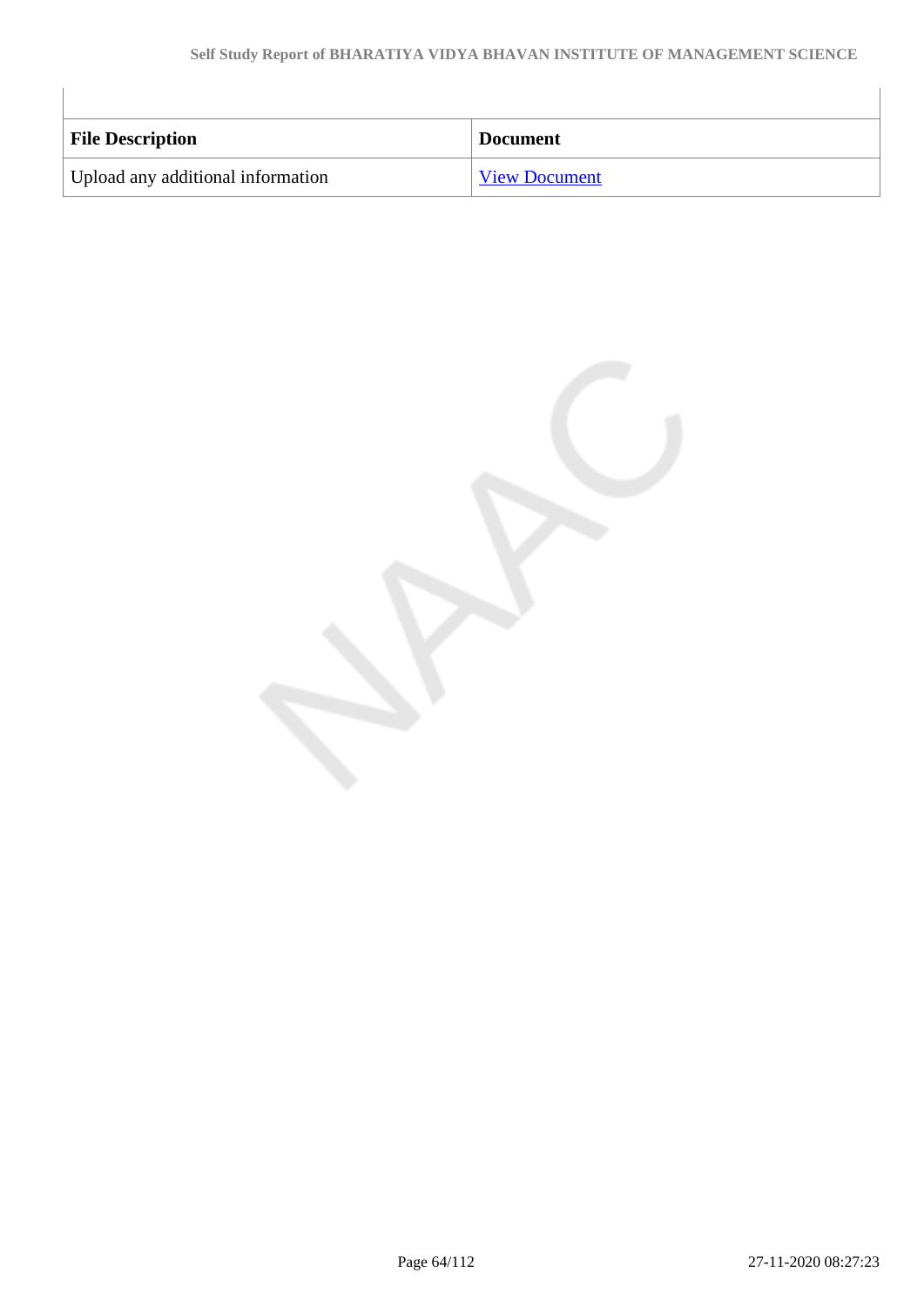| File Description | Document |
|---|---|
| Upload any additional information | View Document |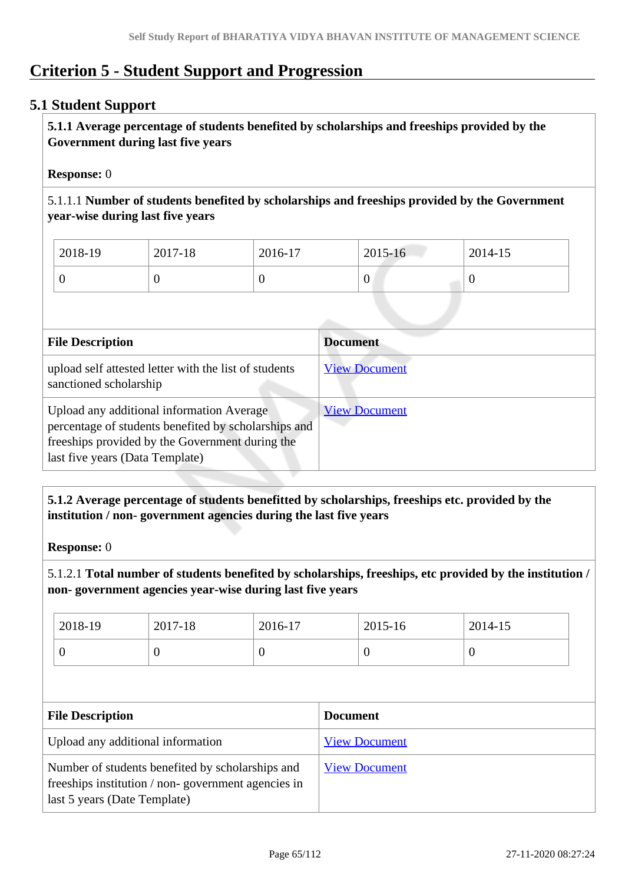# Criterion 5 - Student Support and Progression

## 5.1 Student Support

**5.1.1 Average percentage of students benefited by scholarships and freeships provided by the Government during last five years**

**Response:** 0

5.1.1.1 **Number of students benefited by scholarships and freeships provided by the Government year-wise during last five years**

| 2018-19 | 2017-18 | 2016-17 | 2015-16 | 2014-15 |
|---|---|---|---|---|
| 0 | 0 | 0 | 0 | 0 |

| File Description | Document |
|---|---|
| upload self attested letter with the list of students sanctioned scholarship | View Document |
| Upload any additional information Average percentage of students benefited by scholarships and freeships provided by the Government during the last five years (Data Template) | View Document |

**5.1.2 Average percentage of students benefitted by scholarships, freeships etc. provided by the institution / non- government agencies during the last five years**

**Response:** 0

5.1.2.1 **Total number of students benefited by scholarships, freeships, etc provided by the institution / non- government agencies year-wise during last five years**

| 2018-19 | 2017-18 | 2016-17 | 2015-16 | 2014-15 |
|---|---|---|---|---|
| 0 | 0 | 0 | 0 | 0 |

| File Description | Document |
|---|---|
| Upload any additional information | View Document |
| Number of students benefited by scholarships and freeships institution / non- government agencies in last 5 years (Date Template) | View Document |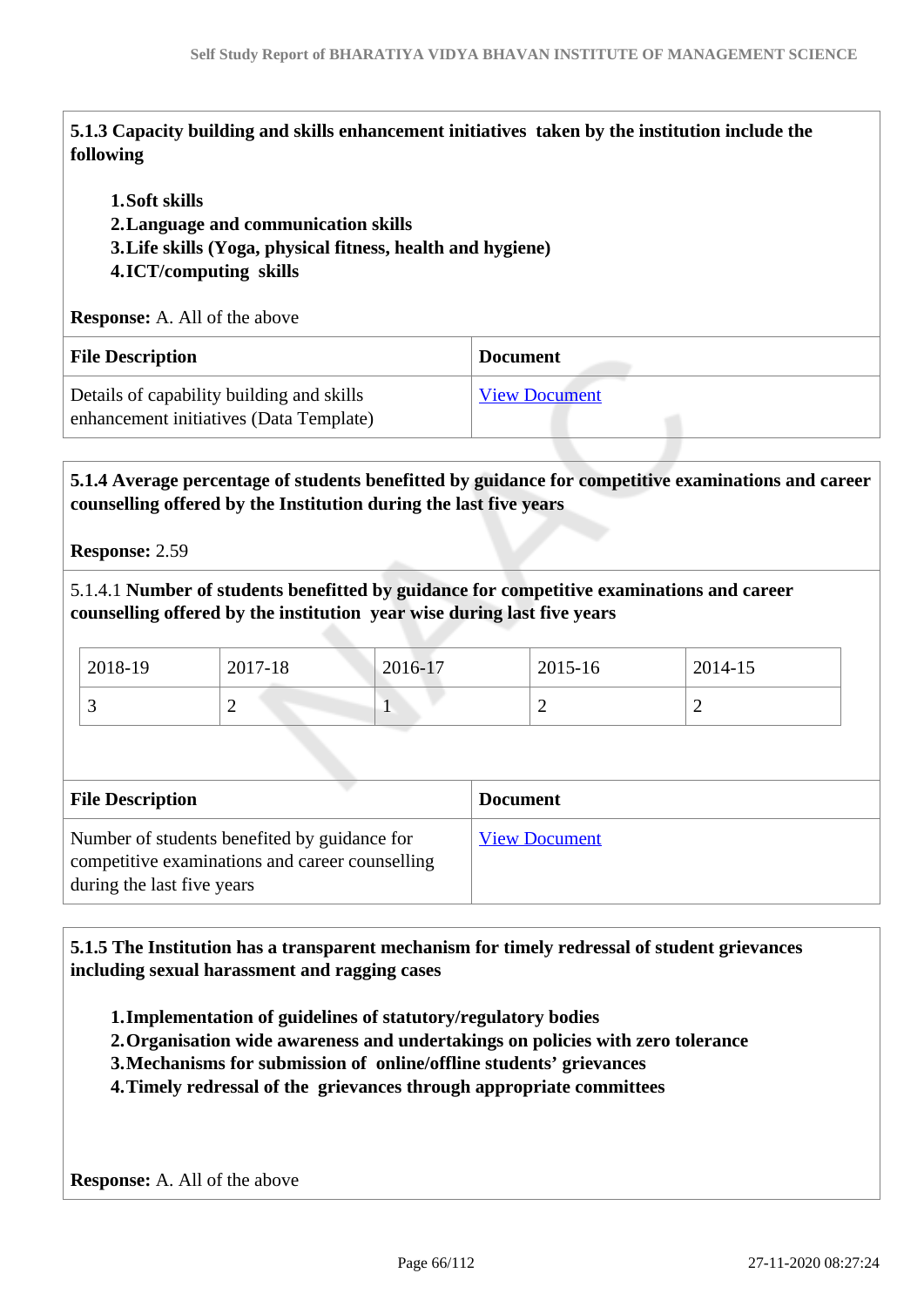**5.1.3 Capacity building and skills enhancement initiatives taken by the institution include the following**

1. **Soft skills**
2. **Language and communication skills**
3. **Life skills (Yoga, physical fitness, health and hygiene)**
4. **ICT/computing skills**

**Response:** A. All of the above

| File Description | Document |
|---|---|
| Details of capability building and skills enhancement initiatives (Data Template) | View Document |

**5.1.4 Average percentage of students benefitted by guidance for competitive examinations and career counselling offered by the Institution during the last five years**

**Response:** 2.59

5.1.4.1 **Number of students benefitted by guidance for competitive examinations and career counselling offered by the institution year wise during last five years**

| 2018-19 | 2017-18 | 2016-17 | 2015-16 | 2014-15 |
|---|---|---|---|---|
| 3 | 2 | 1 | 2 | 2 |

| File Description | Document |
|---|---|
| Number of students benefited by guidance for competitive examinations and career counselling during the last five years | View Document |

**5.1.5 The Institution has a transparent mechanism for timely redressal of student grievances including sexual harassment and ragging cases**

1. **Implementation of guidelines of statutory/regulatory bodies**
2. **Organisation wide awareness and undertakings on policies with zero tolerance**
3. **Mechanisms for submission of online/offline students' grievances**
4. **Timely redressal of the grievances through appropriate committees**

**Response:** A. All of the above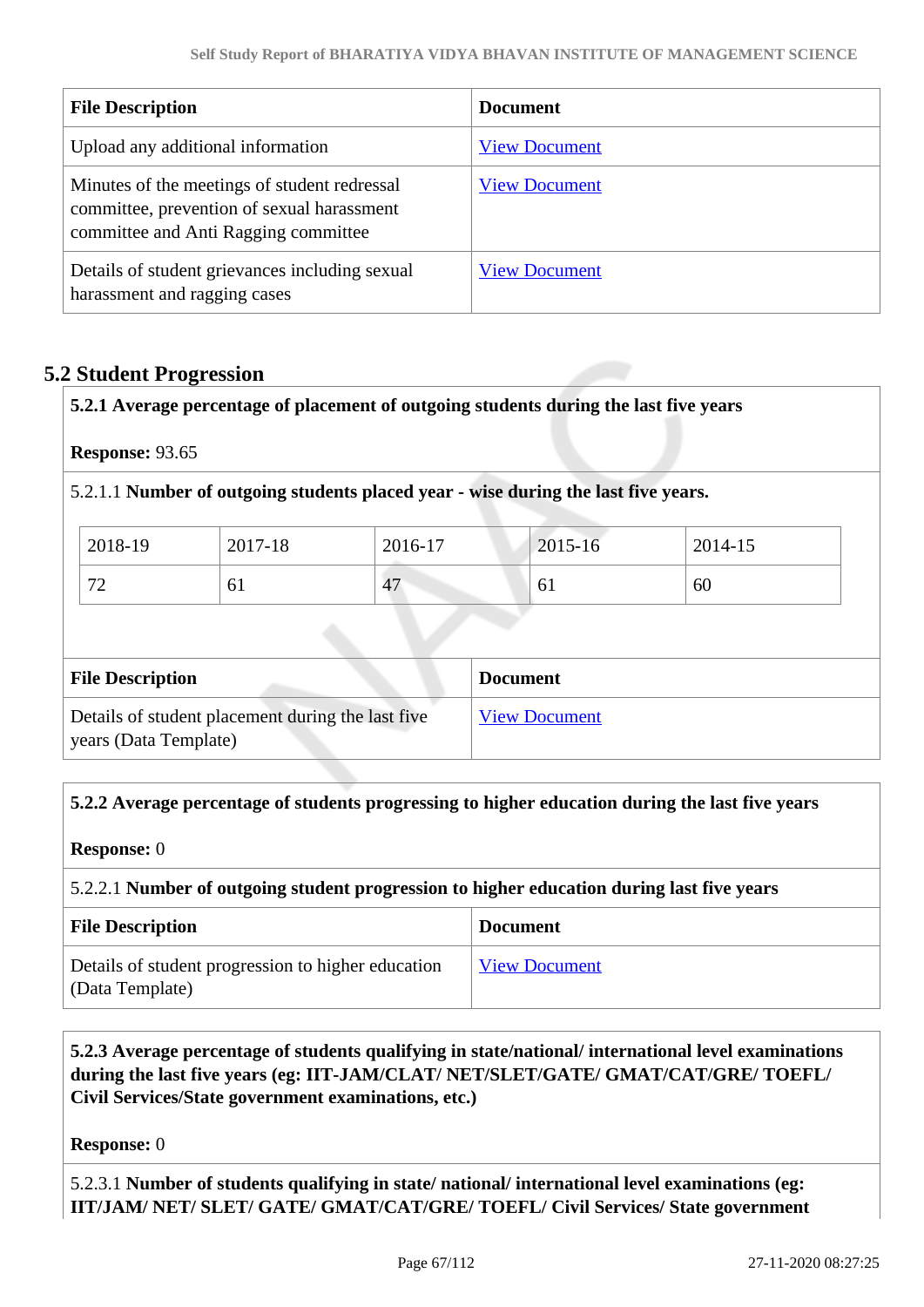| File Description | Document |
| --- | --- |
| Upload any additional information | View Document |
| Minutes of the meetings of student redressal committee, prevention of sexual harassment committee and Anti Ragging committee | View Document |
| Details of student grievances including sexual harassment and ragging cases | View Document |

## 5.2 Student Progression

**5.2.1 Average percentage of placement of outgoing students during the last five years**

**Response:** 93.65

5.2.1.1 **Number of outgoing students placed year - wise during the last five years.**

| 2018-19 | 2017-18 | 2016-17 | 2015-16 | 2014-15 |
| --- | --- | --- | --- | --- |
| 72 | 61 | 47 | 61 | 60 |

| File Description | Document |
| --- | --- |
| Details of student placement during the last five years (Data Template) | View Document |

**5.2.2 Average percentage of students progressing to higher education during the last five years**

**Response:** 0

5.2.2.1 **Number of outgoing student progression to higher education during last five years**

| File Description | Document |
| --- | --- |
| Details of student progression to higher education (Data Template) | View Document |

**5.2.3 Average percentage of students qualifying in state/national/ international level examinations during the last five years (eg: IIT-JAM/CLAT/ NET/SLET/GATE/ GMAT/CAT/GRE/ TOEFL/ Civil Services/State government examinations, etc.)**

**Response:** 0

5.2.3.1 **Number of students qualifying in state/ national/ international level examinations (eg: IIT/JAM/ NET/ SLET/ GATE/ GMAT/CAT/GRE/ TOEFL/ Civil Services/ State government**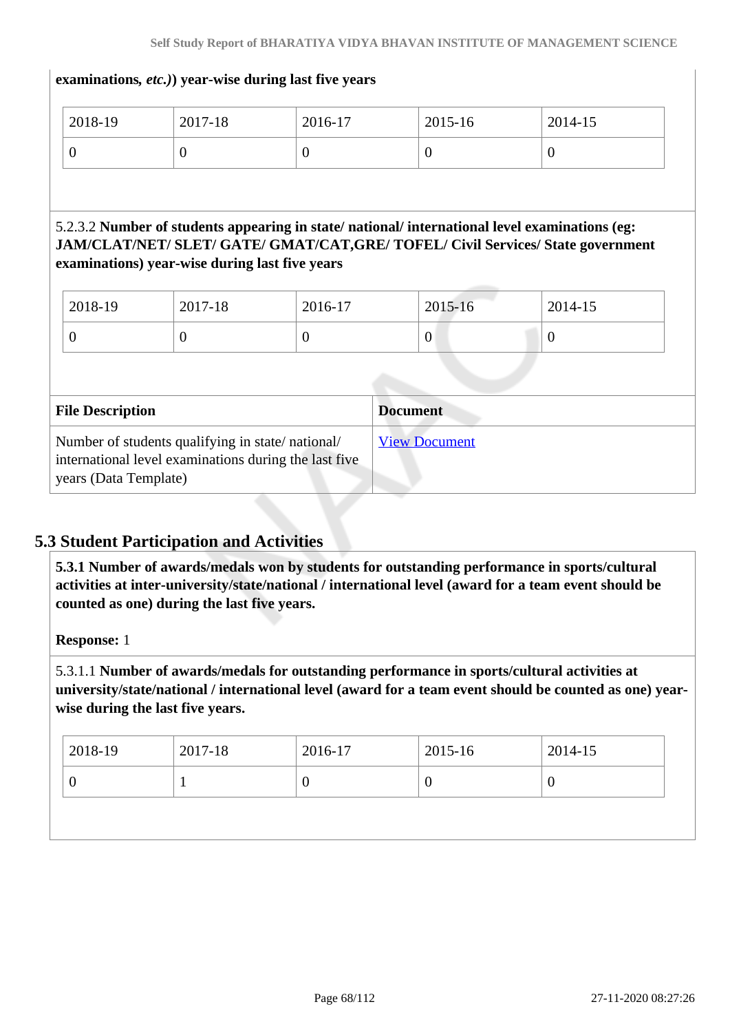**examinations, *etc.*)) year-wise during last five years**

| 2018-19 | 2017-18 | 2016-17 | 2015-16 | 2014-15 |
|---|---|---|---|---|
| 0 | 0 | 0 | 0 | 0 |

5.2.3.2 **Number of students appearing in state/ national/ international level examinations (eg: JAM/CLAT/NET/ SLET/ GATE/ GMAT/CAT,GRE/ TOFEL/ Civil Services/ State government examinations) year-wise during last five years**

| 2018-19 | 2017-18 | 2016-17 | 2015-16 | 2014-15 |
|---|---|---|---|---|
| 0 | 0 | 0 | 0 | 0 |

| File Description | Document |
|---|---|
| Number of students qualifying in state/ national/ international level examinations during the last five years (Data Template) | View Document |

## 5.3 Student Participation and Activities

**5.3.1 Number of awards/medals won by students for outstanding performance in sports/cultural activities at inter-university/state/national / international level (award for a team event should be counted as one) during the last five years.**

**Response:** 1

5.3.1.1 **Number of awards/medals for outstanding performance in sports/cultural activities at university/state/national / international level (award for a team event should be counted as one) year-wise during the last five years.**

| 2018-19 | 2017-18 | 2016-17 | 2015-16 | 2014-15 |
|---|---|---|---|---|
| 0 | 1 | 0 | 0 | 0 |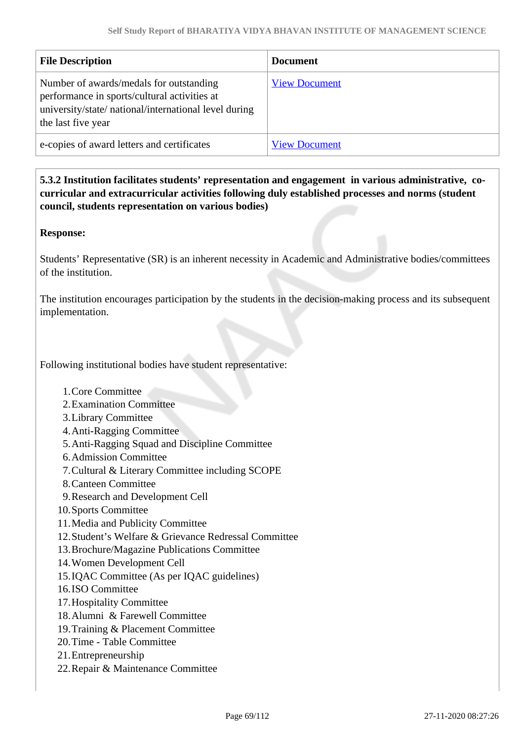| File Description | Document |
|---|---|
| Number of awards/medals for outstanding performance in sports/cultural activities at university/state/ national/international level during the last five year | View Document |
| e-copies of award letters and certificates | View Document |

**5.3.2 Institution facilitates students' representation and engagement in various administrative, co-curricular and extracurricular activities following duly established processes and norms (student council, students representation on various bodies)**

**Response:**

Students' Representative (SR) is an inherent necessity in Academic and Administrative bodies/committees of the institution.

The institution encourages participation by the students in the decision-making process and its subsequent implementation.

Following institutional bodies have student representative:

1. Core Committee
2. Examination Committee
3. Library Committee
4. Anti-Ragging Committee
5. Anti-Ragging Squad and Discipline Committee
6. Admission Committee
7. Cultural & Literary Committee including SCOPE
8. Canteen Committee
9. Research and Development Cell
10. Sports Committee
11. Media and Publicity Committee
12. Student's Welfare & Grievance Redressal Committee
13. Brochure/Magazine Publications Committee
14. Women Development Cell
15. IQAC Committee (As per IQAC guidelines)
16. ISO Committee
17. Hospitality Committee
18. Alumni & Farewell Committee
19. Training & Placement Committee
20. Time - Table Committee
21. Entrepreneurship
22. Repair & Maintenance Committee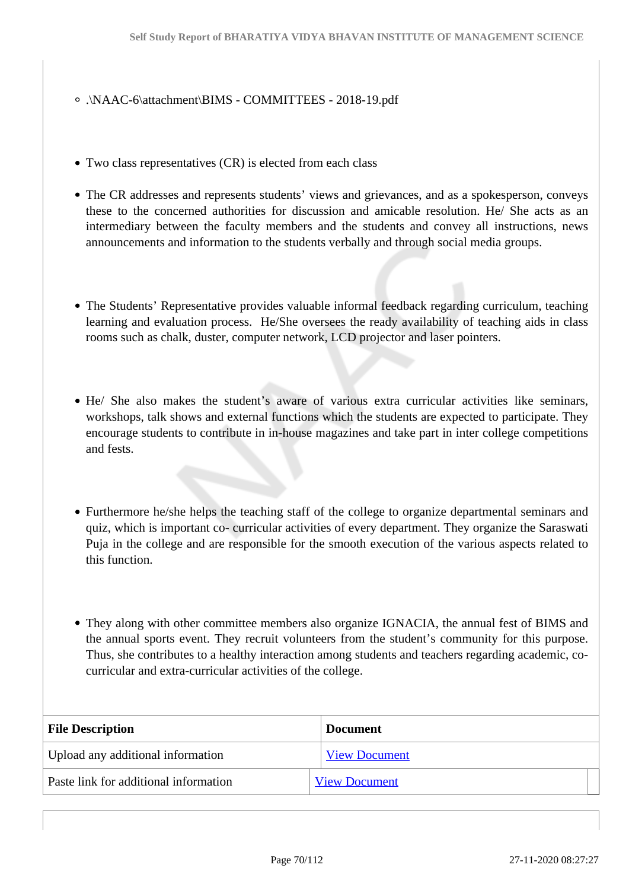- .\NAAC-6\attachment\BIMS - COMMITTEES - 2018-19.pdf

- Two class representatives (CR) is elected from each class
- The CR addresses and represents students' views and grievances, and as a spokesperson, conveys these to the concerned authorities for discussion and amicable resolution. He/ She acts as an intermediary between the faculty members and the students and convey all instructions, news announcements and information to the students verbally and through social media groups.

- The Students' Representative provides valuable informal feedback regarding curriculum, teaching learning and evaluation process. He/She oversees the ready availability of teaching aids in class rooms such as chalk, duster, computer network, LCD projector and laser pointers.

- He/ She also makes the student's aware of various extra curricular activities like seminars, workshops, talk shows and external functions which the students are expected to participate. They encourage students to contribute in in-house magazines and take part in inter college competitions and fests.

- Furthermore he/she helps the teaching staff of the college to organize departmental seminars and quiz, which is important co- curricular activities of every department. They organize the Saraswati Puja in the college and are responsible for the smooth execution of the various aspects related to this function.

- They along with other committee members also organize IGNACIA, the annual fest of BIMS and the annual sports event. They recruit volunteers from the student's community for this purpose. Thus, she contributes to a healthy interaction among students and teachers regarding academic, co-curricular and extra-curricular activities of the college.

| File Description | Document |
|---|---|
| Upload any additional information | View Document |
| Paste link for additional information | View Document |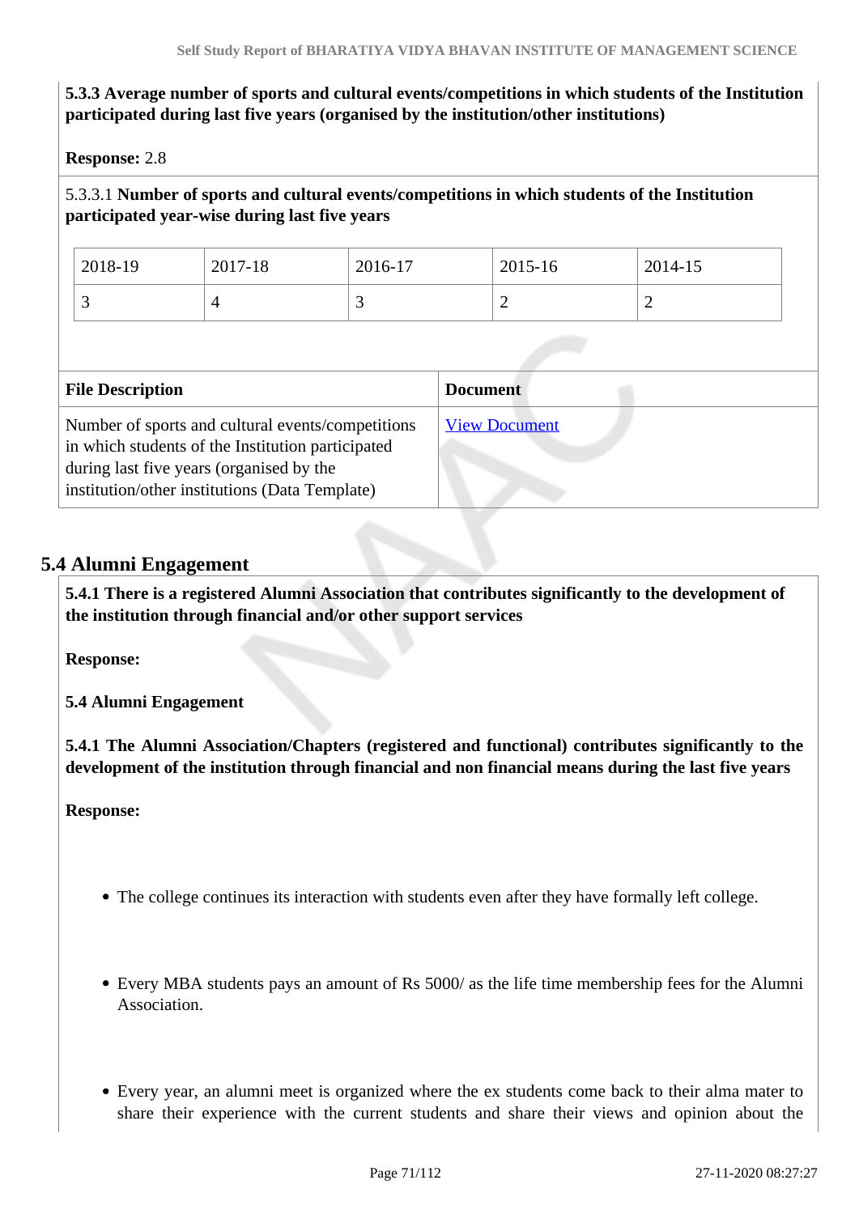**5.3.3 Average number of sports and cultural events/competitions in which students of the Institution participated during last five years (organised by the institution/other institutions)**

**Response:** 2.8

5.3.3.1 **Number of sports and cultural events/competitions in which students of the Institution participated year-wise during last five years**

| 2018-19 | 2017-18 | 2016-17 | 2015-16 | 2014-15 |
|---|---|---|---|---|
| 3 | 4 | 3 | 2 | 2 |

| File Description | Document |
|---|---|
| Number of sports and cultural events/competitions in which students of the Institution participated during last five years (organised by the institution/other institutions (Data Template) | View Document |

## 5.4 Alumni Engagement

**5.4.1 There is a registered Alumni Association that contributes significantly to the development of the institution through financial and/or other support services**

**Response:**

**5.4 Alumni Engagement**

**5.4.1 The Alumni Association/Chapters (registered and functional) contributes significantly to the development of the institution through financial and non financial means during the last five years**

**Response:**

- The college continues its interaction with students even after they have formally left college.

- Every MBA students pays an amount of Rs 5000/ as the life time membership fees for the Alumni Association.

- Every year, an alumni meet is organized where the ex students come back to their alma mater to share their experience with the current students and share their views and opinion about the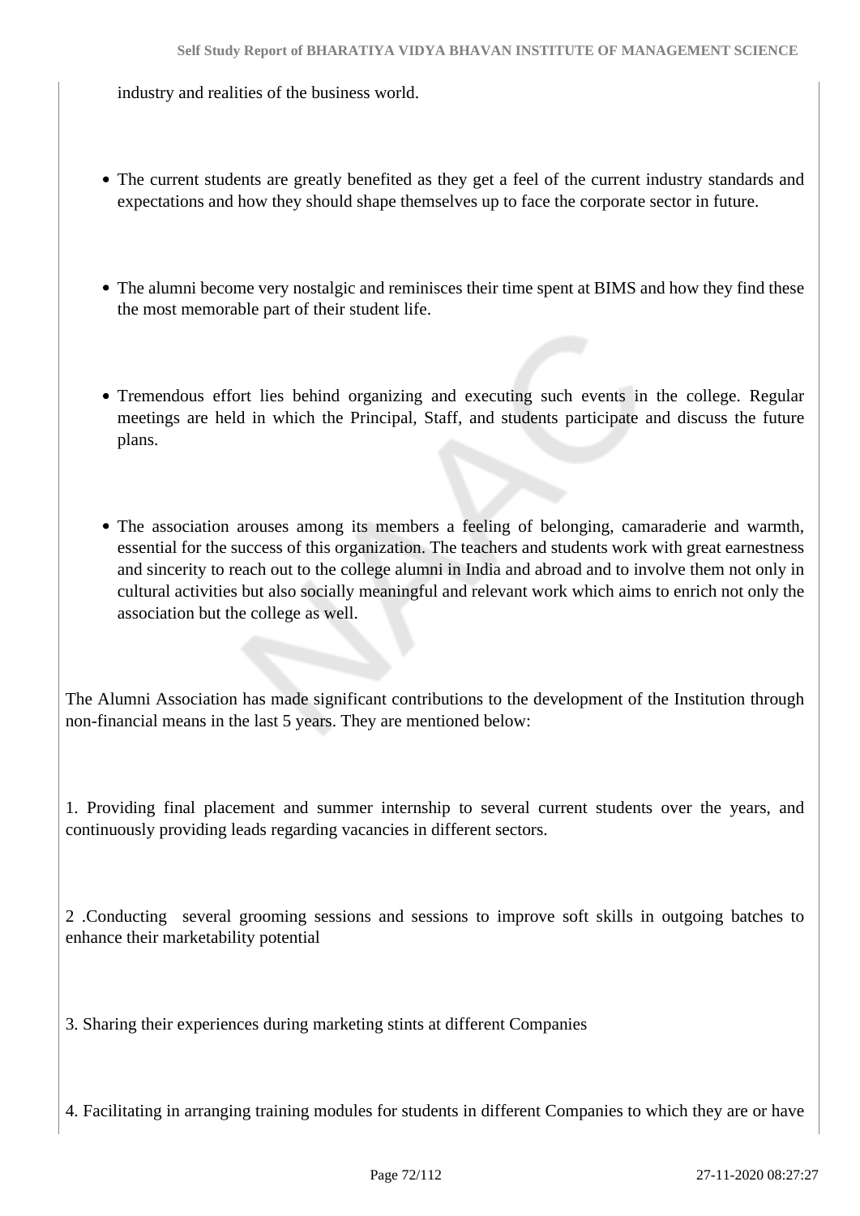industry and realities of the business world.

- The current students are greatly benefited as they get a feel of the current industry standards and expectations and how they should shape themselves up to face the corporate sector in future.

- The alumni become very nostalgic and reminisces their time spent at BIMS and how they find these the most memorable part of their student life.

- Tremendous effort lies behind organizing and executing such events in the college. Regular meetings are held in which the Principal, Staff, and students participate and discuss the future plans.

- The association arouses among its members a feeling of belonging, camaraderie and warmth, essential for the success of this organization. The teachers and students work with great earnestness and sincerity to reach out to the college alumni in India and abroad and to involve them not only in cultural activities but also socially meaningful and relevant work which aims to enrich not only the association but the college as well.

The Alumni Association has made significant contributions to the development of the Institution through non-financial means in the last 5 years. They are mentioned below:

1. Providing final placement and summer internship to several current students over the years, and continuously providing leads regarding vacancies in different sectors.

2 .Conducting several grooming sessions and sessions to improve soft skills in outgoing batches to enhance their marketability potential

3. Sharing their experiences during marketing stints at different Companies

4. Facilitating in arranging training modules for students in different Companies to which they are or have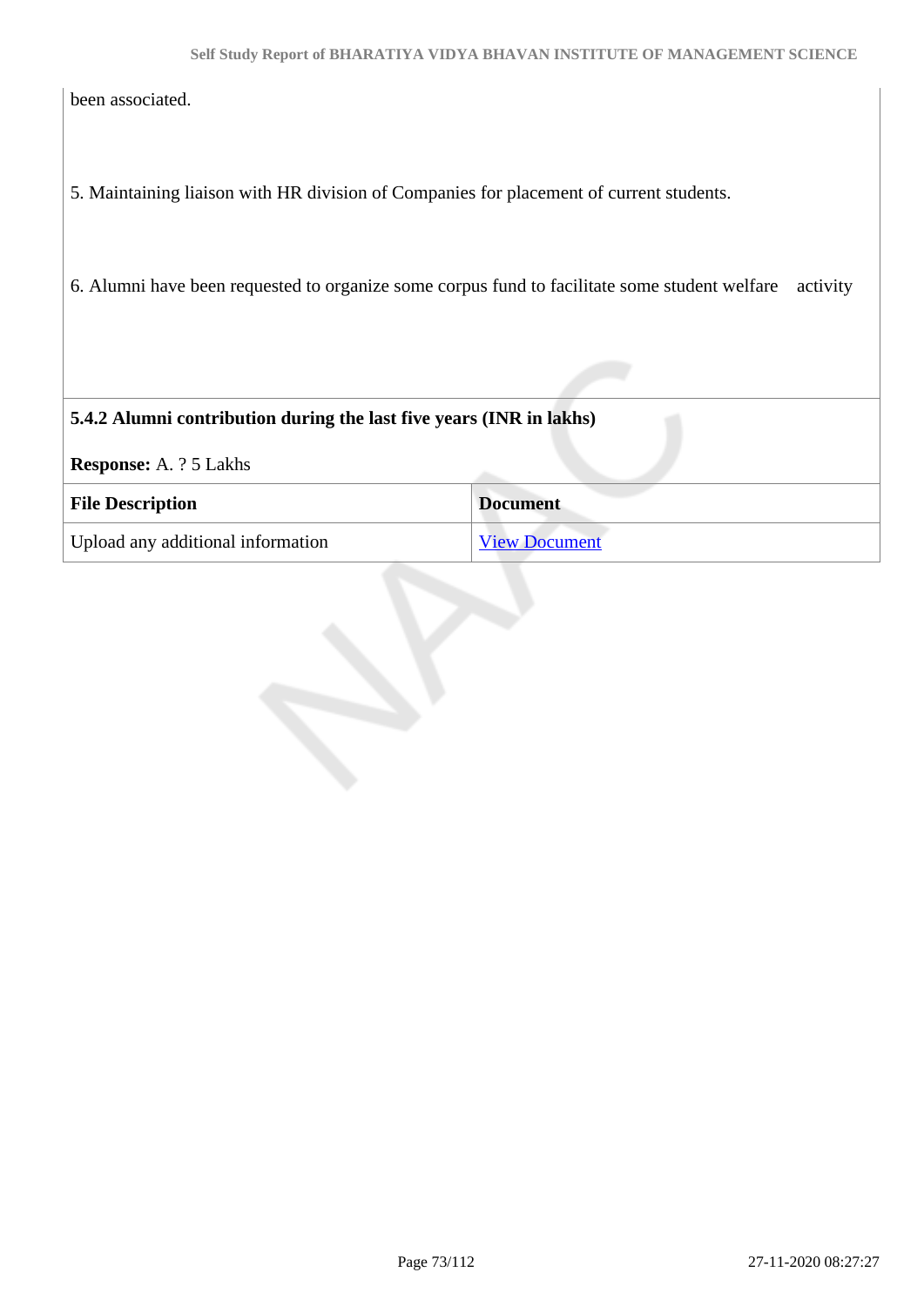been associated.

5. Maintaining liaison with HR division of Companies for placement of current students.

6. Alumni have been requested to organize some corpus fund to facilitate some student welfare activity

**5.4.2 Alumni contribution during the last five years (INR in lakhs)**

**Response:** A. ? 5 Lakhs

| File Description | Document |
|---|---|
| Upload any additional information | View Document |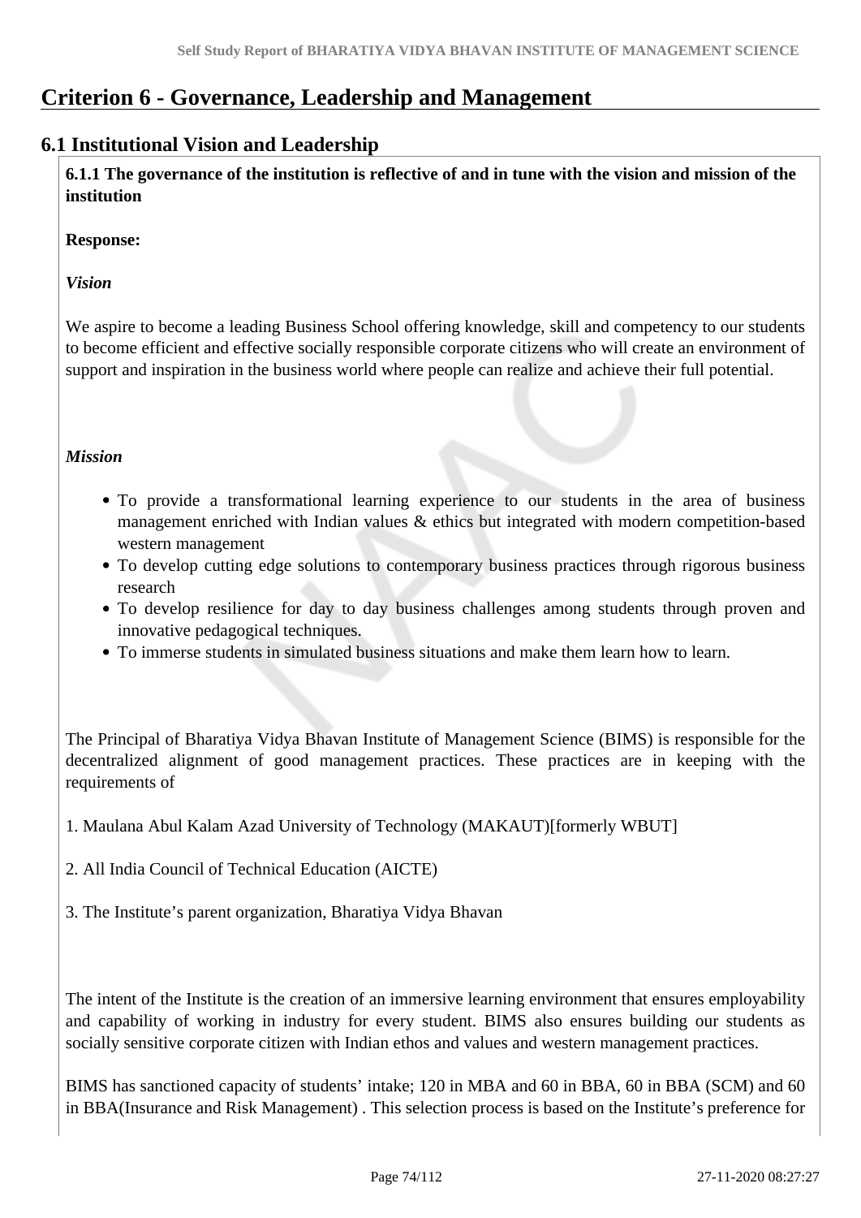# Criterion 6 - Governance, Leadership and Management

## 6.1 Institutional Vision and Leadership

**6.1.1 The governance of the institution is reflective of and in tune with the vision and mission of the institution**

**Response:**

***Vision***

We aspire to become a leading Business School offering knowledge, skill and competency to our students to become efficient and effective socially responsible corporate citizens who will create an environment of support and inspiration in the business world where people can realize and achieve their full potential.

***Mission***

- To provide a transformational learning experience to our students in the area of business management enriched with Indian values & ethics but integrated with modern competition-based western management
- To develop cutting edge solutions to contemporary business practices through rigorous business research
- To develop resilience for day to day business challenges among students through proven and innovative pedagogical techniques.
- To immerse students in simulated business situations and make them learn how to learn.

The Principal of Bharatiya Vidya Bhavan Institute of Management Science (BIMS) is responsible for the decentralized alignment of good management practices. These practices are in keeping with the requirements of

1. Maulana Abul Kalam Azad University of Technology (MAKAUT)[formerly WBUT]

2. All India Council of Technical Education (AICTE)

3. The Institute's parent organization, Bharatiya Vidya Bhavan

The intent of the Institute is the creation of an immersive learning environment that ensures employability and capability of working in industry for every student. BIMS also ensures building our students as socially sensitive corporate citizen with Indian ethos and values and western management practices.

BIMS has sanctioned capacity of students' intake; 120 in MBA and 60 in BBA, 60 in BBA (SCM) and 60 in BBA(Insurance and Risk Management) . This selection process is based on the Institute's preference for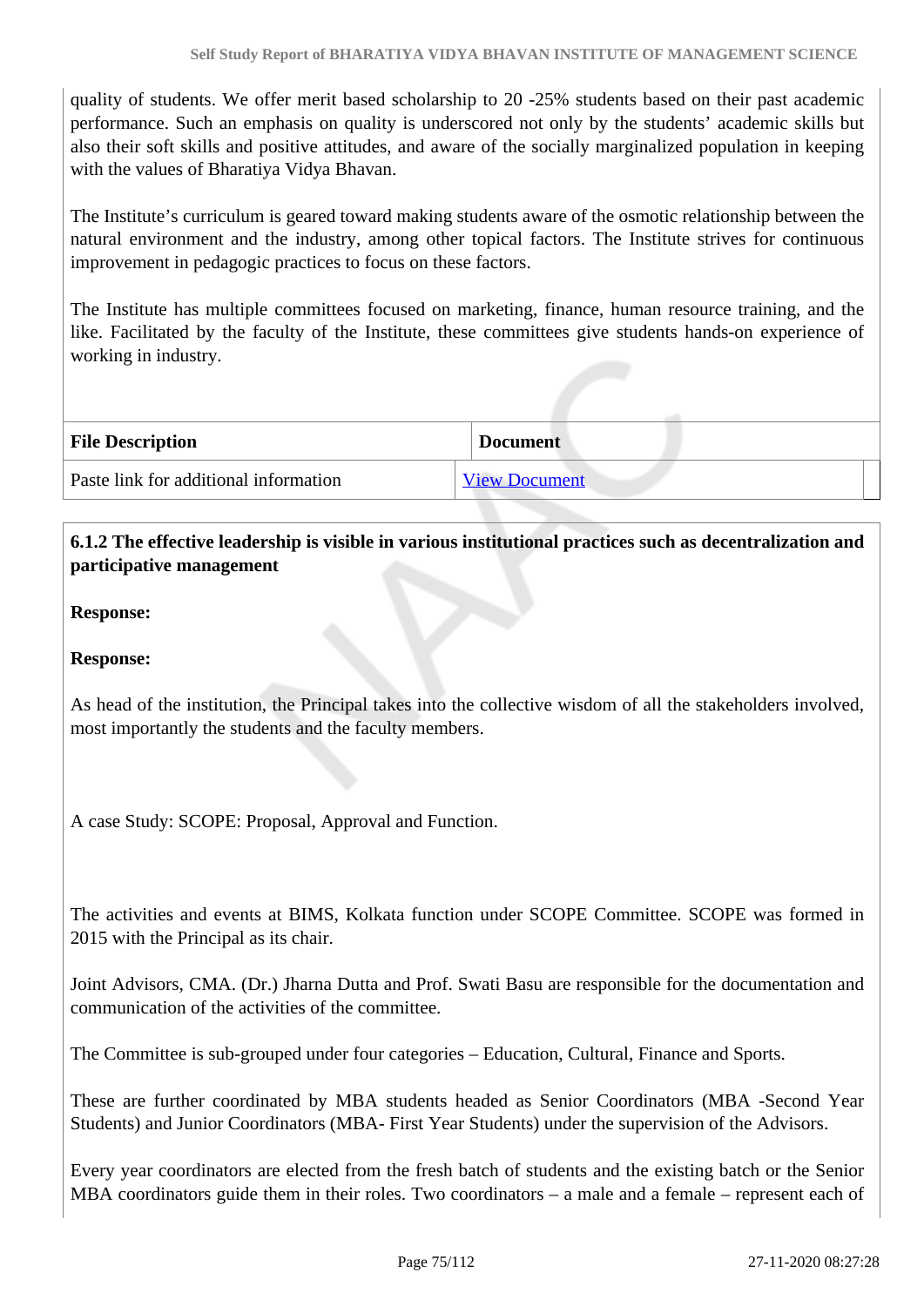quality of students. We offer merit based scholarship to 20 -25% students based on their past academic performance. Such an emphasis on quality is underscored not only by the students' academic skills but also their soft skills and positive attitudes, and aware of the socially marginalized population in keeping with the values of Bharatiya Vidya Bhavan.

The Institute's curriculum is geared toward making students aware of the osmotic relationship between the natural environment and the industry, among other topical factors. The Institute strives for continuous improvement in pedagogic practices to focus on these factors.

The Institute has multiple committees focused on marketing, finance, human resource training, and the like. Facilitated by the faculty of the Institute, these committees give students hands-on experience of working in industry.

| File Description | Document |
|---|---|
| Paste link for additional information | View Document |

**6.1.2 The effective leadership is visible in various institutional practices such as decentralization and participative management**

**Response:**

**Response:**

As head of the institution, the Principal takes into the collective wisdom of all the stakeholders involved, most importantly the students and the faculty members.

A case Study: SCOPE: Proposal, Approval and Function.

The activities and events at BIMS, Kolkata function under SCOPE Committee. SCOPE was formed in 2015 with the Principal as its chair.

Joint Advisors, CMA. (Dr.) Jharna Dutta and Prof. Swati Basu are responsible for the documentation and communication of the activities of the committee.

The Committee is sub-grouped under four categories – Education, Cultural, Finance and Sports.

These are further coordinated by MBA students headed as Senior Coordinators (MBA -Second Year Students) and Junior Coordinators (MBA- First Year Students) under the supervision of the Advisors.

Every year coordinators are elected from the fresh batch of students and the existing batch or the Senior MBA coordinators guide them in their roles. Two coordinators – a male and a female – represent each of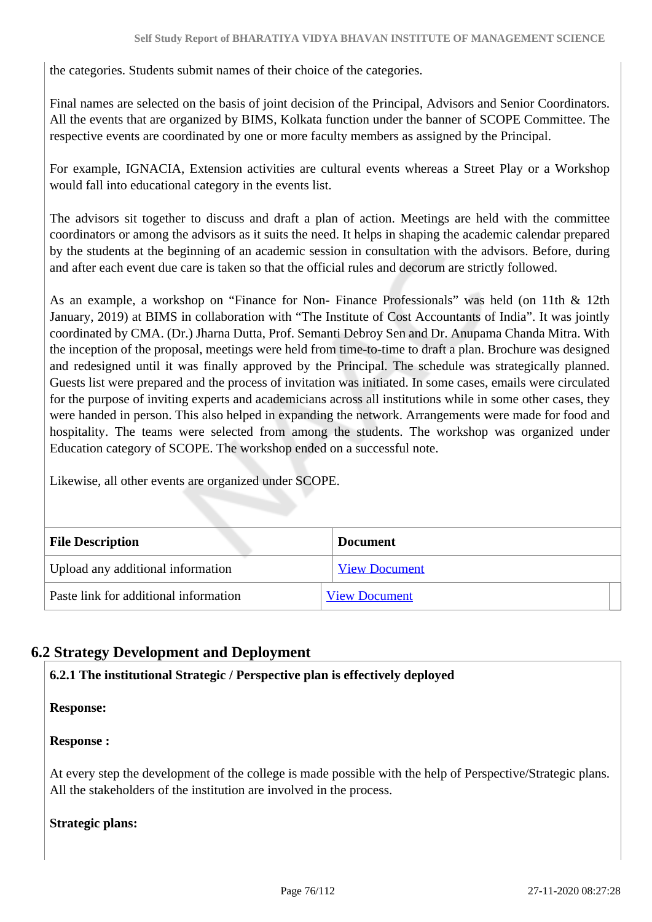the categories. Students submit names of their choice of the categories.

Final names are selected on the basis of joint decision of the Principal, Advisors and Senior Coordinators. All the events that are organized by BIMS, Kolkata function under the banner of SCOPE Committee. The respective events are coordinated by one or more faculty members as assigned by the Principal.

For example, IGNACIA, Extension activities are cultural events whereas a Street Play or a Workshop would fall into educational category in the events list.

The advisors sit together to discuss and draft a plan of action. Meetings are held with the committee coordinators or among the advisors as it suits the need. It helps in shaping the academic calendar prepared by the students at the beginning of an academic session in consultation with the advisors. Before, during and after each event due care is taken so that the official rules and decorum are strictly followed.

As an example, a workshop on “Finance for Non- Finance Professionals” was held (on 11th & 12th January, 2019) at BIMS in collaboration with “The Institute of Cost Accountants of India”. It was jointly coordinated by CMA. (Dr.) Jharna Dutta, Prof. Semanti Debroy Sen and Dr. Anupama Chanda Mitra. With the inception of the proposal, meetings were held from time-to-time to draft a plan. Brochure was designed and redesigned until it was finally approved by the Principal. The schedule was strategically planned. Guests list were prepared and the process of invitation was initiated. In some cases, emails were circulated for the purpose of inviting experts and academicians across all institutions while in some other cases, they were handed in person. This also helped in expanding the network. Arrangements were made for food and hospitality. The teams were selected from among the students. The workshop was organized under Education category of SCOPE. The workshop ended on a successful note.

Likewise, all other events are organized under SCOPE.

| File Description | Document |
|---|---|
| Upload any additional information | View Document |
| Paste link for additional information | View Document |

## 6.2 Strategy Development and Deployment

**6.2.1 The institutional Strategic / Perspective plan is effectively deployed**

**Response:**

**Response :**

At every step the development of the college is made possible with the help of Perspective/Strategic plans. All the stakeholders of the institution are involved in the process.

**Strategic plans:**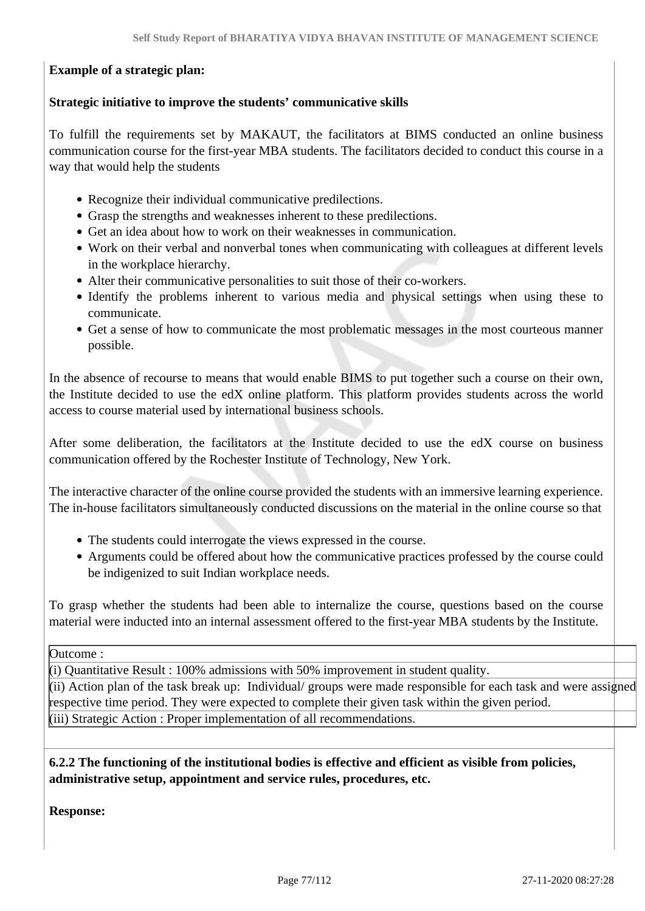**Example of a strategic plan:**

**Strategic initiative to improve the students' communicative skills**

To fulfill the requirements set by MAKAUT, the facilitators at BIMS conducted an online business communication course for the first-year MBA students. The facilitators decided to conduct this course in a way that would help the students

- Recognize their individual communicative predilections.
- Grasp the strengths and weaknesses inherent to these predilections.
- Get an idea about how to work on their weaknesses in communication.
- Work on their verbal and nonverbal tones when communicating with colleagues at different levels in the workplace hierarchy.
- Alter their communicative personalities to suit those of their co-workers.
- Identify the problems inherent to various media and physical settings when using these to communicate.
- Get a sense of how to communicate the most problematic messages in the most courteous manner possible.

In the absence of recourse to means that would enable BIMS to put together such a course on their own, the Institute decided to use the edX online platform. This platform provides students across the world access to course material used by international business schools.

After some deliberation, the facilitators at the Institute decided to use the edX course on business communication offered by the Rochester Institute of Technology, New York.

The interactive character of the online course provided the students with an immersive learning experience. The in-house facilitators simultaneously conducted discussions on the material in the online course so that

- The students could interrogate the views expressed in the course.
- Arguments could be offered about how the communicative practices professed by the course could be indigenized to suit Indian workplace needs.

To grasp whether the students had been able to internalize the course, questions based on the course material were inducted into an internal assessment offered to the first-year MBA students by the Institute.

| Outcome : |
|---|
| (i) Quantitative Result : 100% admissions with 50% improvement in student quality. |
| (ii) Action plan of the task break up: Individual/ groups were made responsible for each task and were assigned respective time period. They were expected to complete their given task within the given period. |
| (iii) Strategic Action : Proper implementation of all recommendations. |

**6.2.2 The functioning of the institutional bodies is effective and efficient as visible from policies, administrative setup, appointment and service rules, procedures, etc.**

**Response:**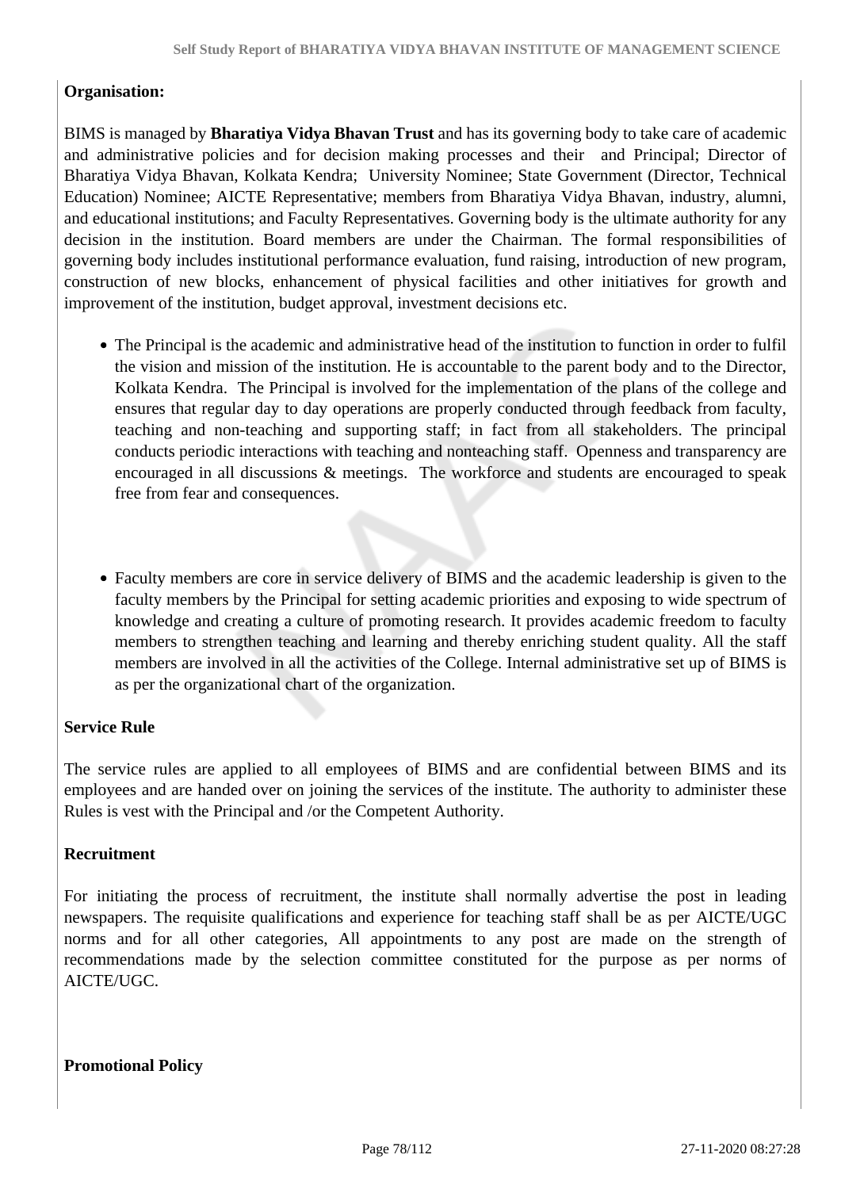**Organisation:**

BIMS is managed by **Bharatiya Vidya Bhavan Trust** and has its governing body to take care of academic and administrative policies and for decision making processes and their and Principal; Director of Bharatiya Vidya Bhavan, Kolkata Kendra; University Nominee; State Government (Director, Technical Education) Nominee; AICTE Representative; members from Bharatiya Vidya Bhavan, industry, alumni, and educational institutions; and Faculty Representatives. Governing body is the ultimate authority for any decision in the institution. Board members are under the Chairman. The formal responsibilities of governing body includes institutional performance evaluation, fund raising, introduction of new program, construction of new blocks, enhancement of physical facilities and other initiatives for growth and improvement of the institution, budget approval, investment decisions etc.

- The Principal is the academic and administrative head of the institution to function in order to fulfil the vision and mission of the institution. He is accountable to the parent body and to the Director, Kolkata Kendra. The Principal is involved for the implementation of the plans of the college and ensures that regular day to day operations are properly conducted through feedback from faculty, teaching and non-teaching and supporting staff; in fact from all stakeholders. The principal conducts periodic interactions with teaching and nonteaching staff. Openness and transparency are encouraged in all discussions & meetings. The workforce and students are encouraged to speak free from fear and consequences.

- Faculty members are core in service delivery of BIMS and the academic leadership is given to the faculty members by the Principal for setting academic priorities and exposing to wide spectrum of knowledge and creating a culture of promoting research. It provides academic freedom to faculty members to strengthen teaching and learning and thereby enriching student quality. All the staff members are involved in all the activities of the College. Internal administrative set up of BIMS is as per the organizational chart of the organization.

**Service Rule**

The service rules are applied to all employees of BIMS and are confidential between BIMS and its employees and are handed over on joining the services of the institute. The authority to administer these Rules is vest with the Principal and /or the Competent Authority.

**Recruitment**

For initiating the process of recruitment, the institute shall normally advertise the post in leading newspapers. The requisite qualifications and experience for teaching staff shall be as per AICTE/UGC norms and for all other categories, All appointments to any post are made on the strength of recommendations made by the selection committee constituted for the purpose as per norms of AICTE/UGC.

**Promotional Policy**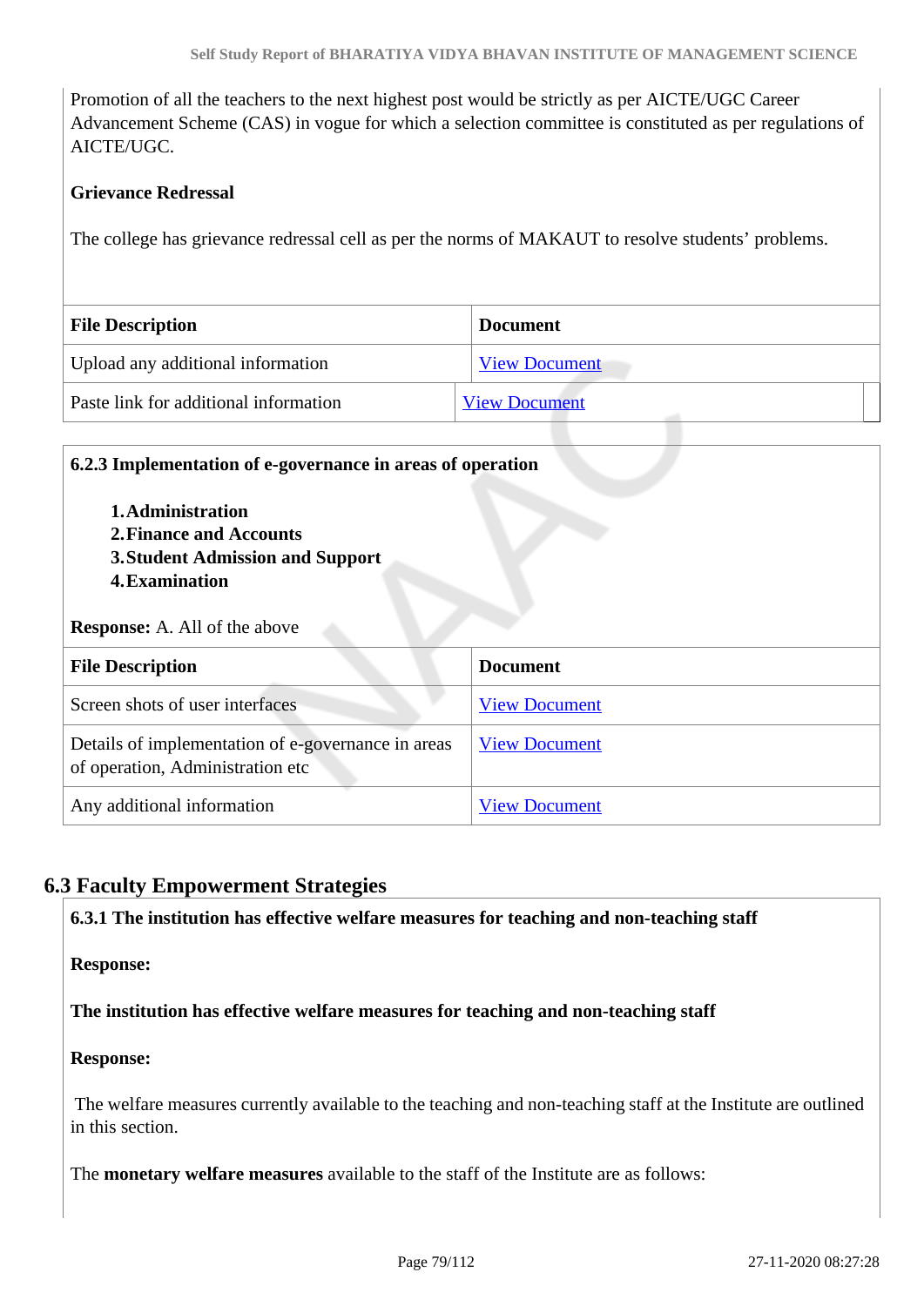Promotion of all the teachers to the next highest post would be strictly as per AICTE/UGC Career Advancement Scheme (CAS) in vogue for which a selection committee is constituted as per regulations of AICTE/UGC.

**Grievance Redressal**

The college has grievance redressal cell as per the norms of MAKAUT to resolve students' problems.

| File Description | Document |
|---|---|
| Upload any additional information | View Document |
| Paste link for additional information | View Document |

**6.2.3 Implementation of e-governance in areas of operation**

1. **Administration**
2. **Finance and Accounts**
3. **Student Admission and Support**
4. **Examination**

**Response:** A. All of the above

| File Description | Document |
|---|---|
| Screen shots of user interfaces | View Document |
| Details of implementation of e-governance in areas of operation, Administration etc | View Document |
| Any additional information | View Document |

## 6.3 Faculty Empowerment Strategies

**6.3.1 The institution has effective welfare measures for teaching and non-teaching staff**

**Response:**

**The institution has effective welfare measures for teaching and non-teaching staff**

**Response:**

The welfare measures currently available to the teaching and non-teaching staff at the Institute are outlined in this section.

The **monetary welfare measures** available to the staff of the Institute are as follows: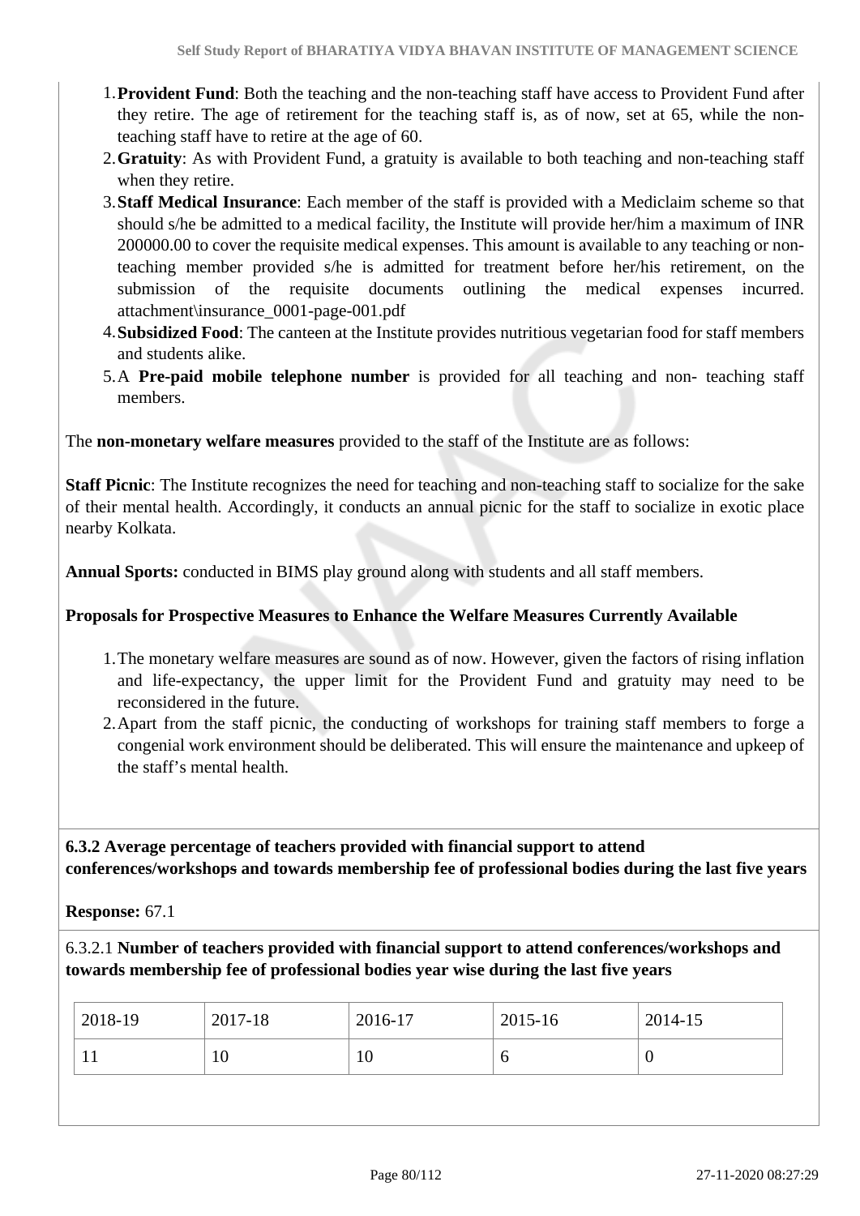1. **Provident Fund**: Both the teaching and the non-teaching staff have access to Provident Fund after they retire. The age of retirement for the teaching staff is, as of now, set at 65, while the non-teaching staff have to retire at the age of 60.
2. **Gratuity**: As with Provident Fund, a gratuity is available to both teaching and non-teaching staff when they retire.
3. **Staff Medical Insurance**: Each member of the staff is provided with a Mediclaim scheme so that should s/he be admitted to a medical facility, the Institute will provide her/him a maximum of INR 200000.00 to cover the requisite medical expenses. This amount is available to any teaching or non-teaching member provided s/he is admitted for treatment before her/his retirement, on the submission of the requisite documents outlining the medical expenses incurred. attachment\insurance_0001-page-001.pdf
4. **Subsidized Food**: The canteen at the Institute provides nutritious vegetarian food for staff members and students alike.
5. A **Pre-paid mobile telephone number** is provided for all teaching and non- teaching staff members.

The **non-monetary welfare measures** provided to the staff of the Institute are as follows:

**Staff Picnic**: The Institute recognizes the need for teaching and non-teaching staff to socialize for the sake of their mental health. Accordingly, it conducts an annual picnic for the staff to socialize in exotic place nearby Kolkata.

**Annual Sports:** conducted in BIMS play ground along with students and all staff members.

**Proposals for Prospective Measures to Enhance the Welfare Measures Currently Available**

1. The monetary welfare measures are sound as of now. However, given the factors of rising inflation and life-expectancy, the upper limit for the Provident Fund and gratuity may need to be reconsidered in the future.
2. Apart from the staff picnic, the conducting of workshops for training staff members to forge a congenial work environment should be deliberated. This will ensure the maintenance and upkeep of the staff's mental health.

**6.3.2 Average percentage of teachers provided with financial support to attend conferences/workshops and towards membership fee of professional bodies during the last five years**

**Response:** 67.1

6.3.2.1 **Number of teachers provided with financial support to attend conferences/workshops and towards membership fee of professional bodies year wise during the last five years**

| 2018-19 | 2017-18 | 2016-17 | 2015-16 | 2014-15 |
|---|---|---|---|---|
| 11 | 10 | 10 | 6 | 0 |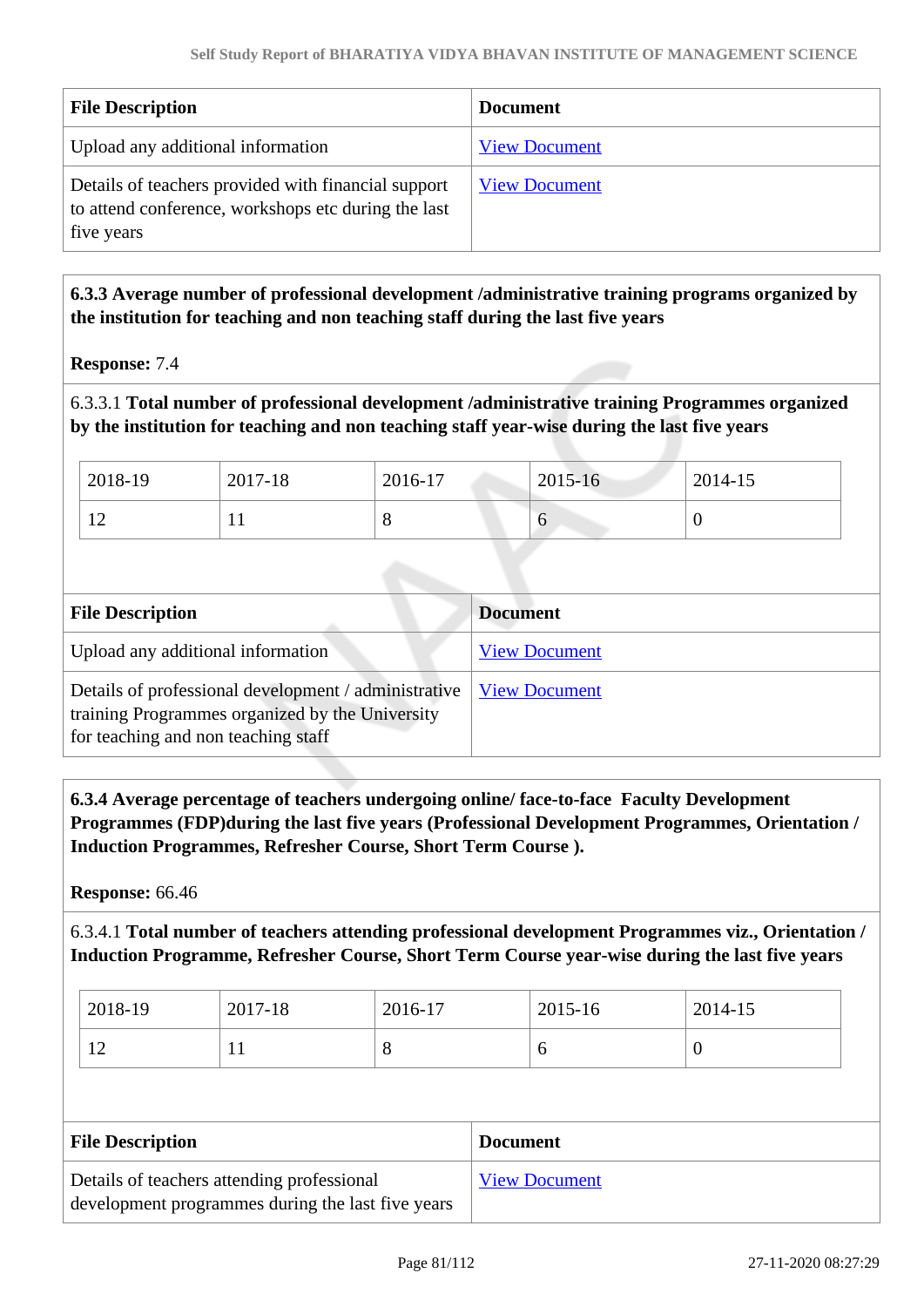| File Description | Document |
|---|---|
| Upload any additional information | View Document |
| Details of teachers provided with financial support to attend conference, workshops etc during the last five years | View Document |

**6.3.3 Average number of professional development /administrative training programs organized by the institution for teaching and non teaching staff during the last five years**

**Response:** 7.4

6.3.3.1 **Total number of professional development /administrative training Programmes organized by the institution for teaching and non teaching staff year-wise during the last five years**

| 2018-19 | 2017-18 | 2016-17 | 2015-16 | 2014-15 |
|---|---|---|---|---|
| 12 | 11 | 8 | 6 | 0 |

| File Description | Document |
|---|---|
| Upload any additional information | View Document |
| Details of professional development / administrative training Programmes organized by the University for teaching and non teaching staff | View Document |

**6.3.4 Average percentage of teachers undergoing online/ face-to-face Faculty Development Programmes (FDP)during the last five years (Professional Development Programmes, Orientation / Induction Programmes, Refresher Course, Short Term Course ).**

**Response:** 66.46

6.3.4.1 **Total number of teachers attending professional development Programmes viz., Orientation / Induction Programme, Refresher Course, Short Term Course year-wise during the last five years**

| 2018-19 | 2017-18 | 2016-17 | 2015-16 | 2014-15 |
|---|---|---|---|---|
| 12 | 11 | 8 | 6 | 0 |

| File Description | Document |
|---|---|
| Details of teachers attending professional development programmes during the last five years | View Document |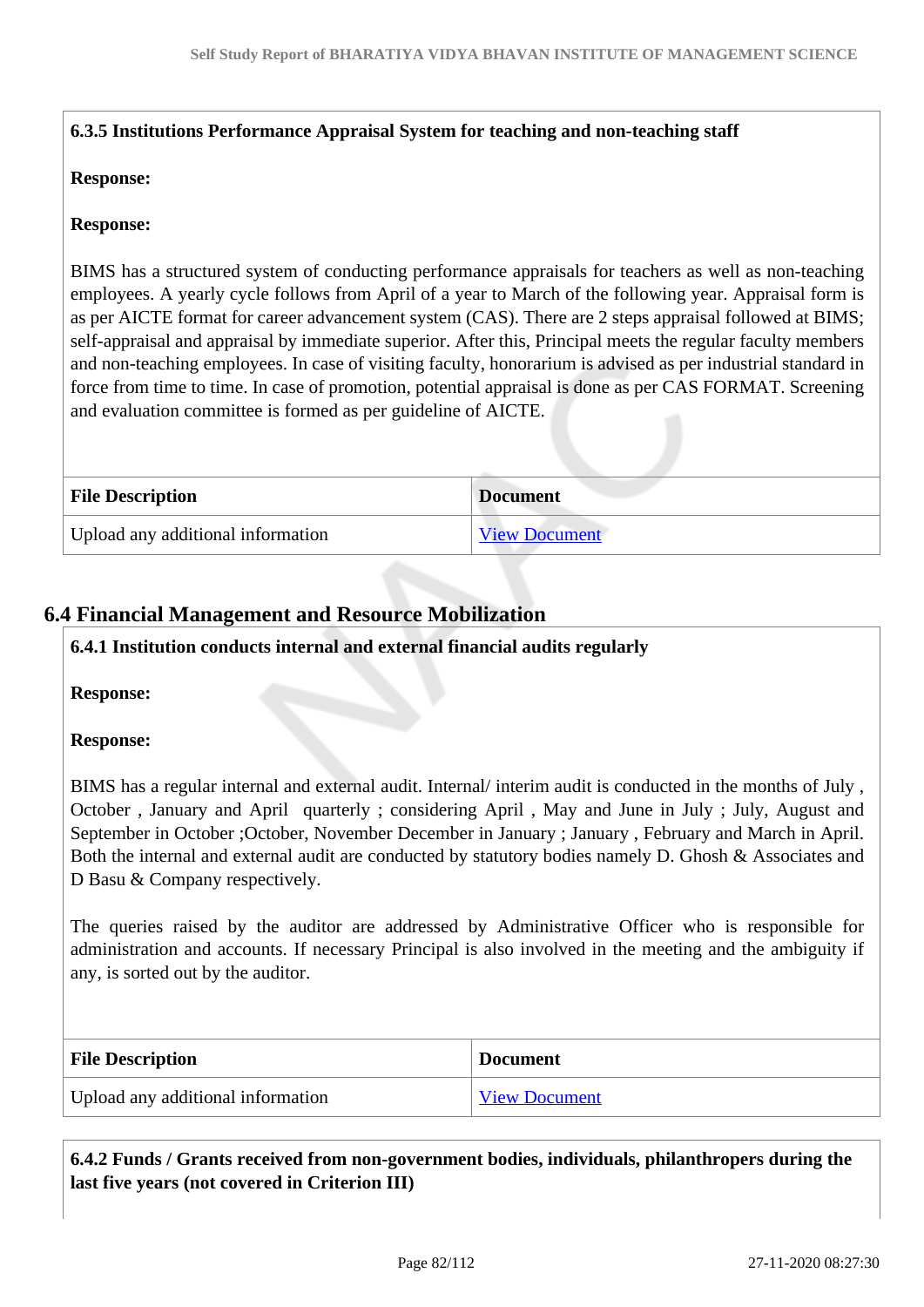**6.3.5 Institutions Performance Appraisal System for teaching and non-teaching staff**

**Response:**

**Response:**

BIMS has a structured system of conducting performance appraisals for teachers as well as non-teaching employees. A yearly cycle follows from April of a year to March of the following year. Appraisal form is as per AICTE format for career advancement system (CAS). There are 2 steps appraisal followed at BIMS; self-appraisal and appraisal by immediate superior. After this, Principal meets the regular faculty members and non-teaching employees. In case of visiting faculty, honorarium is advised as per industrial standard in force from time to time. In case of promotion, potential appraisal is done as per CAS FORMAT. Screening and evaluation committee is formed as per guideline of AICTE.

| File Description | Document |
| --- | --- |
| Upload any additional information | View Document |

## 6.4 Financial Management and Resource Mobilization

**6.4.1 Institution conducts internal and external financial audits regularly**

**Response:**

**Response:**

BIMS has a regular internal and external audit. Internal/ interim audit is conducted in the months of July , October , January and April quarterly ; considering April , May and June in July ; July, August and September in October ;October, November December in January ; January , February and March in April. Both the internal and external audit are conducted by statutory bodies namely D. Ghosh & Associates and D Basu & Company respectively.

The queries raised by the auditor are addressed by Administrative Officer who is responsible for administration and accounts. If necessary Principal is also involved in the meeting and the ambiguity if any, is sorted out by the auditor.

| File Description | Document |
| --- | --- |
| Upload any additional information | View Document |

**6.4.2 Funds / Grants received from non-government bodies, individuals, philanthropers during the last five years (not covered in Criterion III)**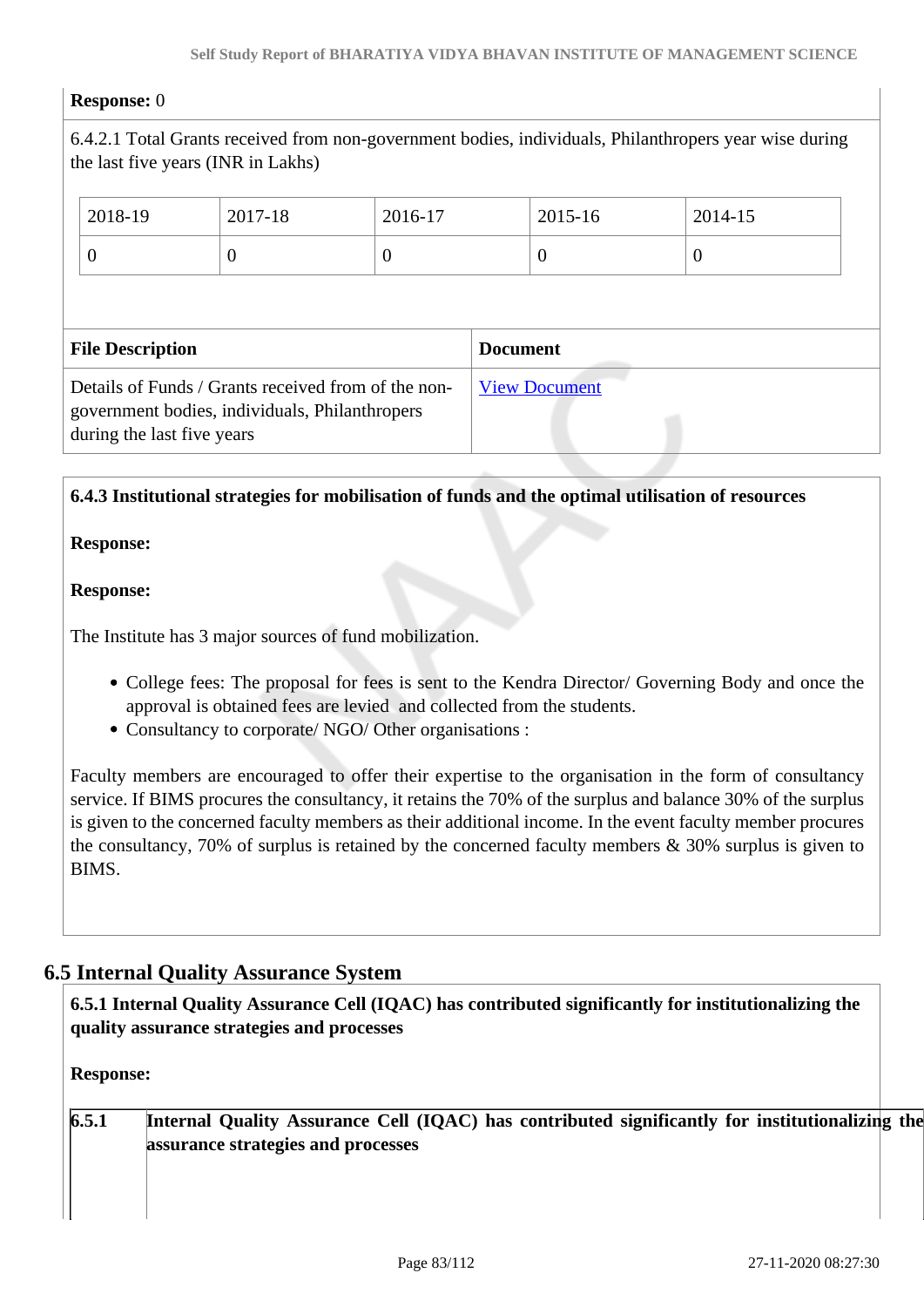**Response:** 0

6.4.2.1 Total Grants received from non-government bodies, individuals, Philanthropers year wise during the last five years (INR in Lakhs)

| 2018-19 | 2017-18 | 2016-17 | 2015-16 | 2014-15 |
|---|---|---|---|---|
| 0 | 0 | 0 | 0 | 0 |

| File Description | Document |
|---|---|
| Details of Funds / Grants received from of the non-government bodies, individuals, Philanthropers during the last five years | View Document |

**6.4.3 Institutional strategies for mobilisation of funds and the optimal utilisation of resources**

**Response:**

**Response:**

The Institute has 3 major sources of fund mobilization.

- College fees: The proposal for fees is sent to the Kendra Director/ Governing Body and once the approval is obtained fees are levied and collected from the students.
- Consultancy to corporate/ NGO/ Other organisations :

Faculty members are encouraged to offer their expertise to the organisation in the form of consultancy service. If BIMS procures the consultancy, it retains the 70% of the surplus and balance 30% of the surplus is given to the concerned faculty members as their additional income. In the event faculty member procures the consultancy, 70% of surplus is retained by the concerned faculty members & 30% surplus is given to BIMS.

## 6.5 Internal Quality Assurance System

**6.5.1 Internal Quality Assurance Cell (IQAC) has contributed significantly for institutionalizing the quality assurance strategies and processes**

**Response:**

| **6.5.1** | **Internal Quality Assurance Cell (IQAC) has contributed significantly for institutionalizing the assurance strategies and processes** |
|---|---|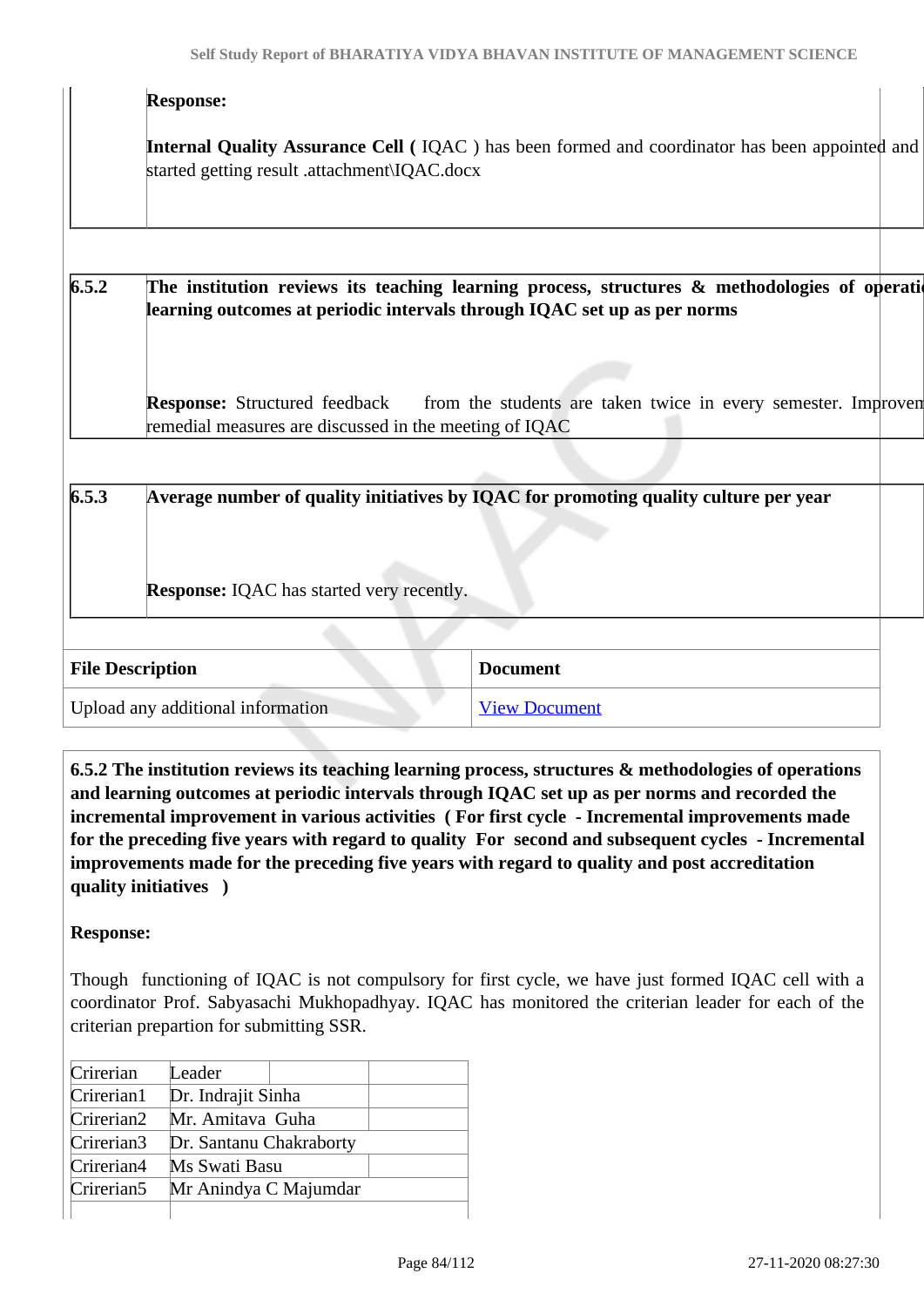**Response:**

**Internal Quality Assurance Cell (** IQAC ) has been formed and coordinator has been appointed and started getting result .attachment\IQAC.docx

| | |
|---|---|
| **6.5.2** | **The institution reviews its teaching learning process, structures & methodologies of operati learning outcomes at periodic intervals through IQAC set up as per norms**<br><br>**Response:** Structured feedback from the students are taken twice in every semester. Improvem remedial measures are discussed in the meeting of IQAC |

| | |
|---|---|
| **6.5.3** | **Average number of quality initiatives by IQAC for promoting quality culture per year**<br><br>**Response:** IQAC has started very recently. |

| File Description | Document |
|---|---|
| Upload any additional information | View Document |

**6.5.2 The institution reviews its teaching learning process, structures & methodologies of operations and learning outcomes at periodic intervals through IQAC set up as per norms and recorded the incremental improvement in various activities ( For first cycle - Incremental improvements made for the preceding five years with regard to quality For second and subsequent cycles - Incremental improvements made for the preceding five years with regard to quality and post accreditation quality initiatives )**

**Response:**

Though functioning of IQAC is not compulsory for first cycle, we have just formed IQAC cell with a coordinator Prof. Sabyasachi Mukhopadhyay. IQAC has monitored the criterian leader for each of the criterian prepartion for submitting SSR.

| Crirerian | Leader |
|---|---|
| Crirerian1 | Dr. Indrajit Sinha |
| Crirerian2 | Mr. Amitava Guha |
| Crirerian3 | Dr. Santanu Chakraborty |
| Crirerian4 | Ms Swati Basu |
| Crirerian5 | Mr Anindya C Majumdar |
| | |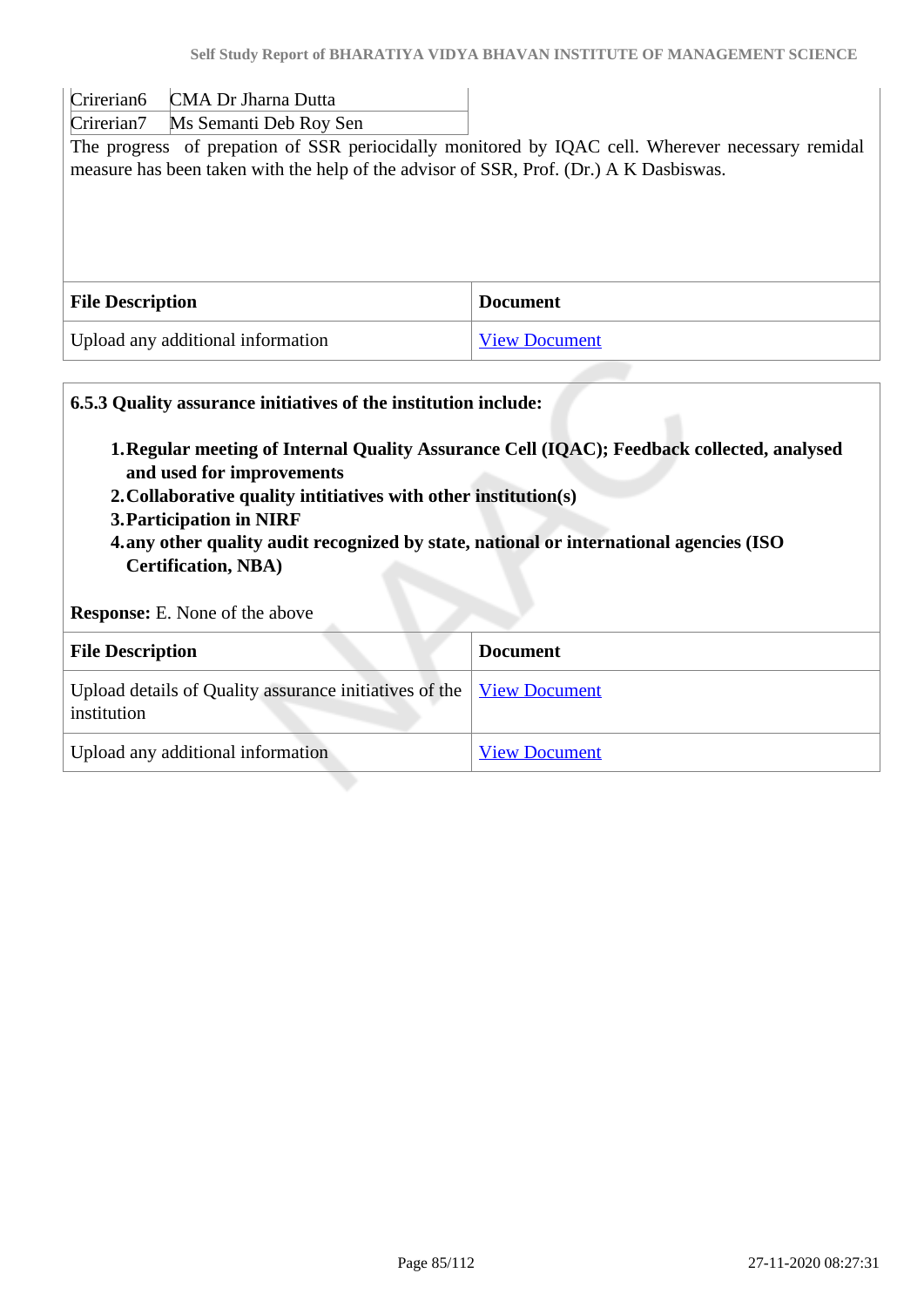| Crirerian6 | CMA Dr Jharna Dutta |
|---|---|
| Crirerian7 | Ms Semanti Deb Roy Sen |

The progress of prepation of SSR periocidally monitored by IQAC cell. Wherever necessary remidal measure has been taken with the help of the advisor of SSR, Prof. (Dr.) A K Dasbiswas.

| File Description | Document |
|---|---|
| Upload any additional information | View Document |

**6.5.3 Quality assurance initiatives of the institution include:**

1. **Regular meeting of Internal Quality Assurance Cell (IQAC); Feedback collected, analysed and used for improvements**
2. **Collaborative quality intitiatives with other institution(s)**
3. **Participation in NIRF**
4. **any other quality audit recognized by state, national or international agencies (ISO Certification, NBA)**

**Response:** E. None of the above

| File Description | Document |
|---|---|
| Upload details of Quality assurance initiatives of the institution | View Document |
| Upload any additional information | View Document |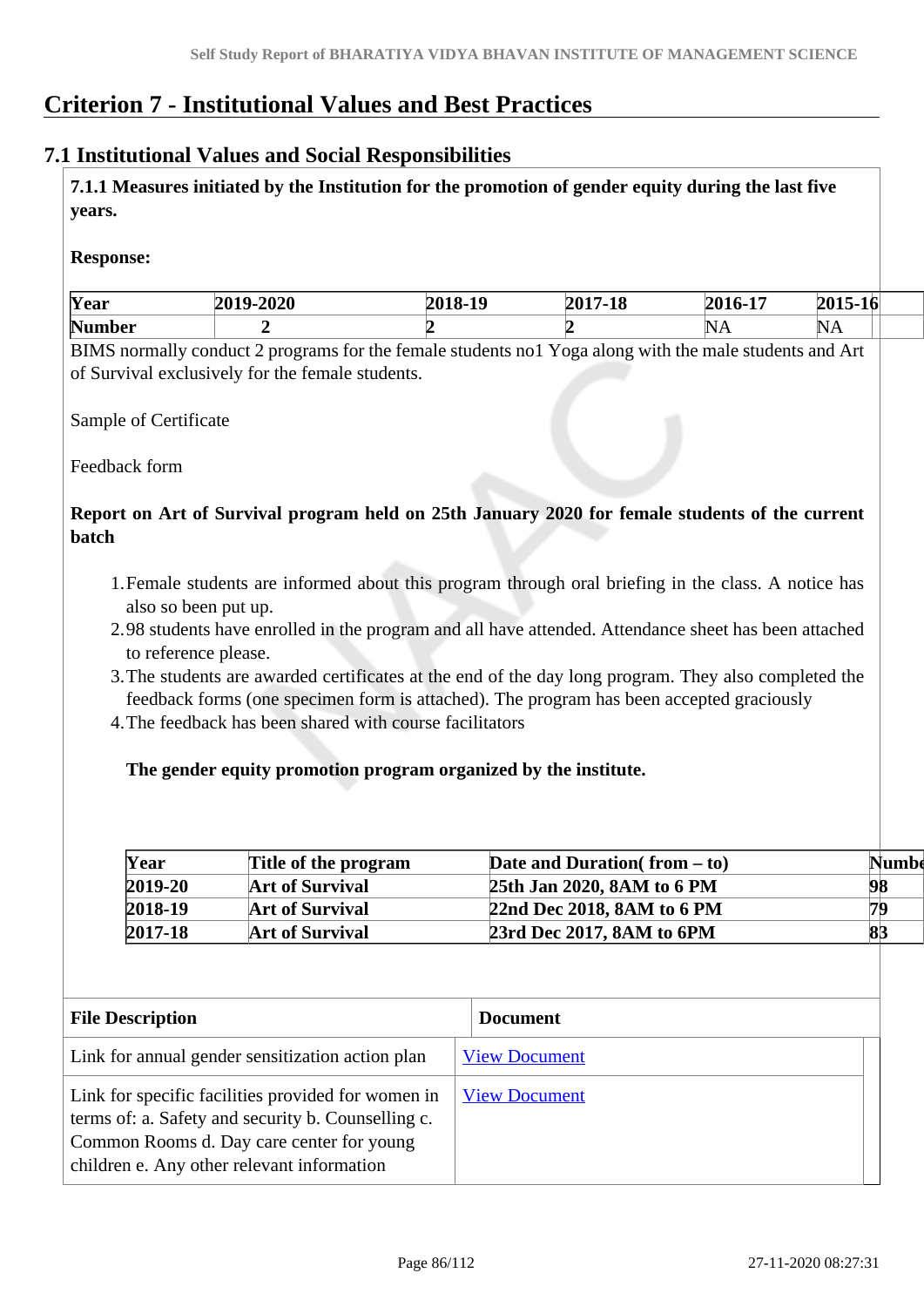# Criterion 7 - Institutional Values and Best Practices

## 7.1 Institutional Values and Social Responsibilities

**7.1.1 Measures initiated by the Institution for the promotion of gender equity during the last five years.**

**Response:**

| Year | 2019-2020 | 2018-19 | 2017-18 | 2016-17 | 2015-16 |
|---|---|---|---|---|---|
| Number | 2 | 2 | 2 | NA | NA |

BIMS normally conduct 2 programs for the female students no1 Yoga along with the male students and Art of Survival exclusively for the female students.

Sample of Certificate

Feedback form

**Report on Art of Survival program held on 25th January 2020 for female students of the current batch**

1. Female students are informed about this program through oral briefing in the class. A notice has also so been put up.
2. 98 students have enrolled in the program and all have attended. Attendance sheet has been attached to reference please.
3. The students are awarded certificates at the end of the day long program. They also completed the feedback forms (one specimen form is attached). The program has been accepted graciously
4. The feedback has been shared with course facilitators

**The gender equity promotion program organized by the institute.**

| Year | Title of the program | Date and Duration( from – to) | Number |
|---|---|---|---|
| 2019-20 | Art of Survival | 25th Jan 2020, 8AM to 6 PM | 98 |
| 2018-19 | Art of Survival | 22nd Dec 2018, 8AM to 6 PM | 79 |
| 2017-18 | Art of Survival | 23rd Dec 2017, 8AM to 6PM | 83 |

| File Description | Document |
|---|---|
| Link for annual gender sensitization action plan | View Document |
| Link for specific facilities provided for women in terms of: a. Safety and security b. Counselling c. Common Rooms d. Day care center for young children e. Any other relevant information | View Document |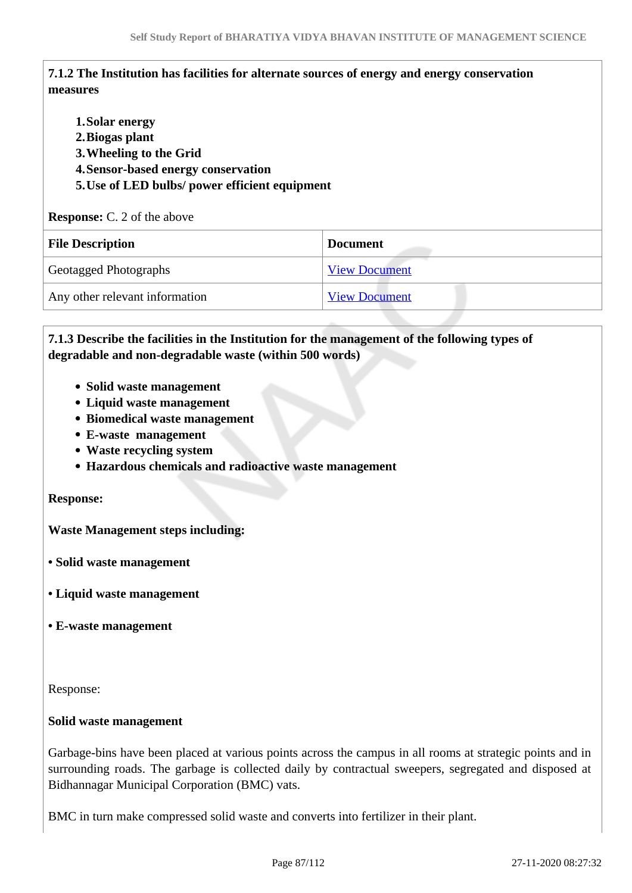**7.1.2 The Institution has facilities for alternate sources of energy and energy conservation measures**

1. Solar energy
2. Biogas plant
3. Wheeling to the Grid
4. Sensor-based energy conservation
5. Use of LED bulbs/ power efficient equipment

**Response:** C. 2 of the above

| File Description | Document |
|---|---|
| Geotagged Photographs | View Document |
| Any other relevant information | View Document |

**7.1.3 Describe the facilities in the Institution for the management of the following types of degradable and non-degradable waste (within 500 words)**

- Solid waste management
- Liquid waste management
- Biomedical waste management
- E-waste management
- Waste recycling system
- Hazardous chemicals and radioactive waste management

**Response:**

**Waste Management steps including:**

**• Solid waste management**

**• Liquid waste management**

**• E-waste management**

Response:

**Solid waste management**

Garbage-bins have been placed at various points across the campus in all rooms at strategic points and in surrounding roads. The garbage is collected daily by contractual sweepers, segregated and disposed at Bidhannagar Municipal Corporation (BMC) vats.

BMC in turn make compressed solid waste and converts into fertilizer in their plant.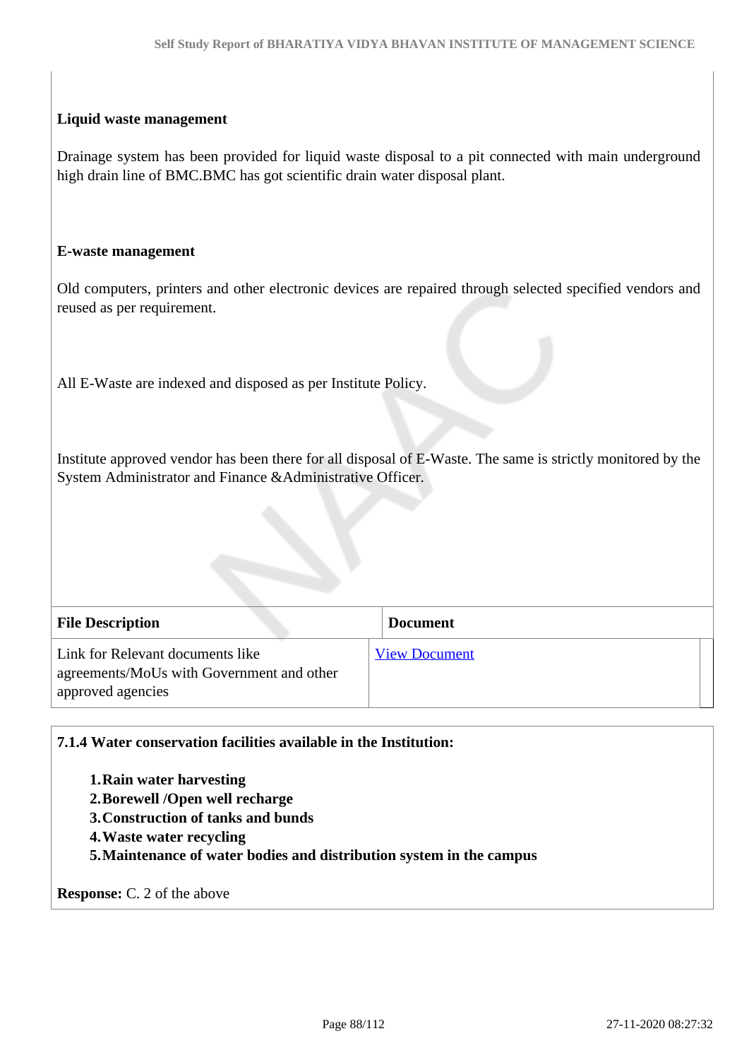**Liquid waste management**

Drainage system has been provided for liquid waste disposal to a pit connected with main underground high drain line of BMC.BMC has got scientific drain water disposal plant.

**E-waste management**

Old computers, printers and other electronic devices are repaired through selected specified vendors and reused as per requirement.

All E-Waste are indexed and disposed as per Institute Policy.

Institute approved vendor has been there for all disposal of E-Waste. The same is strictly monitored by the System Administrator and Finance &Administrative Officer.

| File Description | Document |
|---|---|
| Link for Relevant documents like agreements/MoUs with Government and other approved agencies | View Document |

**7.1.4 Water conservation facilities available in the Institution:**

1. **Rain water harvesting**
2. **Borewell /Open well recharge**
3. **Construction of tanks and bunds**
4. **Waste water recycling**
5. **Maintenance of water bodies and distribution system in the campus**

**Response:** C. 2 of the above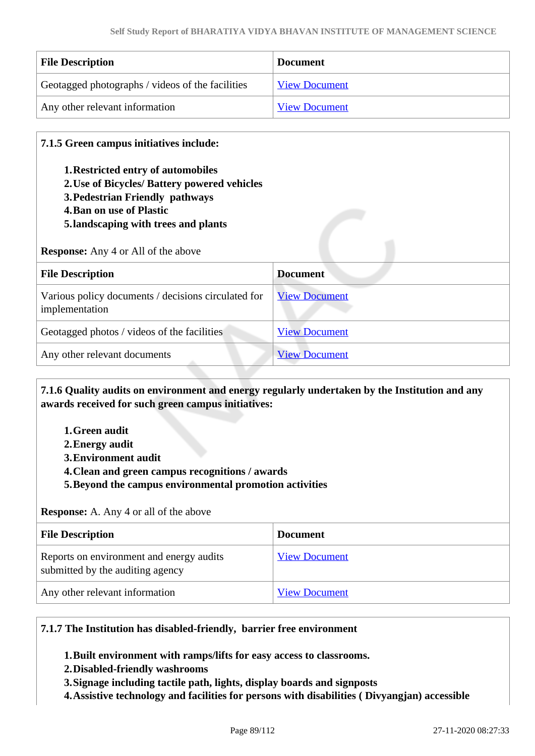| File Description | Document |
|---|---|
| Geotagged photographs / videos of the facilities | View Document |
| Any other relevant information | View Document |

**7.1.5 Green campus initiatives include:**

1. **Restricted entry of automobiles**
2. **Use of Bicycles/ Battery powered vehicles**
3. **Pedestrian Friendly pathways**
4. **Ban on use of Plastic**
5. **landscaping with trees and plants**

**Response:** Any 4 or All of the above

| File Description | Document |
|---|---|
| Various policy documents / decisions circulated for implementation | View Document |
| Geotagged photos / videos of the facilities | View Document |
| Any other relevant documents | View Document |

**7.1.6 Quality audits on environment and energy regularly undertaken by the Institution and any awards received for such green campus initiatives:**

1. **Green audit**
2. **Energy audit**
3. **Environment audit**
4. **Clean and green campus recognitions / awards**
5. **Beyond the campus environmental promotion activities**

**Response:** A. Any 4 or all of the above

| File Description | Document |
|---|---|
| Reports on environment and energy audits submitted by the auditing agency | View Document |
| Any other relevant information | View Document |

**7.1.7 The Institution has disabled-friendly, barrier free environment**

1. **Built environment with ramps/lifts for easy access to classrooms.**
2. **Disabled-friendly washrooms**
3. **Signage including tactile path, lights, display boards and signposts**
4. **Assistive technology and facilities for persons with disabilities ( Divyangjan) accessible**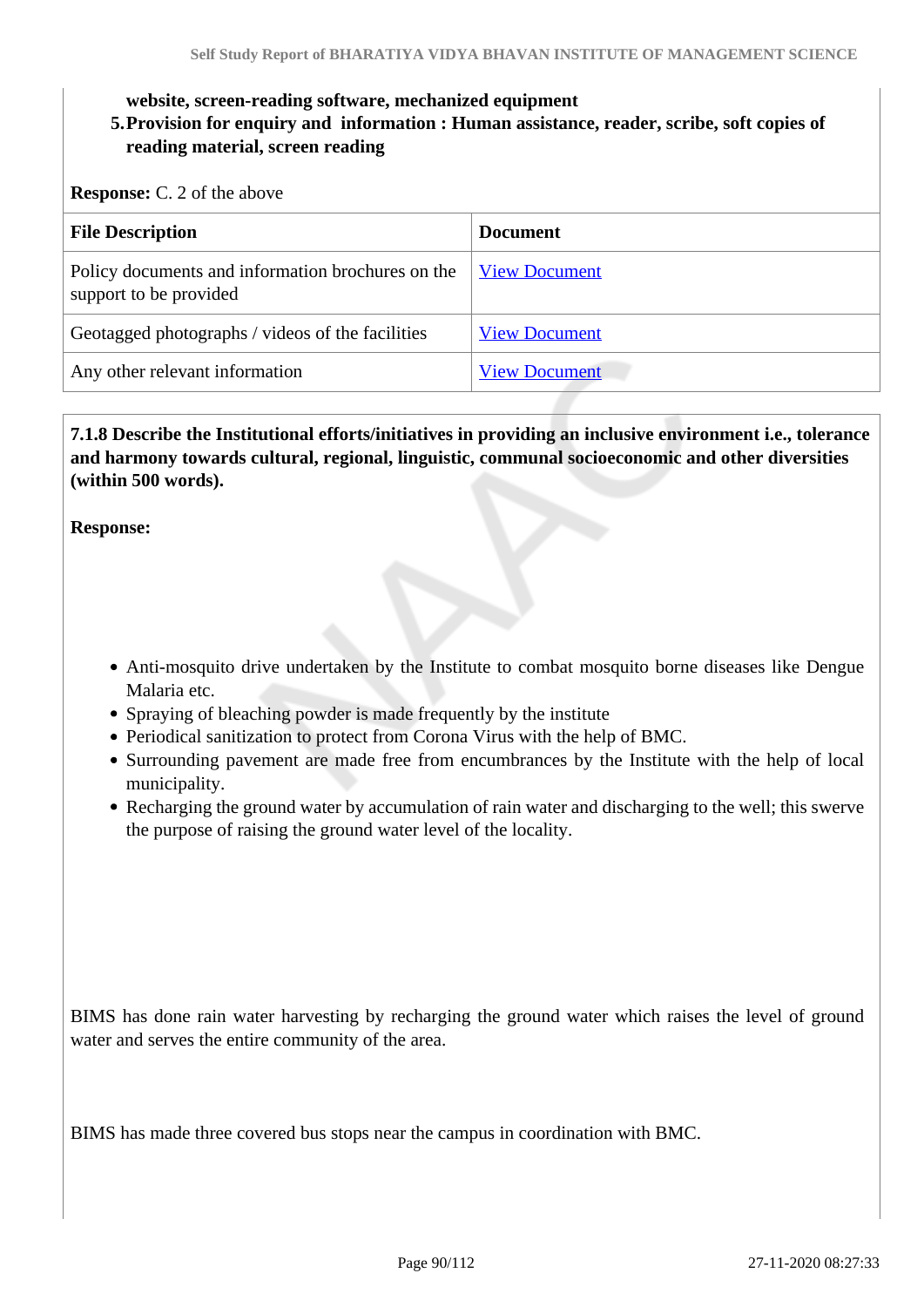**website, screen-reading software, mechanized equipment**

5. **Provision for enquiry and information : Human assistance, reader, scribe, soft copies of reading material, screen reading**

**Response:** C. 2 of the above

| File Description | Document |
|---|---|
| Policy documents and information brochures on the support to be provided | View Document |
| Geotagged photographs / videos of the facilities | View Document |
| Any other relevant information | View Document |

**7.1.8 Describe the Institutional efforts/initiatives in providing an inclusive environment i.e., tolerance and harmony towards cultural, regional, linguistic, communal socioeconomic and other diversities (within 500 words).**

**Response:**

- Anti-mosquito drive undertaken by the Institute to combat mosquito borne diseases like Dengue Malaria etc.
- Spraying of bleaching powder is made frequently by the institute
- Periodical sanitization to protect from Corona Virus with the help of BMC.
- Surrounding pavement are made free from encumbrances by the Institute with the help of local municipality.
- Recharging the ground water by accumulation of rain water and discharging to the well; this swerve the purpose of raising the ground water level of the locality.

BIMS has done rain water harvesting by recharging the ground water which raises the level of ground water and serves the entire community of the area.

BIMS has made three covered bus stops near the campus in coordination with BMC.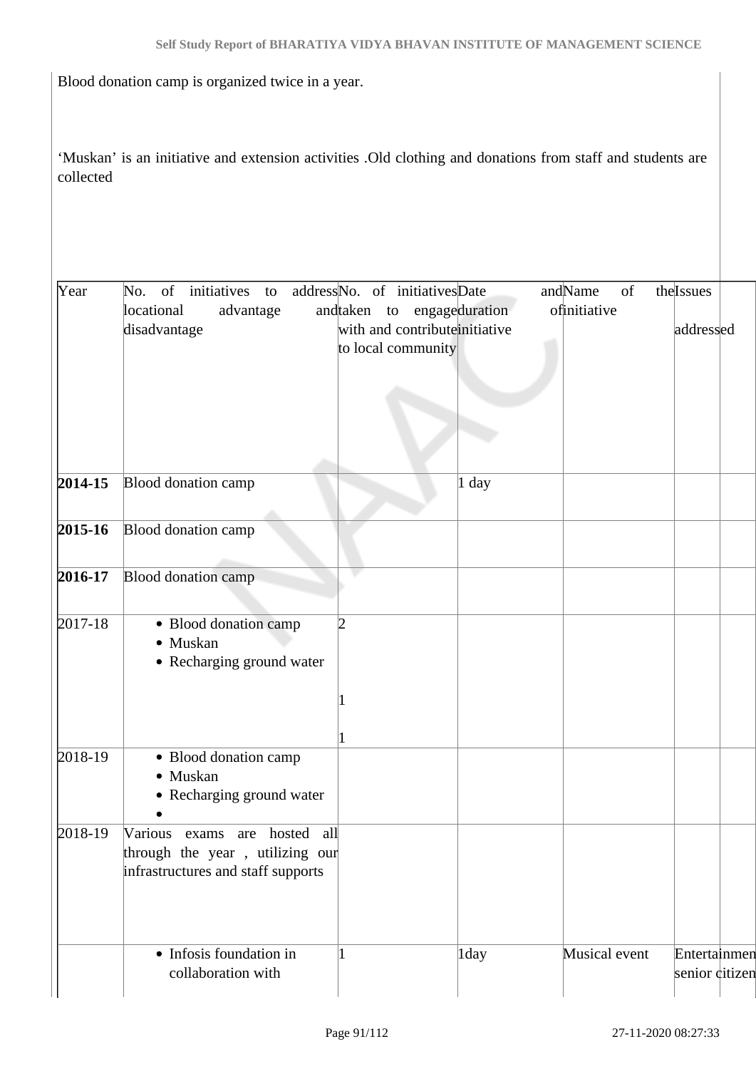Blood donation camp is organized twice in a year.

'Muskan' is an initiative and extension activities .Old clothing and donations from staff and students are collected

| Year | No. of initiatives to address locational advantage and disadvantage | No. of initiatives taken to engage with and contribute to local community | Date and duration of initiative | Name of the initiative | Issues addressed |
|---|---|---|---|---|---|
| **2014-15** | Blood donation camp | | 1 day | | |
| **2015-16** | Blood donation camp | | | | |
| **2016-17** | Blood donation camp | | | | |
| 2017-18 | • Blood donation camp<br>• Muskan<br>• Recharging ground water | 2<br><br>1<br><br>1 | | | |
| 2018-19 | • Blood donation camp<br>• Muskan<br>• Recharging ground water<br>• | | | | |
| 2018-19 | Various exams are hosted all through the year , utilizing our infrastructures and staff supports | | | | |
| | • Infosis foundation in collaboration with | 1 | 1day | Musical event | Entertainmen senior citizen |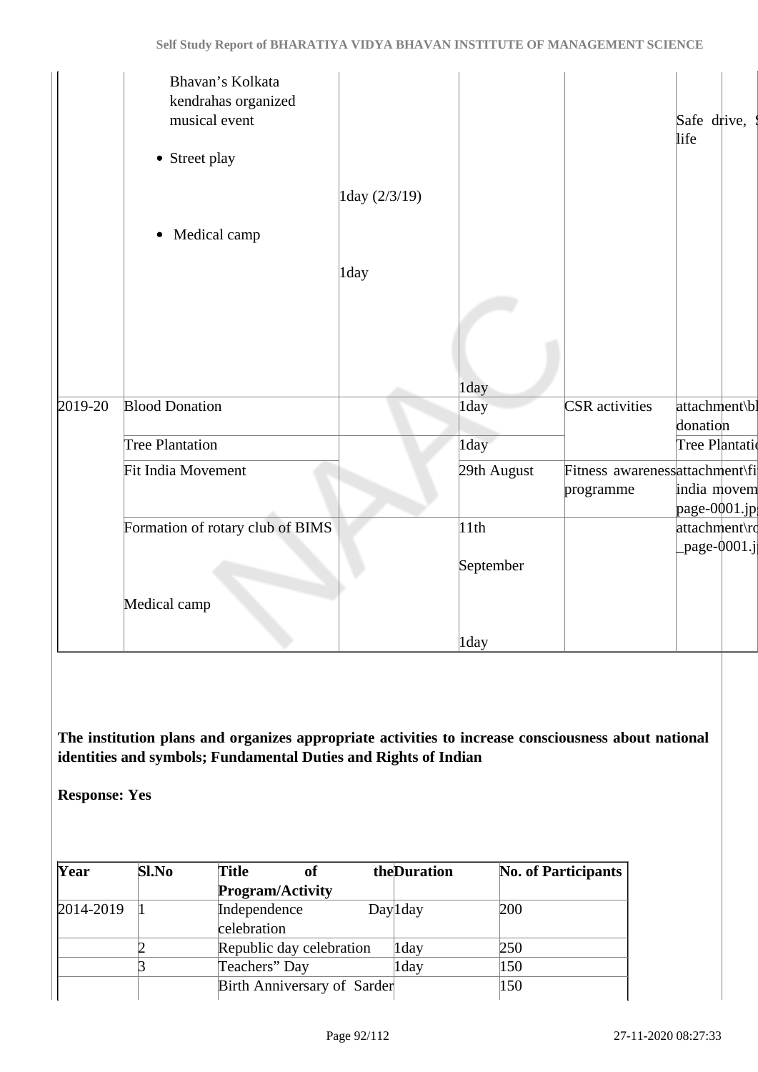| | | | | | |
|---|---|---|---|---|---|
| | Bhavan's Kolkata kendrahas organized musical event<br><br>• Street play<br><br>• Medical camp | 1day (2/3/19)<br><br>1day | 1day | | Safe drive, S life |
| 2019-20 | Blood Donation | | 1day | CSR activities | attachment\bl donation |
| | Tree Plantation | | 1day | | Tree Plantatio |
| | Fit India Movement | | 29th August | Fitness awareness programme | attachment\fi india movem page-0001.jp |
| | Formation of rotary club of BIMS<br><br>Medical camp | | 11th September<br><br>1day | | attachment\ro _page-0001.j |

**The institution plans and organizes appropriate activities to increase consciousness about national identities and symbols; Fundamental Duties and Rights of Indian**

**Response: Yes**

| Year | Sl.No | Title of the Program/Activity | Duration | No. of Participants |
|---|---|---|---|---|
| 2014-2019 | 1 | Independence Day celebration | 1day | 200 |
| | 2 | Republic day celebration | 1day | 250 |
| | 3 | Teachers" Day | 1day | 150 |
| | | Birth Anniversary of Sarder | | 150 |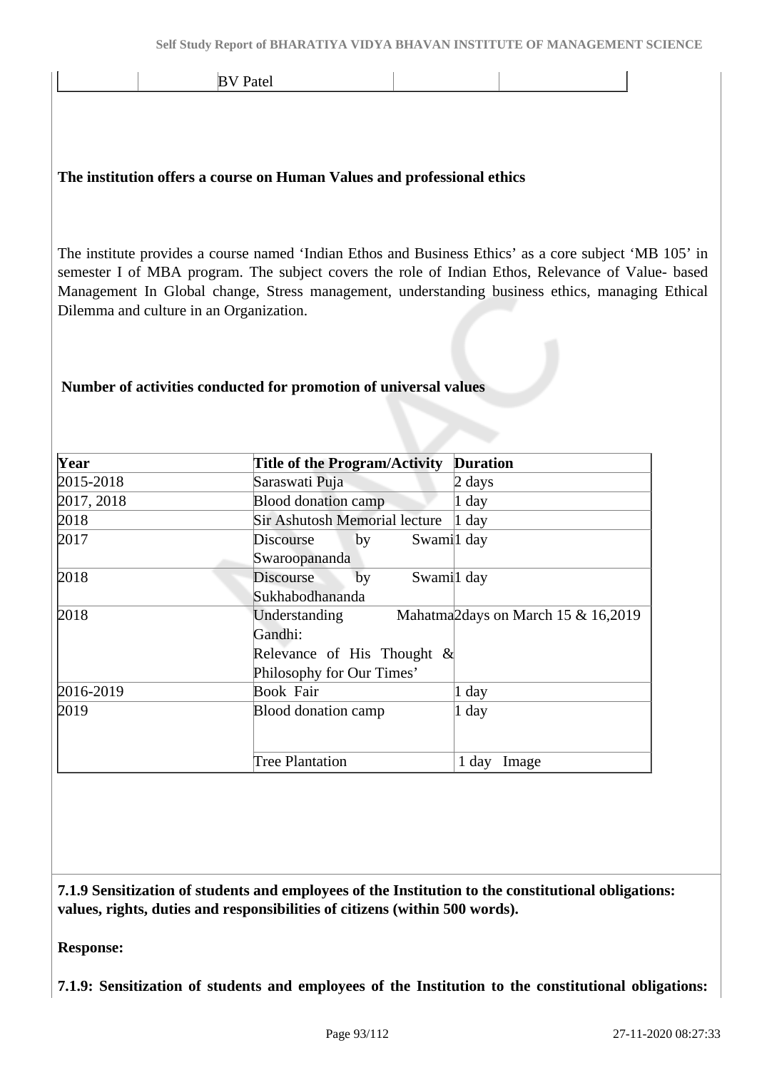| | BV Patel | | |
|---|---|---|---|

**The institution offers a course on Human Values and professional ethics**

The institute provides a course named 'Indian Ethos and Business Ethics' as a core subject 'MB 105' in semester I of MBA program. The subject covers the role of Indian Ethos, Relevance of Value- based Management In Global change, Stress management, understanding business ethics, managing Ethical Dilemma and culture in an Organization.

**Number of activities conducted for promotion of universal values**

| Year | Title of the Program/Activity | Duration |
|---|---|---|
| 2015-2018 | Saraswati Puja | 2 days |
| 2017, 2018 | Blood donation camp | 1 day |
| 2018 | Sir Ashutosh Memorial lecture | 1 day |
| 2017 | Discourse by Swami Swaroopananda | 1 day |
| 2018 | Discourse by Swami Sukhabodhananda | 1 day |
| 2018 | Understanding Mahatma Gandhi: Relevance of His Thought & Philosophy for Our Times' | 2days on March 15 & 16,2019 |
| 2016-2019 | Book Fair | 1 day |
| 2019 | Blood donation camp | 1 day |
| | Tree Plantation | 1 day Image |

**7.1.9 Sensitization of students and employees of the Institution to the constitutional obligations: values, rights, duties and responsibilities of citizens (within 500 words).**

**Response:**

**7.1.9: Sensitization of students and employees of the Institution to the constitutional obligations:**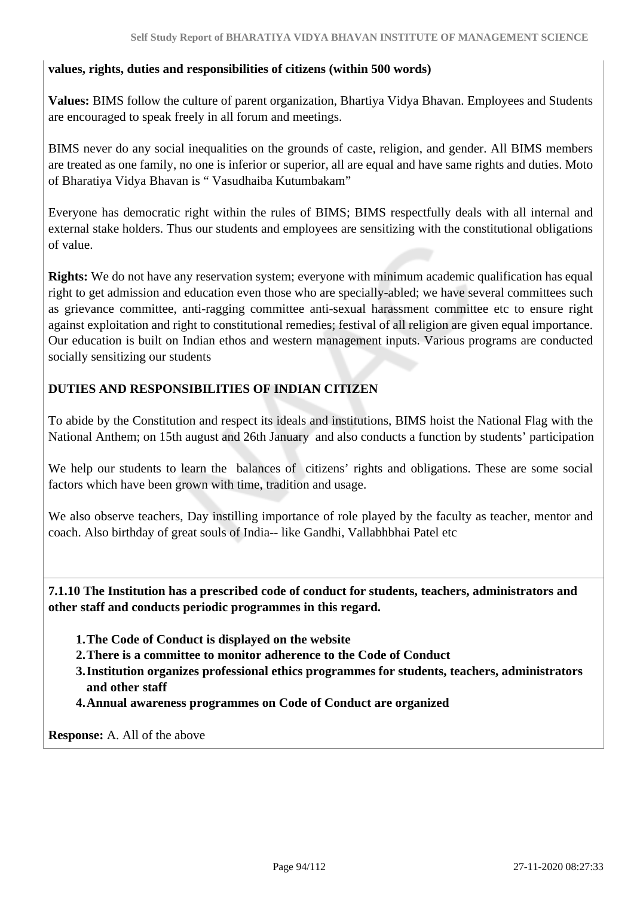**values, rights, duties and responsibilities of citizens (within 500 words)**

**Values:** BIMS follow the culture of parent organization, Bhartiya Vidya Bhavan. Employees and Students are encouraged to speak freely in all forum and meetings.

BIMS never do any social inequalities on the grounds of caste, religion, and gender. All BIMS members are treated as one family, no one is inferior or superior, all are equal and have same rights and duties. Moto of Bharatiya Vidya Bhavan is " Vasudhaiba Kutumbakam"

Everyone has democratic right within the rules of BIMS; BIMS respectfully deals with all internal and external stake holders. Thus our students and employees are sensitizing with the constitutional obligations of value.

**Rights:** We do not have any reservation system; everyone with minimum academic qualification has equal right to get admission and education even those who are specially-abled; we have several committees such as grievance committee, anti-ragging committee anti-sexual harassment committee etc to ensure right against exploitation and right to constitutional remedies; festival of all religion are given equal importance. Our education is built on Indian ethos and western management inputs. Various programs are conducted socially sensitizing our students

**DUTIES AND RESPONSIBILITIES OF INDIAN CITIZEN**

To abide by the Constitution and respect its ideals and institutions, BIMS hoist the National Flag with the National Anthem; on 15th august and 26th January and also conducts a function by students' participation

We help our students to learn the balances of citizens' rights and obligations. These are some social factors which have been grown with time, tradition and usage.

We also observe teachers, Day instilling importance of role played by the faculty as teacher, mentor and coach. Also birthday of great souls of India-- like Gandhi, Vallabhbhai Patel etc

**7.1.10 The Institution has a prescribed code of conduct for students, teachers, administrators and other staff and conducts periodic programmes in this regard.**

1. **The Code of Conduct is displayed on the website**
2. **There is a committee to monitor adherence to the Code of Conduct**
3. **Institution organizes professional ethics programmes for students, teachers, administrators and other staff**
4. **Annual awareness programmes on Code of Conduct are organized**

**Response:** A. All of the above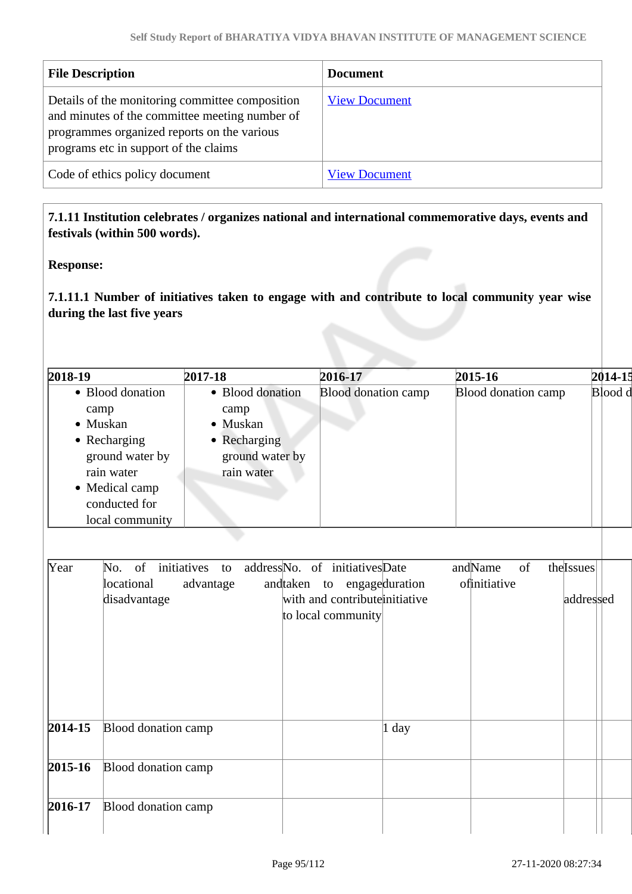| File Description | Document |
|---|---|
| Details of the monitoring committee composition and minutes of the committee meeting number of programmes organized reports on the various programs etc in support of the claims | View Document |
| Code of ethics policy document | View Document |

**7.1.11 Institution celebrates / organizes national and international commemorative days, events and festivals (within 500 words).**

**Response:**

**7.1.11.1 Number of initiatives taken to engage with and contribute to local community year wise during the last five years**

| 2018-19 | 2017-18 | 2016-17 | 2015-16 | 2014-15 |
|---|---|---|---|---|
| • Blood donation camp<br>• Muskan<br>• Recharging ground water by rain water<br>• Medical camp conducted for local community | • Blood donation camp<br>• Muskan<br>• Recharging ground water by rain water | Blood donation camp | Blood donation camp | Blood d |

| Year | No. of initiatives to address locational advantage and disadvantage | No. of initiatives taken to engage with and contribute to local community | Date and duration initiative | Name of the initiative | Issues addressed | |
|---|---|---|---|---|---|---|
| **2014-15** | Blood donation camp | | 1 day | | | |
| **2015-16** | Blood donation camp | | | | | |
| **2016-17** | Blood donation camp | | | | | |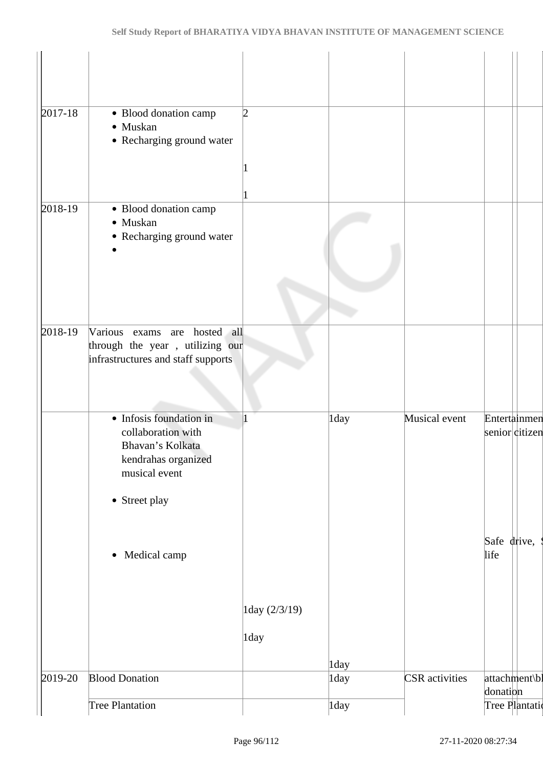| | | | | | | |
|---|---|---|---|---|---|---|
| | | | | | | |
| 2017-18 | • Blood donation camp<br>• Muskan<br>• Recharging ground water | 2<br><br>1<br><br>1 | | | | |
| 2018-19 | • Blood donation camp<br>• Muskan<br>• Recharging ground water<br>• | | | | | |
| 2018-19 | Various exams are hosted all through the year , utilizing our infrastructures and staff supports | | | | | |
| | • Infosis foundation in collaboration with Bhavan's Kolkata kendrahas organized musical event<br><br>• Street play<br><br>• Medical camp | 1<br><br>1day (2/3/19)<br><br>1day | 1day<br><br>1day | Musical event | Entertainmen senior citizen<br><br>Safe drive, S life | |
| 2019-20 | Blood Donation | | 1day | CSR activities | attachment\bl donation | |
| | Tree Plantation | | 1day | | Tree Plantatio | |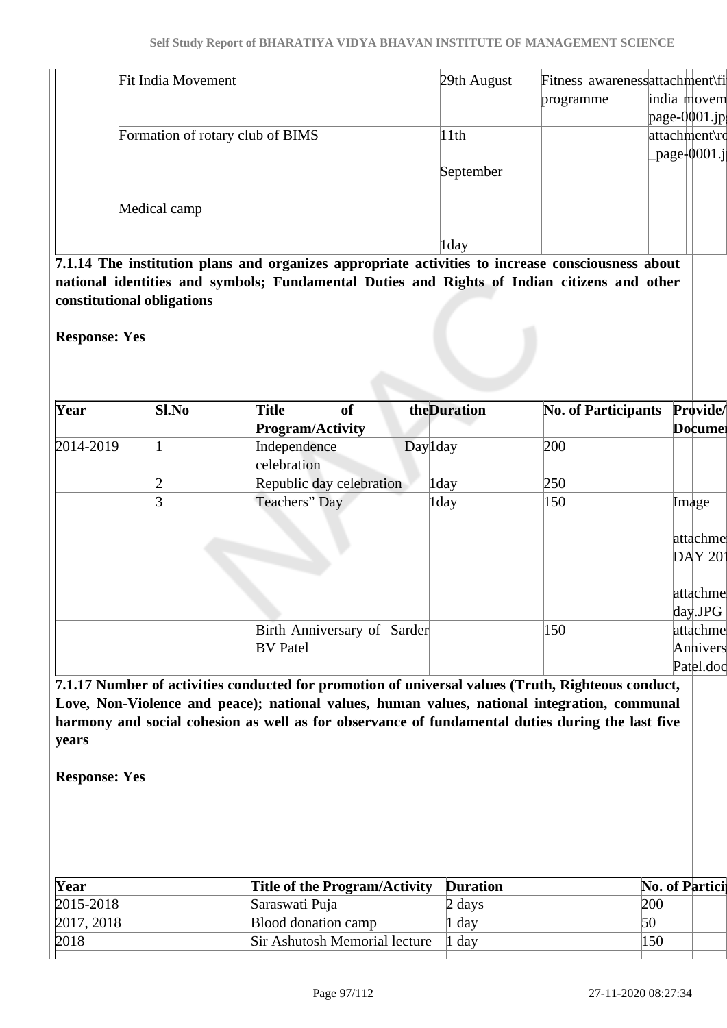| | | | | | | |
|---|---|---|---|---|---|---|
| | Fit India Movement | | 29th August | Fitness awareness programme | attachment\fi india movem page-0001.jp | |
| | Formation of rotary club of BIMS<br><br>Medical camp | | 11th<br><br>September<br><br>1day | | attachment\ro _page-0001.j | |

**7.1.14 The institution plans and organizes appropriate activities to increase consciousness about national identities and symbols; Fundamental Duties and Rights of Indian citizens and other constitutional obligations**

**Response: Yes**

| Year | Sl.No | Title of the Program/Activity | Duration | No. of Participants | Provide/ Documen |
|---|---|---|---|---|---|
| 2014-2019 | 1 | Independence Day celebration | 1day | 200 | |
| | 2 | Republic day celebration | 1day | 250 | |
| | 3 | Teachers" Day | 1day | 150 | Image<br><br>attachme DAY 201<br><br>attachme day.JPG |
| | | Birth Anniversary of Sarder BV Patel | | 150 | attachme Annivers Patel.doc |

**7.1.17 Number of activities conducted for promotion of universal values (Truth, Righteous conduct, Love, Non-Violence and peace); national values, human values, national integration, communal harmony and social cohesion as well as for observance of fundamental duties during the last five years**

**Response: Yes**

| Year | Title of the Program/Activity | Duration | No. of Partici |
|---|---|---|---|
| 2015-2018 | Saraswati Puja | 2 days | 200 |
| 2017, 2018 | Blood donation camp | 1 day | 50 |
| 2018 | Sir Ashutosh Memorial lecture | 1 day | 150 |
| | | | |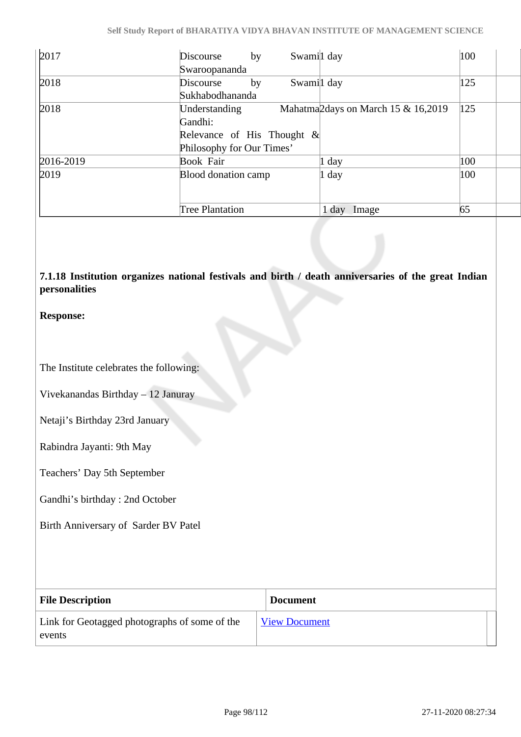| | | | | |
|---|---|---|---|---|
| 2017 | Discourse by Swami Swaroopananda | 1 day | 100 | |
| 2018 | Discourse by Swami Sukhabodhananda | 1 day | 125 | |
| 2018 | Understanding Mahatma Gandhi: Relevance of His Thought & Philosophy for Our Times’ | 2days on March 15 & 16,2019 | 125 | |
| 2016-2019 | Book Fair | 1 day | 100 | |
| 2019 | Blood donation camp | 1 day | 100 | |
| | Tree Plantation | 1 day Image | 65 | |

**7.1.18 Institution organizes national festivals and birth / death anniversaries of the great Indian personalities**

**Response:**

The Institute celebrates the following:

Vivekanandas Birthday – 12 Januray

Netaji’s Birthday 23rd January

Rabindra Jayanti: 9th May

Teachers’ Day 5th September

Gandhi’s birthday : 2nd October

Birth Anniversary of Sarder BV Patel

| File Description | Document |
|---|---|
| Link for Geotagged photographs of some of the events | View Document |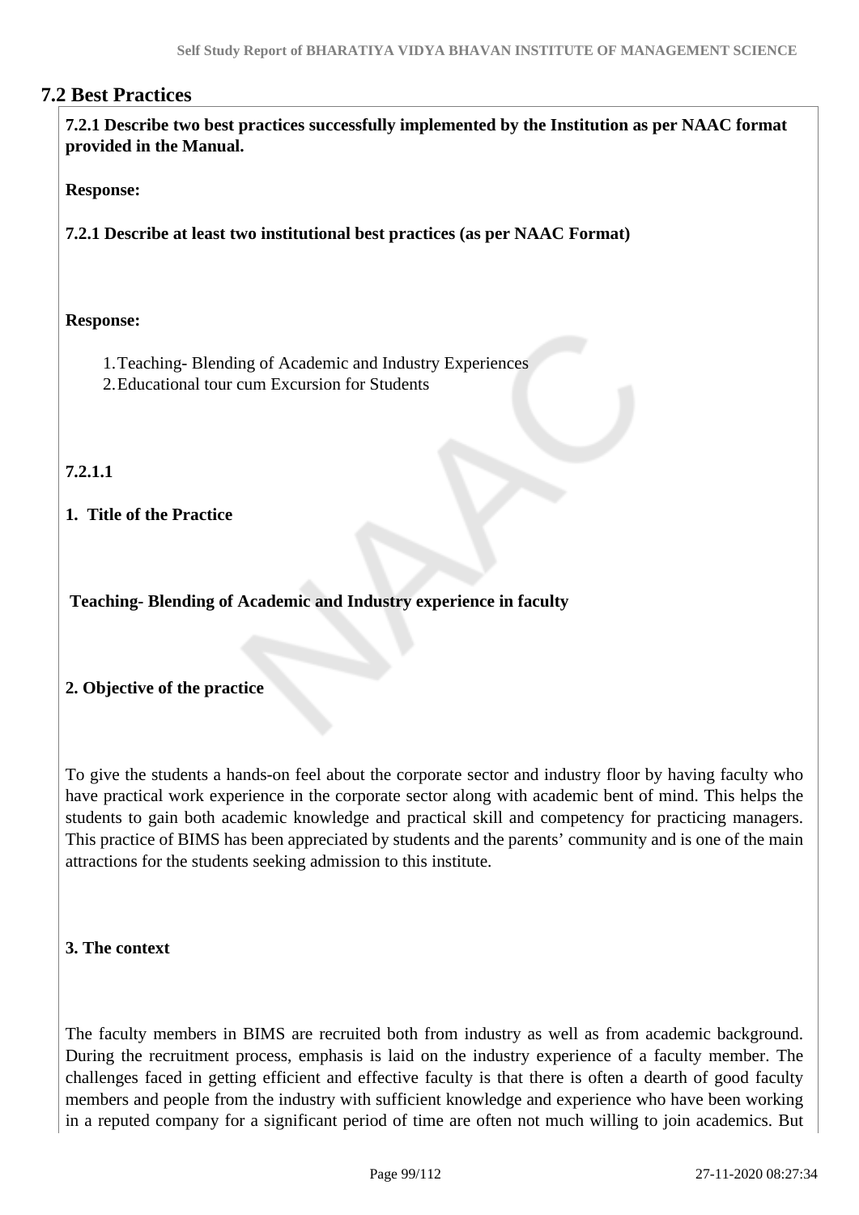## 7.2 Best Practices

**7.2.1 Describe two best practices successfully implemented by the Institution as per NAAC format provided in the Manual.**

**Response:**

**7.2.1 Describe at least two institutional best practices (as per NAAC Format)**

**Response:**

1. Teaching- Blending of Academic and Industry Experiences
2. Educational tour cum Excursion for Students

**7.2.1.1**

**1. Title of the Practice**

**Teaching- Blending of Academic and Industry experience in faculty**

**2. Objective of the practice**

To give the students a hands-on feel about the corporate sector and industry floor by having faculty who have practical work experience in the corporate sector along with academic bent of mind. This helps the students to gain both academic knowledge and practical skill and competency for practicing managers. This practice of BIMS has been appreciated by students and the parents' community and is one of the main attractions for the students seeking admission to this institute.

**3. The context**

The faculty members in BIMS are recruited both from industry as well as from academic background. During the recruitment process, emphasis is laid on the industry experience of a faculty member. The challenges faced in getting efficient and effective faculty is that there is often a dearth of good faculty members and people from the industry with sufficient knowledge and experience who have been working in a reputed company for a significant period of time are often not much willing to join academics. But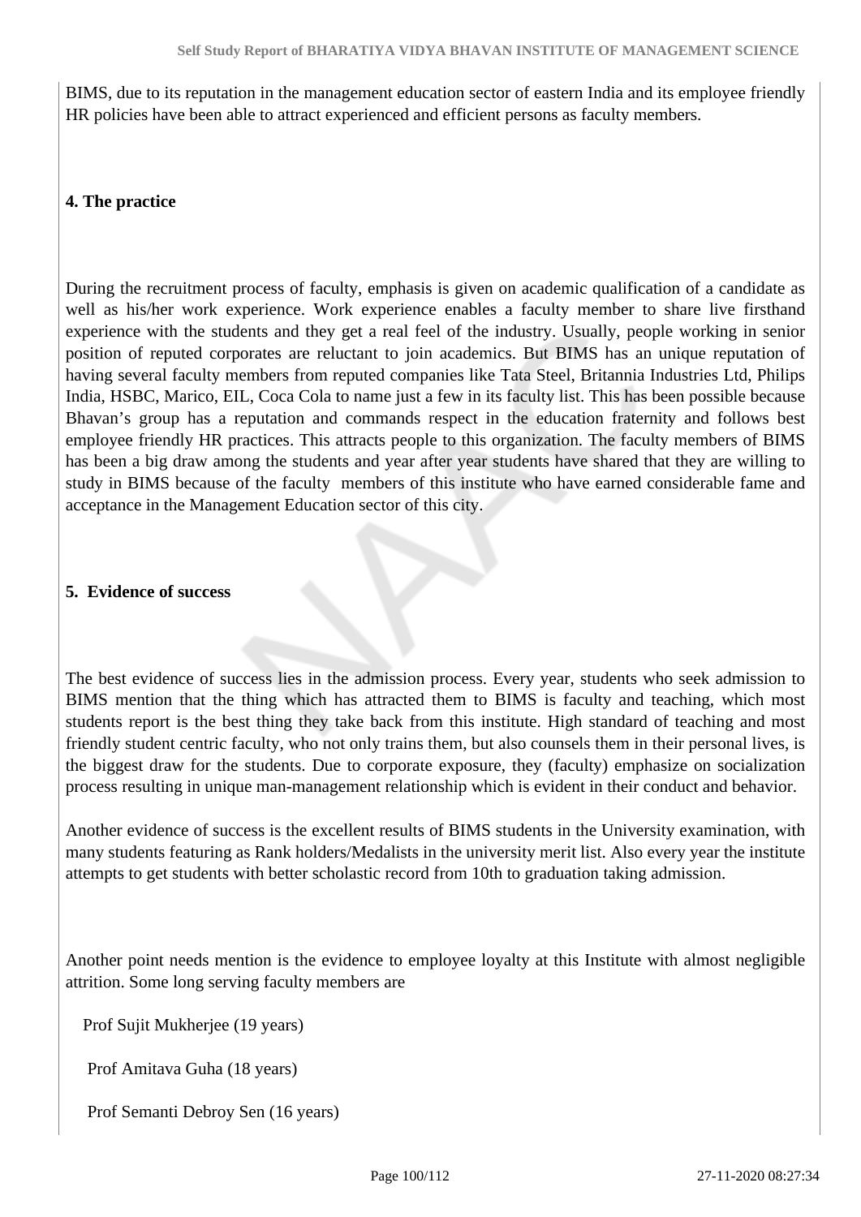BIMS, due to its reputation in the management education sector of eastern India and its employee friendly HR policies have been able to attract experienced and efficient persons as faculty members.

**4. The practice**

During the recruitment process of faculty, emphasis is given on academic qualification of a candidate as well as his/her work experience. Work experience enables a faculty member to share live firsthand experience with the students and they get a real feel of the industry. Usually, people working in senior position of reputed corporates are reluctant to join academics. But BIMS has an unique reputation of having several faculty members from reputed companies like Tata Steel, Britannia Industries Ltd, Philips India, HSBC, Marico, EIL, Coca Cola to name just a few in its faculty list. This has been possible because Bhavan's group has a reputation and commands respect in the education fraternity and follows best employee friendly HR practices. This attracts people to this organization. The faculty members of BIMS has been a big draw among the students and year after year students have shared that they are willing to study in BIMS because of the faculty members of this institute who have earned considerable fame and acceptance in the Management Education sector of this city.

**5. Evidence of success**

The best evidence of success lies in the admission process. Every year, students who seek admission to BIMS mention that the thing which has attracted them to BIMS is faculty and teaching, which most students report is the best thing they take back from this institute. High standard of teaching and most friendly student centric faculty, who not only trains them, but also counsels them in their personal lives, is the biggest draw for the students. Due to corporate exposure, they (faculty) emphasize on socialization process resulting in unique man-management relationship which is evident in their conduct and behavior.

Another evidence of success is the excellent results of BIMS students in the University examination, with many students featuring as Rank holders/Medalists in the university merit list. Also every year the institute attempts to get students with better scholastic record from 10th to graduation taking admission.

Another point needs mention is the evidence to employee loyalty at this Institute with almost negligible attrition. Some long serving faculty members are

Prof Sujit Mukherjee (19 years)

Prof Amitava Guha (18 years)

Prof Semanti Debroy Sen (16 years)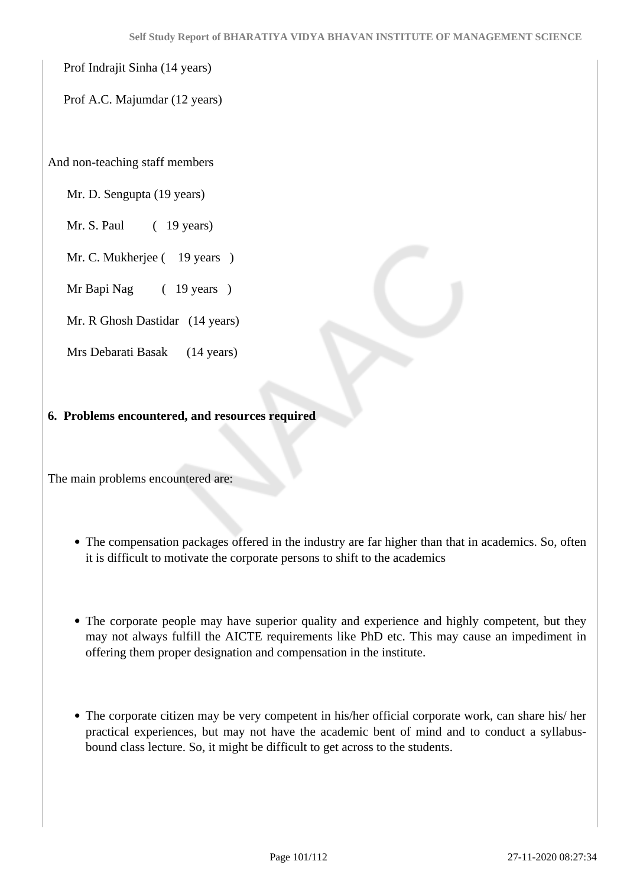Prof Indrajit Sinha (14 years)

Prof A.C. Majumdar (12 years)

And non-teaching staff members

Mr. D. Sengupta (19 years)

Mr. S. Paul ( 19 years)

Mr. C. Mukherjee ( 19 years )

Mr Bapi Nag ( 19 years )

Mr. R Ghosh Dastidar (14 years)

Mrs Debarati Basak (14 years)

**6. Problems encountered, and resources required**

The main problems encountered are:

- The compensation packages offered in the industry are far higher than that in academics. So, often it is difficult to motivate the corporate persons to shift to the academics

- The corporate people may have superior quality and experience and highly competent, but they may not always fulfill the AICTE requirements like PhD etc. This may cause an impediment in offering them proper designation and compensation in the institute.

- The corporate citizen may be very competent in his/her official corporate work, can share his/ her practical experiences, but may not have the academic bent of mind and to conduct a syllabus-bound class lecture. So, it might be difficult to get across to the students.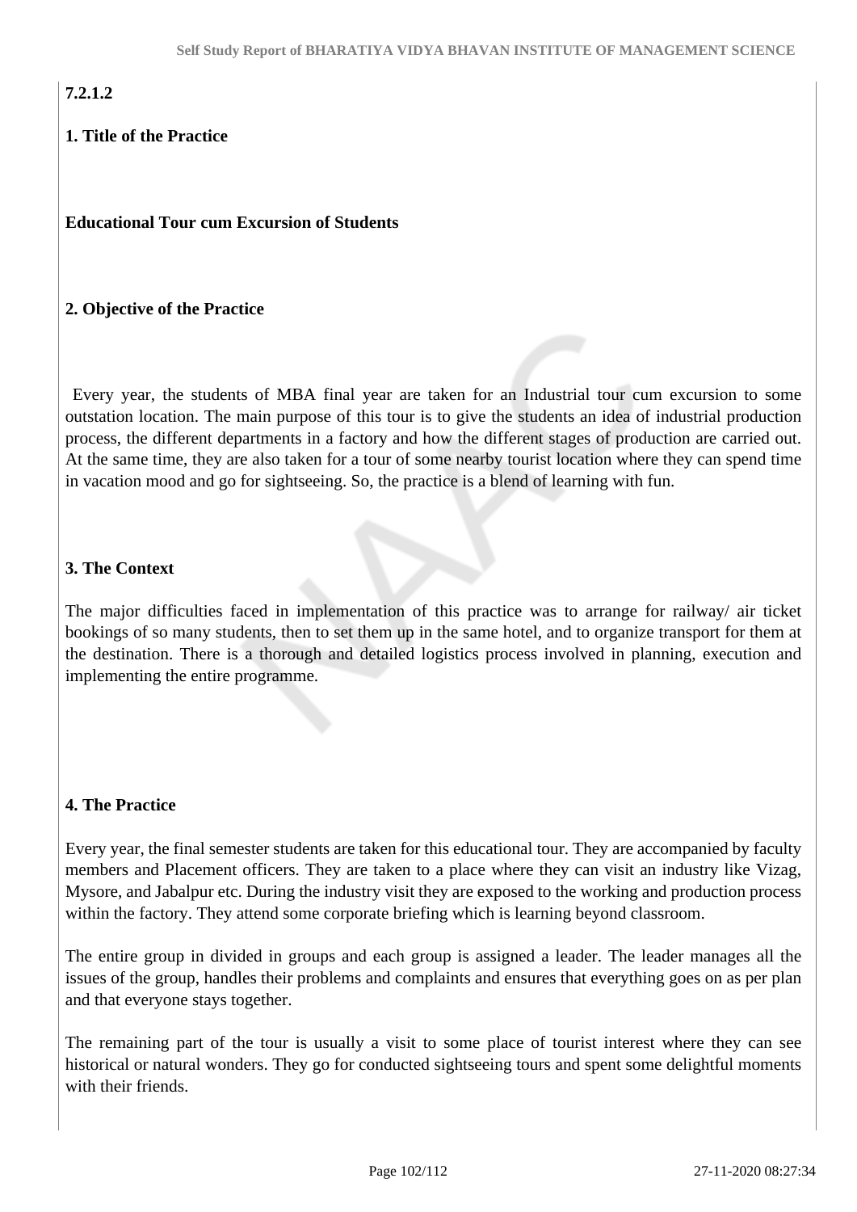**7.2.1.2**

**1. Title of the Practice**

**Educational Tour cum Excursion of Students**

**2. Objective of the Practice**

Every year, the students of MBA final year are taken for an Industrial tour cum excursion to some outstation location. The main purpose of this tour is to give the students an idea of industrial production process, the different departments in a factory and how the different stages of production are carried out. At the same time, they are also taken for a tour of some nearby tourist location where they can spend time in vacation mood and go for sightseeing. So, the practice is a blend of learning with fun.

**3. The Context**

The major difficulties faced in implementation of this practice was to arrange for railway/ air ticket bookings of so many students, then to set them up in the same hotel, and to organize transport for them at the destination. There is a thorough and detailed logistics process involved in planning, execution and implementing the entire programme.

**4. The Practice**

Every year, the final semester students are taken for this educational tour. They are accompanied by faculty members and Placement officers. They are taken to a place where they can visit an industry like Vizag, Mysore, and Jabalpur etc. During the industry visit they are exposed to the working and production process within the factory. They attend some corporate briefing which is learning beyond classroom.

The entire group in divided in groups and each group is assigned a leader. The leader manages all the issues of the group, handles their problems and complaints and ensures that everything goes on as per plan and that everyone stays together.

The remaining part of the tour is usually a visit to some place of tourist interest where they can see historical or natural wonders. They go for conducted sightseeing tours and spent some delightful moments with their friends.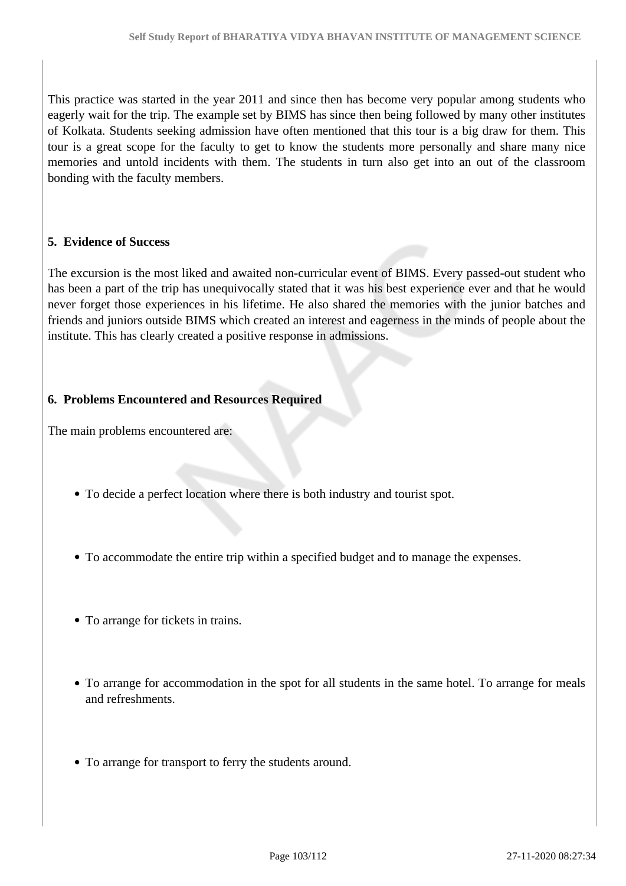This practice was started in the year 2011 and since then has become very popular among students who eagerly wait for the trip. The example set by BIMS has since then being followed by many other institutes of Kolkata. Students seeking admission have often mentioned that this tour is a big draw for them. This tour is a great scope for the faculty to get to know the students more personally and share many nice memories and untold incidents with them. The students in turn also get into an out of the classroom bonding with the faculty members.

**5. Evidence of Success**

The excursion is the most liked and awaited non-curricular event of BIMS. Every passed-out student who has been a part of the trip has unequivocally stated that it was his best experience ever and that he would never forget those experiences in his lifetime. He also shared the memories with the junior batches and friends and juniors outside BIMS which created an interest and eagerness in the minds of people about the institute. This has clearly created a positive response in admissions.

**6. Problems Encountered and Resources Required**

The main problems encountered are:

- To decide a perfect location where there is both industry and tourist spot.
- To accommodate the entire trip within a specified budget and to manage the expenses.
- To arrange for tickets in trains.
- To arrange for accommodation in the spot for all students in the same hotel. To arrange for meals and refreshments.
- To arrange for transport to ferry the students around.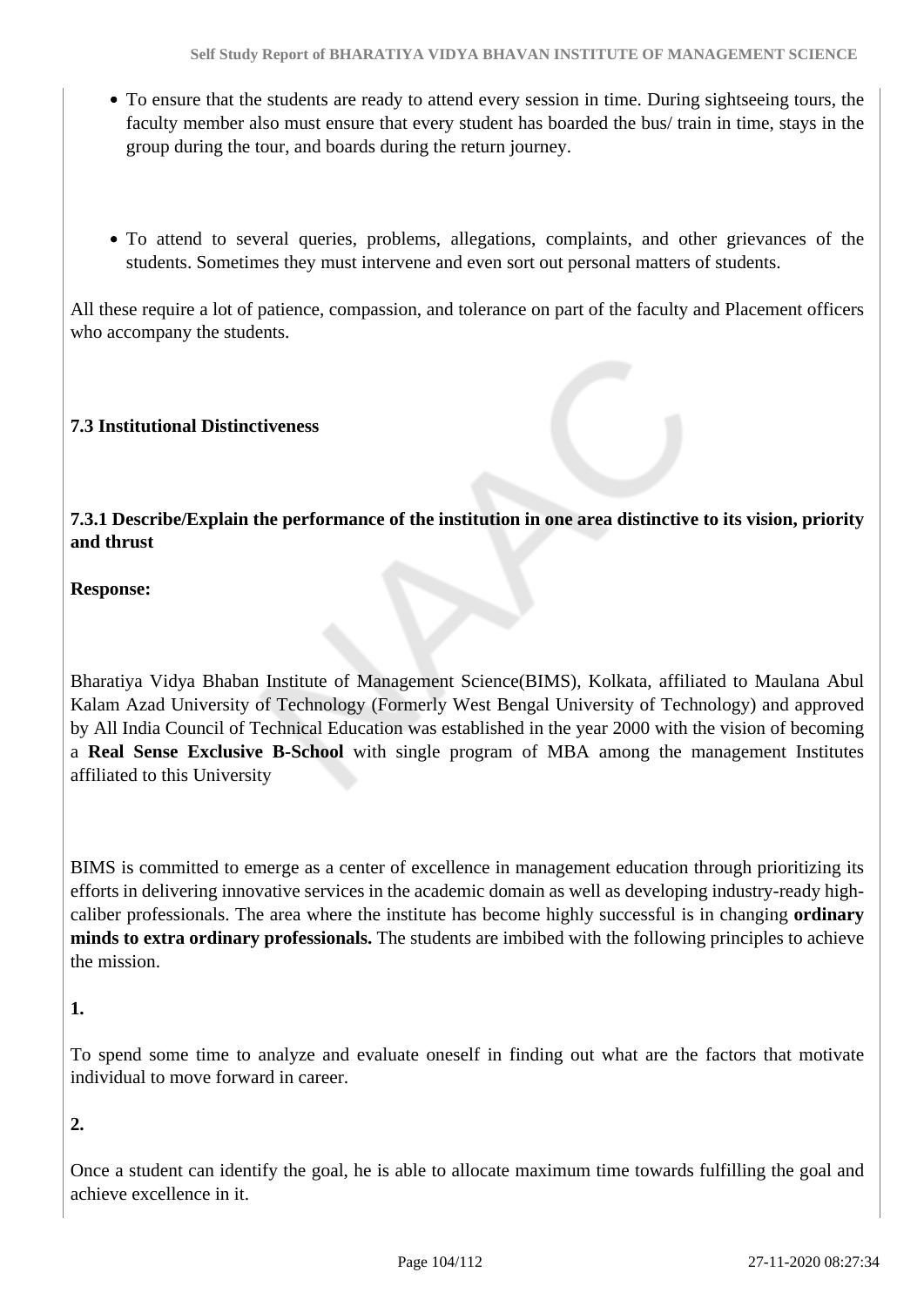- To ensure that the students are ready to attend every session in time. During sightseeing tours, the faculty member also must ensure that every student has boarded the bus/ train in time, stays in the group during the tour, and boards during the return journey.

- To attend to several queries, problems, allegations, complaints, and other grievances of the students. Sometimes they must intervene and even sort out personal matters of students.

All these require a lot of patience, compassion, and tolerance on part of the faculty and Placement officers who accompany the students.

### 7.3 Institutional Distinctiveness

**7.3.1 Describe/Explain the performance of the institution in one area distinctive to its vision, priority and thrust**

**Response:**

Bharatiya Vidya Bhaban Institute of Management Science(BIMS), Kolkata, affiliated to Maulana Abul Kalam Azad University of Technology (Formerly West Bengal University of Technology) and approved by All India Council of Technical Education was established in the year 2000 with the vision of becoming a **Real Sense Exclusive B-School** with single program of MBA among the management Institutes affiliated to this University

BIMS is committed to emerge as a center of excellence in management education through prioritizing its efforts in delivering innovative services in the academic domain as well as developing industry-ready high-caliber professionals. The area where the institute has become highly successful is in changing **ordinary minds to extra ordinary professionals.** The students are imbibed with the following principles to achieve the mission.

**1.**

To spend some time to analyze and evaluate oneself in finding out what are the factors that motivate individual to move forward in career.

**2.**

Once a student can identify the goal, he is able to allocate maximum time towards fulfilling the goal and achieve excellence in it.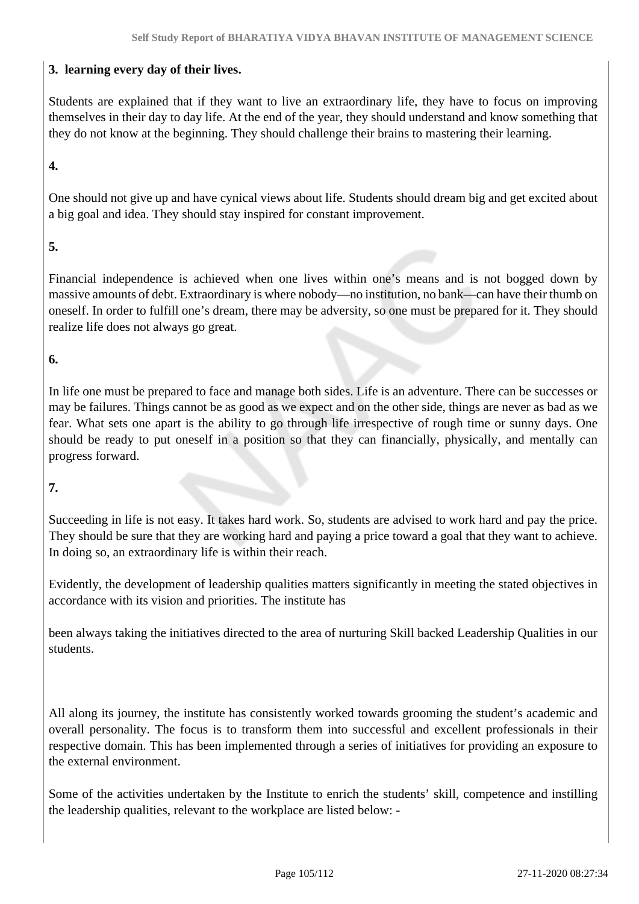**3. learning every day of their lives.**

Students are explained that if they want to live an extraordinary life, they have to focus on improving themselves in their day to day life. At the end of the year, they should understand and know something that they do not know at the beginning. They should challenge their brains to mastering their learning.

**4.**

One should not give up and have cynical views about life. Students should dream big and get excited about a big goal and idea. They should stay inspired for constant improvement.

**5.**

Financial independence is achieved when one lives within one's means and is not bogged down by massive amounts of debt. Extraordinary is where nobody—no institution, no bank—can have their thumb on oneself. In order to fulfill one's dream, there may be adversity, so one must be prepared for it. They should realize life does not always go great.

**6.**

In life one must be prepared to face and manage both sides. Life is an adventure. There can be successes or may be failures. Things cannot be as good as we expect and on the other side, things are never as bad as we fear. What sets one apart is the ability to go through life irrespective of rough time or sunny days. One should be ready to put oneself in a position so that they can financially, physically, and mentally can progress forward.

**7.**

Succeeding in life is not easy. It takes hard work. So, students are advised to work hard and pay the price. They should be sure that they are working hard and paying a price toward a goal that they want to achieve. In doing so, an extraordinary life is within their reach.

Evidently, the development of leadership qualities matters significantly in meeting the stated objectives in accordance with its vision and priorities. The institute has

been always taking the initiatives directed to the area of nurturing Skill backed Leadership Qualities in our students.

All along its journey, the institute has consistently worked towards grooming the student's academic and overall personality. The focus is to transform them into successful and excellent professionals in their respective domain. This has been implemented through a series of initiatives for providing an exposure to the external environment.

Some of the activities undertaken by the Institute to enrich the students' skill, competence and instilling the leadership qualities, relevant to the workplace are listed below: -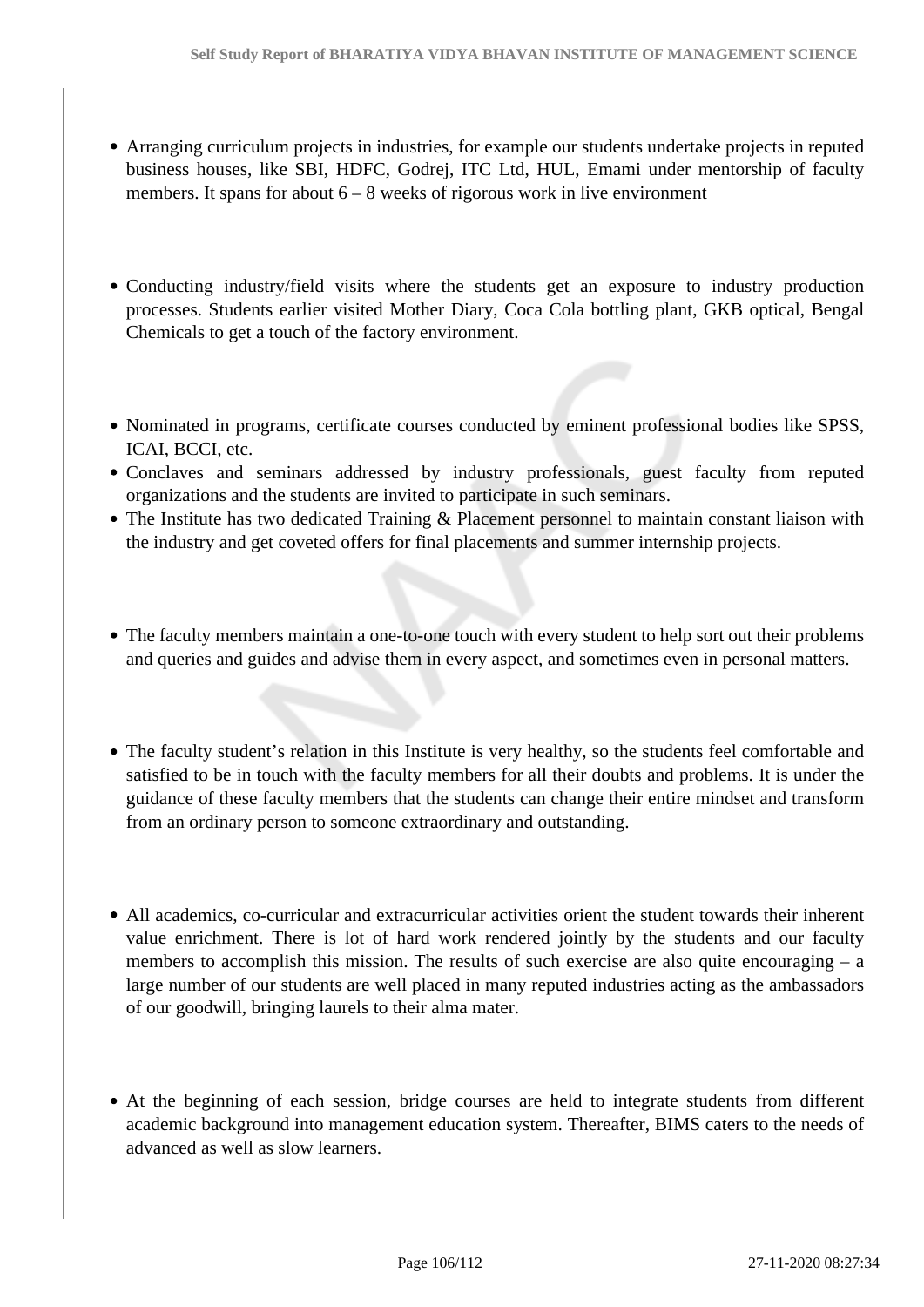- Arranging curriculum projects in industries, for example our students undertake projects in reputed business houses, like SBI, HDFC, Godrej, ITC Ltd, HUL, Emami under mentorship of faculty members. It spans for about 6 – 8 weeks of rigorous work in live environment

- Conducting industry/field visits where the students get an exposure to industry production processes. Students earlier visited Mother Diary, Coca Cola bottling plant, GKB optical, Bengal Chemicals to get a touch of the factory environment.

- Nominated in programs, certificate courses conducted by eminent professional bodies like SPSS, ICAI, BCCI, etc.
- Conclaves and seminars addressed by industry professionals, guest faculty from reputed organizations and the students are invited to participate in such seminars.
- The Institute has two dedicated Training & Placement personnel to maintain constant liaison with the industry and get coveted offers for final placements and summer internship projects.

- The faculty members maintain a one-to-one touch with every student to help sort out their problems and queries and guides and advise them in every aspect, and sometimes even in personal matters.

- The faculty student's relation in this Institute is very healthy, so the students feel comfortable and satisfied to be in touch with the faculty members for all their doubts and problems. It is under the guidance of these faculty members that the students can change their entire mindset and transform from an ordinary person to someone extraordinary and outstanding.

- All academics, co-curricular and extracurricular activities orient the student towards their inherent value enrichment. There is lot of hard work rendered jointly by the students and our faculty members to accomplish this mission. The results of such exercise are also quite encouraging – a large number of our students are well placed in many reputed industries acting as the ambassadors of our goodwill, bringing laurels to their alma mater.

- At the beginning of each session, bridge courses are held to integrate students from different academic background into management education system. Thereafter, BIMS caters to the needs of advanced as well as slow learners.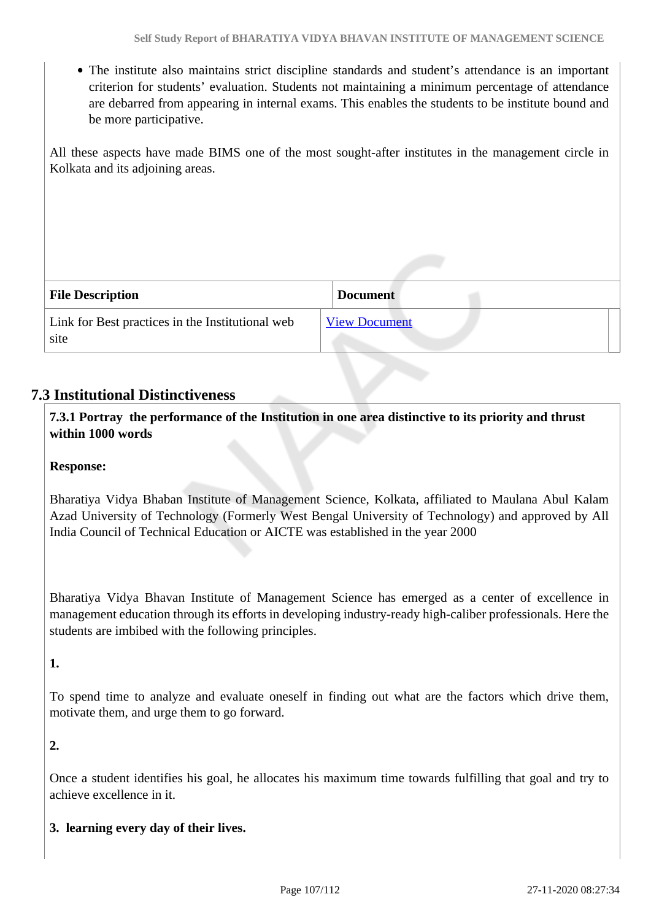- The institute also maintains strict discipline standards and student's attendance is an important criterion for students' evaluation. Students not maintaining a minimum percentage of attendance are debarred from appearing in internal exams. This enables the students to be institute bound and be more participative.

All these aspects have made BIMS one of the most sought-after institutes in the management circle in Kolkata and its adjoining areas.

| File Description | Document |
| --- | --- |
| Link for Best practices in the Institutional web site | View Document |

## 7.3 Institutional Distinctiveness

**7.3.1 Portray the performance of the Institution in one area distinctive to its priority and thrust within 1000 words**

**Response:**

Bharatiya Vidya Bhaban Institute of Management Science, Kolkata, affiliated to Maulana Abul Kalam Azad University of Technology (Formerly West Bengal University of Technology) and approved by All India Council of Technical Education or AICTE was established in the year 2000

Bharatiya Vidya Bhavan Institute of Management Science has emerged as a center of excellence in management education through its efforts in developing industry-ready high-caliber professionals. Here the students are imbibed with the following principles.

**1.**

To spend time to analyze and evaluate oneself in finding out what are the factors which drive them, motivate them, and urge them to go forward.

**2.**

Once a student identifies his goal, he allocates his maximum time towards fulfilling that goal and try to achieve excellence in it.

**3. learning every day of their lives.**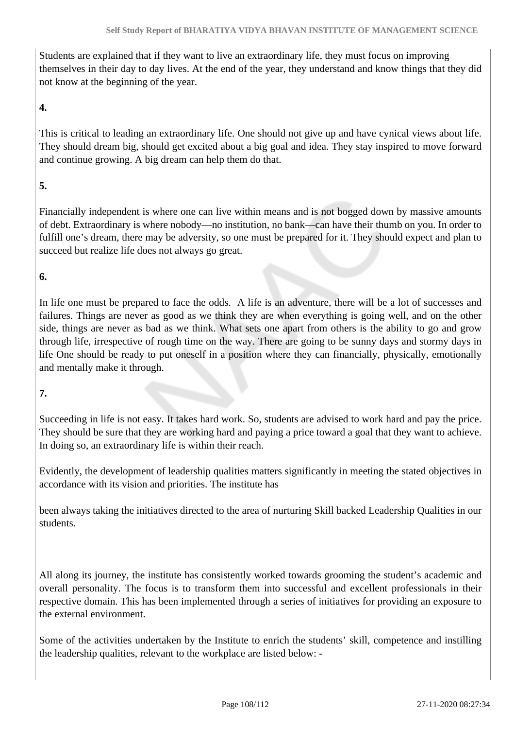Students are explained that if they want to live an extraordinary life, they must focus on improving themselves in their day to day lives. At the end of the year, they understand and know things that they did not know at the beginning of the year.

**4.**

This is critical to leading an extraordinary life. One should not give up and have cynical views about life. They should dream big, should get excited about a big goal and idea. They stay inspired to move forward and continue growing. A big dream can help them do that.

**5.**

Financially independent is where one can live within means and is not bogged down by massive amounts of debt. Extraordinary is where nobody—no institution, no bank—can have their thumb on you. In order to fulfill one's dream, there may be adversity, so one must be prepared for it. They should expect and plan to succeed but realize life does not always go great.

**6.**

In life one must be prepared to face the odds. A life is an adventure, there will be a lot of successes and failures. Things are never as good as we think they are when everything is going well, and on the other side, things are never as bad as we think. What sets one apart from others is the ability to go and grow through life, irrespective of rough time on the way. There are going to be sunny days and stormy days in life One should be ready to put oneself in a position where they can financially, physically, emotionally and mentally make it through.

**7.**

Succeeding in life is not easy. It takes hard work. So, students are advised to work hard and pay the price. They should be sure that they are working hard and paying a price toward a goal that they want to achieve. In doing so, an extraordinary life is within their reach.

Evidently, the development of leadership qualities matters significantly in meeting the stated objectives in accordance with its vision and priorities. The institute has

been always taking the initiatives directed to the area of nurturing Skill backed Leadership Qualities in our students.

All along its journey, the institute has consistently worked towards grooming the student's academic and overall personality. The focus is to transform them into successful and excellent professionals in their respective domain. This has been implemented through a series of initiatives for providing an exposure to the external environment.

Some of the activities undertaken by the Institute to enrich the students' skill, competence and instilling the leadership qualities, relevant to the workplace are listed below: -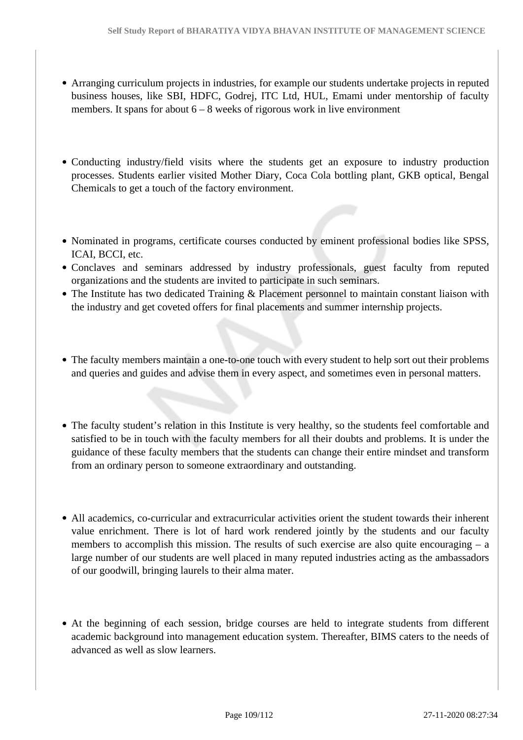- Arranging curriculum projects in industries, for example our students undertake projects in reputed business houses, like SBI, HDFC, Godrej, ITC Ltd, HUL, Emami under mentorship of faculty members. It spans for about 6 – 8 weeks of rigorous work in live environment

- Conducting industry/field visits where the students get an exposure to industry production processes. Students earlier visited Mother Diary, Coca Cola bottling plant, GKB optical, Bengal Chemicals to get a touch of the factory environment.

- Nominated in programs, certificate courses conducted by eminent professional bodies like SPSS, ICAI, BCCI, etc.
- Conclaves and seminars addressed by industry professionals, guest faculty from reputed organizations and the students are invited to participate in such seminars.
- The Institute has two dedicated Training & Placement personnel to maintain constant liaison with the industry and get coveted offers for final placements and summer internship projects.

- The faculty members maintain a one-to-one touch with every student to help sort out their problems and queries and guides and advise them in every aspect, and sometimes even in personal matters.

- The faculty student's relation in this Institute is very healthy, so the students feel comfortable and satisfied to be in touch with the faculty members for all their doubts and problems. It is under the guidance of these faculty members that the students can change their entire mindset and transform from an ordinary person to someone extraordinary and outstanding.

- All academics, co-curricular and extracurricular activities orient the student towards their inherent value enrichment. There is lot of hard work rendered jointly by the students and our faculty members to accomplish this mission. The results of such exercise are also quite encouraging – a large number of our students are well placed in many reputed industries acting as the ambassadors of our goodwill, bringing laurels to their alma mater.

- At the beginning of each session, bridge courses are held to integrate students from different academic background into management education system. Thereafter, BIMS caters to the needs of advanced as well as slow learners.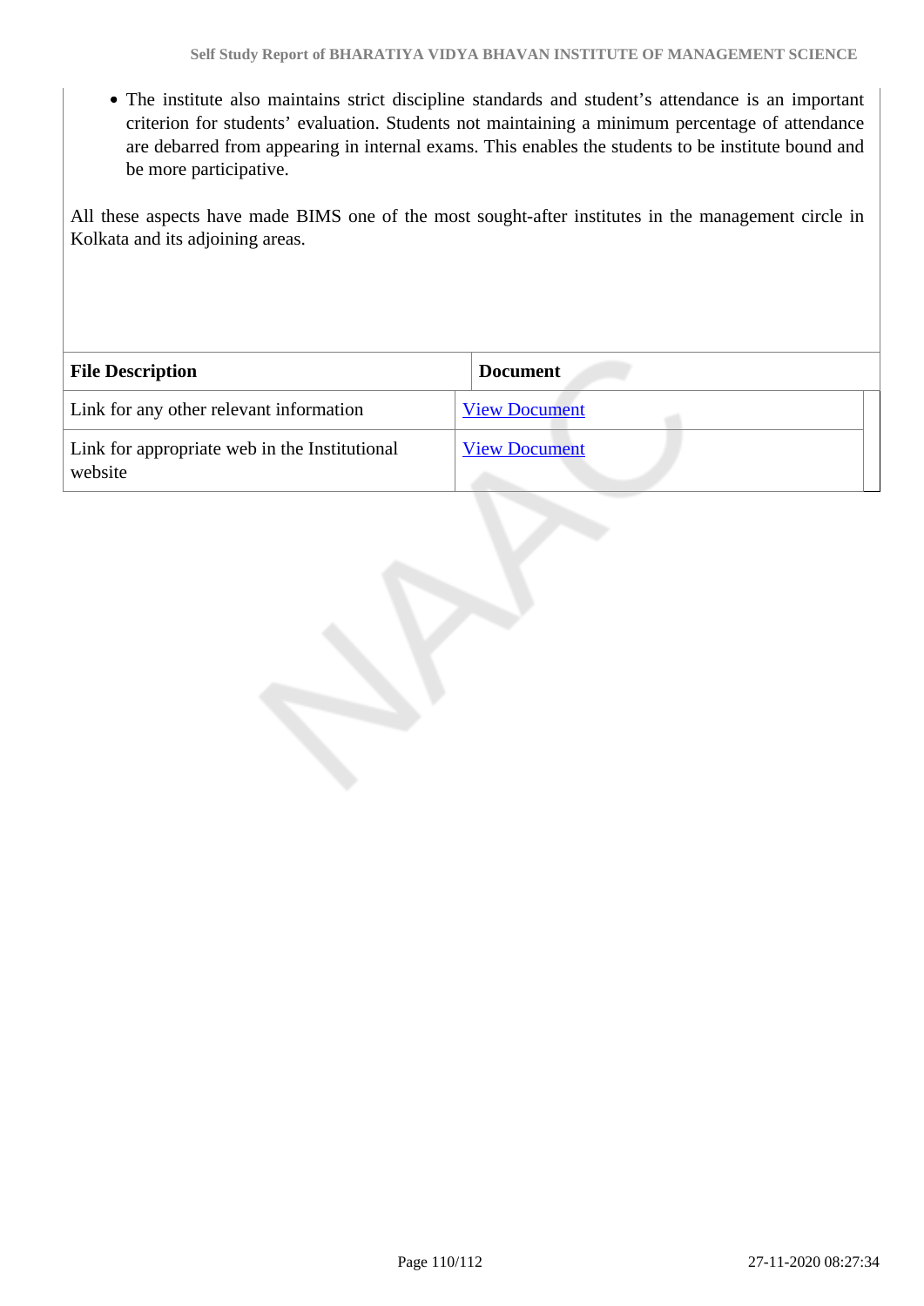- The institute also maintains strict discipline standards and student's attendance is an important criterion for students' evaluation. Students not maintaining a minimum percentage of attendance are debarred from appearing in internal exams. This enables the students to be institute bound and be more participative.

All these aspects have made BIMS one of the most sought-after institutes in the management circle in Kolkata and its adjoining areas.

| File Description | Document |
|---|---|
| Link for any other relevant information | View Document |
| Link for appropriate web in the Institutional website | View Document |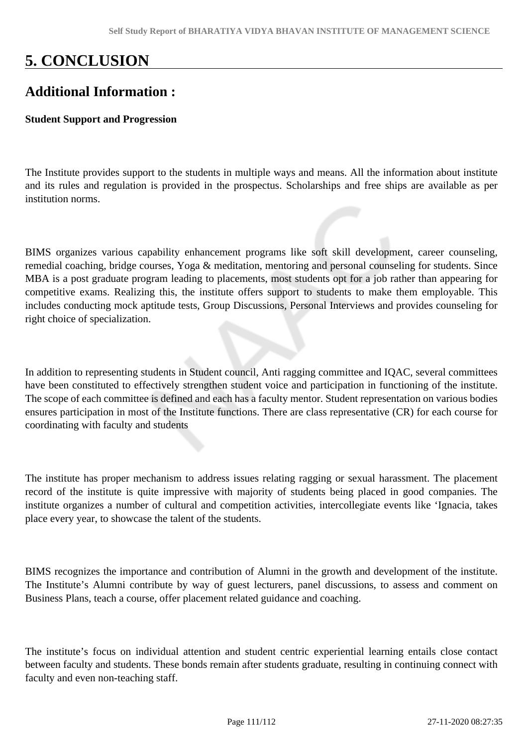# 5. CONCLUSION

## Additional Information :

**Student Support and Progression**

The Institute provides support to the students in multiple ways and means. All the information about institute and its rules and regulation is provided in the prospectus. Scholarships and free ships are available as per institution norms.

BIMS organizes various capability enhancement programs like soft skill development, career counseling, remedial coaching, bridge courses, Yoga & meditation, mentoring and personal counseling for students. Since MBA is a post graduate program leading to placements, most students opt for a job rather than appearing for competitive exams. Realizing this, the institute offers support to students to make them employable. This includes conducting mock aptitude tests, Group Discussions, Personal Interviews and provides counseling for right choice of specialization.

In addition to representing students in Student council, Anti ragging committee and IQAC, several committees have been constituted to effectively strengthen student voice and participation in functioning of the institute. The scope of each committee is defined and each has a faculty mentor. Student representation on various bodies ensures participation in most of the Institute functions. There are class representative (CR) for each course for coordinating with faculty and students

The institute has proper mechanism to address issues relating ragging or sexual harassment. The placement record of the institute is quite impressive with majority of students being placed in good companies. The institute organizes a number of cultural and competition activities, intercollegiate events like 'Ignacia, takes place every year, to showcase the talent of the students.

BIMS recognizes the importance and contribution of Alumni in the growth and development of the institute. The Institute's Alumni contribute by way of guest lecturers, panel discussions, to assess and comment on Business Plans, teach a course, offer placement related guidance and coaching.

The institute's focus on individual attention and student centric experiential learning entails close contact between faculty and students. These bonds remain after students graduate, resulting in continuing connect with faculty and even non-teaching staff.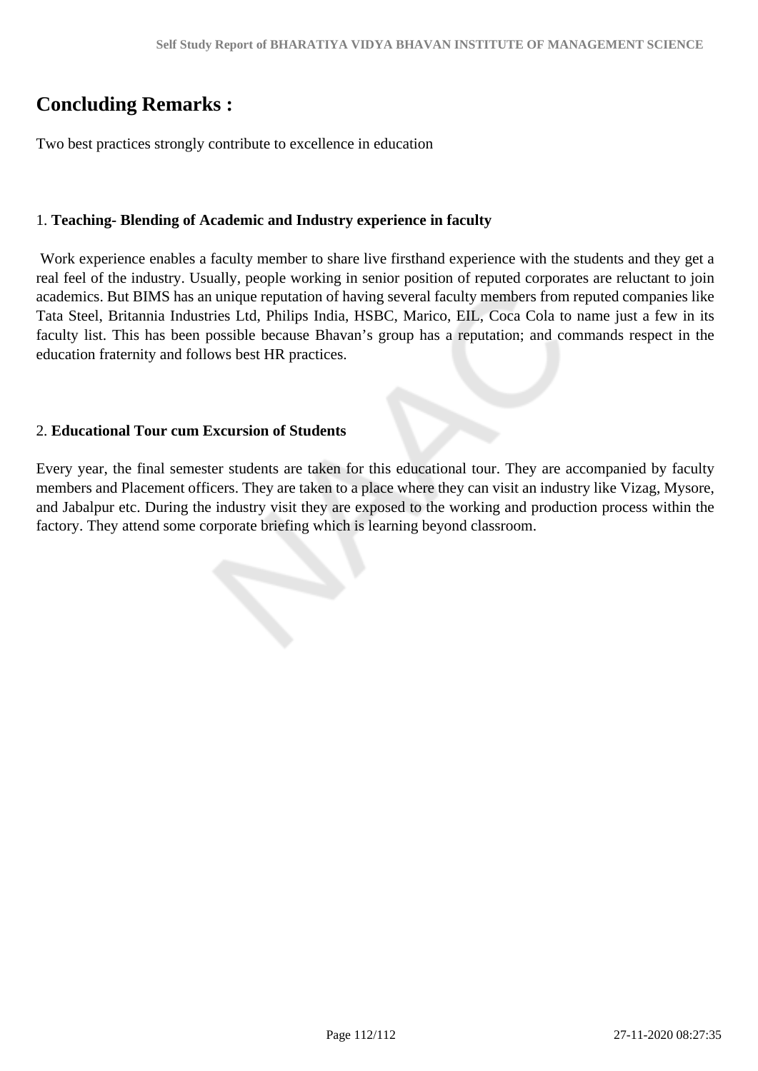## Concluding Remarks :

Two best practices strongly contribute to excellence in education

1. **Teaching- Blending of Academic and Industry experience in faculty**

Work experience enables a faculty member to share live firsthand experience with the students and they get a real feel of the industry. Usually, people working in senior position of reputed corporates are reluctant to join academics. But BIMS has an unique reputation of having several faculty members from reputed companies like Tata Steel, Britannia Industries Ltd, Philips India, HSBC, Marico, EIL, Coca Cola to name just a few in its faculty list. This has been possible because Bhavan's group has a reputation; and commands respect in the education fraternity and follows best HR practices.

2. **Educational Tour cum Excursion of Students**

Every year, the final semester students are taken for this educational tour. They are accompanied by faculty members and Placement officers. They are taken to a place where they can visit an industry like Vizag, Mysore, and Jabalpur etc. During the industry visit they are exposed to the working and production process within the factory. They attend some corporate briefing which is learning beyond classroom.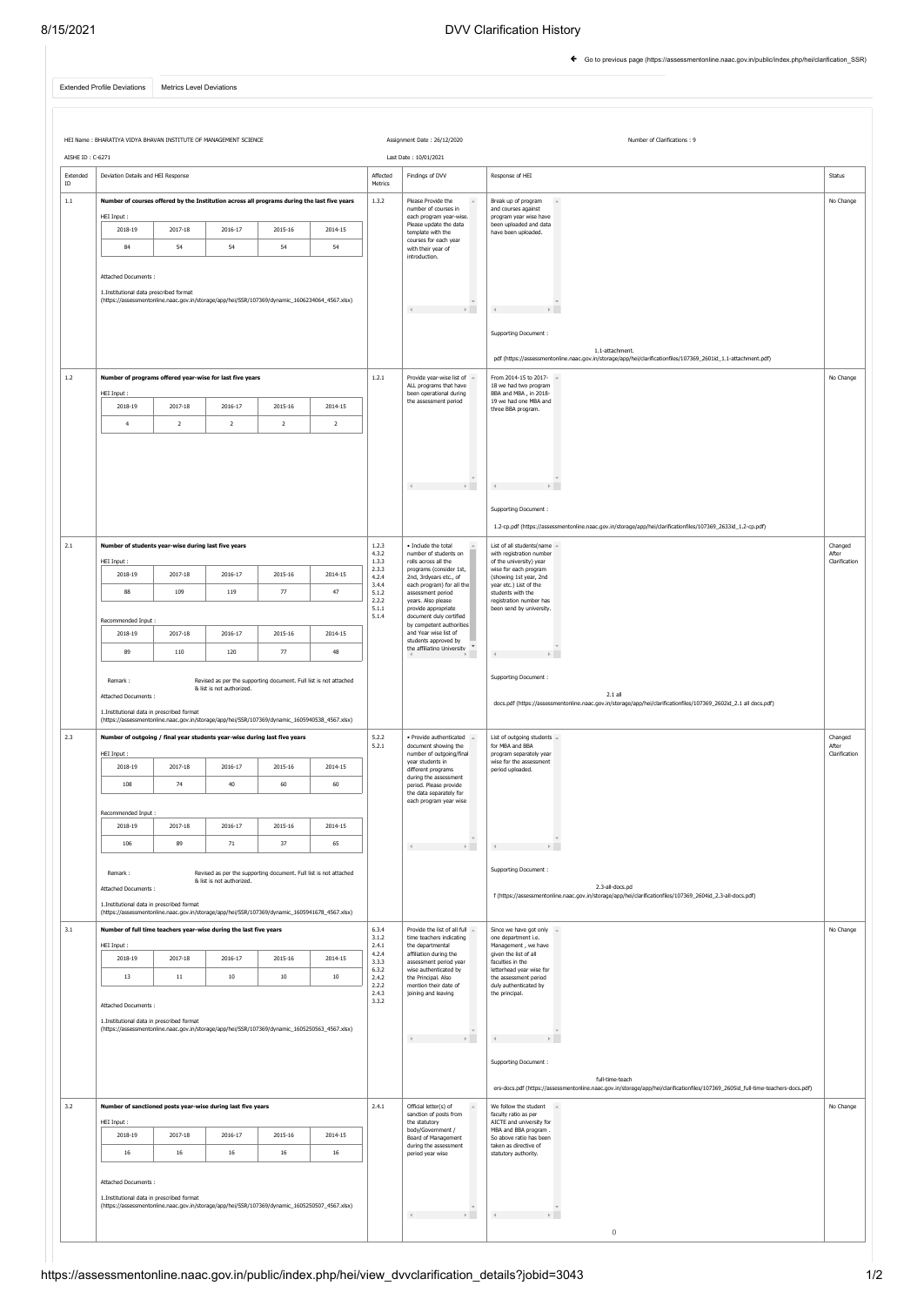# DVV Clarification History

← Go to previous page (https://assessmentonline.naac.gov.in/public/index.php/hei/clarification_SSR)

Extended Profile Deviations | Metrics Level Deviations

HEI Name : BHARATIYA VIDYA BHAVAN INSTITUTE OF MANAGEMENT SCIENCE

Assignment Date : 26/12/2020

Number of Clarifications : 9

AISHE ID : C-6271

Last Date : 10/01/2021

| Extended ID | Deviation Details and HEI Response | Affected Metrics | Findings of DVV | Response of HEI | Status |
|---|---|---|---|---|---|
| 1.1 | **Number of courses offered by the Institution across all programs during the last five years**<br><br>HEI Input :<br>2018-19: 84; 2017-18: 54; 2016-17: 54; 2015-16: 54; 2014-15: 54<br><br>Attached Documents :<br>1.Institutional data in prescribed format (https://assessmentonline.naac.gov.in/storage/app/hei/SSR/107369/dynamic_1606234064_4567.xlsx) | 1.3.2 | Please Provide the number of courses in each program year-wise. Please update the data template with the courses for each year with their year of introduction. | Break up of program and courses against program year wise have been uploaded and data have been uploaded.<br><br>Supporting Document :<br>1.1-attachment.pdf (https://assessmentonline.naac.gov.in/storage/app/hei/clarificationfiles/107369_2601id_1.1-attachment.pdf) | No Change |
| 1.2 | **Number of programs offered year-wise for last five years**<br><br>HEI Input :<br>2018-19: 4; 2017-18: 2; 2016-17: 2; 2015-16: 2; 2014-15: 2 | 1.2.1 | Provide year-wise list of ALL programs that have been operational during the assessment period | From 2014-15 to 2017-18 we had two program BBA and MBA , in 2018-19 we had one MBA and three BBA program.<br><br>Supporting Document :<br>1.2-cp.pdf (https://assessmentonline.naac.gov.in/storage/app/hei/clarificationfiles/107369_2633id_1.2-cp.pdf) | No Change |
| 2.1 | **Number of students year-wise during last five years**<br><br>HEI Input :<br>2018-19: 88; 2017-18: 109; 2016-17: 119; 2015-16: 77; 2014-15: 47<br><br>Recommended Input :<br>2018-19: 89; 2017-18: 110; 2016-17: 120; 2015-16: 77; 2014-15: 48<br><br>Remark : Revised as per the supporting document. Full list is not attached & list is not authorized.<br><br>Attached Documents :<br>1.Institutional data in prescribed format (https://assessmentonline.naac.gov.in/storage/app/hei/SSR/107369/dynamic_1605940538_4567.xlsx) | 1.2.3<br>4.3.2<br>1.3.3<br>2.3.3<br>4.2.4<br>3.4.4<br>5.1.2<br>2.2.2<br>5.1.1<br>5.1.4 | • Include the total number of students on rolls across all the programs (consider 1st, 2nd, 3rdyears etc., of each program) for all the assessment period years. Also please provide appropriate document duly certified by competent authorities and Year wise list of students approved by the affiliating University | List of all students(name with registration number of the university) year wise for each program (showing 1st year, 2nd year etc.) List of the students with the registration number has been send by university.<br><br>Supporting Document :<br>2.1 all docs.pdf (https://assessmentonline.naac.gov.in/storage/app/hei/clarificationfiles/107369_2602id_2.1 all docs.pdf) | Changed After Clarification |
| 2.3 | **Number of outgoing / final year students year-wise during last five years**<br><br>HEI Input :<br>2018-19: 108; 2017-18: 74; 2016-17: 40; 2015-16: 60; 2014-15: 60<br><br>Recommended Input :<br>2018-19: 106; 2017-18: 89; 2016-17: 71; 2015-16: 37; 2014-15: 65<br><br>Remark : Revised as per the supporting document. Full list is not attached & list is not authorized.<br><br>Attached Documents :<br>1.Institutional data in prescribed format (https://assessmentonline.naac.gov.in/storage/app/hei/SSR/107369/dynamic_1605941678_4567.xlsx) | 5.2.2<br>5.2.1 | • Provide authenticated document showing the number of outgoing/final year students in different programs during the assessment period. Please provide the data separately for each program year wise | List of outgoing students for MBA and BBA program separately year wise for the assessment period uploaded.<br><br>Supporting Document :<br>2.3-all-docs.pdf (https://assessmentonline.naac.gov.in/storage/app/hei/clarificationfiles/107369_2604id_2.3-all-docs.pdf) | Changed After Clarification |
| 3.1 | **Number of full time teachers year-wise during the last five years**<br><br>HEI Input :<br>2018-19: 13; 2017-18: 11; 2016-17: 10; 2015-16: 10; 2014-15: 10<br><br>Attached Documents :<br>1.Institutional data in prescribed format (https://assessmentonline.naac.gov.in/storage/app/hei/SSR/107369/dynamic_1605250563_4567.xlsx) | 6.3.4<br>3.1.2<br>2.4.1<br>4.2.4<br>3.3.3<br>6.3.2<br>2.4.2<br>2.2.2<br>2.4.3<br>3.3.2 | Provide the list of all full time teachers indicating the departmental affiliation during the assessment period year wise authenticated by the Principal. Also mention their date of joining and leaving | Since we have got only one department i.e. Management , we have given the list of all faculties in the letterhead year wise for the assessment period duly authenticated by the principal.<br><br>Supporting Document :<br>full-time-teachers-docs.pdf (https://assessmentonline.naac.gov.in/storage/app/hei/clarificationfiles/107369_2605id_full-time-teachers-docs.pdf) | No Change |
| 3.2 | **Number of sanctioned posts year-wise during last five years**<br><br>HEI Input :<br>2018-19: 16; 2017-18: 16; 2016-17: 16; 2015-16: 16; 2014-15: 16<br><br>Attached Documents :<br>1.Institutional data in prescribed format (https://assessmentonline.naac.gov.in/storage/app/hei/SSR/107369/dynamic_1605250507_4567.xlsx) | 2.4.1 | Official letter(s) of sanction of posts from the statutory body/Government / Board of Management during the assessment period year wise | We follow the student faculty ratio as per AICTE and university for MBA and BBA program . So above ratio has been taken as directive of statutory authority.<br><br>() | No Change |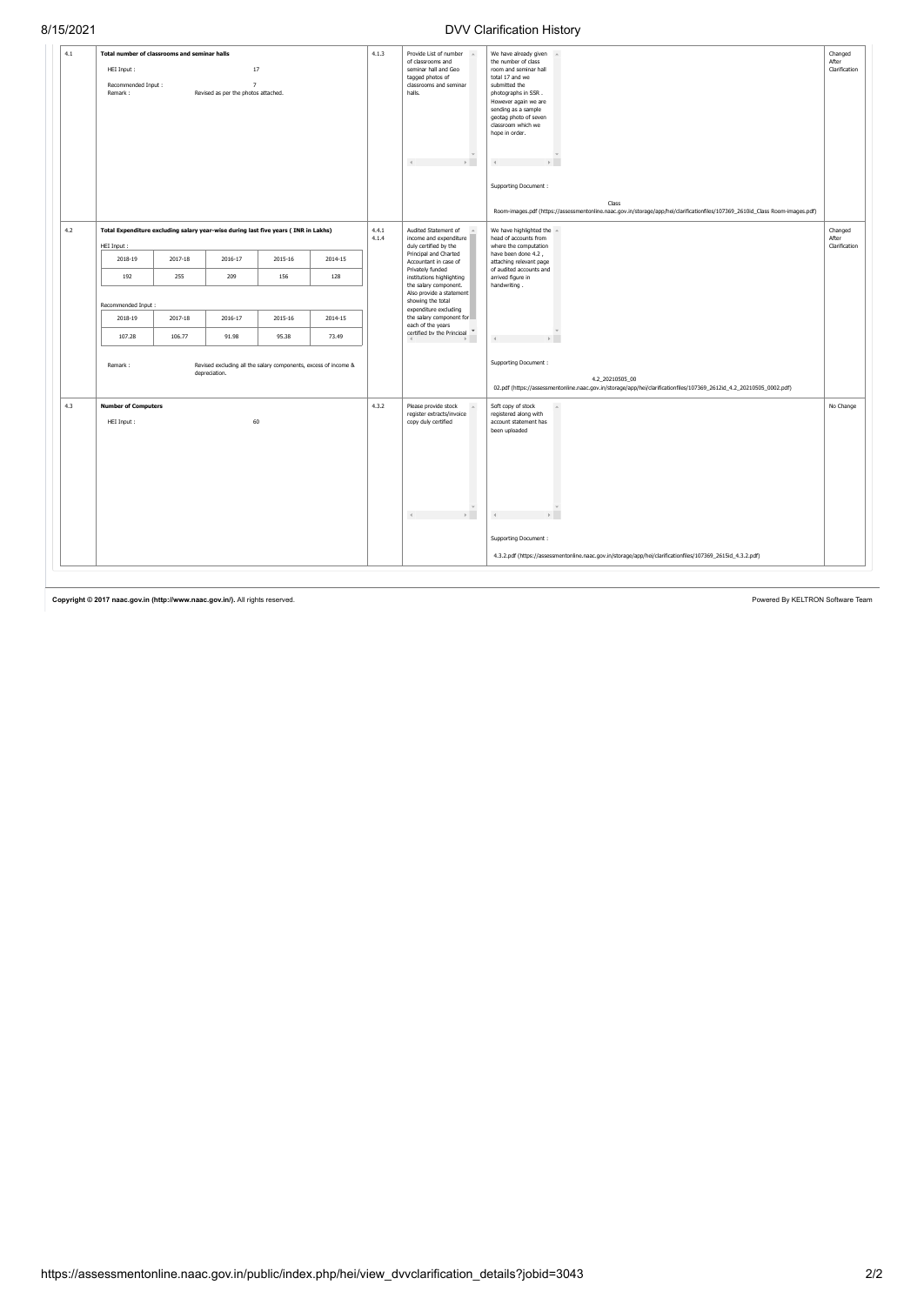| | | | | | |
|---|---|---|---|---|---|
| 4.1 | **Total number of classrooms and seminar halls**<br><br>HEI Input : 17<br><br>Recommended Input : 7<br>Remark : Revised as per the photos attached. | 4.1.3 | Provide List of number of classrooms and seminar hall and Geo tagged photos of classrooms and seminar halls. | We have already given the number of class room and seminar hall total 17 and we submitted the photographs in SSR . However again we are sending as a sample geotag photo of seven classroom which we hope in order.<br><br>Supporting Document :<br><br>Class Room-images.pdf (https://assessmentonline.naac.gov.in/storage/app/hei/clarificationfiles/107369_2610id_Class Room-images.pdf) | Changed After Clarification |
| 4.2 | **Total Expenditure excluding salary year-wise during last five years ( INR in Lakhs)**<br><br>HEI Input :<br><br>2018-19: 192; 2017-18: 255; 2016-17: 209; 2015-16: 156; 2014-15: 128<br><br>Recommended Input :<br><br>2018-19: 107.28; 2017-18: 106.77; 2016-17: 91.98; 2015-16: 95.38; 2014-15: 73.49<br><br>Remark : Revised excluding all the salary components, excess of income & depreciation. | 4.4.1<br>4.1.4 | Audited Statement of income and expenditure duly certified by the Principal and Charted Accountant in case of Privately funded institutions highlighting the salary component. Also provide a statement showing the total expenditure excluding the salary component for each of the years certified by the Principal | We have highlighted the head of accounts from where the computation have been done 4.2 , attaching relevant page of audited accounts and arrived figure in handwriting .<br><br>Supporting Document :<br><br>4.2_20210505_00 02.pdf (https://assessmentonline.naac.gov.in/storage/app/hei/clarificationfiles/107369_2612id_4.2_20210505_0002.pdf) | Changed After Clarification |
| 4.3 | **Number of Computers**<br><br>HEI Input : 60 | 4.3.2 | Please provide stock register extracts/invoice copy duly certified | Soft copy of stock registered along with account statement has been uploaded<br><br>Supporting Document :<br><br>4.3.2.pdf (https://assessmentonline.naac.gov.in/storage/app/hei/clarificationfiles/107369_2615id_4.3.2.pdf) | No Change |

**Copyright © 2017 naac.gov.in (http://www.naac.gov.in/).** All rights reserved.

Powered By KELTRON Software Team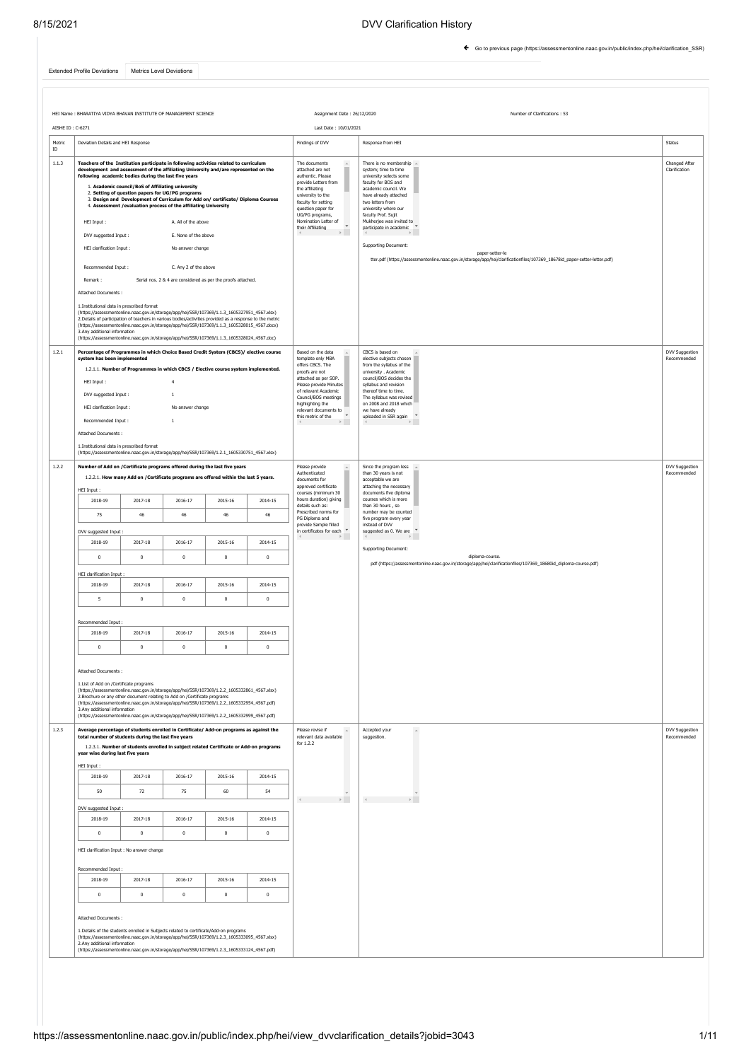← Go to previous page (https://assessmentonline.naac.gov.in/public/index.php/hei/clarification_SSR)

Extended Profile Deviations | Metrics Level Deviations

HEI Name : BHARATIYA VIDYA BHAVAN INSTITUTE OF MANAGEMENT SCIENCE

Assignment Date : 26/12/2020

Number of Clarifications : 53

AISHE ID : C-6271

Last Date : 10/01/2021

| Metric ID | Deviation Details and HEI Response | Findings of DVV | Response from HEI | Status |
|---|---|---|---|---|
| 1.1.3 | **Teachers of the Institution participate in following activities related to curriculum development and assessment of the affiliating University and/are represented on the following academic bodies during the last five years**<br>1. **Academic council/BoS of Affiliating university**<br>2. **Setting of question papers for UG/PG programs**<br>3. **Design and Development of Curriculum for Add on/ certificate/ Diploma Courses**<br>4. **Assessment /evaluation process of the affiliating University**<br>HEI Input : A. All of the above<br>DVV suggested Input : E. None of the above<br>HEI clarification Input : No answer change<br>Recommended Input : C. Any 2 of the above<br>Remark : Serial nos. 2 & 4 are considered as per the proofs attached.<br>Attached Documents :<br>1.Institutional data in prescribed format (https://assessmentonline.naac.gov.in/storage/app/hei/SSR/107369/1.1.3_1605327951_4567.xlsx)<br>2.Details of participation of teachers in various bodies/activities provided as a response to the metric (https://assessmentonline.naac.gov.in/storage/app/hei/SSR/107369/1.1.3_1605328015_4567.docx)<br>3.Any additional information (https://assessmentonline.naac.gov.in/storage/app/hei/SSR/107369/1.1.3_1605328024_4567.doc) | The documents attached are not authentic. Please provide Letters from the affiliating university to the faculty for setting question paper for UG/PG programs, Nomination Letter of their Affiliating | There is no membership system; time to time university selects some faculty for BOS and academic council. We have already attached two letters from university where our faculty Prof. Sujit Mukherjee was invited to participate in academic<br>Supporting Document:<br>paper-setter-letter.pdf (https://assessmentonline.naac.gov.in/storage/app/hei/clarificationfiles/107369_18678id_paper-setter-letter.pdf) | Changed After Clarification |
| 1.2.1 | **Percentage of Programmes in which Choice Based Credit System (CBCS)/ elective course system has been implemented**<br>1.2.1.1. **Number of Programmes in which CBCS / Elective course system implemented.**<br>HEI Input : 4<br>DVV suggested Input : 1<br>HEI clarification Input : No answer change<br>Recommended Input : 1<br>Attached Documents :<br>1.Institutional data in prescribed format (https://assessmentonline.naac.gov.in/storage/app/hei/SSR/107369/1.2.1_1605330751_4567.xlsx) | Based on the data template only MBA offers CBCS. The proofs are not attached as per SOP. Please provide Minutes of relevant Academic Council/BOS meetings highlighting the relevant documents to this metric of the | CBCS is based on elective subjects chosen from the syllabus of the university . Academic council/BOS decides the syllabus and revision thereof time to time. The syllabus was revised on 2008 and 2018 which we have already uploaded in SSR again | DVV Suggestion Recommended |
| 1.2.2 | **Number of Add on /Certificate programs offered during the last five years**<br>1.2.2.1. **How many Add on /Certificate programs are offered within the last 5 years.**<br>HEI Input : 2018-19: 75; 2017-18: 46; 2016-17: 46; 2015-16: 46; 2014-15: 46<br>DVV suggested Input : 2018-19: 0; 2017-18: 0; 2016-17: 0; 2015-16: 0; 2014-15: 0<br>HEI clarification Input : 2018-19: 5; 2017-18: 0; 2016-17: 0; 2015-16: 0; 2014-15: 0<br>Recommended Input : 2018-19: 0; 2017-18: 0; 2016-17: 0; 2015-16: 0; 2014-15: 0<br>Attached Documents :<br>1.List of Add on /Certificate programs (https://assessmentonline.naac.gov.in/storage/app/hei/SSR/107369/1.2.2_1605332861_4567.xlsx)<br>2.Brochure or any other document relating to Add on /Certificate programs (https://assessmentonline.naac.gov.in/storage/app/hei/SSR/107369/1.2.2_1605332954_4567.pdf)<br>3.Any additional information (https://assessmentonline.naac.gov.in/storage/app/hei/SSR/107369/1.2.2_1605332999_4567.pdf) | Please provide Authenticated documents for approved certificate courses (minimum 30 hours duration) giving details such as: Prescribed norms for PG Diploma and provide Sample filled in certificates for each | Since the program less than 30 years is not acceptable we are attaching the necessary documents five diploma courses which is more than 30 hours , so number may be counted five program every year instead of DVV suggested as 0. We are<br>Supporting Document:<br>diploma-course.pdf (https://assessmentonline.naac.gov.in/storage/app/hei/clarificationfiles/107369_18680id_diploma-course.pdf) | DVV Suggestion Recommended |
| 1.2.3 | **Average percentage of students enrolled in Certificate/ Add-on programs as against the total number of students during the last five years**<br>1.2.3.1. **Number of students enrolled in subject related Certificate or Add-on programs year wise during last five years**<br>HEI Input : 2018-19: 50; 2017-18: 72; 2016-17: 75; 2015-16: 60; 2014-15: 54<br>DVV suggested Input : 2018-19: 0; 2017-18: 0; 2016-17: 0; 2015-16: 0; 2014-15: 0<br>HEI clarification Input : No answer change<br>Recommended Input : 2018-19: 0; 2017-18: 0; 2016-17: 0; 2015-16: 0; 2014-15: 0<br>Attached Documents :<br>1.Details of the students enrolled in Subjects related to certificate/Add-on programs (https://assessmentonline.naac.gov.in/storage/app/hei/SSR/107369/1.2.3_1605333095_4567.xlsx)<br>2.Any additional information (https://assessmentonline.naac.gov.in/storage/app/hei/SSR/107369/1.2.3_1605333124_4567.pdf) | Please revise if relevant data available for 1.2.2 | Accepted your suggestion. | DVV Suggestion Recommended |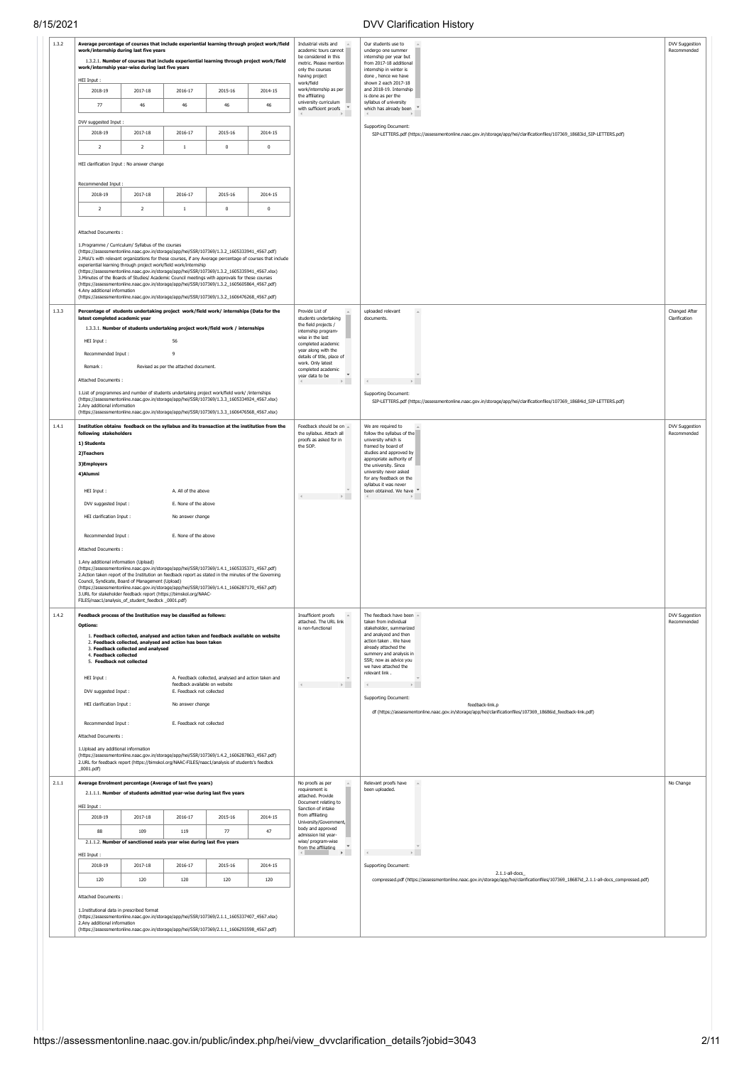| Metric | Metric details | DVV comment | HEI clarification | Status |
|---|---|---|---|---|
| 1.3.2 | **Average percentage of courses that include experiential learning through project work/field work/internship during last five years**<br><br>1.3.2.1. **Number of courses that include experiential learning through project work/field work/internship year-wise during last five years**<br><br>HEI Input :<br>2018-19: 77 / 2017-18: 46 / 2016-17: 46 / 2015-16: 46 / 2014-15: 46<br><br>DVV suggested Input :<br>2018-19: 2 / 2017-18: 2 / 2016-17: 1 / 2015-16: 0 / 2014-15: 0<br><br>HEI clarification Input : No answer change<br><br>Recommended Input :<br>2018-19: 2 / 2017-18: 2 / 2016-17: 1 / 2015-16: 0 / 2014-15: 0<br><br>Attached Documents :<br>1.Programme / Curriculum/ Syllabus of the courses (https://assessmentonline.naac.gov.in/storage/app/hei/SSR/107369/1.3.2_1605333941_4567.pdf)<br>2.MoU's with relevant organizations for these courses, if any Average percentage of courses that include experiential learning through project work/field work/internship (https://assessmentonline.naac.gov.in/storage/app/hei/SSR/107369/1.3.2_1605335941_4567.xlsx)<br>3.Minutes of the Boards of Studies/ Academic Council meetings with approvals for these courses (https://assessmentonline.naac.gov.in/storage/app/hei/SSR/107369/1.3.2_1605605864_4567.pdf)<br>4.Any additional information (https://assessmentonline.naac.gov.in/storage/app/hei/SSR/107369/1.3.2_1606476268_4567.pdf) | Industrial visits and academic tours cannot be considered in this metric. Please mention only the courses having project work/field work/internship as per the affiliating university curriculum with sufficient proofs | Our students use to undergo one summer internship per year but from 2017-18 additional internship in winter is done , hence we have shown 2 each 2017-18 and 2018-19. Internship is done as per the syllabus of university which has already been<br><br>Supporting Document:<br>SIP-LETTERS.pdf (https://assessmentonline.naac.gov.in/storage/app/hei/clarificationfiles/107369_18683id_SIP-LETTERS.pdf) | DVV Suggestion Recommended |
| 1.3.3 | **Percentage of students undertaking project work/field work/ internships (Data for the latest completed academic year**<br><br>1.3.3.1. **Number of students undertaking project work/field work / internships**<br><br>HEI Input : 56<br>Recommended Input : 9<br>Remark : Revised as per the attached document.<br><br>Attached Documents :<br>1.List of programmes and number of students undertaking project work/field work/ /internships (https://assessmentonline.naac.gov.in/storage/app/hei/SSR/107369/1.3.3_1605334924_4567.xlsx)<br>2.Any additional information (https://assessmentonline.naac.gov.in/storage/app/hei/SSR/107369/1.3.3_1606476568_4567.xlsx) | Provide List of students undertaking the field projects / internship program-wise in the last completed academic year along with the details of title, place of work. Only latest completed academic year data to be | uploaded relevant documents.<br><br>Supporting Document:<br>SIP-LETTERS.pdf (https://assessmentonline.naac.gov.in/storage/app/hei/clarificationfiles/107369_18684id_SIP-LETTERS.pdf) | Changed After Clarification |
| 1.4.1 | **Institution obtains feedback on the syllabus and its transaction at the institution from the following stakeholders**<br>**1) Students**<br>**2)Teachers**<br>**3)Employers**<br>**4)Alumni**<br><br>HEI Input : A. All of the above<br>DVV suggested Input : E. None of the above<br>HEI clarification Input : No answer change<br>Recommended Input : E. None of the above<br><br>Attached Documents :<br>1.Any additional information (Upload) (https://assessmentonline.naac.gov.in/storage/app/hei/SSR/107369/1.4.1_1605335371_4567.pdf)<br>2.Action taken report of the Institution on feedback report as stated in the minutes of the Governing Council, Syndicate, Board of Management (Upload) (https://assessmentonline.naac.gov.in/storage/app/hei/SSR/107369/1.4.1_1606287170_4567.pdf)<br>3.URL for stakeholder feedback report (https://bimskol.org/NAAC-FILES/naac1/analysis_of_student_feedbck _0001.pdf) | Feedback should be on the syllabus. Attach all proofs as asked for in the SOP. | We are required to follow the syllabus of the university which is framed by board of studies and approved by appropriate authority of the university. Since university never asked for any feedback on the syllabus it was never been obtained. We have | DVV Suggestion Recommended |
| 1.4.2 | **Feedback process of the Institution may be classified as follows:**<br>**Options:**<br>1. **Feedback collected, analysed and action taken and feedback available on website**<br>2. **Feedback collected, analysed and action has been taken**<br>3. **Feedback collected and analysed**<br>4. **Feedback collected**<br>5. **Feedback not collected**<br><br>HEI Input : A. Feedback collected, analysed and action taken and feedback available on website<br>DVV suggested Input : E. Feedback not collected<br>HEI clarification Input : No answer change<br>Recommended Input : E. Feedback not collected<br><br>Attached Documents :<br>1.Upload any additional information (https://assessmentonline.naac.gov.in/storage/app/hei/SSR/107369/1.4.2_1606287863_4567.pdf)<br>2.URL for feedback report (https://bimskol.org/NAAC-FILES/naac1/analysis of students's feedbck _0001.pdf) | Insufficient proofs attached. The URL link is non-functional | The feedback have been taken from individual stakeholder, summarized and analyzed and then action taken . We have already attached the summery and analysis in SSR; now as advice you we have attached the relevant link .<br><br>Supporting Document:<br>feedback-link.pdf (https://assessmentonline.naac.gov.in/storage/app/hei/clarificationfiles/107369_18686id_feedback-link.pdf) | DVV Suggestion Recommended |
| 2.1.1 | **Average Enrolment percentage (Average of last five years)**<br><br>2.1.1.1. **Number of students admitted year-wise during last five years**<br><br>HEI Input :<br>2018-19: 88 / 2017-18: 109 / 2016-17: 119 / 2015-16: 77 / 2014-15: 47<br><br>2.1.1.2. **Number of sanctioned seats year wise during last five years**<br><br>HEI Input :<br>2018-19: 120 / 2017-18: 120 / 2016-17: 120 / 2015-16: 120 / 2014-15: 120<br><br>Attached Documents :<br>1.Institutional data in prescribed format (https://assessmentonline.naac.gov.in/storage/app/hei/SSR/107369/2.1.1_1605337407_4567.xlsx)<br>2.Any additional information (https://assessmentonline.naac.gov.in/storage/app/hei/SSR/107369/2.1.1_1606293598_4567.pdf) | No proofs as per requirement is attached. Provide Document relating to Sanction of intake from affiliating University/Government body and approved admission list year-wise/ program-wise from the affiliating | Relevant proofs have been uploaded.<br><br>Supporting Document:<br>2.1.1-all-docs_compressed.pdf (https://assessmentonline.naac.gov.in/storage/app/hei/clarificationfiles/107369_18687id_2.1.1-all-docs_compressed.pdf) | No Change |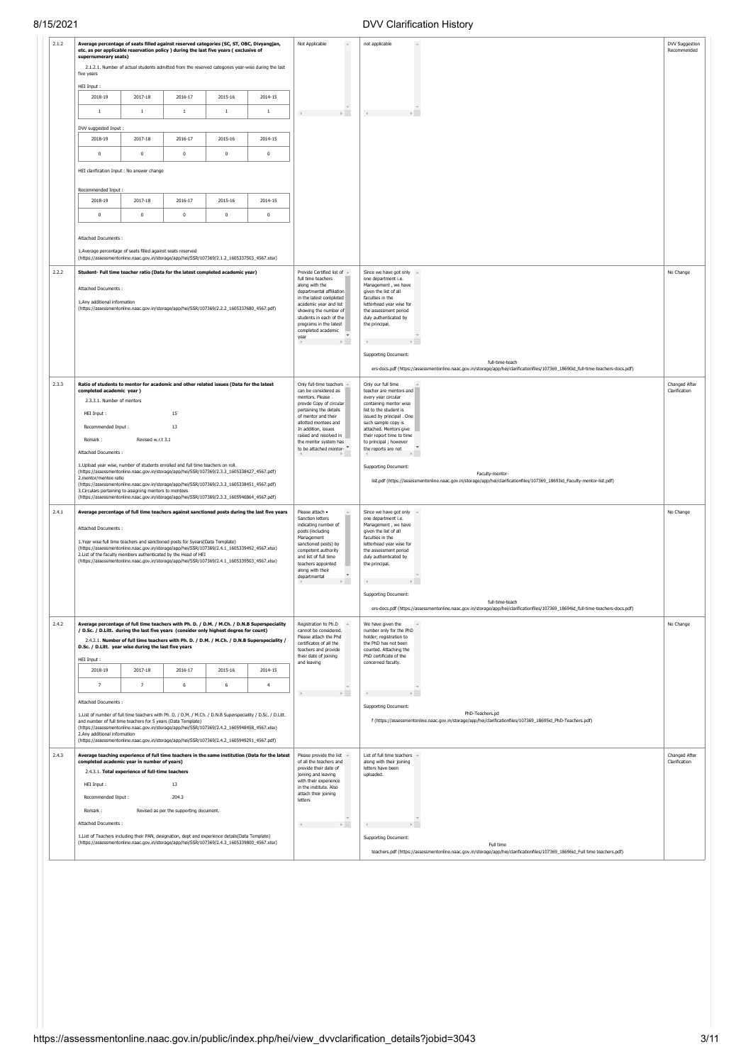| Metric | Description | DVV Query | HEI Response | Status |
|---|---|---|---|---|
| 2.1.2 | **Average percentage of seats filled against reserved categories (SC, ST, OBC, Divyangjan, etc. as per applicable reservation policy ) during the last five years ( exclusive of supernumerary seats)**<br><br>2.1.2.1. Number of actual students admitted from the reserved categories year-wise during the last five years<br><br>HEI Input :<br>2018-19: 1, 2017-18: 1, 2016-17: 1, 2015-16: 1, 2014-15: 1<br><br>DVV suggested Input :<br>2018-19: 0, 2017-18: 0, 2016-17: 0, 2015-16: 0, 2014-15: 0<br><br>HEI clarification Input : No answer change<br><br>Recommended Input :<br>2018-19: 0, 2017-18: 0, 2016-17: 0, 2015-16: 0, 2014-15: 0<br><br>Attached Documents :<br>1.Average percentage of seats filled against seats reserved (https://assessmentonline.naac.gov.in/storage/app/hei/SSR/107369/2.1.2_1605337503_4567.xlsx) | Not Applicable | not applicable | DVV Suggestion Recommended |
| 2.2.2 | **Student- Full time teacher ratio (Data for the latest completed academic year)**<br><br>Attached Documents :<br>1.Any additional information (https://assessmentonline.naac.gov.in/storage/app/hei/SSR/107369/2.2.2_1605337680_4567.pdf) | Provide Certified list of full time teachers along with the departmental affiliation in the latest completed academic year and list showing the number of students in each of the programs in the latest completed academic year | Since we have got only one department i.e. Management , we have given the list of all faculties in the letterhead year wise for the assessment period duly authenticated by the principal.<br><br>Supporting Document:<br>full-time-teachers-docs.pdf (https://assessmentonline.naac.gov.in/storage/app/hei/clarificationfiles/107369_18690id_full-time-teachers-docs.pdf) | No Change |
| 2.3.3 | **Ratio of students to mentor for academic and other related issues (Data for the latest completed academic year )**<br><br>2.3.3.1. Number of mentors<br><br>HEI Input : 15<br>Recommended Input : 13<br>Remark : Revised w.r.t 3.1<br><br>Attached Documents :<br>1.Upload year wise, number of students enrolled and full time teachers on roll. (https://assessmentonline.naac.gov.in/storage/app/hei/SSR/107369/2.3.3_1605338427_4567.pdf)<br>2.mentor/mentee ratio (https://assessmentonline.naac.gov.in/storage/app/hei/SSR/107369/2.3.3_1605338451_4567.pdf)<br>3.Circulars pertaining to assigning mentors to mentees (https://assessmentonline.naac.gov.in/storage/app/hei/SSR/107369/2.3.3_1605946864_4567.pdf) | Only full-time teachers can be considered as mentors. Please provde Copy of circular pertaining the details of mentor and their allotted mentees and In addition, issues raised and resolved in the mentor system has to be attached mentor- | Only our full time teacher are mentors and every year circular containing mentor wise list to the student is issued by principal . One such sample copy is attached. Mentors give their report time to time to principal ; however the reports are not<br><br>Supporting Document:<br>Faculty-mentor-list.pdf (https://assessmentonline.naac.gov.in/storage/app/hei/clarificationfiles/107369_18693id_Faculty-mentor-list.pdf) | Changed After Clarification |
| 2.4.1 | **Average percentage of full time teachers against sanctioned posts during the last five years**<br><br>Attached Documents :<br>1.Year wise full time teachers and sanctioned posts for 5years(Data Template) (https://assessmentonline.naac.gov.in/storage/app/hei/SSR/107369/2.4.1_1605339492_4567.xlsx)<br>2.List of the faculty members authenticated by the Head of HEI (https://assessmentonline.naac.gov.in/storage/app/hei/SSR/107369/2.4.1_1605339503_4567.xlsx) | Please attach • Sanction letters indicating number of posts (including Management sanctioned posts) by competent authority and list of full time teachers appointed along with their departmental | Since we have got only one department i.e. Management , we have given the list of all faculties in the letterhead year wise for the assessment period duly authenticated by the principal.<br><br>Supporting Document:<br>full-time-teachers-docs.pdf (https://assessmentonline.naac.gov.in/storage/app/hei/clarificationfiles/107369_18694id_full-time-teachers-docs.pdf) | No Change |
| 2.4.2 | **Average percentage of full time teachers with Ph. D. / D.M. / M.Ch. / D.N.B Superspeciality / D.Sc. / D.Litt. during the last five years (consider only highest degree for count)**<br><br>2.4.2.1. **Number of full time teachers with Ph. D. / D.M. / M.Ch. / D.N.B Superspeciality / D.Sc. / D.Litt. year wise during the last five years**<br><br>HEI Input :<br>2018-19: 7, 2017-18: 7, 2016-17: 6, 2015-16: 6, 2014-15: 4<br><br>Attached Documents :<br>1.List of number of full time teachers with Ph. D. / D.M. / M.Ch. / D.N.B Superspeciality / D.Sc. / D.Litt. and number of full time teachers for 5 years (Data Template) (https://assessmentonline.naac.gov.in/storage/app/hei/SSR/107369/2.4.2_1605948458_4567.xlsx)<br>2.Any additional information (https://assessmentonline.naac.gov.in/storage/app/hei/SSR/107369/2.4.2_1605949291_4567.pdf) | Registration to Ph.D cannot be considered. Please attach the Phd certificates of all the teachers and provide their date of joining and leaving | We have given the number only for the PhD holder; registration to the PhD has not been counted. Attaching the PhD certificate of the concerned faculty.<br><br>Supporting Document:<br>PhD-Teachers.pdf (https://assessmentonline.naac.gov.in/storage/app/hei/clarificationfiles/107369_18695id_PhD-Teachers.pdf) | No Change |
| 2.4.3 | **Average teaching experience of full time teachers in the same institution (Data for the latest completed academic year in number of years)**<br><br>2.4.3.1. **Total experience of full-time teachers**<br><br>HEI Input : 13<br>Recommended Input : 204.3<br>Remark : Revised as per the supporting document.<br><br>Attached Documents :<br>1.List of Teachers including their PAN, designation, dept and experience details(Data Template) (https://assessmentonline.naac.gov.in/storage/app/hei/SSR/107369/2.4.3_1605339800_4567.xlsx) | Please provide the list of all the teachers and provide their date of joining and leaving with their experience in the institute. Also attach their joining letters | List of full time teachers along with their joining letters have been uploaded.<br><br>Supporting Document:<br>Full time teachers.pdf (https://assessmentonline.naac.gov.in/storage/app/hei/clarificationfiles/107369_18696id_Full time teachers.pdf) | Changed After Clarification |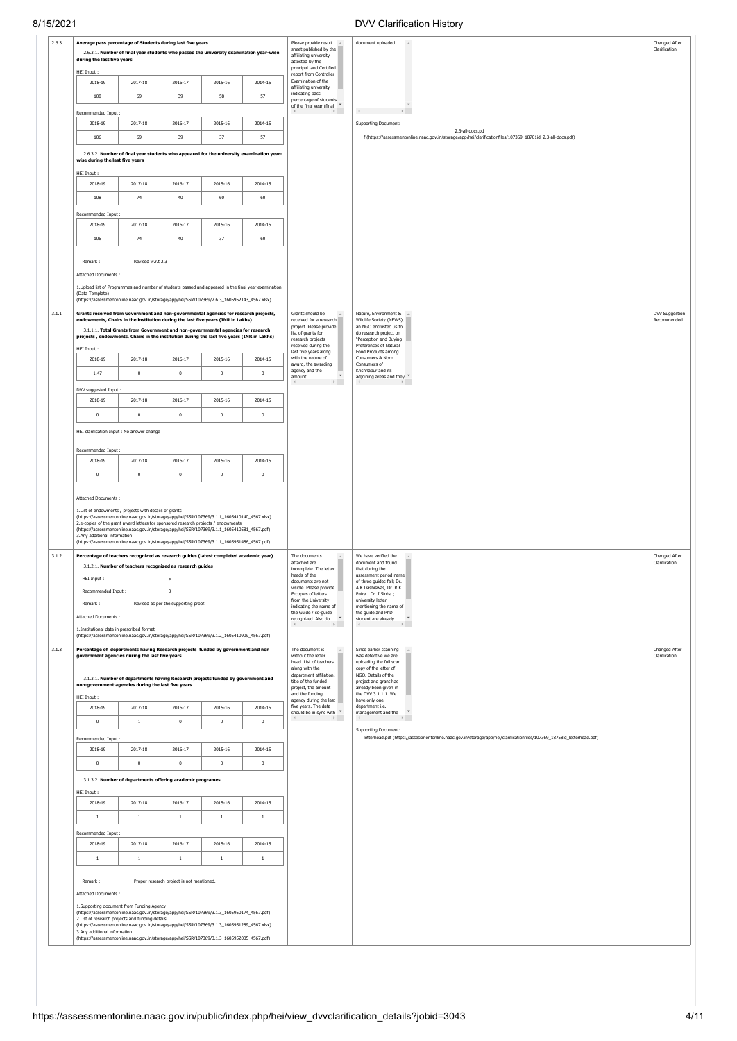| Metric ID | Query | Query by DVV | Response | Status |
|---|---|---|---|---|
| 2.6.3 | **Average pass percentage of Students during last five years** | Please provide result sheet published by the affiliating university attested by the principal. and Certified report from Controller Examination of the affiliating university indicating pass percentage of students of the final year (final | document uploaded. Supporting Document: 2.3-all-docs.pdf (https://assessmentonline.naac.gov.in/storage/app/hei/clarificationfiles/107369_18701id_2.3-all-docs.pdf) | Changed After Clarification |
| 3.1.1 | **Grants received from Government and non-governmental agencies for research projects, endowments, Chairs in the institution during the last five years (INR in Lakhs)** | Grants should be received for a research project. Please provide list of grants for research projects received during the last five years along with the nature of award, the awarding agency and the amount | Nature, Environment & Wildlife Society (NEWS), an NGO entrusted us to do research project on "Perception and Buying Preferences of Natural Food Products among Consumers & Non-Consumers of Krishnapur and its adjoining areas and they | DVV Suggestion Recommended |
| 3.1.2 | **Percentage of teachers recognized as research guides (latest completed academic year)** | The documents attached are incomplete. The letter heads of the documents are not visible. Please provide E-copies of letters from the University indicating the name of the Guide / co-guide recognized. Also do | We have verified the document and found that during the assessment period name of three guides fall; Dr. A K Dasbiswas, Dr. R K Patra , Dr. I Sinha ; university letter mentioning the name of the guide and PhD student are already | Changed After Clarification |
| 3.1.3 | **Percentage of departments having Research projects funded by government and non government agencies during the last five years** | The document is without the letter head. List of teachers along with the department affiliation, title of the funded project, the amount and the funding agency during the last five years. The data should be in sync with | Since earlier scanning was defective we are uploading the full scan copy of the letter of NGO. Details of the project and grant has already been given in the DVV 3.1.1.1. We have only one department i.e. management and the Supporting Document: letterhead.pdf (https://assessmentonline.naac.gov.in/storage/app/hei/clarificationfiles/107369_18758id_letterhead.pdf) | Changed After Clarification |

**2.6.3**

2.6.3.1. **Number of final year students who passed the university examination year-wise during the last five years**

HEI Input :

| 2018-19 | 2017-18 | 2016-17 | 2015-16 | 2014-15 |
|---|---|---|---|---|
| 108 | 69 | 39 | 58 | 57 |

Recommended Input :

| 2018-19 | 2017-18 | 2016-17 | 2015-16 | 2014-15 |
|---|---|---|---|---|
| 106 | 69 | 39 | 37 | 57 |

2.6.3.2. **Number of final year students who appeared for the university examination year-wise during the last five years**

HEI Input :

| 2018-19 | 2017-18 | 2016-17 | 2015-16 | 2014-15 |
|---|---|---|---|---|
| 108 | 74 | 40 | 60 | 60 |

Recommended Input :

| 2018-19 | 2017-18 | 2016-17 | 2015-16 | 2014-15 |
|---|---|---|---|---|
| 106 | 74 | 40 | 37 | 60 |

Remark : Revised w.r.t 2.3

Attached Documents :

1.Upload list of Programmes and number of students passed and appeared in the final year examination (Data Template) (https://assessmentonline.naac.gov.in/storage/app/hei/SSR/107369/2.6.3_1605952143_4567.xlsx)

**3.1.1**

3.1.1.1. **Total Grants from Government and non-governmental agencies for research projects , endowments, Chairs in the institution during the last five years (INR in Lakhs)**

HEI Input :

| 2018-19 | 2017-18 | 2016-17 | 2015-16 | 2014-15 |
|---|---|---|---|---|
| 1.47 | 0 | 0 | 0 | 0 |

DVV suggested Input :

| 2018-19 | 2017-18 | 2016-17 | 2015-16 | 2014-15 |
|---|---|---|---|---|
| 0 | 0 | 0 | 0 | 0 |

HEI clarification Input : No answer change

Recommended Input :

| 2018-19 | 2017-18 | 2016-17 | 2015-16 | 2014-15 |
|---|---|---|---|---|
| 0 | 0 | 0 | 0 | 0 |

Attached Documents :

1.List of endowments / projects with details of grants (https://assessmentonline.naac.gov.in/storage/app/hei/SSR/107369/3.1.1_1605410140_4567.xlsx)
2.e-copies of the grant award letters for sponsored research projects / endowments (https://assessmentonline.naac.gov.in/storage/app/hei/SSR/107369/3.1.1_1605410581_4567.pdf)
3.Any additional information (https://assessmentonline.naac.gov.in/storage/app/hei/SSR/107369/3.1.1_1605951486_4567.pdf)

**3.1.2**

3.1.2.1. **Number of teachers recognized as research guides**

HEI Input : 5

Recommended Input : 3

Remark : Revised as per the supporting proof.

Attached Documents :

1.Institutional data in prescribed format (https://assessmentonline.naac.gov.in/storage/app/hei/SSR/107369/3.1.2_1605410909_4567.pdf)

**3.1.3**

3.1.3.1. **Number of departments having Research projects funded by government and non-government agencies during the last five years**

HEI Input :

| 2018-19 | 2017-18 | 2016-17 | 2015-16 | 2014-15 |
|---|---|---|---|---|
| 0 | 1 | 0 | 0 | 0 |

Recommended Input :

| 2018-19 | 2017-18 | 2016-17 | 2015-16 | 2014-15 |
|---|---|---|---|---|
| 0 | 0 | 0 | 0 | 0 |

3.1.3.2. **Number of departments offering academic programes**

HEI Input :

| 2018-19 | 2017-18 | 2016-17 | 2015-16 | 2014-15 |
|---|---|---|---|---|
| 1 | 1 | 1 | 1 | 1 |

Recommended Input :

| 2018-19 | 2017-18 | 2016-17 | 2015-16 | 2014-15 |
|---|---|---|---|---|
| 1 | 1 | 1 | 1 | 1 |

Remark : Proper research project is not mentioned.

Attached Documents :

1.Supporting document from Funding Agency (https://assessmentonline.naac.gov.in/storage/app/hei/SSR/107369/3.1.3_1605950174_4567.pdf)
2.List of research projects and funding details (https://assessmentonline.naac.gov.in/storage/app/hei/SSR/107369/3.1.3_1605951289_4567.xlsx)
3.Any additional information (https://assessmentonline.naac.gov.in/storage/app/hei/SSR/107369/3.1.3_1605952005_4567.pdf)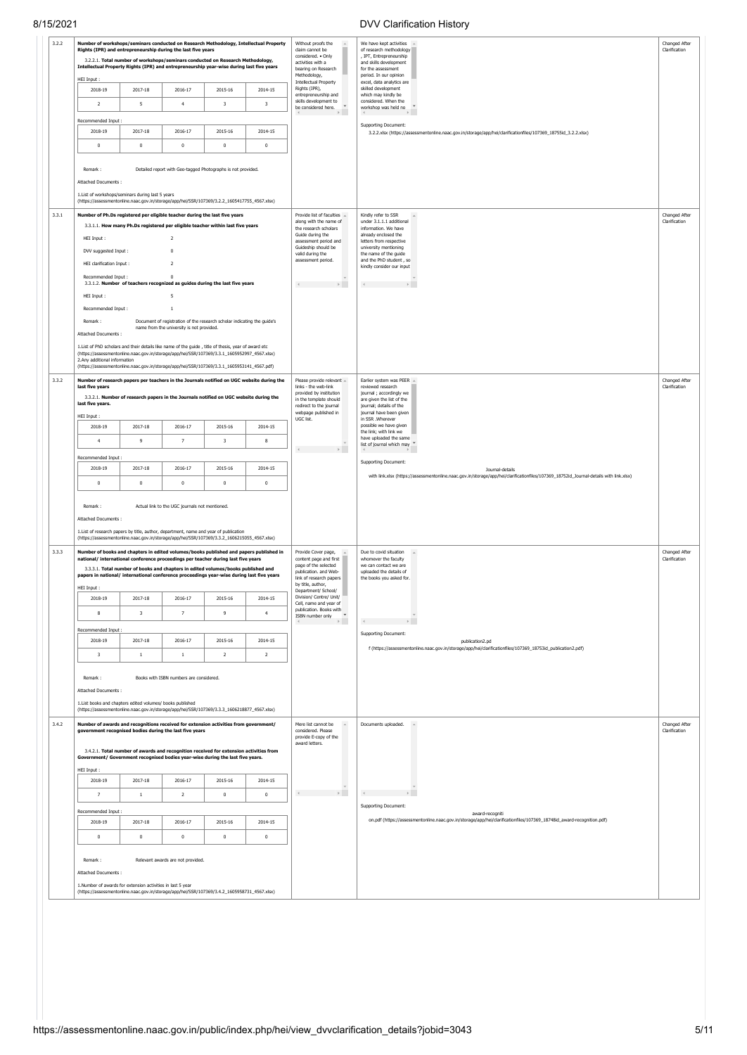| | | | | |
|---|---|---|---|---|
| 3.2.2 | **Number of workshops/seminars conducted on Research Methodology, Intellectual Property Rights (IPR) and entrepreneurship during the last five years**<br><br>3.2.2.1. **Total number of workshops/seminars conducted on Research Methodology, Intellectual Property Rights (IPR) and entrepreneurship year-wise during last five years**<br><br>HEI Input :<br><br>2018-19: 2 \| 2017-18: 5 \| 2016-17: 4 \| 2015-16: 3 \| 2014-15: 3<br><br>Recommended Input :<br><br>2018-19: 0 \| 2017-18: 0 \| 2016-17: 0 \| 2015-16: 0 \| 2014-15: 0<br><br>Remark : Detailed report with Geo-tagged Photographs is not provided.<br><br>Attached Documents :<br><br>1.List of workshops/seminars during last 5 years (https://assessmentonline.naac.gov.in/storage/app/hei/SSR/107369/3.2.2_1605417755_4567.xlsx) | Without proofs the claim cannot be considered. • Only activities with a bearing on Research Methodology, Intellectual Property Rights (IPR), entrepreneurship and skills development to be considered here. | We have kept activities of research methodology , IPT, Entrepreneurship and skills development for the assessment period. In our opinion excel, data analytics are skilled development which may kindly be considered. When the workshop was held no<br><br>Supporting Document:<br><br>3.2.2.xlsx (https://assessmentonline.naac.gov.in/storage/app/hei/clarificationfiles/107369_18755id_3.2.2.xlsx) | Changed After Clarification |
| 3.3.1 | **Number of Ph.Ds registered per eligible teacher during the last five years**<br><br>3.3.1.1. **How many Ph.Ds registered per eligible teacher within last five years**<br><br>HEI Input : 2<br><br>DVV suggested Input : 0<br><br>HEI clarification Input : 2<br><br>Recommended Input : 0<br><br>3.3.1.2. **Number of teachers recognized as guides during the last five years**<br><br>HEI Input : 5<br><br>Recommended Input : 1<br><br>Remark : Document of registration of the research scholar indicating the guide's name from the university is not provided.<br><br>Attached Documents :<br><br>1.List of PhD scholars and their details like name of the guide , title of thesis, year of award etc (https://assessmentonline.naac.gov.in/storage/app/hei/SSR/107369/3.3.1_1605952997_4567.xlsx)<br>2.Any additional information (https://assessmentonline.naac.gov.in/storage/app/hei/SSR/107369/3.3.1_1605953141_4567.pdf) | Provide list of faculties along with the name of the research scholars Guide during the assessment period and Guideship should be valid during the assessment period. | Kindly refer to SSR under 3.1.1.1 additional information. We have already enclosed the letters from respective university mentioning the name of the guide and the PhD student , so kindly consider our input | Changed After Clarification |
| 3.3.2 | **Number of research papers per teachers in the Journals notified on UGC website during the last five years**<br><br>3.3.2.1. **Number of research papers in the Journals notified on UGC website during the last five years.**<br><br>HEI Input :<br><br>2018-19: 4 \| 2017-18: 9 \| 2016-17: 7 \| 2015-16: 3 \| 2014-15: 8<br><br>Recommended Input :<br><br>2018-19: 0 \| 2017-18: 0 \| 2016-17: 0 \| 2015-16: 0 \| 2014-15: 0<br><br>Remark : Actual link to the UGC journals not mentioned.<br><br>Attached Documents :<br><br>1.List of research papers by title, author, department, name and year of publication (https://assessmentonline.naac.gov.in/storage/app/hei/SSR/107369/3.3.2_1606215055_4567.xlsx) | Please provide relevant links - the web-link provided by institution in the template should redirect to the journal webpage published in UGC list. | Earlier system was PEER reviewed research journal ; accordingly we are given the list of the journal; details of the journal have been given in SSR .Wherever possible we have given the link; with link we have uploaded the same list of journal which may<br><br>Supporting Document:<br><br>Journal-details with link.xlsx (https://assessmentonline.naac.gov.in/storage/app/hei/clarificationfiles/107369_18752id_Journal-details with link.xlsx) | Changed After Clarification |
| 3.3.3 | **Number of books and chapters in edited volumes/books published and papers published in national/ international conference proceedings per teacher during last five years**<br><br>3.3.3.1. **Total number of books and chapters in edited volumes/books published and papers in national/ international conference proceedings year-wise during last five years**<br><br>HEI Input :<br><br>2018-19: 8 \| 2017-18: 3 \| 2016-17: 7 \| 2015-16: 9 \| 2014-15: 4<br><br>Recommended Input :<br><br>2018-19: 3 \| 2017-18: 1 \| 2016-17: 1 \| 2015-16: 2 \| 2014-15: 2<br><br>Remark : Books with ISBN numbers are considered.<br><br>Attached Documents :<br><br>1.List books and chapters edited volumes/ books published (https://assessmentonline.naac.gov.in/storage/app/hei/SSR/107369/3.3.3_1606218877_4567.xlsx) | Provide Cover page, content page and first page of the selected publication. and Web-link of research papers by title, author, Department/ School/ Division/ Centre/ Unit/ Cell, name and year of publication. Books with ISBN number only | Due to covid situation whomever the faculty we can contact we are uploaded the details of the books you asked for.<br><br>Supporting Document:<br><br>publication2.pdf (https://assessmentonline.naac.gov.in/storage/app/hei/clarificationfiles/107369_18753id_publication2.pdf) | Changed After Clarification |
| 3.4.2 | **Number of awards and recognitions received for extension activities from government/ government recognised bodies during the last five years**<br><br>3.4.2.1. **Total number of awards and recognition received for extension activities from Government/ Government recognised bodies year-wise during the last five years.**<br><br>HEI Input :<br><br>2018-19: 7 \| 2017-18: 1 \| 2016-17: 2 \| 2015-16: 0 \| 2014-15: 0<br><br>Recommended Input :<br><br>2018-19: 0 \| 2017-18: 0 \| 2016-17: 0 \| 2015-16: 0 \| 2014-15: 0<br><br>Remark : Relevant awards are not provided.<br><br>Attached Documents :<br><br>1.Number of awards for extension activities in last 5 year (https://assessmentonline.naac.gov.in/storage/app/hei/SSR/107369/3.4.2_1605958731_4567.xlsx) | Mere list cannot be considered. Please provide E-copy of the award letters. | Documents uploaded.<br><br>Supporting Document:<br><br>award-recognition.pdf (https://assessmentonline.naac.gov.in/storage/app/hei/clarificationfiles/107369_18748id_award-recognition.pdf) | Changed After Clarification |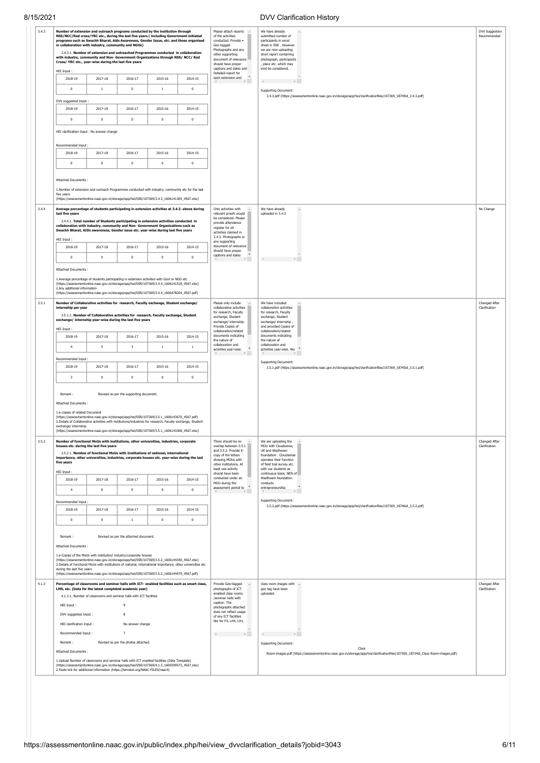**3.4.3** Number of extension and outreach programs conducted by the institution through NSS/NCC/Red cross/YRC etc., during the last five years ( including Government initiated programs such as Swachh Bharat, Aids Awareness, Gender Issue, etc. and those organised in collaboration with industry, community and NGOs)

3.4.3.1. **Number of extension and outreached Programmes conducted in collaboration with industry, community and Non- Government Organizations through NSS/ NCC/ Red Cross/ YRC etc., year-wise during the last five years**

HEI Input :

| 2018-19 | 2017-18 | 2016-17 | 2015-16 | 2014-15 |
|---|---|---|---|---|
| 0 | 1 | 0 | 1 | 0 |

DVV suggested Input :

| 2018-19 | 2017-18 | 2016-17 | 2015-16 | 2014-15 |
|---|---|---|---|---|
| 0 | 0 | 0 | 0 | 0 |

HEI clarification Input : No answer change

Recommended Input :

| 2018-19 | 2017-18 | 2016-17 | 2015-16 | 2014-15 |
|---|---|---|---|---|
| 0 | 0 | 0 | 0 | 0 |

Attached Documents :

1.Number of extension and outreach Programmes conducted with industry, community etc for the last five years (https://assessmentonline.naac.gov.in/storage/app/hei/SSR/107369/3.4.3_1606141365_4567.xlsx)

DVV Query: Please attach reports of the activities conducted. Provide • Geo tagged Photographs and any other supporting document of relevance should have proper captions and dates and Detailed report for each extension and

HEI Response: We have already submitted number of participants in excel sheet in SSR . However we are now uploading short report containing photograph, participants , place etc. which may kind be considered.

Supporting Document: 3.4.3.pdf (https://assessmentonline.naac.gov.in/storage/app/hei/clarificationfiles/107369_18749id_3.4.3.pdf)

Status: DVV Suggestion Recommended

**3.4.4** Average percentage of students participating in extension activities at 3.4.3. above during last five years

3.4.4.1. **Total number of Students participating in extension activities conducted in collaboration with industry, community and Non- Government Organizations such as Swachh Bharat, AIDs awareness, Gender issue etc. year-wise during last five years**

HEI Input :

| 2018-19 | 2017-18 | 2016-17 | 2015-16 | 2014-15 |
|---|---|---|---|---|
| 0 | 0 | 0 | 0 | 0 |

Attached Documents :

1.Average percentage of students participating in extension activities with Govt or NGO etc (https://assessmentonline.naac.gov.in/storage/app/hei/SSR/107369/3.4.4_1606141518_4567.xlsx)
2.Any additional information (https://assessmentonline.naac.gov.in/storage/app/hei/SSR/107369/3.4.4_1606478204_4567.pdf)

DVV Query: Only activities with relevant proofs would be considered. Please provide attendance register for eh activities claimed in 3.4.3. Photographs or any supporting document of relevance should have proper captions and dates

HEI Response: We have already uploaded in 3.4.3

Status: No Change

**3.5.1** Number of Collaborative activities for research, Faculty exchange, Student exchange/ internship per year

3.5.1.1. **Number of Collaborative activities for research, Faculty exchange, Student exchange/ internship year-wise during the last five years**

HEI Input :

| 2018-19 | 2017-18 | 2016-17 | 2015-16 | 2014-15 |
|---|---|---|---|---|
| 4 | 5 | 3 | 1 | 1 |

Recommended Input :

| 2018-19 | 2017-18 | 2016-17 | 2015-16 | 2014-15 |
|---|---|---|---|---|
| 3 | 0 | 0 | 0 | 0 |

Remark : Revised as per the supporting document.

Attached Documents :

1.e-copies of related Document (https://assessmentonline.naac.gov.in/storage/app/hei/SSR/107369/3.5.1_1606143670_4567.pdf)
2.Details of Collaborative activities with institutions/industries for research, Faculty exchange, Student exchange/ internship (https://assessmentonline.naac.gov.in/storage/app/hei/SSR/107369/3.5.1_1606143368_4567.xlsx)

DVV Query: Please only include collaborative activities for research, Faculty exchange, Student exchange/ internship. Provide Copies of collaboration/related documents indicating the nature of collaboration and activities year-wise.

HEI Response: We have included collaborative activities for research, Faculty exchange, Student exchange/ internship ; and provided Copies of collaboration/related documents indicating the nature of collaboration and activities year-wise. We

Supporting Document: 3.5.1.pdf (https://assessmentonline.naac.gov.in/storage/app/hei/clarificationfiles/107369_18745id_3.5.1.pdf)

Status: Changed After Clarification

**3.5.2** Number of functional MoUs with institutions, other universities, industries, corporate houses etc. during the last five years

3.5.2.1. **Number of functional MoUs with Institutions of national, international importance, other universities, industries, corporate houses etc. year-wise during the last five years**

HEI Input :

| 2018-19 | 2017-18 | 2016-17 | 2015-16 | 2014-15 |
|---|---|---|---|---|
| 4 | 0 | 0 | 0 | 0 |

Recommended Input :

| 2018-19 | 2017-18 | 2016-17 | 2015-16 | 2014-15 |
|---|---|---|---|---|
| 0 | 0 | 1 | 0 | 0 |

Remark : Revised as per the attached document.

Attached Documents :

1.e-Copies of the MoUs with institution/ industry/corporate houses (https://assessmentonline.naac.gov.in/storage/app/hei/SSR/107369/3.5.2_1606144340_4567.xlsx)
2.Details of functional MoUs with institutions of national, international importance, other universities etc during the last five years (https://assessmentonline.naac.gov.in/storage/app/hei/SSR/107369/3.5.2_1606144479_4567.pdf)

DVV Query: There should be no overlap between 3.5.1 and 3.5.2. Provide E-copy of the letters showing MOUs with other institutions. At least one activity should have been conducted under an MOU during the assessment period to

HEI Response: We are uploading the MOU with Cloudsense, UK and Wadhwani foundation . Cloudsense operates their function of field trial survey etc. with our students as continuous basis. NEN of Wadhwani foundation conducts entrepreneurship

Supporting Document: 3.5.2.pdf (https://assessmentonline.naac.gov.in/storage/app/hei/clarificationfiles/107369_18746id_3.5.2.pdf)

Status: Changed After Clarification

**4.1.3** Percentage of classrooms and seminar halls with ICT- enabled facilities such as smart class, LMS, etc. (Data for the latest completed academic year)

4.1.3.1. Number of classrooms and seminar halls with ICT facilities

HEI Input : 9

DVV suggested Input : 8

HEI clarification Input : No answer change

Recommended Input : 7

Remark : Revised as per the photos attached.

Attached Documents :

1.Upload Number of classrooms and seminar halls with ICT enabled facilities (Data Template) (https://assessmentonline.naac.gov.in/storage/app/hei/SSR/107369/4.1.3_1605599573_4567.xlsx)
2.Paste link for additional information (https://bimskol.org/NAAC-FILES/naac4)

DVV Query: Provide Geo-tagged photographs of ICT enabled class rooms /seminar halls with caption. The photographs attached does not reflect usage of any ICT facilities like for F4, LH4, LH1.

HEI Response: class room images with geo tag have been uploaded.

Supporting Document: Class Room-images.pdf (https://assessmentonline.naac.gov.in/storage/app/hei/clarificationfiles/107369_18734id_Class Room-images.pdf)

Status: Changed After Clarification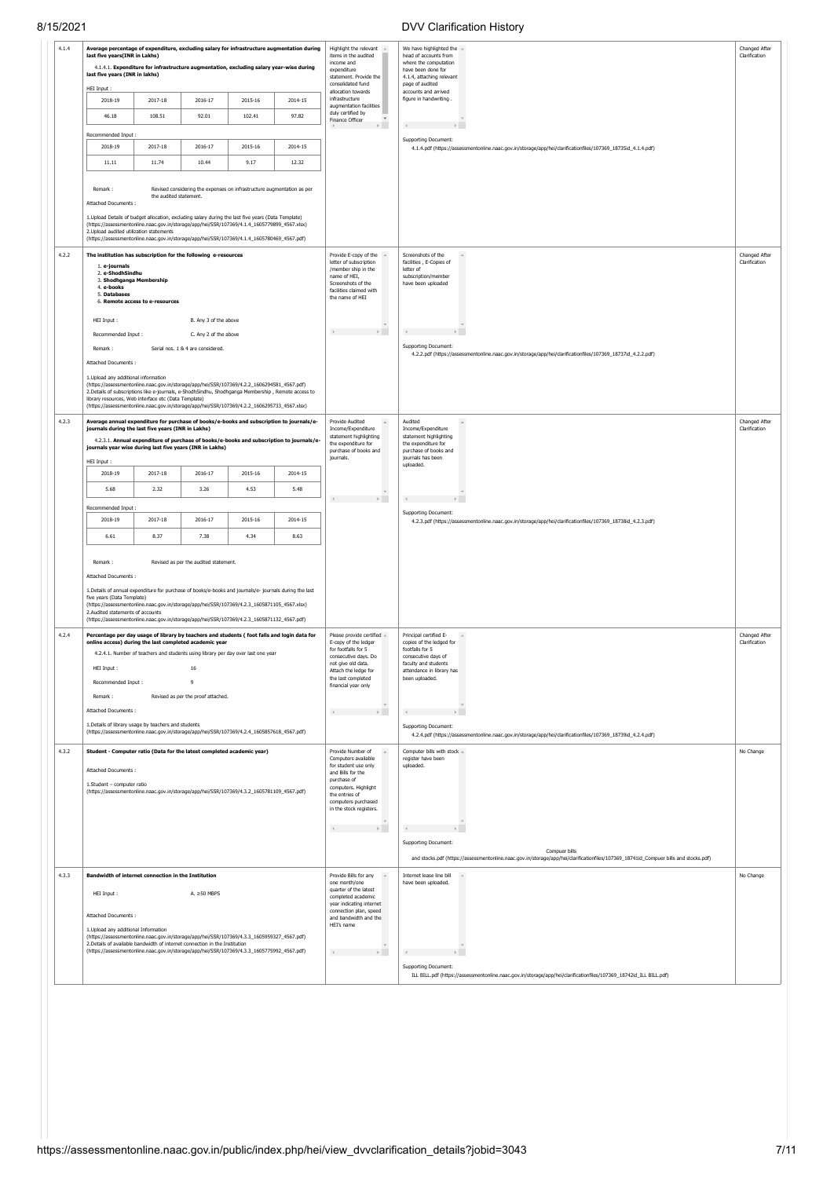| | | | | |
|---|---|---|---|---|
| 4.1.4 | **Average percentage of expenditure, excluding salary for infrastructure augmentation during last five years(INR in Lakhs)**<br><br>4.1.4.1. **Expenditure for infrastructure augmentation, excluding salary year-wise during last five years (INR in lakhs)**<br><br>HEI Input :<br><br>2018-19 \| 2017-18 \| 2016-17 \| 2015-16 \| 2014-15<br>46.18 \| 108.51 \| 92.01 \| 102.41 \| 97.82<br><br>Recommended Input :<br><br>2018-19 \| 2017-18 \| 2016-17 \| 2015-16 \| 2014-15<br>11.11 \| 11.74 \| 10.44 \| 9.17 \| 12.32<br><br>Remark : Revised considering the expenses on infrastructure augmentation as per the audited statement.<br><br>Attached Documents :<br><br>1.Upload Details of budget allocation, excluding salary during the last five years (Data Template) (https://assessmentonline.naac.gov.in/storage/app/hei/SSR/107369/4.1.4_1605779899_4567.xlsx)<br>2.Upload audited utilization statements (https://assessmentonline.naac.gov.in/storage/app/hei/SSR/107369/4.1.4_1605780469_4567.pdf) | Highlight the relevant items in the audited income and expenditure statement. Provide the consolidated fund allocation towards infrastructure augmentation facilities duly certified by Finance Officer | We have highlighted the head of accounts from where the computation have been done for 4.1.4, attaching relevant page of audited accounts and arrived figure in handwriting .<br><br>Supporting Document:<br>4.1.4.pdf (https://assessmentonline.naac.gov.in/storage/app/hei/clarificationfiles/107369_18735id_4.1.4.pdf) | Changed After Clarification |
| 4.2.2 | **The institution has subscription for the following e-resources**<br><br>1. **e-journals**<br>2. **e-ShodhSindhu**<br>3. **Shodhganga Membership**<br>4. **e-books**<br>5. **Databases**<br>6. **Remote access to e-resources**<br><br>HEI Input : B. Any 3 of the above<br><br>Recommended Input : C. Any 2 of the above<br><br>Remark : Serial nos. 1 & 4 are considered.<br><br>Attached Documents :<br><br>1.Upload any additional information (https://assessmentonline.naac.gov.in/storage/app/hei/SSR/107369/4.2.2_1606294581_4567.pdf)<br>2.Details of subscriptions like e-journals, e-ShodhSindhu, Shodhganga Membership , Remote access to library resources, Web interface etc (Data Template) (https://assessmentonline.naac.gov.in/storage/app/hei/SSR/107369/4.2.2_1606295733_4567.xlsx) | Provide E-copy of the letter of subscription /member ship in the name of HEI, Screenshots of the facilities claimed with the name of HEI | Screenshots of the facilities , E-Copies of letter of subscription/member have been uploaded<br><br>Supporting Document:<br>4.2.2.pdf (https://assessmentonline.naac.gov.in/storage/app/hei/clarificationfiles/107369_18737id_4.2.2.pdf) | Changed After Clarification |
| 4.2.3 | **Average annual expenditure for purchase of books/e-books and subscription to journals/e-journals during the last five years (INR in Lakhs)**<br><br>4.2.3.1. **Annual expenditure of purchase of books/e-books and subscription to journals/e-journals year wise during last five years (INR in Lakhs)**<br><br>HEI Input :<br><br>2018-19 \| 2017-18 \| 2016-17 \| 2015-16 \| 2014-15<br>5.68 \| 2.32 \| 3.26 \| 4.53 \| 5.48<br><br>Recommended Input :<br><br>2018-19 \| 2017-18 \| 2016-17 \| 2015-16 \| 2014-15<br>6.61 \| 8.37 \| 7.38 \| 4.34 \| 8.63<br><br>Remark : Revised as per the audited statement.<br><br>Attached Documents :<br><br>1.Details of annual expenditure for purchase of books/e-books and journals/e- journals during the last five years (Data Template) (https://assessmentonline.naac.gov.in/storage/app/hei/SSR/107369/4.2.3_1605871105_4567.xlsx)<br>2.Audited statements of accounts (https://assessmentonline.naac.gov.in/storage/app/hei/SSR/107369/4.2.3_1605871132_4567.pdf) | Provide Audited Income/Expenditure statement highlighting the expenditure for purchase of books and journals. | Audited Income/Expenditure statement highlighting the expenditure for purchase of books and journals has been uploaded.<br><br>Supporting Document:<br>4.2.3.pdf (https://assessmentonline.naac.gov.in/storage/app/hei/clarificationfiles/107369_18738id_4.2.3.pdf) | Changed After Clarification |
| 4.2.4 | **Percentage per day usage of library by teachers and students ( foot falls and login data for online access) during the last completed academic year**<br><br>4.2.4.1. Number of teachers and students using library per day over last one year<br><br>HEI Input : 16<br><br>Recommended Input : 9<br><br>Remark : Revised as per the proof attached.<br><br>Attached Documents :<br><br>1.Details of library usage by teachers and students (https://assessmentonline.naac.gov.in/storage/app/hei/SSR/107369/4.2.4_1605857618_4567.pdf) | Please provide certified E-copy of the ledger for footfalls for 5 consecutive days. Do not give old data. Attach the ledge for the last completed financial year only | Principal certified E-copies of the ledged for footfalls for 5 consecutive days of faculty and students attendance in library has been uploaded.<br><br>Supporting Document:<br>4.2.4.pdf (https://assessmentonline.naac.gov.in/storage/app/hei/clarificationfiles/107369_18739id_4.2.4.pdf) | Changed After Clarification |
| 4.3.2 | **Student - Computer ratio (Data for the latest completed academic year)**<br><br>Attached Documents :<br><br>1.Student – computer ratio (https://assessmentonline.naac.gov.in/storage/app/hei/SSR/107369/4.3.2_1605781109_4567.pdf) | Provide Number of Computers available for student use only and Bills for the purchase of computers. Highlight the entries of computers purchased in the stock registers. | Computer bills with stock register have been uploaded.<br><br>Supporting Document:<br>Compuer bills and stocks.pdf (https://assessmentonline.naac.gov.in/storage/app/hei/clarificationfiles/107369_18741id_Compuer bills and stocks.pdf) | No Change |
| 4.3.3 | **Bandwidth of internet connection in the Institution**<br><br>HEI Input : A. ≥50 MBPS<br><br>Attached Documents :<br><br>1.Upload any additional Information (https://assessmentonline.naac.gov.in/storage/app/hei/SSR/107369/4.3.3_1605959327_4567.pdf)<br>2.Details of available bandwidth of internet connection in the Institution (https://assessmentonline.naac.gov.in/storage/app/hei/SSR/107369/4.3.3_1605775992_4567.pdf) | Provide Bills for any one month/one quarter of the latest completed academic year indicating internet connection plan, speed and bandwidth and the HEI's name | Internet lease line bill have been uploaded.<br><br>Supporting Document:<br>ILL BILL.pdf (https://assessmentonline.naac.gov.in/storage/app/hei/clarificationfiles/107369_18742id_ILL BILL.pdf) | No Change |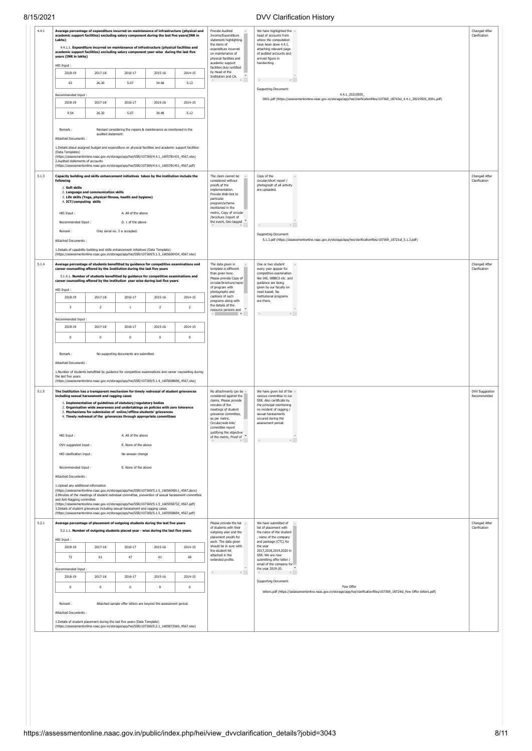| Metric | Details | DVV Query | HEI Response | Status |
|---|---|---|---|---|
| 4.4.1 | **Average percentage of expenditure incurred on maintenance of infrastructure (physical and academic support facilities) excluding salary component during the last five years(INR in Lakhs)**<br><br>4.4.1.1. **Expenditure incurred on maintenance of infrastructure (physical facilities and academic support facilities) excluding salary component year-wise during the last five years (INR in lakhs)**<br><br>HEI Input :<br>2018-19: 63; 2017-18: 26.30; 2016-17: 5.07; 2015-16: 34.48; 2014-15: 5.12<br><br>Recommended Input :<br>2018-19: 9.54; 2017-18: 26.30; 2016-17: 5.07; 2015-16: 34.48; 2014-15: 5.12<br><br>Remark : Revised considering the repairs & maintenance as mentioned in the audited statement.<br><br>Attached Documents :<br>1.Details about assigned budget and expenditure on physical facilities and academic support facilities (Data Templates) (https://assessmentonline.naac.gov.in/storage/app/hei/SSR/107369/4.4.1_1605781431_4567.xlsx)<br>2.Audited statements of accounts (https://assessmentonline.naac.gov.in/storage/app/hei/SSR/107369/4.4.1_1605781451_4567.pdf) | Provide Audited Income/Expenditure statement highlighting the items of expenditure incurred on maintenance of physical facilities and academic support facilities duly certified by Head of the Institution and CA. | We have highlighted the head of accounts from where the computation have been done 4.4.1, attaching relevant page of audited accounts and arrived figure in handwriting .<br><br>Supporting Document:<br>4.4.1_20210505_0001.pdf (https://assessmentonline.naac.gov.in/storage/app/hei/clarificationfiles/107369_18743id_4.4.1_20210505_0001.pdf) | Changed After Clarification |
| 5.1.3 | **Capacity building and skills enhancement initiatives taken by the institution include the following**<br>1. **Soft skills**<br>2. **Language and communication skills**<br>3. **Life skills (Yoga, physical fitness, health and hygiene)**<br>4. **ICT/computing skills**<br><br>HEI Input : A. All of the above<br>Recommended Input : D. 1 of the above<br>Remark : Only serial no. 3 is accepted.<br><br>Attached Documents :<br>1.Details of capability building and skills enhancement initiatives (Data Template) (https://assessmentonline.naac.gov.in/storage/app/hei/SSR/107369/5.1.3_1605600434_4567.xlsx) | The claim cannot be considered without proofs of the implementation. Provide Web-link to particular program/scheme mentioned in the metric, Copy of circular /brochure /report of the event, Geo tagged | Copy of the circular/short report / photograph of all activity are uploaded.<br><br>Supporting Document:<br>5.1.3.pdf (https://assessmentonline.naac.gov.in/storage/app/hei/clarificationfiles/107369_18721id_5.1.3.pdf) | Changed After Clarification |
| 5.1.4 | **Average percentage of students benefitted by guidance for competitive examinations and career counselling offered by the Institution during the last five years**<br><br>5.1.4.1. **Number of students benefitted by guidance for competitive examinations and career counselling offered by the institution year wise during last five years**<br><br>HEI Input :<br>2018-19: 3; 2017-18: 2; 2016-17: 1; 2015-16: 2; 2014-15: 2<br><br>Recommended Input :<br>2018-19: 0; 2017-18: 0; 2016-17: 0; 2015-16: 0; 2014-15: 0<br><br>Remark : No supporting documents are submitted.<br><br>Attached Documents :<br>1.Number of students benefited by guidance for competitive examinations and career counselling during the last five years (https://assessmentonline.naac.gov.in/storage/app/hei/SSR/107369/5.1.4_1605608696_4567.xlsx) | The data given in template is different than given here. Please provide Copy of circular/brochure/report of program with photographs and captions of such programs along with the details of the resource persons and | One or two student every year appear for competitive examination like IAS, WBBCS etc. and guidance are being given by our faculty on need based. No institutional programs are there. | Changed After Clarification |
| 5.1.5 | **The Institution has a transparent mechanism for timely redressal of student grievances including sexual harassment and ragging cases**<br>1. **Implementation of guidelines of statutory/regulatory bodies**<br>2. **Organisation wide awareness and undertakings on policies with zero tolerance**<br>3. **Mechanisms for submission of online/offline students' grievances**<br>4. **Timely redressal of the grievances through appropriate committees**<br><br>HEI Input : A. All of the above<br>DVV suggested Input : E. None of the above<br>HEI clarification Input : No answer change<br>Recommended Input : E. None of the above<br><br>Attached Documents :<br>1.Upload any additional information (https://assessmentonline.naac.gov.in/storage/app/hei/SSR/107369/5.1.5_1605609811_4567.docx)<br>2.Minutes of the meetings of student redressal committee, prevention of sexual harassment committee and Anti Ragging committee (https://assessmentonline.naac.gov.in/storage/app/hei/SSR/107369/5.1.5_1605958732_4567.pdf)<br>3.Details of student grievances including sexual harassment and ragging cases (https://assessmentonline.naac.gov.in/storage/app/hei/SSR/107369/5.1.5_1605958694_4567.pdf) | No attachments can be considered against the claims. Please provide minutes of the meetings of student grievance committee, as per metric, Circular/web-link/ committee report justifying the objective of the metric, Proof of | We have given list of the various committee in our SSR. Also certificate by the principal mentioning no incident of ragging / sexual harassments occured during the assessment period. | DVV Suggestion Recommended |
| 5.2.1 | **Average percentage of placement of outgoing students during the last five years**<br><br>5.2.1.1. **Number of outgoing students placed year - wise during the last five years.**<br><br>HEI Input :<br>2018-19: 72; 2017-18: 61; 2016-17: 47; 2015-16: 61; 2014-15: 60<br><br>Recommended Input :<br>2018-19: 0; 2017-18: 0; 2016-17: 0; 2015-16: 0; 2014-15: 0<br><br>Remark : Attached sample offer letters are beyond the assessment period.<br><br>Attached Documents :<br>1.Details of student placement during the last five years (Data Template) (https://assessmentonline.naac.gov.in/storage/app/hei/SSR/107369/5.2.1_1605872560_4567.xlsx) | Please provide the list of students with their outgoing year and the placement proofs for each. The data given should be in sync with the student list attached in the extended profile. | We have submitted of list of placement with the name of the student , name of the company and package (CTC) for the year 2017,2018,2019,2020 in SSR. We are now submitting offer letter / email of the company for the year 2019-20.<br><br>Supporting Document:<br>Few Offer letters.pdf (https://assessmentonline.naac.gov.in/storage/app/hei/clarificationfiles/107369_18724id_Few Offer letters.pdf) | Changed After Clarification |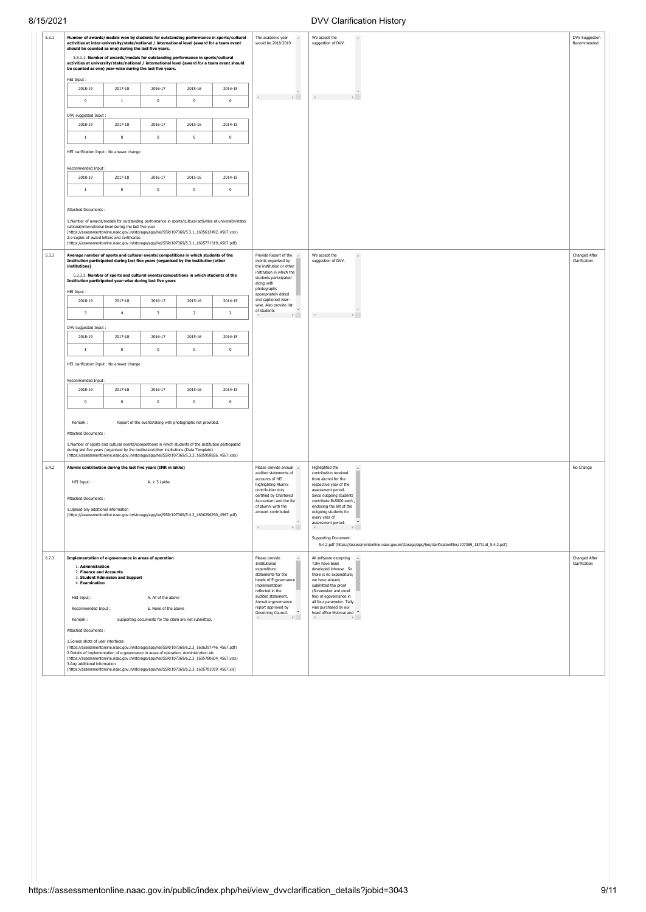| Metric | Details | DVV Comment | HEI Response | Status |
|---|---|---|---|---|
| 5.3.1 | **Number of awards/medals won by students for outstanding performance in sports/cultural activities at inter-university/state/national / international level (award for a team event should be counted as one) during the last five years.** | The academic year would be 2018-2019 | We accept the suggestion of DVV. | DVV Suggestion Recommended |
| 5.3.3 | **Average number of sports and cultural events/competitions in which students of the Institution participated during last five years (organised by the institution/other institutions)** | Provide Report of the events organized by the institution or other institution in which the students participated along with photographs appropriately dated and captioned year-wise. Also provide list of students | We accept the suggestion of DVV. | Changed After Clarification |
| 5.4.2 | **Alumni contribution during the last five years (INR in lakhs)** | Please provide annual audited statements of accounts of HEI highlighting Alumni contribution duly certified by Chartered Accountant and the list of alumni with the amount contributed | Highlighted the contribution received from alumni for the respective year of the assessment period. Since outgoing students contribute Rs5000 each, enclosing the list of the outgoing students for every year of assessment period.<br><br>Supporting Document:<br>5.4.2.pdf (https://assessmentonline.naac.gov.in/storage/app/hei/clarificationfiles/107369_18731id_5.4.2.pdf) | No Change |
| 6.2.3 | **Implementation of e-governance in areas of operation** | Please provide Institutional expenditure statements for the heads of E-governance implementation reflected in the audited statement, Annual e-governance report approved by Governing Council. | All software excepting Tally have been developed inhouse . So there is no expenditure; we have already submitted the proof (Screenshot and excel file) of egovernance in all four parameter. Tally was purchased by our head office Mubmai and | Changed After Clarification |

**5.3.1 details:**

5.3.1.1. **Number of awards/medals for outstanding performance in sports/cultural activities at university/state/national / international level (award for a team event should be counted as one) year-wise during the last five years.**

HEI Input :

| 2018-19 | 2017-18 | 2016-17 | 2015-16 | 2014-15 |
|---|---|---|---|---|
| 0 | 1 | 0 | 0 | 0 |

DVV suggested Input :

| 2018-19 | 2017-18 | 2016-17 | 2015-16 | 2014-15 |
|---|---|---|---|---|
| 1 | 0 | 0 | 0 | 0 |

HEI clarification Input : No answer change

Recommended Input :

| 2018-19 | 2017-18 | 2016-17 | 2015-16 | 2014-15 |
|---|---|---|---|---|
| 1 | 0 | 0 | 0 | 0 |

Attached Documents :

1.Number of awards/medals for outstanding performance in sports/cultural activities at university/state/ national/international level during the last five year (https://assessmentonline.naac.gov.in/storage/app/hei/SSR/107369/5.3.1_1605612492_4567.xlsx)
2.e-copies of award letters and certificates (https://assessmentonline.naac.gov.in/storage/app/hei/SSR/107369/5.3.1_1605771319_4567.pdf)

**5.3.3 details:**

5.3.3.1. **Number of sports and cultural events/competitions in which students of the Institution participated year-wise during last five years**

HEI Input :

| 2018-19 | 2017-18 | 2016-17 | 2015-16 | 2014-15 |
|---|---|---|---|---|
| 3 | 4 | 3 | 2 | 2 |

DVV suggested Input :

| 2018-19 | 2017-18 | 2016-17 | 2015-16 | 2014-15 |
|---|---|---|---|---|
| 1 | 0 | 0 | 0 | 0 |

HEI clarification Input : No answer change

Recommended Input :

| 2018-19 | 2017-18 | 2016-17 | 2015-16 | 2014-15 |
|---|---|---|---|---|
| 0 | 0 | 0 | 0 | 0 |

Remark : Report of the events/along with photographs not provided.

Attached Documents :

1.Number of sports and cultural events/competitions in which students of the Institution participated during last five years (organised by the institution/other institutions (Data Template) (https://assessmentonline.naac.gov.in/storage/app/hei/SSR/107369/5.3.3_1605958826_4567.xlsx)

**5.4.2 details:**

HEI Input : A. ≥ 5 Lakhs

Attached Documents :

1.Upload any additional information (https://assessmentonline.naac.gov.in/storage/app/hei/SSR/107369/5.4.2_1606296290_4567.pdf)

**6.2.3 details:**

1. **Administration**
2. **Finance and Accounts**
3. **Student Admission and Support**
4. **Examination**

HEI Input : A. All of the above

Recommended Input : E. None of the above

Remark : Supporting documents for the claim are not submitted.

Attached Documents :

1.Screen shots of user interfaces (https://assessmentonline.naac.gov.in/storage/app/hei/SSR/107369/6.2.3_1606297746_4567.pdf)
2.Details of implementation of e-governance in areas of operation, Administration etc (https://assessmentonline.naac.gov.in/storage/app/hei/SSR/107369/6.2.3_1605780604_4567.xlsx)
3.Any additional information (https://assessmentonline.naac.gov.in/storage/app/hei/SSR/107369/6.2.3_1605781059_4567.xls)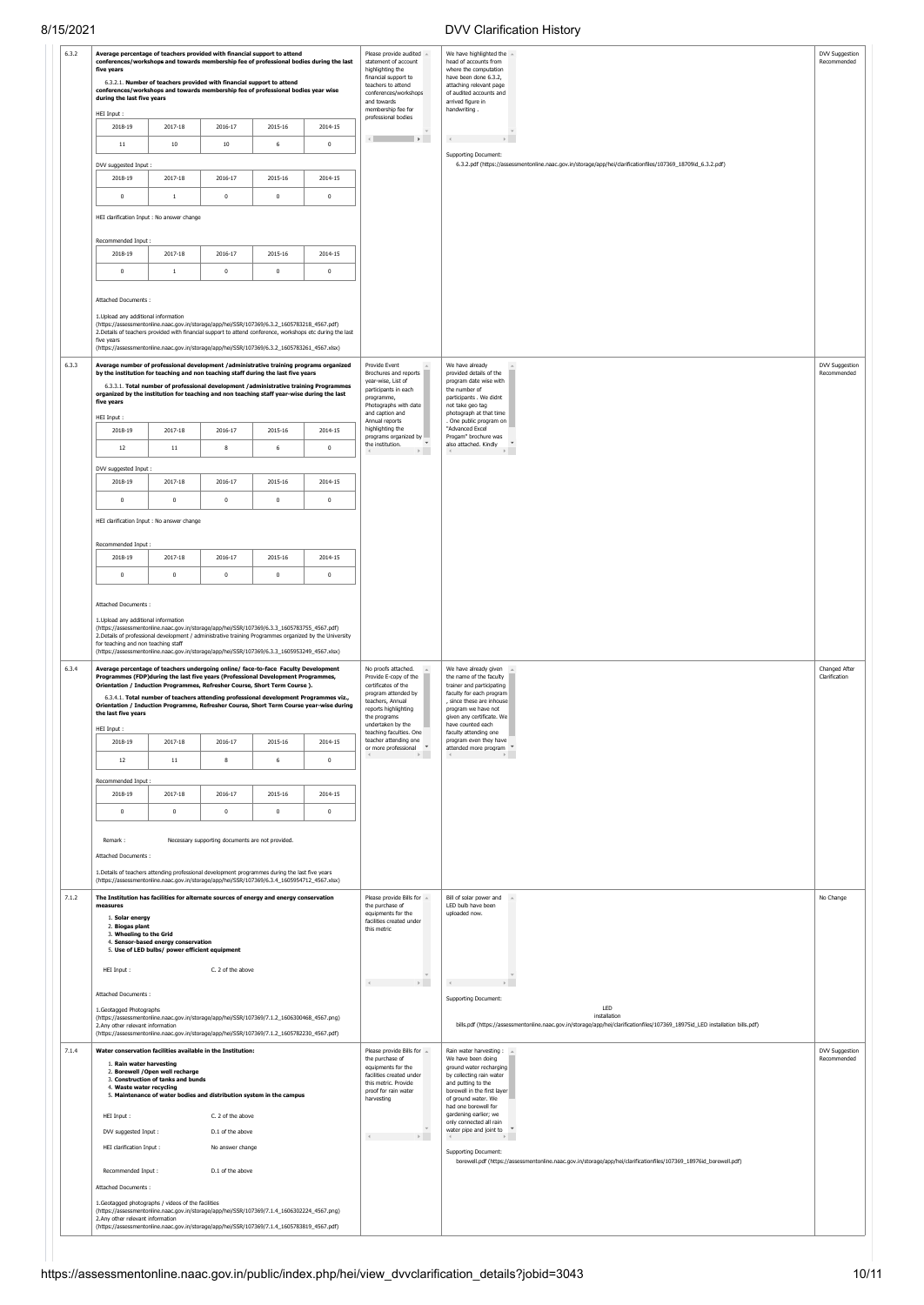| | | | | |
|---|---|---|---|---|
| 6.3.2 | **Average percentage of teachers provided with financial support to attend conferences/workshops and towards membership fee of professional bodies during the last five years**<br><br>6.3.2.1. **Number of teachers provided with financial support to attend conferences/workshops and towards membership fee of professional bodies year wise during the last five years**<br><br>HEI Input :<br><br>2018-19: 11 ; 2017-18: 10 ; 2016-17: 10 ; 2015-16: 6 ; 2014-15: 0<br><br>DVV suggested Input :<br><br>2018-19: 0 ; 2017-18: 1 ; 2016-17: 0 ; 2015-16: 0 ; 2014-15: 0<br><br>HEI clarification Input : No answer change<br><br>Recommended Input :<br><br>2018-19: 0 ; 2017-18: 1 ; 2016-17: 0 ; 2015-16: 0 ; 2014-15: 0<br><br>Attached Documents :<br><br>1.Upload any additional information (https://assessmentonline.naac.gov.in/storage/app/hei/SSR/107369/6.3.2_1605783218_4567.pdf)<br>2.Details of teachers provided with financial support to attend conference, workshops etc during the last five years (https://assessmentonline.naac.gov.in/storage/app/hei/SSR/107369/6.3.2_1605783261_4567.xlsx) | Please provide audited statement of account highlighting the financial support to teachers to attend conferences/workshops and towards membership fee for professional bodies | We have highlighted the head of accounts from where the computation have been done 6.3.2, attaching relevant page of audited accounts and arrived figure in handwriting .<br><br>Supporting Document:<br>6.3.2.pdf (https://assessmentonline.naac.gov.in/storage/app/hei/clarificationfiles/107369_18709id_6.3.2.pdf) | DVV Suggestion Recommended |
| 6.3.3 | **Average number of professional development /administrative training programs organized by the institution for teaching and non teaching staff during the last five years**<br><br>6.3.3.1. **Total number of professional development /administrative training Programmes organized by the institution for teaching and non teaching staff year-wise during the last five years**<br><br>HEI Input :<br><br>2018-19: 12 ; 2017-18: 11 ; 2016-17: 8 ; 2015-16: 6 ; 2014-15: 0<br><br>DVV suggested Input :<br><br>2018-19: 0 ; 2017-18: 0 ; 2016-17: 0 ; 2015-16: 0 ; 2014-15: 0<br><br>HEI clarification Input : No answer change<br><br>Recommended Input :<br><br>2018-19: 0 ; 2017-18: 0 ; 2016-17: 0 ; 2015-16: 0 ; 2014-15: 0<br><br>Attached Documents :<br><br>1.Upload any additional information (https://assessmentonline.naac.gov.in/storage/app/hei/SSR/107369/6.3.3_1605783755_4567.pdf)<br>2.Details of professional development / administrative training Programmes organized by the University for teaching and non teaching staff (https://assessmentonline.naac.gov.in/storage/app/hei/SSR/107369/6.3.3_1605953249_4567.xlsx) | Provide Event Brochures and reports year-wise, List of participants in each programme, Photographs with date and caption and Annual reports highlighting the programs organized by the institution. | We have already provided details of the program date wise with the number of participants . We didnt not take geo tag photograph at that time . One public program on "Advanced Excel Progam" brochure was also attached. Kindly | DVV Suggestion Recommended |
| 6.3.4 | **Average percentage of teachers undergoing online/ face-to-face Faculty Development Programmes (FDP)during the last five years (Professional Development Programmes, Orientation / Induction Programmes, Refresher Course, Short Term Course ).**<br><br>6.3.4.1. **Total number of teachers attending professional development Programmes viz., Orientation / Induction Programme, Refresher Course, Short Term Course year-wise during the last five years**<br><br>HEI Input :<br><br>2018-19: 12 ; 2017-18: 11 ; 2016-17: 8 ; 2015-16: 6 ; 2014-15: 0<br><br>Recommended Input :<br><br>2018-19: 0 ; 2017-18: 0 ; 2016-17: 0 ; 2015-16: 0 ; 2014-15: 0<br><br>Remark : Necessary supporting documents are not provided.<br><br>Attached Documents :<br><br>1.Details of teachers attending professional development programmes during the last five years (https://assessmentonline.naac.gov.in/storage/app/hei/SSR/107369/6.3.4_1605954712_4567.xlsx) | No proofs attached. Provide E-copy of the certificates of the program attended by teachers, Annual reports highlighting the programs undertaken by the teaching faculties. One teacher attending one or more professional | We have already given the name of the faculty trainer and participating faculty for each program , since these are inhouse program we have not given any certificate. We have counted each faculty attending one program even they have attended more program | Changed After Clarification |
| 7.1.2 | **The Institution has facilities for alternate sources of energy and energy conservation measures**<br><br>1. **Solar energy**<br>2. **Biogas plant**<br>3. **Wheeling to the Grid**<br>4. **Sensor-based energy conservation**<br>5. **Use of LED bulbs/ power efficient equipment**<br><br>HEI Input : C. 2 of the above<br><br>Attached Documents :<br><br>1.Geotagged Photographs (https://assessmentonline.naac.gov.in/storage/app/hei/SSR/107369/7.1.2_1606300468_4567.png)<br>2.Any other relevant information (https://assessmentonline.naac.gov.in/storage/app/hei/SSR/107369/7.1.2_1605782230_4567.pdf) | Please provide Bills for the purchase of equipments for the facilities created under this metric | Bill of solar power and LED bulb have been uploaded now.<br><br>Supporting Document:<br>LED installation bills.pdf (https://assessmentonline.naac.gov.in/storage/app/hei/clarificationfiles/107369_18975id_LED installation bills.pdf) | No Change |
| 7.1.4 | **Water conservation facilities available in the Institution:**<br><br>1. **Rain water harvesting**<br>2. **Borewell /Open well recharge**<br>3. **Construction of tanks and bunds**<br>4. **Waste water recycling**<br>5. **Maintenance of water bodies and distribution system in the campus**<br><br>HEI Input : C. 2 of the above<br><br>DVV suggested Input : D.1 of the above<br><br>HEI clarification Input : No answer change<br><br>Recommended Input : D.1 of the above<br><br>Attached Documents :<br><br>1.Geotagged photographs / videos of the facilities (https://assessmentonline.naac.gov.in/storage/app/hei/SSR/107369/7.1.4_1606302224_4567.png)<br>2.Any other relevant information (https://assessmentonline.naac.gov.in/storage/app/hei/SSR/107369/7.1.4_1605783819_4567.pdf) | Please provide Bills for the purchase of equipments for the facilities created under this metric. Provide proof for rain water harvesting | Rain water harvesting : We have been doing ground water recharging by collecting rain water and putting to the borewell in the first layer of ground water. We had one borewell for gardening earlier; we only connected all rain water pipe and joint to<br><br>Supporting Document:<br>borewell.pdf (https://assessmentonline.naac.gov.in/storage/app/hei/clarificationfiles/107369_18976id_borewell.pdf) | DVV Suggestion Recommended |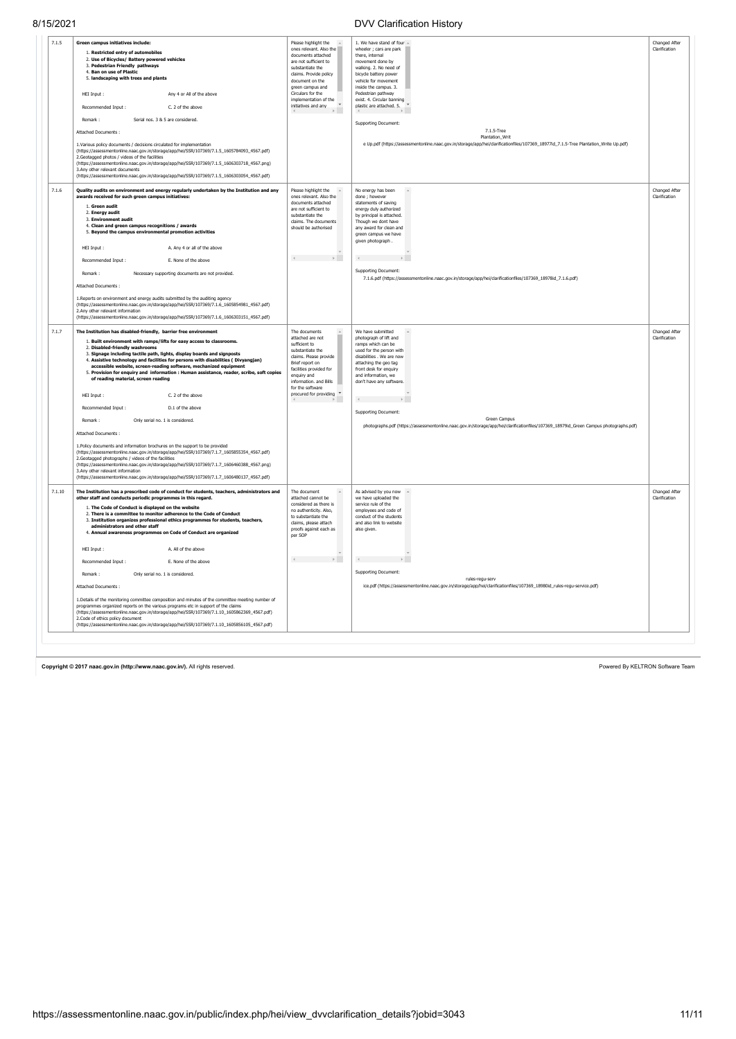| | | | | |
|---|---|---|---|---|
| 7.1.5 | **Green campus initiatives include:**<br>1. **Restricted entry of automobiles**<br>2. **Use of Bicycles/ Battery powered vehicles**<br>3. **Pedestrian Friendly pathways**<br>4. **Ban on use of Plastic**<br>5. **landscaping with trees and plants**<br><br>HEI Input : Any 4 or All of the above<br><br>Recommended Input : C. 2 of the above<br><br>Remark : Serial nos. 3 & 5 are considered.<br><br>Attached Documents :<br><br>1.Various policy documents / decisions circulated for implementation (https://assessmentonline.naac.gov.in/storage/app/hei/SSR/107369/7.1.5_1605784093_4567.pdf)<br>2.Geotagged photos / videos of the facilities (https://assessmentonline.naac.gov.in/storage/app/hei/SSR/107369/7.1.5_1606303718_4567.png)<br>3.Any other relevant documents (https://assessmentonline.naac.gov.in/storage/app/hei/SSR/107369/7.1.5_1606303054_4567.pdf) | Please highlight the ones relevant. Also the documents attached are not sufficient to substantiate the claims. Provide policy document on the green campus and Circulars for the implementation of the initiatives and any | 1. We have stand of four wheeler ; cars are park there, internal movement done by walking. 2. No need of bicycle battery power vehicle for movement inside the campus. 3. Pedestrian pathway exist. 4. Circular banning plastic are attached. 5.<br><br>Supporting Document:<br>7.1.5-Tree Plantation_Write Up.pdf (https://assessmentonline.naac.gov.in/storage/app/hei/clarificationfiles/107369_18977id_7.1.5-Tree Plantation_Write Up.pdf) | Changed After Clarification |
| 7.1.6 | **Quality audits on environment and energy regularly undertaken by the Institution and any awards received for such green campus initiatives:**<br>1. **Green audit**<br>2. **Energy audit**<br>3. **Environment audit**<br>4. **Clean and green campus recognitions / awards**<br>5. **Beyond the campus environmental promotion activities**<br><br>HEI Input : A. Any 4 or all of the above<br><br>Recommended Input : E. None of the above<br><br>Remark : Necessary supporting documents are not provided.<br><br>Attached Documents :<br><br>1.Reports on environment and energy audits submitted by the auditing agency (https://assessmentonline.naac.gov.in/storage/app/hei/SSR/107369/7.1.6_1605854981_4567.pdf)<br>2.Any other relevant information (https://assessmentonline.naac.gov.in/storage/app/hei/SSR/107369/7.1.6_1606303151_4567.pdf) | Please highlight the ones relevant. Also the documents attached are not sufficient to substantiate the claims. The documents should be authorised | No energy has been done ; however statements of saving energy duly authorized by principal is attached. Though we dont have any award for clean and green campus we have given photograph .<br><br>Supporting Document:<br>7.1.6.pdf (https://assessmentonline.naac.gov.in/storage/app/hei/clarificationfiles/107369_18978id_7.1.6.pdf) | Changed After Clarification |
| 7.1.7 | **The Institution has disabled-friendly, barrier free environment**<br>1. **Built environment with ramps/lifts for easy access to classrooms.**<br>2. **Disabled-friendly washrooms**<br>3. **Signage including tactile path, lights, display boards and signposts**<br>4. **Assistive technology and facilities for persons with disabilities ( Divyangjan) accessible website, screen-reading software, mechanized equipment**<br>5. **Provision for enquiry and information : Human assistance, reader, scribe, soft copies of reading material, screen reading**<br><br>HEI Input : C. 2 of the above<br><br>Recommended Input : D.1 of the above<br><br>Remark : Only serial no. 1 is considered.<br><br>Attached Documents :<br><br>1.Policy documents and information brochures on the support to be provided (https://assessmentonline.naac.gov.in/storage/app/hei/SSR/107369/7.1.7_1605855354_4567.pdf)<br>2.Geotagged photographs / videos of the facilities (https://assessmentonline.naac.gov.in/storage/app/hei/SSR/107369/7.1.7_1606460388_4567.png)<br>3.Any other relevant information (https://assessmentonline.naac.gov.in/storage/app/hei/SSR/107369/7.1.7_1606480137_4567.pdf) | The documents attached are not sufficient to substantiate the claims. Please provide Brief report on facilities provided for enquiry and information. and Bills for the software procured for providing | We have submitted photograph of lift and ramps which can be used for the person with disabilities . We are now attaching the geo tag front desk for enquiry and information, we don't have any software.<br><br>Supporting Document:<br>Green Campus photographs.pdf (https://assessmentonline.naac.gov.in/storage/app/hei/clarificationfiles/107369_18979id_Green Campus photographs.pdf) | Changed After Clarification |
| 7.1.10 | **The Institution has a prescribed code of conduct for students, teachers, administrators and other staff and conducts periodic programmes in this regard.**<br>1. **The Code of Conduct is displayed on the website**<br>2. **There is a committee to monitor adherence to the Code of Conduct**<br>3. **Institution organizes professional ethics programmes for students, teachers, administrators and other staff**<br>4. **Annual awareness programmes on Code of Conduct are organized**<br><br>HEI Input : A. All of the above<br><br>Recommended Input : E. None of the above<br><br>Remark : Only serial no. 1 is considered.<br><br>Attached Documents :<br><br>1.Details of the monitoring committee composition and minutes of the committee meeting number of programmes organized reports on the various programs etc in support of the claims (https://assessmentonline.naac.gov.in/storage/app/hei/SSR/107369/7.1.10_1605862369_4567.pdf)<br>2.Code of ethics policy document (https://assessmentonline.naac.gov.in/storage/app/hei/SSR/107369/7.1.10_1605856105_4567.pdf) | The document attached cannot be considered as there is no authenticity. Also, to substantiate the claims, please attach proofs against each as per SOP | As advised by you now we have uploaded the service rule of the employees and code of conduct of the students and also link to website also given.<br><br>Supporting Document:<br>rules-regu-service.pdf (https://assessmentonline.naac.gov.in/storage/app/hei/clarificationfiles/107369_18980id_rules-regu-service.pdf) | Changed After Clarification |

**Copyright © 2017 naac.gov.in (http://www.naac.gov.in/).** All rights reserved.

Powered By KELTRON Software Team